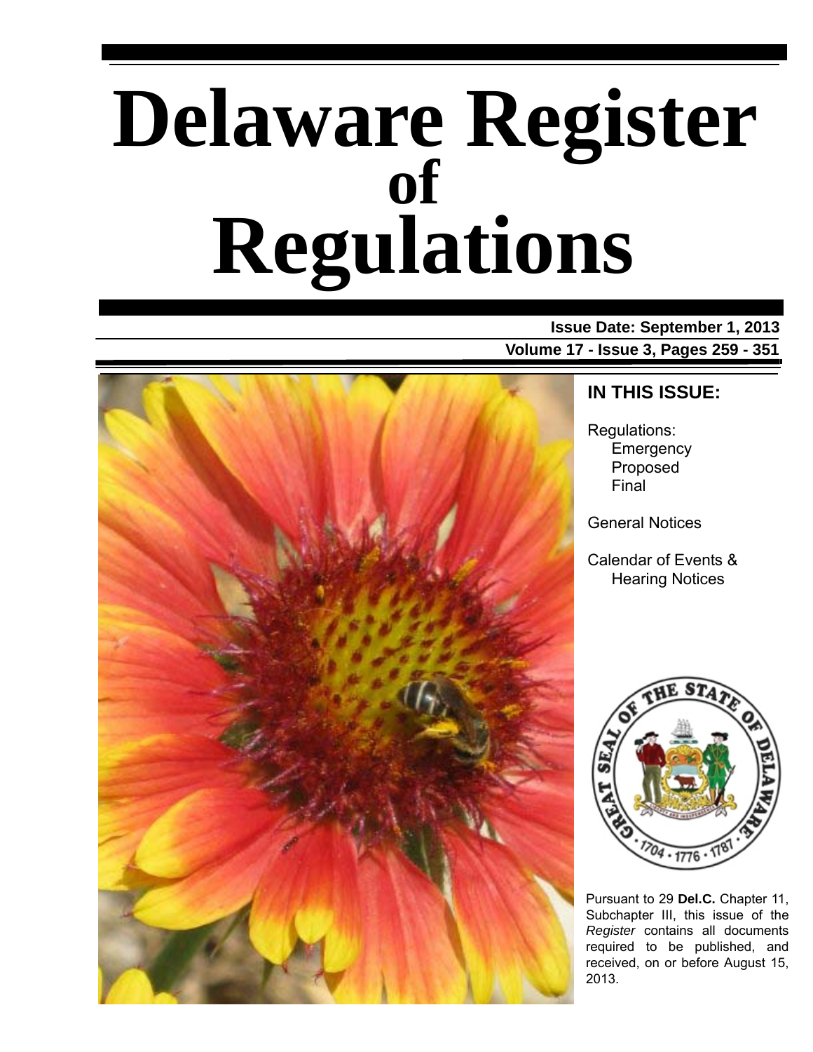# Delaware Register of Regulations

**Issue Date: September 1, 2013**

**Volume 17 - Issue 3, Pages 259 - 351**

## IN THIS ISSUE:

Regulations:
- Emergency
- Proposed
- Final

General Notices

Calendar of Events & Hearing Notices

Pursuant to 29 **Del.C.** Chapter 11, Subchapter III, this issue of the *Register* contains all documents required to be published, and received, on or before August 15, 2013.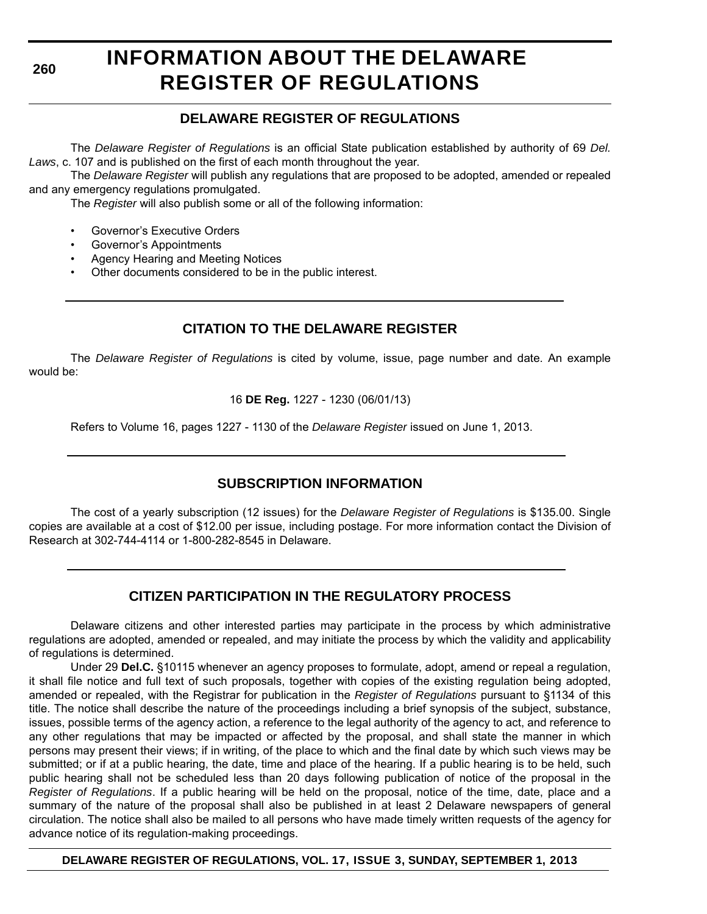# INFORMATION ABOUT THE DELAWARE REGISTER OF REGULATIONS

## DELAWARE REGISTER OF REGULATIONS

The *Delaware Register of Regulations* is an official State publication established by authority of 69 *Del. Laws*, c. 107 and is published on the first of each month throughout the year.

The *Delaware Register* will publish any regulations that are proposed to be adopted, amended or repealed and any emergency regulations promulgated.

The *Register* will also publish some or all of the following information:

- Governor's Executive Orders
- Governor's Appointments
- Agency Hearing and Meeting Notices
- Other documents considered to be in the public interest.

## CITATION TO THE DELAWARE REGISTER

The *Delaware Register of Regulations* is cited by volume, issue, page number and date. An example would be:

16 **DE Reg.** 1227 - 1230 (06/01/13)

Refers to Volume 16, pages 1227 - 1130 of the *Delaware Register* issued on June 1, 2013.

## SUBSCRIPTION INFORMATION

The cost of a yearly subscription (12 issues) for the *Delaware Register of Regulations* is $135.00. Single copies are available at a cost of $12.00 per issue, including postage. For more information contact the Division of Research at 302-744-4114 or 1-800-282-8545 in Delaware.

## CITIZEN PARTICIPATION IN THE REGULATORY PROCESS

Delaware citizens and other interested parties may participate in the process by which administrative regulations are adopted, amended or repealed, and may initiate the process by which the validity and applicability of regulations is determined.

Under 29 **Del.C.** §10115 whenever an agency proposes to formulate, adopt, amend or repeal a regulation, it shall file notice and full text of such proposals, together with copies of the existing regulation being adopted, amended or repealed, with the Registrar for publication in the *Register of Regulations* pursuant to §1134 of this title. The notice shall describe the nature of the proceedings including a brief synopsis of the subject, substance, issues, possible terms of the agency action, a reference to the legal authority of the agency to act, and reference to any other regulations that may be impacted or affected by the proposal, and shall state the manner in which persons may present their views; if in writing, of the place to which and the final date by which such views may be submitted; or if at a public hearing, the date, time and place of the hearing. If a public hearing is to be held, such public hearing shall not be scheduled less than 20 days following publication of notice of the proposal in the *Register of Regulations*. If a public hearing will be held on the proposal, notice of the time, date, place and a summary of the nature of the proposal shall also be published in at least 2 Delaware newspapers of general circulation. The notice shall also be mailed to all persons who have made timely written requests of the agency for advance notice of its regulation-making proceedings.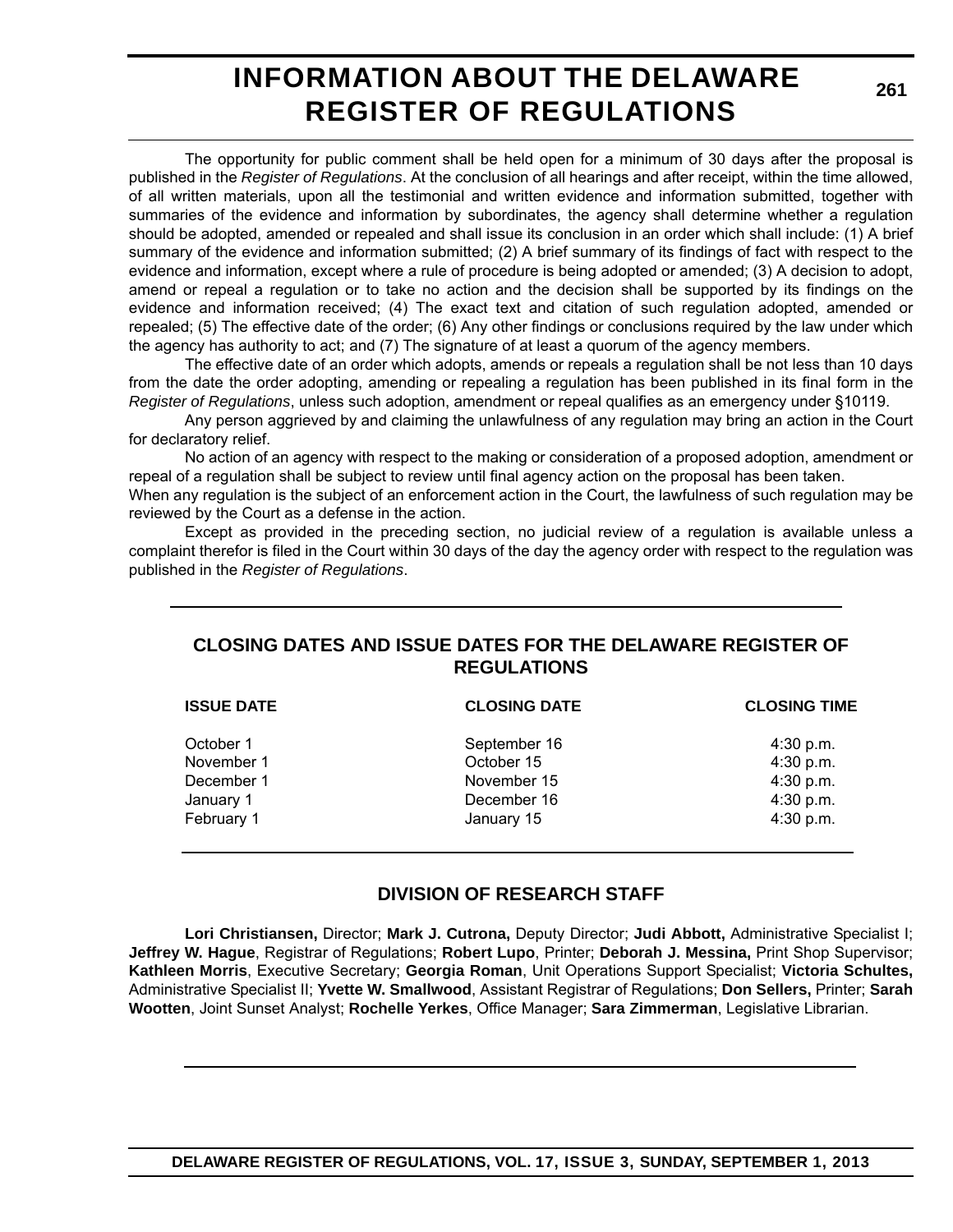# INFORMATION ABOUT THE DELAWARE REGISTER OF REGULATIONS

The opportunity for public comment shall be held open for a minimum of 30 days after the proposal is published in the *Register of Regulations*. At the conclusion of all hearings and after receipt, within the time allowed, of all written materials, upon all the testimonial and written evidence and information submitted, together with summaries of the evidence and information by subordinates, the agency shall determine whether a regulation should be adopted, amended or repealed and shall issue its conclusion in an order which shall include: (1) A brief summary of the evidence and information submitted; (2) A brief summary of its findings of fact with respect to the evidence and information, except where a rule of procedure is being adopted or amended; (3) A decision to adopt, amend or repeal a regulation or to take no action and the decision shall be supported by its findings on the evidence and information received; (4) The exact text and citation of such regulation adopted, amended or repealed; (5) The effective date of the order; (6) Any other findings or conclusions required by the law under which the agency has authority to act; and (7) The signature of at least a quorum of the agency members.

The effective date of an order which adopts, amends or repeals a regulation shall be not less than 10 days from the date the order adopting, amending or repealing a regulation has been published in its final form in the *Register of Regulations*, unless such adoption, amendment or repeal qualifies as an emergency under §10119.

Any person aggrieved by and claiming the unlawfulness of any regulation may bring an action in the Court for declaratory relief.

No action of an agency with respect to the making or consideration of a proposed adoption, amendment or repeal of a regulation shall be subject to review until final agency action on the proposal has been taken.

When any regulation is the subject of an enforcement action in the Court, the lawfulness of such regulation may be reviewed by the Court as a defense in the action.

Except as provided in the preceding section, no judicial review of a regulation is available unless a complaint therefor is filed in the Court within 30 days of the day the agency order with respect to the regulation was published in the *Register of Regulations*.

## CLOSING DATES AND ISSUE DATES FOR THE DELAWARE REGISTER OF REGULATIONS

| ISSUE DATE | CLOSING DATE | CLOSING TIME |
|---|---|---|
| October 1 | September 16 | 4:30 p.m. |
| November 1 | October 15 | 4:30 p.m. |
| December 1 | November 15 | 4:30 p.m. |
| January 1 | December 16 | 4:30 p.m. |
| February 1 | January 15 | 4:30 p.m. |

## DIVISION OF RESEARCH STAFF

**Lori Christiansen,** Director; **Mark J. Cutrona,** Deputy Director; **Judi Abbott,** Administrative Specialist I; **Jeffrey W. Hague**, Registrar of Regulations; **Robert Lupo**, Printer; **Deborah J. Messina,** Print Shop Supervisor; **Kathleen Morris**, Executive Secretary; **Georgia Roman**, Unit Operations Support Specialist; **Victoria Schultes,** Administrative Specialist II; **Yvette W. Smallwood**, Assistant Registrar of Regulations; **Don Sellers,** Printer; **Sarah Wootten**, Joint Sunset Analyst; **Rochelle Yerkes**, Office Manager; **Sara Zimmerman**, Legislative Librarian.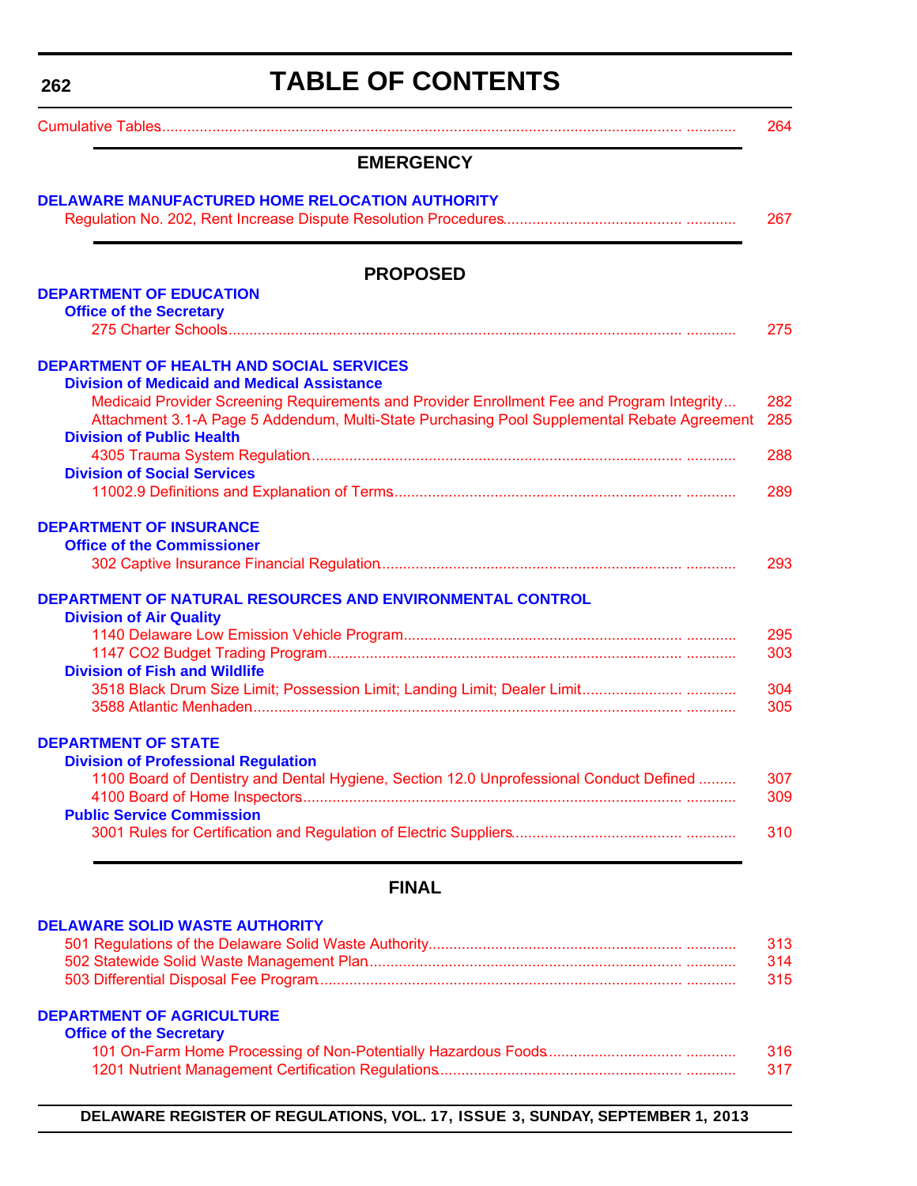# TABLE OF CONTENTS

Cumulative Tables ........................................................................................................................ 264

## EMERGENCY

**DELAWARE MANUFACTURED HOME RELOCATION AUTHORITY**

Regulation No. 202, Rent Increase Dispute Resolution Procedures.......................................... 267

## PROPOSED

**DEPARTMENT OF EDUCATION**

**Office of the Secretary**

275 Charter Schools........................................................................................................... 275

**DEPARTMENT OF HEALTH AND SOCIAL SERVICES**

**Division of Medicaid and Medical Assistance**

Medicaid Provider Screening Requirements and Provider Enrollment Fee and Program Integrity... 282

Attachment 3.1-A Page 5 Addendum, Multi-State Purchasing Pool Supplemental Rebate Agreement 285

**Division of Public Health**

4305 Trauma System Regulation....................................................................................... 288

**Division of Social Services**

11002.9 Definitions and Explanation of Terms.................................................................. 289

**DEPARTMENT OF INSURANCE**

**Office of the Commissioner**

302 Captive Insurance Financial Regulation....................................................................... 293

**DEPARTMENT OF NATURAL RESOURCES AND ENVIRONMENTAL CONTROL**

**Division of Air Quality**

1140 Delaware Low Emission Vehicle Program................................................................. 295

1147 CO2 Budget Trading Program.................................................................................. 303

**Division of Fish and Wildlife**

3518 Black Drum Size Limit; Possession Limit; Landing Limit; Dealer Limit....................... 304

3588 Atlantic Menhaden.................................................................................................... 305

**DEPARTMENT OF STATE**

**Division of Professional Regulation**

1100 Board of Dentistry and Dental Hygiene, Section 12.0 Unprofessional Conduct Defined ......... 307

4100 Board of Home Inspectors......................................................................................... 309

**Public Service Commission**

3001 Rules for Certification and Regulation of Electric Suppliers....................................... 310

## FINAL

**DELAWARE SOLID WASTE AUTHORITY**

501 Regulations of the Delaware Solid Waste Authority.......................................................... 313

502 Statewide Solid Waste Management Plan........................................................................ 314

503 Differential Disposal Fee Program.................................................................................... 315

**DEPARTMENT OF AGRICULTURE**

**Office of the Secretary**

101 On-Farm Home Processing of Non-Potentially Hazardous Foods.............................. 316

1201 Nutrient Management Certification Regulations........................................................ 317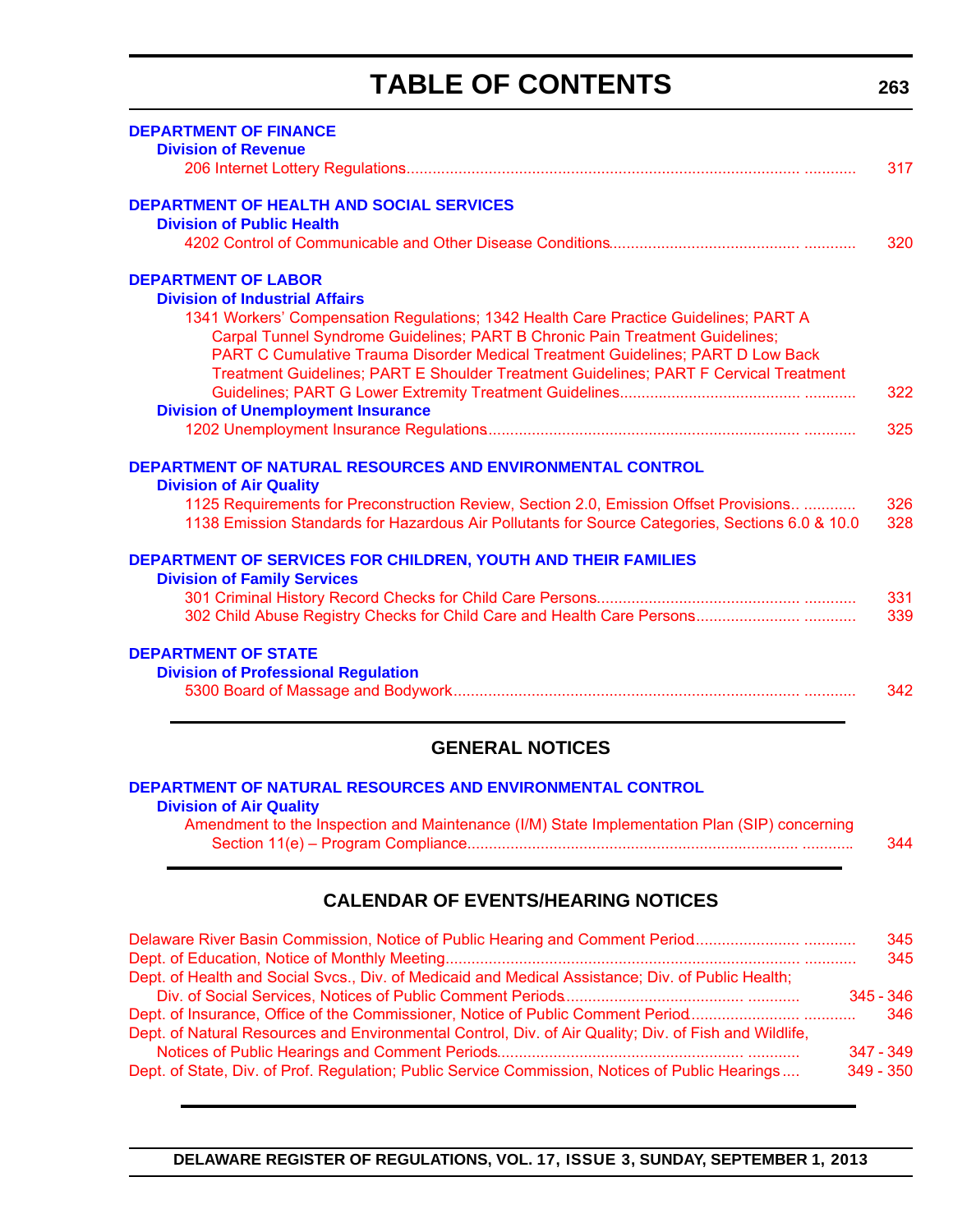# TABLE OF CONTENTS

**DEPARTMENT OF FINANCE**

**Division of Revenue**

206 Internet Lottery Regulations ........................................ 317

**DEPARTMENT OF HEALTH AND SOCIAL SERVICES**

**Division of Public Health**

4202 Control of Communicable and Other Disease Conditions ........................................ 320

**DEPARTMENT OF LABOR**

**Division of Industrial Affairs**

1341 Workers' Compensation Regulations; 1342 Health Care Practice Guidelines; PART A Carpal Tunnel Syndrome Guidelines; PART B Chronic Pain Treatment Guidelines; PART C Cumulative Trauma Disorder Medical Treatment Guidelines; PART D Low Back Treatment Guidelines; PART E Shoulder Treatment Guidelines; PART F Cervical Treatment Guidelines; PART G Lower Extremity Treatment Guidelines ........................................ 322

**Division of Unemployment Insurance**

1202 Unemployment Insurance Regulations ........................................ 325

**DEPARTMENT OF NATURAL RESOURCES AND ENVIRONMENTAL CONTROL**

**Division of Air Quality**

1125 Requirements for Preconstruction Review, Section 2.0, Emission Offset Provisions.. ........................................ 326

1138 Emission Standards for Hazardous Air Pollutants for Source Categories, Sections 6.0 & 10.0 328

**DEPARTMENT OF SERVICES FOR CHILDREN, YOUTH AND THEIR FAMILIES**

**Division of Family Services**

301 Criminal History Record Checks for Child Care Persons ........................................ 331

302 Child Abuse Registry Checks for Child Care and Health Care Persons ........................................ 339

**DEPARTMENT OF STATE**

**Division of Professional Regulation**

5300 Board of Massage and Bodywork ........................................ 342

## GENERAL NOTICES

**DEPARTMENT OF NATURAL RESOURCES AND ENVIRONMENTAL CONTROL**

**Division of Air Quality**

Amendment to the Inspection and Maintenance (I/M) State Implementation Plan (SIP) concerning Section 11(e) – Program Compliance ........................................ 344

## CALENDAR OF EVENTS/HEARING NOTICES

Delaware River Basin Commission, Notice of Public Hearing and Comment Period ........................................ 345

Dept. of Education, Notice of Monthly Meeting ........................................ 345

Dept. of Health and Social Svcs., Div. of Medicaid and Medical Assistance; Div. of Public Health; Div. of Social Services, Notices of Public Comment Periods ........................................ 345 - 346

Dept. of Insurance, Office of the Commissioner, Notice of Public Comment Period ........................................ 346

Dept. of Natural Resources and Environmental Control, Div. of Air Quality; Div. of Fish and Wildlife, Notices of Public Hearings and Comment Periods ........................................ 347 - 349

Dept. of State, Div. of Prof. Regulation; Public Service Commission, Notices of Public Hearings .... 349 - 350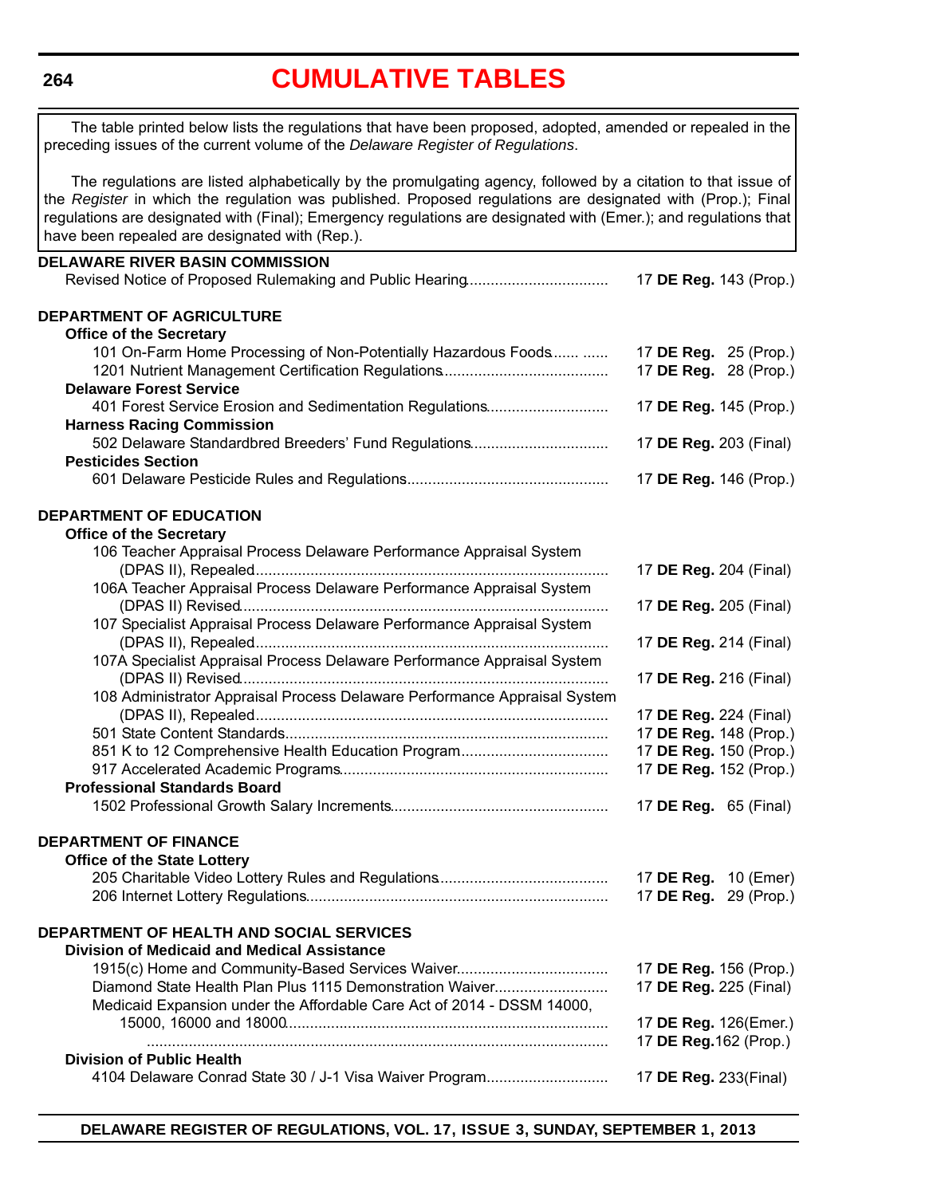# CUMULATIVE TABLES

The table printed below lists the regulations that have been proposed, adopted, amended or repealed in the preceding issues of the current volume of the *Delaware Register of Regulations*.

The regulations are listed alphabetically by the promulgating agency, followed by a citation to that issue of the *Register* in which the regulation was published. Proposed regulations are designated with (Prop.); Final regulations are designated with (Final); Emergency regulations are designated with (Emer.); and regulations that have been repealed are designated with (Rep.).

**DELAWARE RIVER BASIN COMMISSION**

Revised Notice of Proposed Rulemaking and Public Hearing .......... 17 **DE Reg.** 143 (Prop.)

**DEPARTMENT OF AGRICULTURE**

**Office of the Secretary**

101 On-Farm Home Processing of Non-Potentially Hazardous Foods .......... 17 **DE Reg.** 25 (Prop.)
1201 Nutrient Management Certification Regulations .......... 17 **DE Reg.** 28 (Prop.)

**Delaware Forest Service**

401 Forest Service Erosion and Sedimentation Regulations .......... 17 **DE Reg.** 145 (Prop.)

**Harness Racing Commission**

502 Delaware Standardbred Breeders' Fund Regulations .......... 17 **DE Reg.** 203 (Final)

**Pesticides Section**

601 Delaware Pesticide Rules and Regulations .......... 17 **DE Reg.** 146 (Prop.)

**DEPARTMENT OF EDUCATION**

**Office of the Secretary**

106 Teacher Appraisal Process Delaware Performance Appraisal System (DPAS II), Repealed .......... 17 **DE Reg.** 204 (Final)
106A Teacher Appraisal Process Delaware Performance Appraisal System (DPAS II) Revised .......... 17 **DE Reg.** 205 (Final)
107 Specialist Appraisal Process Delaware Performance Appraisal System (DPAS II), Repealed .......... 17 **DE Reg.** 214 (Final)
107A Specialist Appraisal Process Delaware Performance Appraisal System (DPAS II) Revised .......... 17 **DE Reg.** 216 (Final)
108 Administrator Appraisal Process Delaware Performance Appraisal System (DPAS II), Repealed .......... 17 **DE Reg.** 224 (Final)
501 State Content Standards .......... 17 **DE Reg.** 148 (Prop.)
851 K to 12 Comprehensive Health Education Program .......... 17 **DE Reg.** 150 (Prop.)
917 Accelerated Academic Programs .......... 17 **DE Reg.** 152 (Prop.)

**Professional Standards Board**

1502 Professional Growth Salary Increments .......... 17 **DE Reg.** 65 (Final)

**DEPARTMENT OF FINANCE**

**Office of the State Lottery**

205 Charitable Video Lottery Rules and Regulations .......... 17 **DE Reg.** 10 (Emer)
206 Internet Lottery Regulations .......... 17 **DE Reg.** 29 (Prop.)

**DEPARTMENT OF HEALTH AND SOCIAL SERVICES**

**Division of Medicaid and Medical Assistance**

1915(c) Home and Community-Based Services Waiver .......... 17 **DE Reg.** 156 (Prop.)
Diamond State Health Plan Plus 1115 Demonstration Waiver .......... 17 **DE Reg.** 225 (Final)
Medicaid Expansion under the Affordable Care Act of 2014 - DSSM 14000, 15000, 16000 and 18000 .......... 17 **DE Reg.** 126(Emer.)
.......... 17 **DE Reg.**162 (Prop.)

**Division of Public Health**

4104 Delaware Conrad State 30 / J-1 Visa Waiver Program .......... 17 **DE Reg.** 233(Final)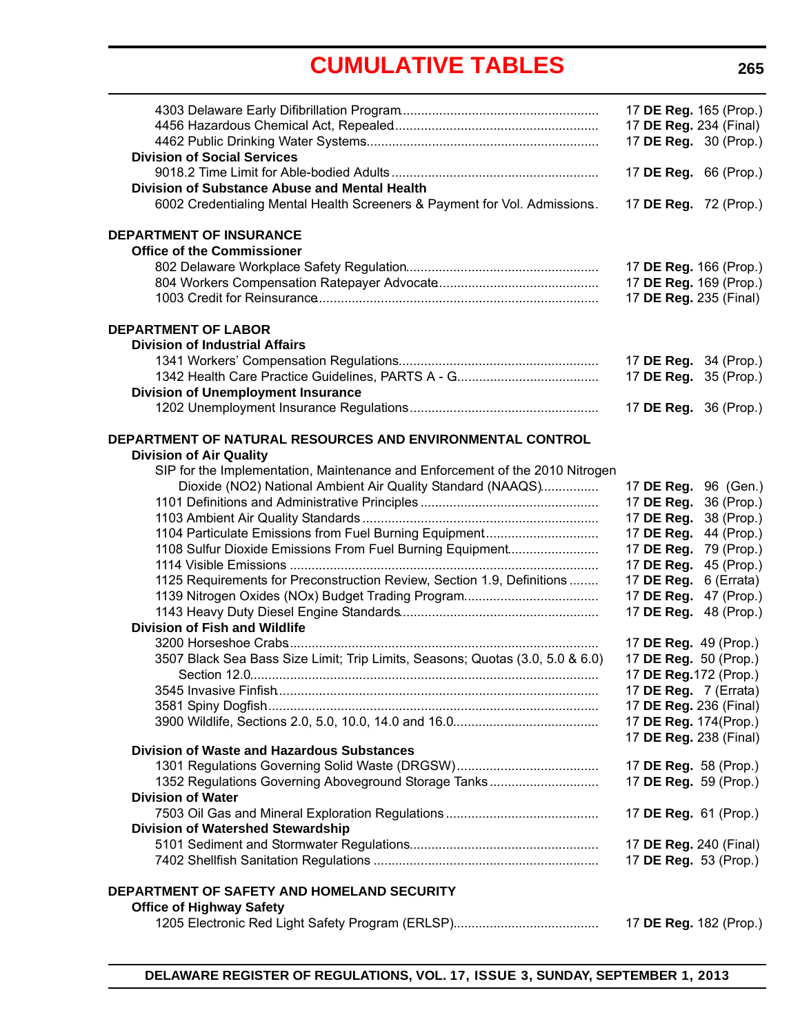# CUMULATIVE TABLES

| | |
|---|---|
| 4303 Delaware Early Difibrillation Program | 17 **DE Reg.** 165 (Prop.) |
| 4456 Hazardous Chemical Act, Repealed | 17 **DE Reg.** 234 (Final) |
| 4462 Public Drinking Water Systems | 17 **DE Reg.** 30 (Prop.) |
| **Division of Social Services** | |
| 9018.2 Time Limit for Able-bodied Adults | 17 **DE Reg.** 66 (Prop.) |
| **Division of Substance Abuse and Mental Health** | |
| 6002 Credentialing Mental Health Screeners & Payment for Vol. Admissions | 17 **DE Reg.** 72 (Prop.) |

**DEPARTMENT OF INSURANCE**

| | |
|---|---|
| **Office of the Commissioner** | |
| 802 Delaware Workplace Safety Regulation | 17 **DE Reg.** 166 (Prop.) |
| 804 Workers Compensation Ratepayer Advocate | 17 **DE Reg.** 169 (Prop.) |
| 1003 Credit for Reinsurance | 17 **DE Reg.** 235 (Final) |

**DEPARTMENT OF LABOR**

| | |
|---|---|
| **Division of Industrial Affairs** | |
| 1341 Workers' Compensation Regulations | 17 **DE Reg.** 34 (Prop.) |
| 1342 Health Care Practice Guidelines, PARTS A - G | 17 **DE Reg.** 35 (Prop.) |
| **Division of Unemployment Insurance** | |
| 1202 Unemployment Insurance Regulations | 17 **DE Reg.** 36 (Prop.) |

**DEPARTMENT OF NATURAL RESOURCES AND ENVIRONMENTAL CONTROL**

| | |
|---|---|
| **Division of Air Quality** | |
| SIP for the Implementation, Maintenance and Enforcement of the 2010 Nitrogen Dioxide (NO2) National Ambient Air Quality Standard (NAAQS) | 17 **DE Reg.** 96 (Gen.) |
| 1101 Definitions and Administrative Principles | 17 **DE Reg.** 36 (Prop.) |
| 1103 Ambient Air Quality Standards | 17 **DE Reg.** 38 (Prop.) |
| 1104 Particulate Emissions from Fuel Burning Equipment | 17 **DE Reg.** 44 (Prop.) |
| 1108 Sulfur Dioxide Emissions From Fuel Burning Equipment | 17 **DE Reg.** 79 (Prop.) |
| 1114 Visible Emissions | 17 **DE Reg.** 45 (Prop.) |
| 1125 Requirements for Preconstruction Review, Section 1.9, Definitions | 17 **DE Reg.** 6 (Errata) |
| 1139 Nitrogen Oxides (NOx) Budget Trading Program | 17 **DE Reg.** 47 (Prop.) |
| 1143 Heavy Duty Diesel Engine Standards | 17 **DE Reg.** 48 (Prop.) |
| **Division of Fish and Wildlife** | |
| 3200 Horseshoe Crabs | 17 **DE Reg.** 49 (Prop.) |
| 3507 Black Sea Bass Size Limit; Trip Limits, Seasons; Quotas (3.0, 5.0 & 6.0) | 17 **DE Reg.** 50 (Prop.) |
| Section 12.0 | 17 **DE Reg.** 172 (Prop.) |
| 3545 Invasive Finfish | 17 **DE Reg.** 7 (Errata) |
| 3581 Spiny Dogfish | 17 **DE Reg.** 236 (Final) |
| 3900 Wildlife, Sections 2.0, 5.0, 10.0, 14.0 and 16.0 | 17 **DE Reg.** 174(Prop.) |
| | 17 **DE Reg.** 238 (Final) |
| **Division of Waste and Hazardous Substances** | |
| 1301 Regulations Governing Solid Waste (DRGSW) | 17 **DE Reg.** 58 (Prop.) |
| 1352 Regulations Governing Aboveground Storage Tanks | 17 **DE Reg.** 59 (Prop.) |
| **Division of Water** | |
| 7503 Oil Gas and Mineral Exploration Regulations | 17 **DE Reg.** 61 (Prop.) |
| **Division of Watershed Stewardship** | |
| 5101 Sediment and Stormwater Regulations | 17 **DE Reg.** 240 (Final) |
| 7402 Shellfish Sanitation Regulations | 17 **DE Reg.** 53 (Prop.) |

**DEPARTMENT OF SAFETY AND HOMELAND SECURITY**

| | |
|---|---|
| **Office of Highway Safety** | |
| 1205 Electronic Red Light Safety Program (ERLSP) | 17 **DE Reg.** 182 (Prop.) |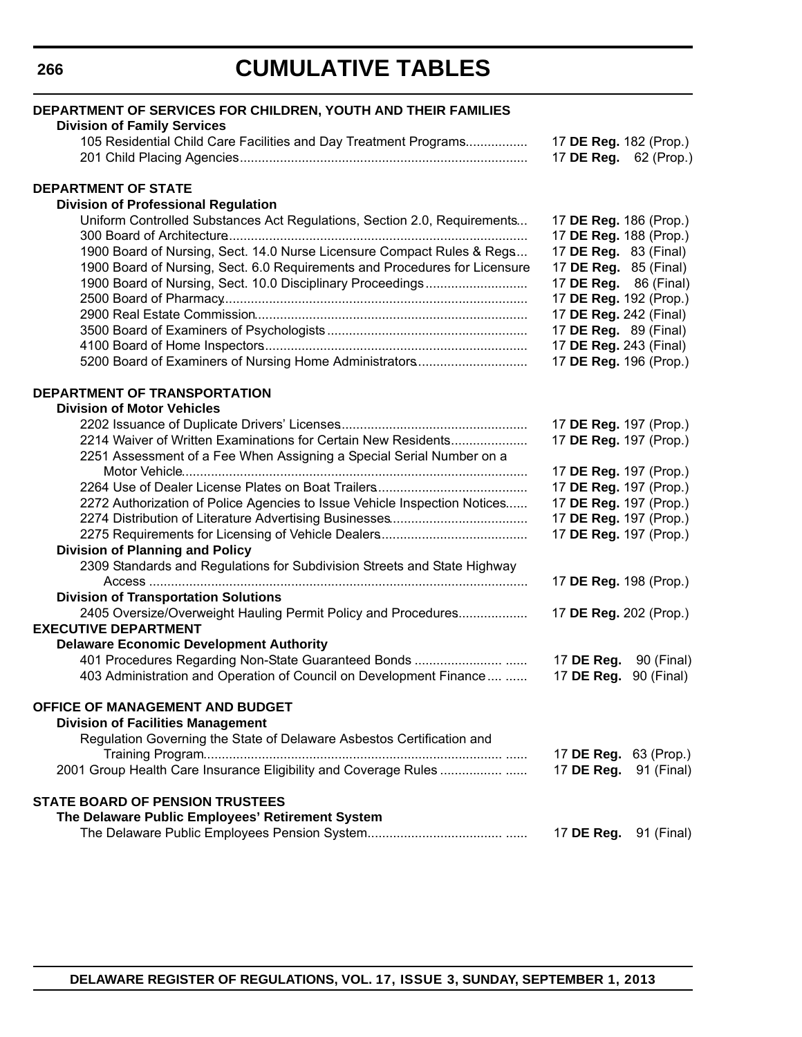# CUMULATIVE TABLES

**DEPARTMENT OF SERVICES FOR CHILDREN, YOUTH AND THEIR FAMILIES**

**Division of Family Services**

105 Residential Child Care Facilities and Day Treatment Programs................. 17 **DE Reg.** 182 (Prop.)
201 Child Placing Agencies.............................................................................. 17 **DE Reg.** 62 (Prop.)

**DEPARTMENT OF STATE**

**Division of Professional Regulation**

Uniform Controlled Substances Act Regulations, Section 2.0, Requirements... 17 **DE Reg.** 186 (Prop.)
300 Board of Architecture................................................................................. 17 **DE Reg.** 188 (Prop.)
1900 Board of Nursing, Sect. 14.0 Nurse Licensure Compact Rules & Regs.... 17 **DE Reg.** 83 (Final)
1900 Board of Nursing, Sect. 6.0 Requirements and Procedures for Licensure 17 **DE Reg.** 85 (Final)
1900 Board of Nursing, Sect. 10.0 Disciplinary Proceedings............................ 17 **DE Reg.** 86 (Final)
2500 Board of Pharmacy.................................................................................. 17 **DE Reg.** 192 (Prop.)
2900 Real Estate Commission.......................................................................... 17 **DE Reg.** 242 (Final)
3500 Board of Examiners of Psychologists...................................................... 17 **DE Reg.** 89 (Final)
4100 Board of Home Inspectors....................................................................... 17 **DE Reg.** 243 (Final)
5200 Board of Examiners of Nursing Home Administrators.............................. 17 **DE Reg.** 196 (Prop.)

**DEPARTMENT OF TRANSPORTATION**

**Division of Motor Vehicles**

2202 Issuance of Duplicate Drivers' Licenses.................................................. 17 **DE Reg.** 197 (Prop.)
2214 Waiver of Written Examinations for Certain New Residents..................... 17 **DE Reg.** 197 (Prop.)
2251 Assessment of a Fee When Assigning a Special Serial Number on a Motor Vehicle............................................................................................. 17 **DE Reg.** 197 (Prop.)
2264 Use of Dealer License Plates on Boat Trailers......................................... 17 **DE Reg.** 197 (Prop.)
2272 Authorization of Police Agencies to Issue Vehicle Inspection Notices...... 17 **DE Reg.** 197 (Prop.)
2274 Distribution of Literature Advertising Businesses..................................... 17 **DE Reg.** 197 (Prop.)
2275 Requirements for Licensing of Vehicle Dealers........................................ 17 **DE Reg.** 197 (Prop.)

**Division of Planning and Policy**

2309 Standards and Regulations for Subdivision Streets and State Highway Access ...................................................................................................... 17 **DE Reg.** 198 (Prop.)

**Division of Transportation Solutions**

2405 Oversize/Overweight Hauling Permit Policy and Procedures................... 17 **DE Reg.** 202 (Prop.)

**EXECUTIVE DEPARTMENT**

**Delaware Economic Development Authority**

401 Procedures Regarding Non-State Guaranteed Bonds ........................ ...... 17 **DE Reg.** 90 (Final)
403 Administration and Operation of Council on Development Finance.... ...... 17 **DE Reg.** 90 (Final)

**OFFICE OF MANAGEMENT AND BUDGET**

**Division of Facilities Management**

Regulation Governing the State of Delaware Asbestos Certification and Training Program.................................................................................. ...... 17 **DE Reg.** 63 (Prop.)
2001 Group Health Care Insurance Eligibility and Coverage Rules ................. ...... 17 **DE Reg.** 91 (Final)

**STATE BOARD OF PENSION TRUSTEES**

**The Delaware Public Employees' Retirement System**

The Delaware Public Employees Pension System..................................... ...... 17 **DE Reg.** 91 (Final)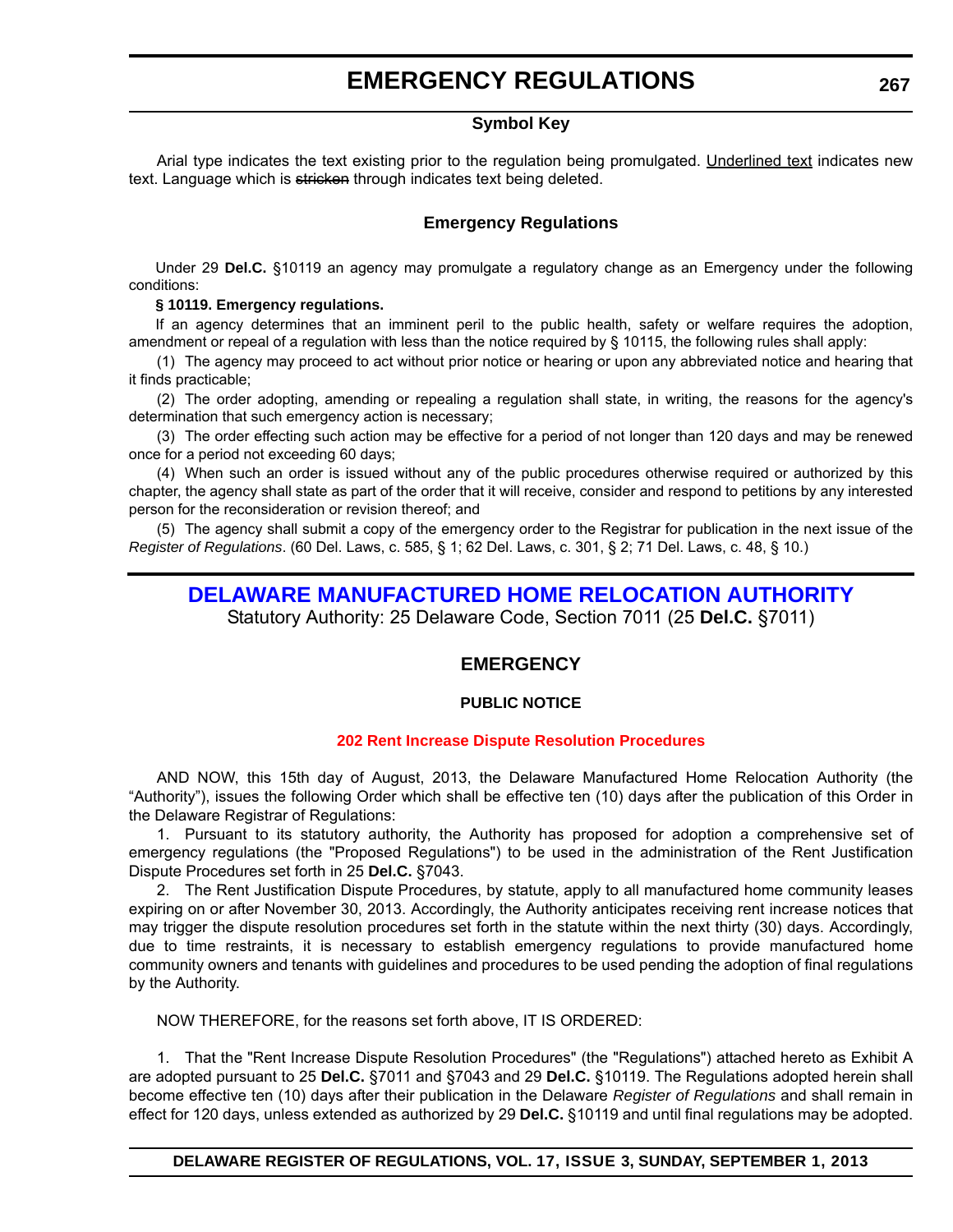# EMERGENCY REGULATIONS

### Symbol Key

Arial type indicates the text existing prior to the regulation being promulgated. Underlined text indicates new text. Language which is ~~stricken~~ through indicates text being deleted.

### Emergency Regulations

Under 29 **Del.C.** §10119 an agency may promulgate a regulatory change as an Emergency under the following conditions:

**§ 10119. Emergency regulations.**

If an agency determines that an imminent peril to the public health, safety or welfare requires the adoption, amendment or repeal of a regulation with less than the notice required by § 10115, the following rules shall apply:

(1) The agency may proceed to act without prior notice or hearing or upon any abbreviated notice and hearing that it finds practicable;

(2) The order adopting, amending or repealing a regulation shall state, in writing, the reasons for the agency's determination that such emergency action is necessary;

(3) The order effecting such action may be effective for a period of not longer than 120 days and may be renewed once for a period not exceeding 60 days;

(4) When such an order is issued without any of the public procedures otherwise required or authorized by this chapter, the agency shall state as part of the order that it will receive, consider and respond to petitions by any interested person for the reconsideration or revision thereof; and

(5) The agency shall submit a copy of the emergency order to the Registrar for publication in the next issue of the *Register of Regulations*. (60 Del. Laws, c. 585, § 1; 62 Del. Laws, c. 301, § 2; 71 Del. Laws, c. 48, § 10.)

## DELAWARE MANUFACTURED HOME RELOCATION AUTHORITY

Statutory Authority: 25 Delaware Code, Section 7011 (25 **Del.C.** §7011)

### EMERGENCY

**PUBLIC NOTICE**

**202 Rent Increase Dispute Resolution Procedures**

AND NOW, this 15th day of August, 2013, the Delaware Manufactured Home Relocation Authority (the "Authority"), issues the following Order which shall be effective ten (10) days after the publication of this Order in the Delaware Registrar of Regulations:

1. Pursuant to its statutory authority, the Authority has proposed for adoption a comprehensive set of emergency regulations (the "Proposed Regulations") to be used in the administration of the Rent Justification Dispute Procedures set forth in 25 **Del.C.** §7043.

2. The Rent Justification Dispute Procedures, by statute, apply to all manufactured home community leases expiring on or after November 30, 2013. Accordingly, the Authority anticipates receiving rent increase notices that may trigger the dispute resolution procedures set forth in the statute within the next thirty (30) days. Accordingly, due to time restraints, it is necessary to establish emergency regulations to provide manufactured home community owners and tenants with guidelines and procedures to be used pending the adoption of final regulations by the Authority.

NOW THEREFORE, for the reasons set forth above, IT IS ORDERED:

1. That the "Rent Increase Dispute Resolution Procedures" (the "Regulations") attached hereto as Exhibit A are adopted pursuant to 25 **Del.C.** §7011 and §7043 and 29 **Del.C.** §10119. The Regulations adopted herein shall become effective ten (10) days after their publication in the Delaware *Register of Regulations* and shall remain in effect for 120 days, unless extended as authorized by 29 **Del.C.** §10119 and until final regulations may be adopted.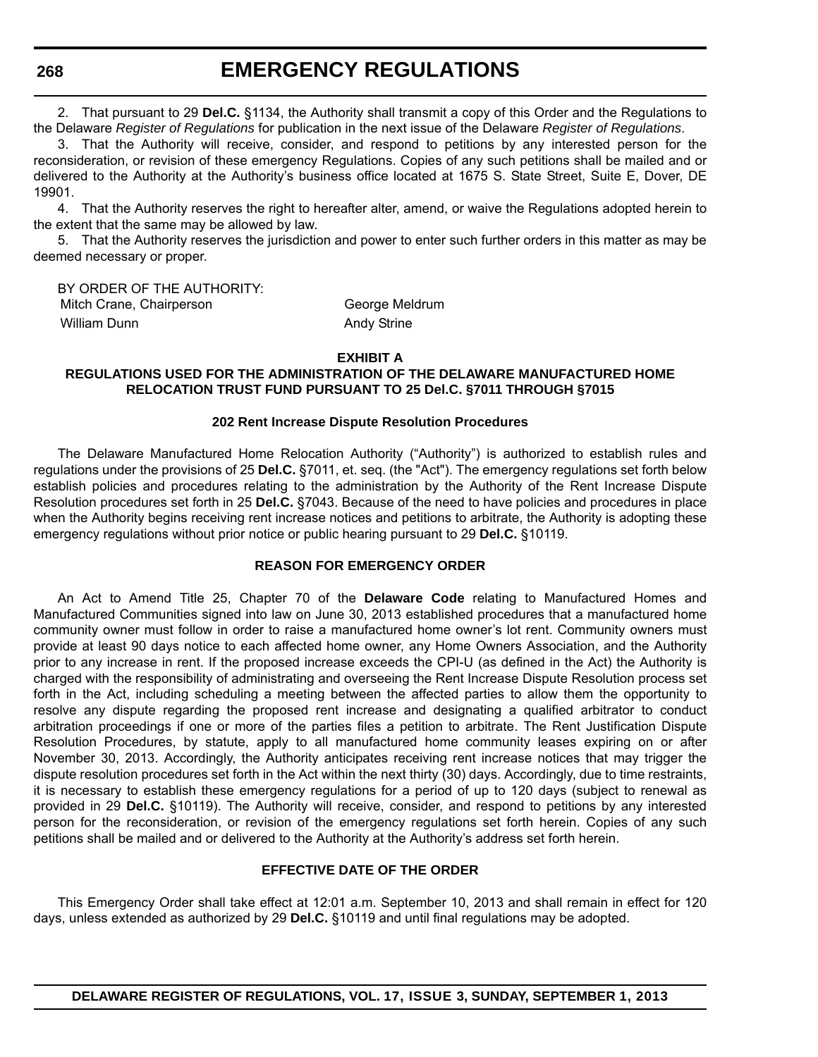2. That pursuant to 29 **Del.C.** §1134, the Authority shall transmit a copy of this Order and the Regulations to the Delaware *Register of Regulations* for publication in the next issue of the Delaware *Register of Regulations*.

3. That the Authority will receive, consider, and respond to petitions by any interested person for the reconsideration, or revision of these emergency Regulations. Copies of any such petitions shall be mailed and or delivered to the Authority at the Authority's business office located at 1675 S. State Street, Suite E, Dover, DE 19901.

4. That the Authority reserves the right to hereafter alter, amend, or waive the Regulations adopted herein to the extent that the same may be allowed by law.

5. That the Authority reserves the jurisdiction and power to enter such further orders in this matter as may be deemed necessary or proper.

BY ORDER OF THE AUTHORITY:

Mitch Crane, Chairperson
George Meldrum
William Dunn
Andy Strine

**EXHIBIT A**

**REGULATIONS USED FOR THE ADMINISTRATION OF THE DELAWARE MANUFACTURED HOME RELOCATION TRUST FUND PURSUANT TO 25 Del.C. §7011 THROUGH §7015**

**202 Rent Increase Dispute Resolution Procedures**

The Delaware Manufactured Home Relocation Authority ("Authority") is authorized to establish rules and regulations under the provisions of 25 **Del.C.** §7011, et. seq. (the "Act"). The emergency regulations set forth below establish policies and procedures relating to the administration by the Authority of the Rent Increase Dispute Resolution procedures set forth in 25 **Del.C.** §7043. Because of the need to have policies and procedures in place when the Authority begins receiving rent increase notices and petitions to arbitrate, the Authority is adopting these emergency regulations without prior notice or public hearing pursuant to 29 **Del.C.** §10119.

**REASON FOR EMERGENCY ORDER**

An Act to Amend Title 25, Chapter 70 of the **Delaware Code** relating to Manufactured Homes and Manufactured Communities signed into law on June 30, 2013 established procedures that a manufactured home community owner must follow in order to raise a manufactured home owner's lot rent. Community owners must provide at least 90 days notice to each affected home owner, any Home Owners Association, and the Authority prior to any increase in rent. If the proposed increase exceeds the CPI-U (as defined in the Act) the Authority is charged with the responsibility of administrating and overseeing the Rent Increase Dispute Resolution process set forth in the Act, including scheduling a meeting between the affected parties to allow them the opportunity to resolve any dispute regarding the proposed rent increase and designating a qualified arbitrator to conduct arbitration proceedings if one or more of the parties files a petition to arbitrate. The Rent Justification Dispute Resolution Procedures, by statute, apply to all manufactured home community leases expiring on or after November 30, 2013. Accordingly, the Authority anticipates receiving rent increase notices that may trigger the dispute resolution procedures set forth in the Act within the next thirty (30) days. Accordingly, due to time restraints, it is necessary to establish these emergency regulations for a period of up to 120 days (subject to renewal as provided in 29 **Del.C.** §10119). The Authority will receive, consider, and respond to petitions by any interested person for the reconsideration, or revision of the emergency regulations set forth herein. Copies of any such petitions shall be mailed and or delivered to the Authority at the Authority's address set forth herein.

**EFFECTIVE DATE OF THE ORDER**

This Emergency Order shall take effect at 12:01 a.m. September 10, 2013 and shall remain in effect for 120 days, unless extended as authorized by 29 **Del.C.** §10119 and until final regulations may be adopted.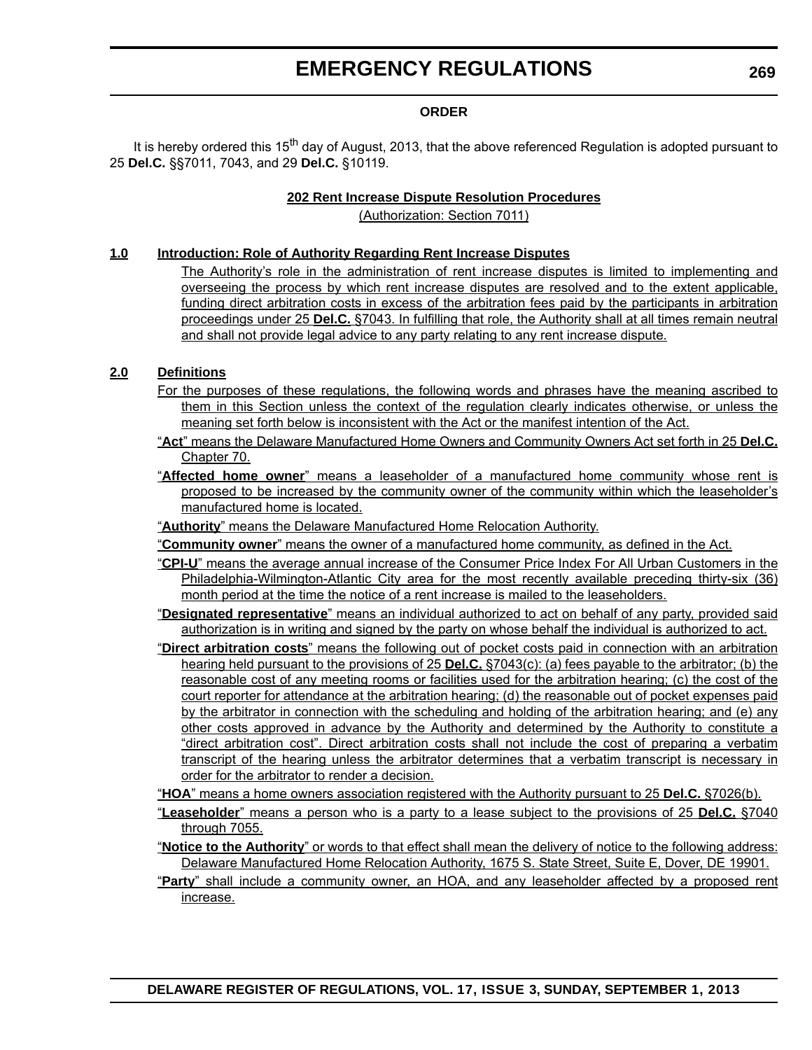**ORDER**

It is hereby ordered this 15th day of August, 2013, that the above referenced Regulation is adopted pursuant to 25 **Del.C.** §§7011, 7043, and 29 **Del.C.** §10119.

**202 Rent Increase Dispute Resolution Procedures**

(Authorization: Section 7011)

## 1.0 Introduction: Role of Authority Regarding Rent Increase Disputes

The Authority's role in the administration of rent increase disputes is limited to implementing and overseeing the process by which rent increase disputes are resolved and to the extent applicable, funding direct arbitration costs in excess of the arbitration fees paid by the participants in arbitration proceedings under 25 **Del.C.** §7043. In fulfilling that role, the Authority shall at all times remain neutral and shall not provide legal advice to any party relating to any rent increase dispute.

## 2.0 Definitions

For the purposes of these regulations, the following words and phrases have the meaning ascribed to them in this Section unless the context of the regulation clearly indicates otherwise, or unless the meaning set forth below is inconsistent with the Act or the manifest intention of the Act.

"**Act**" means the Delaware Manufactured Home Owners and Community Owners Act set forth in 25 **Del.C.** Chapter 70.

"**Affected home owner**" means a leaseholder of a manufactured home community whose rent is proposed to be increased by the community owner of the community within which the leaseholder's manufactured home is located.

"**Authority**" means the Delaware Manufactured Home Relocation Authority.

"**Community owner**" means the owner of a manufactured home community, as defined in the Act.

"**CPI-U**" means the average annual increase of the Consumer Price Index For All Urban Customers in the Philadelphia-Wilmington-Atlantic City area for the most recently available preceding thirty-six (36) month period at the time the notice of a rent increase is mailed to the leaseholders.

"**Designated representative**" means an individual authorized to act on behalf of any party, provided said authorization is in writing and signed by the party on whose behalf the individual is authorized to act.

"**Direct arbitration costs**" means the following out of pocket costs paid in connection with an arbitration hearing held pursuant to the provisions of 25 **Del.C.** §7043(c): (a) fees payable to the arbitrator; (b) the reasonable cost of any meeting rooms or facilities used for the arbitration hearing; (c) the cost of the court reporter for attendance at the arbitration hearing; (d) the reasonable out of pocket expenses paid by the arbitrator in connection with the scheduling and holding of the arbitration hearing; and (e) any other costs approved in advance by the Authority and determined by the Authority to constitute a "direct arbitration cost". Direct arbitration costs shall not include the cost of preparing a verbatim transcript of the hearing unless the arbitrator determines that a verbatim transcript is necessary in order for the arbitrator to render a decision.

"**HOA**" means a home owners association registered with the Authority pursuant to 25 **Del.C.** §7026(b).

"**Leaseholder**" means a person who is a party to a lease subject to the provisions of 25 **Del.C.** §7040 through 7055.

"**Notice to the Authority**" or words to that effect shall mean the delivery of notice to the following address: Delaware Manufactured Home Relocation Authority, 1675 S. State Street, Suite E, Dover, DE 19901.

"**Party**" shall include a community owner, an HOA, and any leaseholder affected by a proposed rent increase.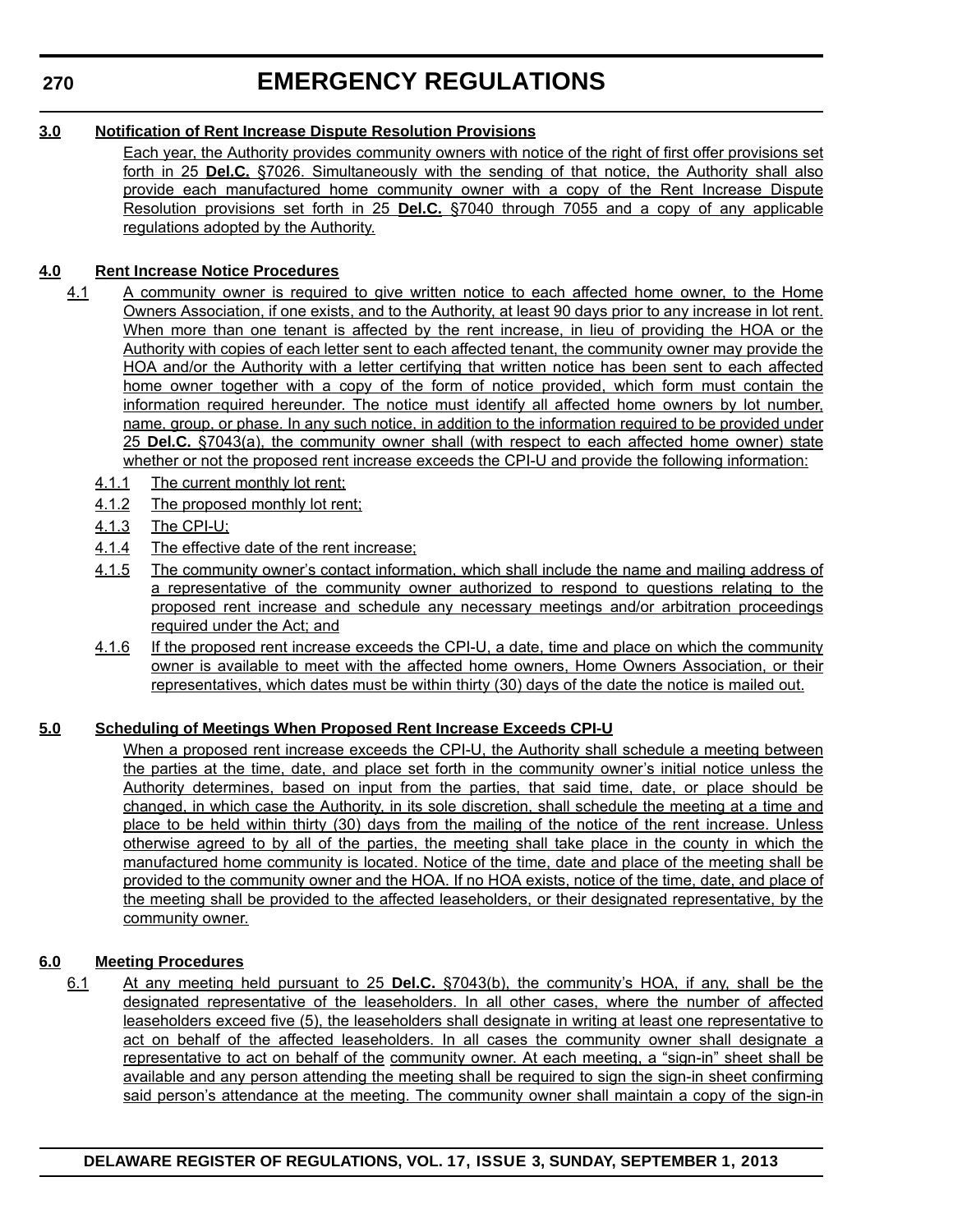**3.0 Notification of Rent Increase Dispute Resolution Provisions**

Each year, the Authority provides community owners with notice of the right of first offer provisions set forth in 25 **Del.C.** §7026. Simultaneously with the sending of that notice, the Authority shall also provide each manufactured home community owner with a copy of the Rent Increase Dispute Resolution provisions set forth in 25 **Del.C.** §7040 through 7055 and a copy of any applicable regulations adopted by the Authority.

**4.0 Rent Increase Notice Procedures**

4.1 A community owner is required to give written notice to each affected home owner, to the Home Owners Association, if one exists, and to the Authority, at least 90 days prior to any increase in lot rent. When more than one tenant is affected by the rent increase, in lieu of providing the HOA or the Authority with copies of each letter sent to each affected tenant, the community owner may provide the HOA and/or the Authority with a letter certifying that written notice has been sent to each affected home owner together with a copy of the form of notice provided, which form must contain the information required hereunder. The notice must identify all affected home owners by lot number, name, group, or phase. In any such notice, in addition to the information required to be provided under 25 **Del.C.** §7043(a), the community owner shall (with respect to each affected home owner) state whether or not the proposed rent increase exceeds the CPI-U and provide the following information:

4.1.1 The current monthly lot rent;

4.1.2 The proposed monthly lot rent;

4.1.3 The CPI-U;

4.1.4 The effective date of the rent increase;

4.1.5 The community owner's contact information, which shall include the name and mailing address of a representative of the community owner authorized to respond to questions relating to the proposed rent increase and schedule any necessary meetings and/or arbitration proceedings required under the Act; and

4.1.6 If the proposed rent increase exceeds the CPI-U, a date, time and place on which the community owner is available to meet with the affected home owners, Home Owners Association, or their representatives, which dates must be within thirty (30) days of the date the notice is mailed out.

**5.0 Scheduling of Meetings When Proposed Rent Increase Exceeds CPI-U**

When a proposed rent increase exceeds the CPI-U, the Authority shall schedule a meeting between the parties at the time, date, and place set forth in the community owner's initial notice unless the Authority determines, based on input from the parties, that said time, date, or place should be changed, in which case the Authority, in its sole discretion, shall schedule the meeting at a time and place to be held within thirty (30) days from the mailing of the notice of the rent increase. Unless otherwise agreed to by all of the parties, the meeting shall take place in the county in which the manufactured home community is located. Notice of the time, date and place of the meeting shall be provided to the community owner and the HOA. If no HOA exists, notice of the time, date, and place of the meeting shall be provided to the affected leaseholders, or their designated representative, by the community owner.

**6.0 Meeting Procedures**

6.1 At any meeting held pursuant to 25 **Del.C.** §7043(b), the community's HOA, if any, shall be the designated representative of the leaseholders. In all other cases, where the number of affected leaseholders exceed five (5), the leaseholders shall designate in writing at least one representative to act on behalf of the affected leaseholders. In all cases the community owner shall designate a representative to act on behalf of the community owner. At each meeting, a "sign-in" sheet shall be available and any person attending the meeting shall be required to sign the sign-in sheet confirming said person's attendance at the meeting. The community owner shall maintain a copy of the sign-in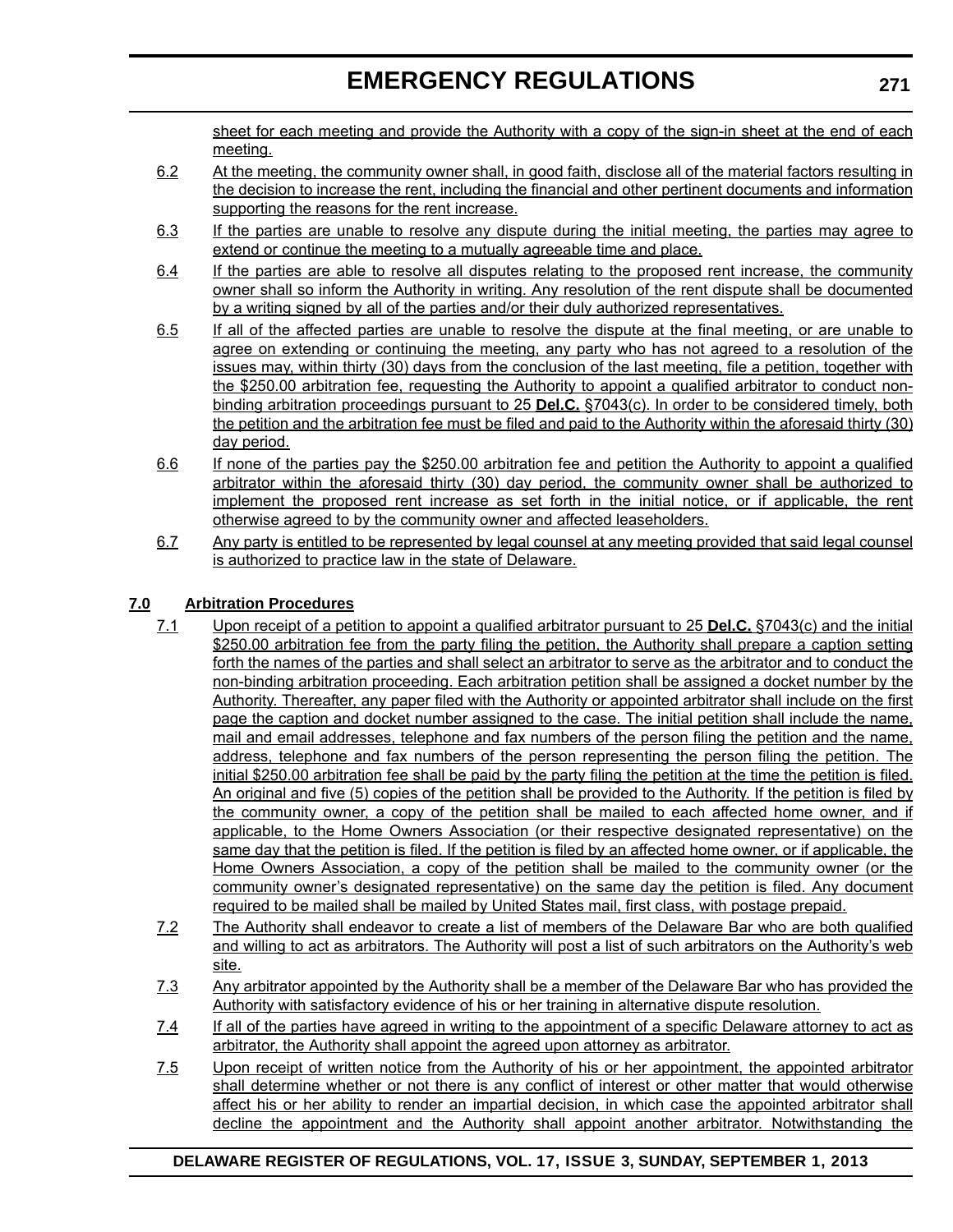sheet for each meeting and provide the Authority with a copy of the sign-in sheet at the end of each meeting.

6.2 At the meeting, the community owner shall, in good faith, disclose all of the material factors resulting in the decision to increase the rent, including the financial and other pertinent documents and information supporting the reasons for the rent increase.

6.3 If the parties are unable to resolve any dispute during the initial meeting, the parties may agree to extend or continue the meeting to a mutually agreeable time and place.

6.4 If the parties are able to resolve all disputes relating to the proposed rent increase, the community owner shall so inform the Authority in writing. Any resolution of the rent dispute shall be documented by a writing signed by all of the parties and/or their duly authorized representatives.

6.5 If all of the affected parties are unable to resolve the dispute at the final meeting, or are unable to agree on extending or continuing the meeting, any party who has not agreed to a resolution of the issues may, within thirty (30) days from the conclusion of the last meeting, file a petition, together with the $250.00 arbitration fee, requesting the Authority to appoint a qualified arbitrator to conduct non-binding arbitration proceedings pursuant to 25 **Del.C.** §7043(c). In order to be considered timely, both the petition and the arbitration fee must be filed and paid to the Authority within the aforesaid thirty (30) day period.

6.6 If none of the parties pay the $250.00 arbitration fee and petition the Authority to appoint a qualified arbitrator within the aforesaid thirty (30) day period, the community owner shall be authorized to implement the proposed rent increase as set forth in the initial notice, or if applicable, the rent otherwise agreed to by the community owner and affected leaseholders.

6.7 Any party is entitled to be represented by legal counsel at any meeting provided that said legal counsel is authorized to practice law in the state of Delaware.

## 7.0 Arbitration Procedures

7.1 Upon receipt of a petition to appoint a qualified arbitrator pursuant to 25 **Del.C.** §7043(c) and the initial $250.00 arbitration fee from the party filing the petition, the Authority shall prepare a caption setting forth the names of the parties and shall select an arbitrator to serve as the arbitrator and to conduct the non-binding arbitration proceeding. Each arbitration petition shall be assigned a docket number by the Authority. Thereafter, any paper filed with the Authority or appointed arbitrator shall include on the first page the caption and docket number assigned to the case. The initial petition shall include the name, mail and email addresses, telephone and fax numbers of the person filing the petition and the name, address, telephone and fax numbers of the person representing the person filing the petition. The initial $250.00 arbitration fee shall be paid by the party filing the petition at the time the petition is filed. An original and five (5) copies of the petition shall be provided to the Authority. If the petition is filed by the community owner, a copy of the petition shall be mailed to each affected home owner, and if applicable, to the Home Owners Association (or their respective designated representative) on the same day that the petition is filed. If the petition is filed by an affected home owner, or if applicable, the Home Owners Association, a copy of the petition shall be mailed to the community owner (or the community owner's designated representative) on the same day the petition is filed. Any document required to be mailed shall be mailed by United States mail, first class, with postage prepaid.

7.2 The Authority shall endeavor to create a list of members of the Delaware Bar who are both qualified and willing to act as arbitrators. The Authority will post a list of such arbitrators on the Authority's web site.

7.3 Any arbitrator appointed by the Authority shall be a member of the Delaware Bar who has provided the Authority with satisfactory evidence of his or her training in alternative dispute resolution.

7.4 If all of the parties have agreed in writing to the appointment of a specific Delaware attorney to act as arbitrator, the Authority shall appoint the agreed upon attorney as arbitrator.

7.5 Upon receipt of written notice from the Authority of his or her appointment, the appointed arbitrator shall determine whether or not there is any conflict of interest or other matter that would otherwise affect his or her ability to render an impartial decision, in which case the appointed arbitrator shall decline the appointment and the Authority shall appoint another arbitrator. Notwithstanding the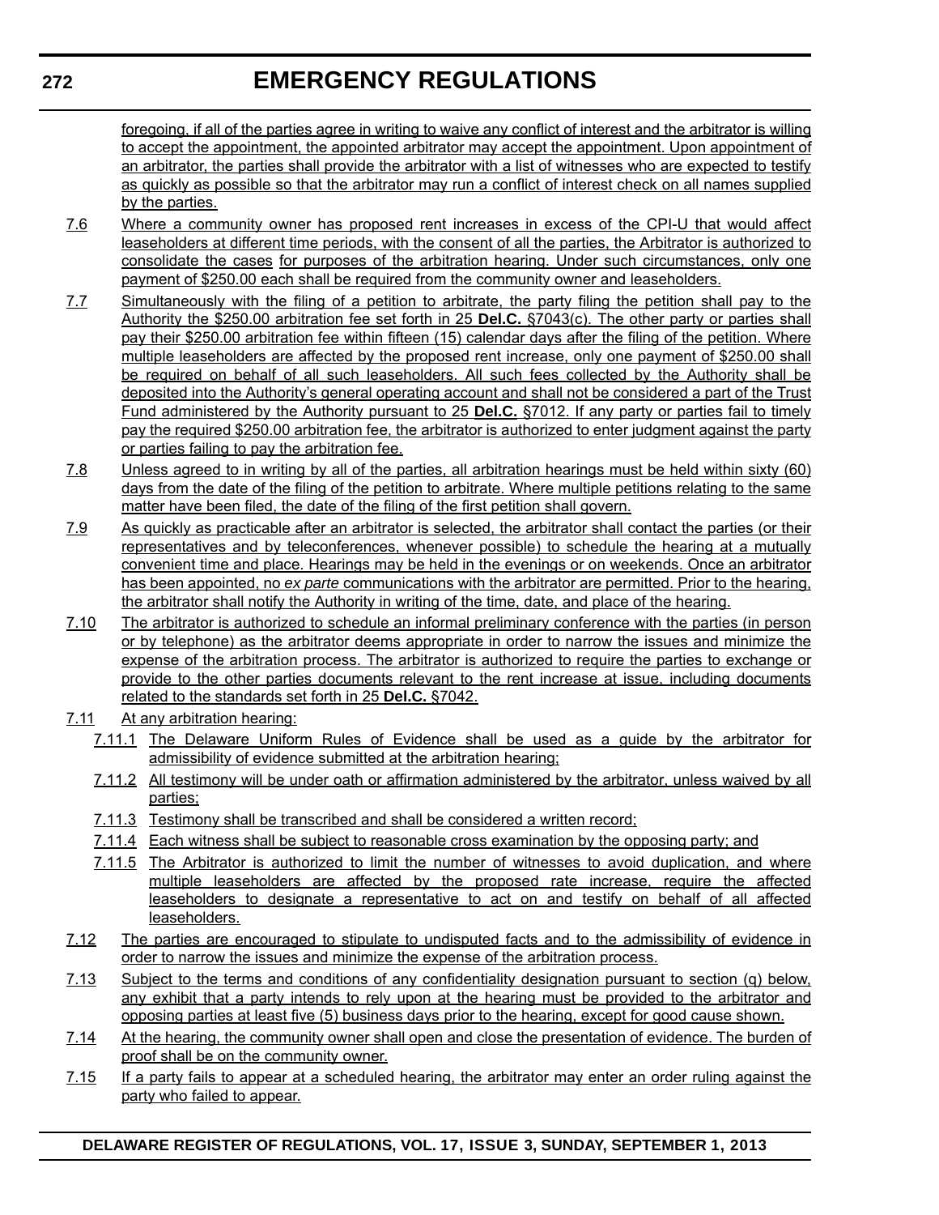foregoing, if all of the parties agree in writing to waive any conflict of interest and the arbitrator is willing to accept the appointment, the appointed arbitrator may accept the appointment. Upon appointment of an arbitrator, the parties shall provide the arbitrator with a list of witnesses who are expected to testify as quickly as possible so that the arbitrator may run a conflict of interest check on all names supplied by the parties.

7.6 Where a community owner has proposed rent increases in excess of the CPI-U that would affect leaseholders at different time periods, with the consent of all the parties, the Arbitrator is authorized to consolidate the cases for purposes of the arbitration hearing. Under such circumstances, only one payment of $250.00 each shall be required from the community owner and leaseholders.

7.7 Simultaneously with the filing of a petition to arbitrate, the party filing the petition shall pay to the Authority the $250.00 arbitration fee set forth in 25 **Del.C.** §7043(c). The other party or parties shall pay their $250.00 arbitration fee within fifteen (15) calendar days after the filing of the petition. Where multiple leaseholders are affected by the proposed rent increase, only one payment of $250.00 shall be required on behalf of all such leaseholders. All such fees collected by the Authority shall be deposited into the Authority's general operating account and shall not be considered a part of the Trust Fund administered by the Authority pursuant to 25 **Del.C.** §7012. If any party or parties fail to timely pay the required $250.00 arbitration fee, the arbitrator is authorized to enter judgment against the party or parties failing to pay the arbitration fee.

7.8 Unless agreed to in writing by all of the parties, all arbitration hearings must be held within sixty (60) days from the date of the filing of the petition to arbitrate. Where multiple petitions relating to the same matter have been filed, the date of the filing of the first petition shall govern.

7.9 As quickly as practicable after an arbitrator is selected, the arbitrator shall contact the parties (or their representatives and by teleconferences, whenever possible) to schedule the hearing at a mutually convenient time and place. Hearings may be held in the evenings or on weekends. Once an arbitrator has been appointed, no *ex parte* communications with the arbitrator are permitted. Prior to the hearing, the arbitrator shall notify the Authority in writing of the time, date, and place of the hearing.

7.10 The arbitrator is authorized to schedule an informal preliminary conference with the parties (in person or by telephone) as the arbitrator deems appropriate in order to narrow the issues and minimize the expense of the arbitration process. The arbitrator is authorized to require the parties to exchange or provide to the other parties documents relevant to the rent increase at issue, including documents related to the standards set forth in 25 **Del.C.** §7042.

7.11 At any arbitration hearing:

7.11.1 The Delaware Uniform Rules of Evidence shall be used as a guide by the arbitrator for admissibility of evidence submitted at the arbitration hearing;

7.11.2 All testimony will be under oath or affirmation administered by the arbitrator, unless waived by all parties;

7.11.3 Testimony shall be transcribed and shall be considered a written record;

7.11.4 Each witness shall be subject to reasonable cross examination by the opposing party; and

7.11.5 The Arbitrator is authorized to limit the number of witnesses to avoid duplication, and where multiple leaseholders are affected by the proposed rate increase, require the affected leaseholders to designate a representative to act on and testify on behalf of all affected leaseholders.

7.12 The parties are encouraged to stipulate to undisputed facts and to the admissibility of evidence in order to narrow the issues and minimize the expense of the arbitration process.

7.13 Subject to the terms and conditions of any confidentiality designation pursuant to section (q) below, any exhibit that a party intends to rely upon at the hearing must be provided to the arbitrator and opposing parties at least five (5) business days prior to the hearing, except for good cause shown.

7.14 At the hearing, the community owner shall open and close the presentation of evidence. The burden of proof shall be on the community owner.

7.15 If a party fails to appear at a scheduled hearing, the arbitrator may enter an order ruling against the party who failed to appear.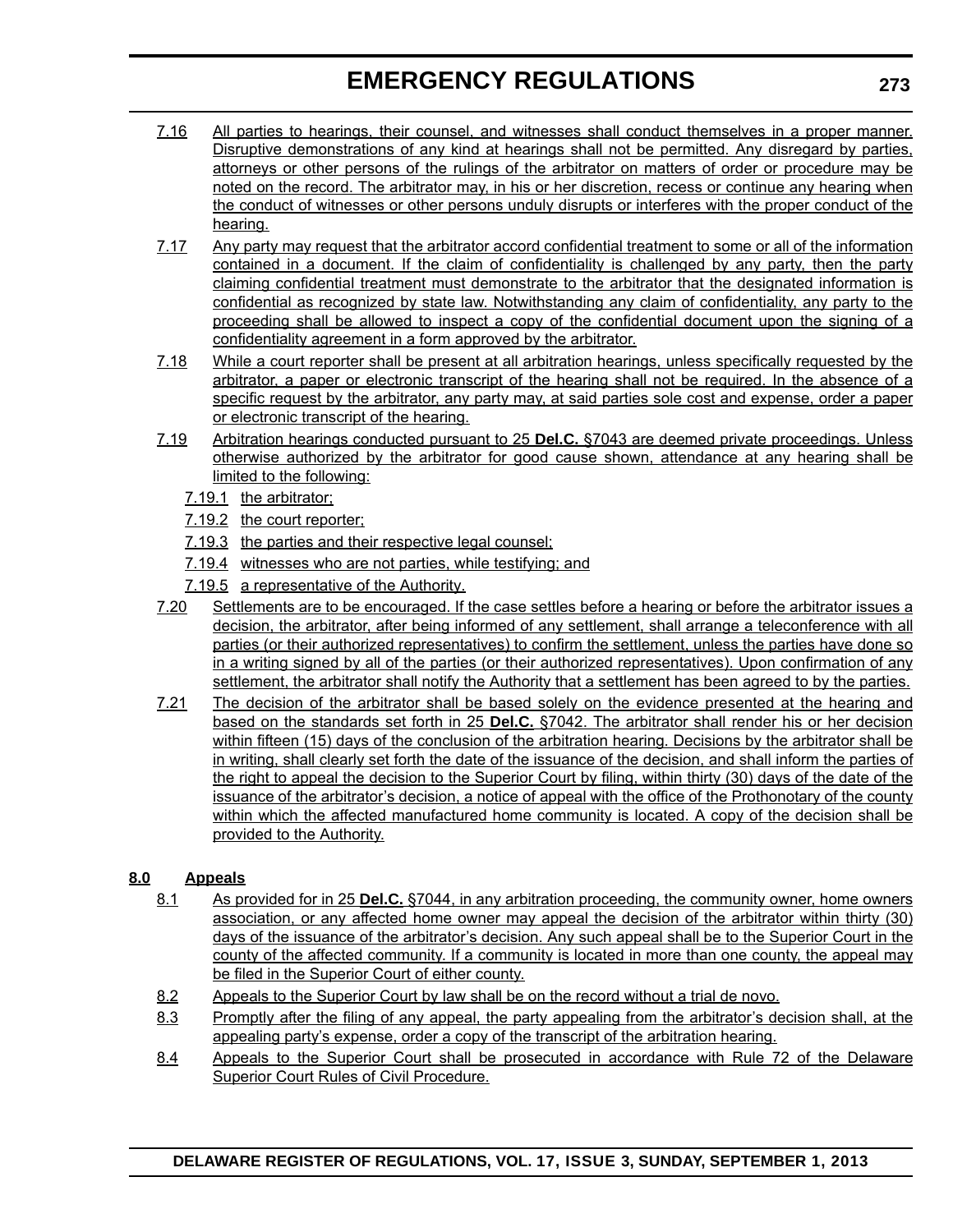7.16 All parties to hearings, their counsel, and witnesses shall conduct themselves in a proper manner. Disruptive demonstrations of any kind at hearings shall not be permitted. Any disregard by parties, attorneys or other persons of the rulings of the arbitrator on matters of order or procedure may be noted on the record. The arbitrator may, in his or her discretion, recess or continue any hearing when the conduct of witnesses or other persons unduly disrupts or interferes with the proper conduct of the hearing.

7.17 Any party may request that the arbitrator accord confidential treatment to some or all of the information contained in a document. If the claim of confidentiality is challenged by any party, then the party claiming confidential treatment must demonstrate to the arbitrator that the designated information is confidential as recognized by state law. Notwithstanding any claim of confidentiality, any party to the proceeding shall be allowed to inspect a copy of the confidential document upon the signing of a confidentiality agreement in a form approved by the arbitrator.

7.18 While a court reporter shall be present at all arbitration hearings, unless specifically requested by the arbitrator, a paper or electronic transcript of the hearing shall not be required. In the absence of a specific request by the arbitrator, any party may, at said parties sole cost and expense, order a paper or electronic transcript of the hearing.

7.19 Arbitration hearings conducted pursuant to 25 **Del.C.** §7043 are deemed private proceedings. Unless otherwise authorized by the arbitrator for good cause shown, attendance at any hearing shall be limited to the following:

- 7.19.1 the arbitrator;
- 7.19.2 the court reporter;
- 7.19.3 the parties and their respective legal counsel;
- 7.19.4 witnesses who are not parties, while testifying; and
- 7.19.5 a representative of the Authority.

7.20 Settlements are to be encouraged. If the case settles before a hearing or before the arbitrator issues a decision, the arbitrator, after being informed of any settlement, shall arrange a teleconference with all parties (or their authorized representatives) to confirm the settlement, unless the parties have done so in a writing signed by all of the parties (or their authorized representatives). Upon confirmation of any settlement, the arbitrator shall notify the Authority that a settlement has been agreed to by the parties.

7.21 The decision of the arbitrator shall be based solely on the evidence presented at the hearing and based on the standards set forth in 25 **Del.C.** §7042. The arbitrator shall render his or her decision within fifteen (15) days of the conclusion of the arbitration hearing. Decisions by the arbitrator shall be in writing, shall clearly set forth the date of the issuance of the decision, and shall inform the parties of the right to appeal the decision to the Superior Court by filing, within thirty (30) days of the date of the issuance of the arbitrator's decision, a notice of appeal with the office of the Prothonotary of the county within which the affected manufactured home community is located. A copy of the decision shall be provided to the Authority.

## 8.0 Appeals

8.1 As provided for in 25 **Del.C.** §7044, in any arbitration proceeding, the community owner, home owners association, or any affected home owner may appeal the decision of the arbitrator within thirty (30) days of the issuance of the arbitrator's decision. Any such appeal shall be to the Superior Court in the county of the affected community. If a community is located in more than one county, the appeal may be filed in the Superior Court of either county.

8.2 Appeals to the Superior Court by law shall be on the record without a trial de novo.

8.3 Promptly after the filing of any appeal, the party appealing from the arbitrator's decision shall, at the appealing party's expense, order a copy of the transcript of the arbitration hearing.

8.4 Appeals to the Superior Court shall be prosecuted in accordance with Rule 72 of the Delaware Superior Court Rules of Civil Procedure.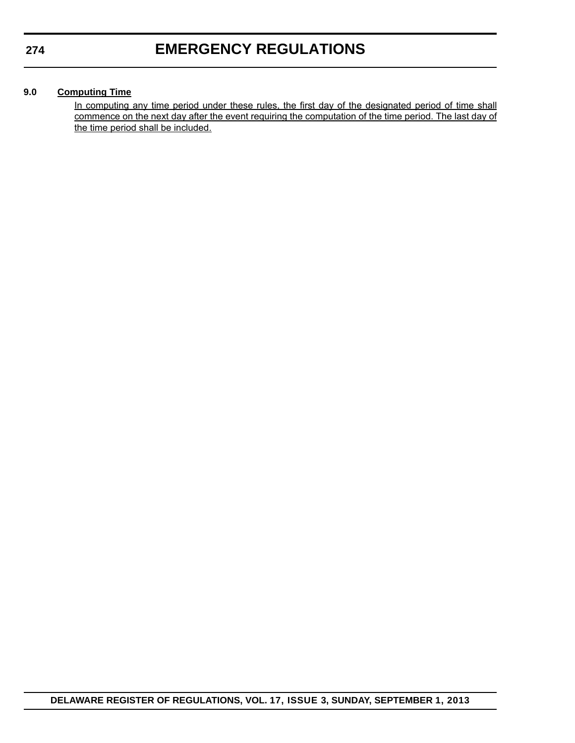**9.0 Computing Time**

In computing any time period under these rules, the first day of the designated period of time shall commence on the next day after the event requiring the computation of the time period. The last day of the time period shall be included.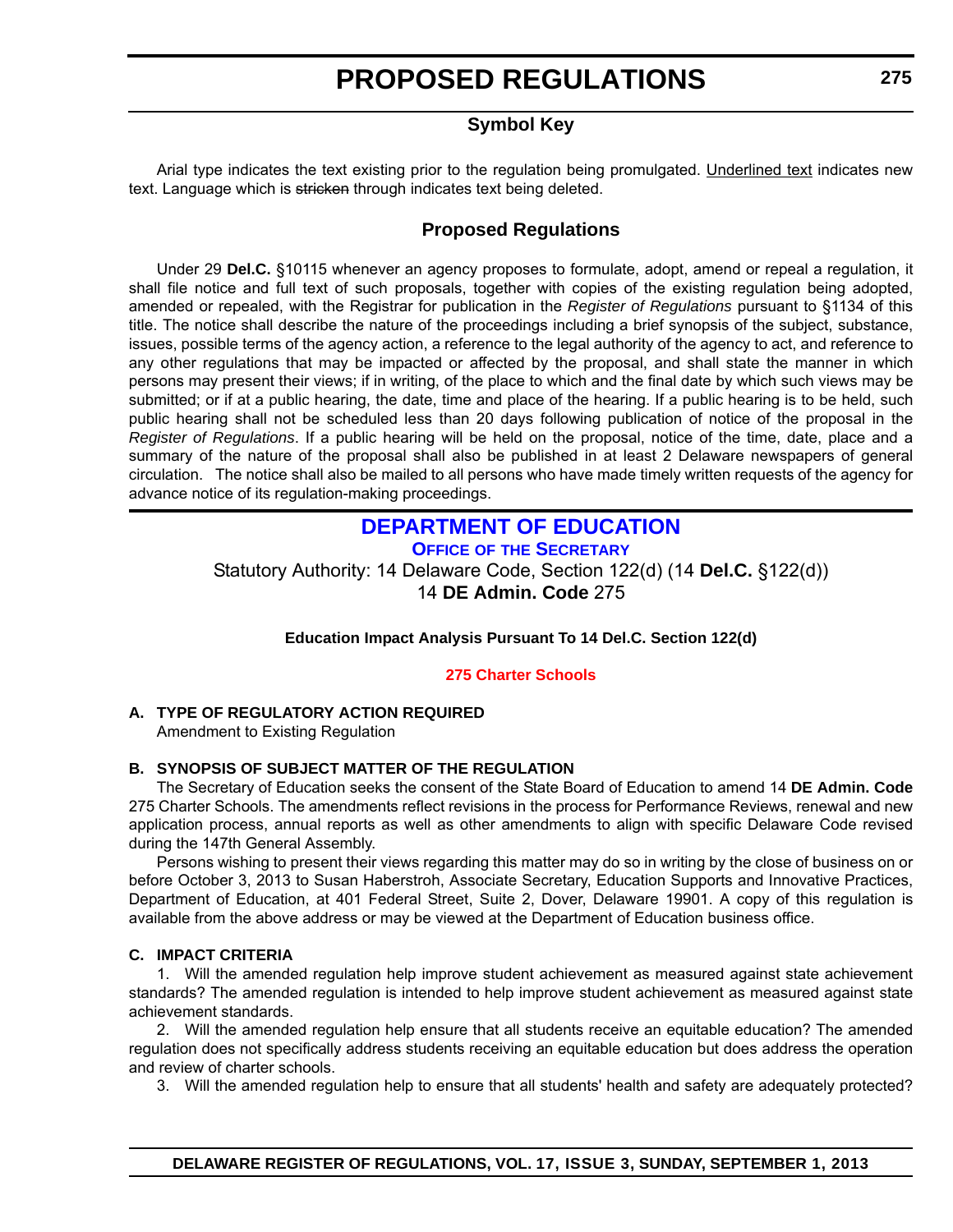# PROPOSED REGULATIONS

## Symbol Key

Arial type indicates the text existing prior to the regulation being promulgated. <u>Underlined text</u> indicates new text. Language which is ~~stricken~~ through indicates text being deleted.

## Proposed Regulations

Under 29 **Del.C.** §10115 whenever an agency proposes to formulate, adopt, amend or repeal a regulation, it shall file notice and full text of such proposals, together with copies of the existing regulation being adopted, amended or repealed, with the Registrar for publication in the *Register of Regulations* pursuant to §1134 of this title. The notice shall describe the nature of the proceedings including a brief synopsis of the subject, substance, issues, possible terms of the agency action, a reference to the legal authority of the agency to act, and reference to any other regulations that may be impacted or affected by the proposal, and shall state the manner in which persons may present their views; if in writing, of the place to which and the final date by which such views may be submitted; or if at a public hearing, the date, time and place of the hearing. If a public hearing is to be held, such public hearing shall not be scheduled less than 20 days following publication of notice of the proposal in the *Register of Regulations*. If a public hearing will be held on the proposal, notice of the time, date, place and a summary of the nature of the proposal shall also be published in at least 2 Delaware newspapers of general circulation. The notice shall also be mailed to all persons who have made timely written requests of the agency for advance notice of its regulation-making proceedings.

## DEPARTMENT OF EDUCATION

### OFFICE OF THE SECRETARY

Statutory Authority: 14 Delaware Code, Section 122(d) (14 **Del.C.** §122(d))
14 **DE Admin. Code** 275

**Education Impact Analysis Pursuant To 14 Del.C. Section 122(d)**

**275 Charter Schools**

**A. TYPE OF REGULATORY ACTION REQUIRED**

Amendment to Existing Regulation

**B. SYNOPSIS OF SUBJECT MATTER OF THE REGULATION**

The Secretary of Education seeks the consent of the State Board of Education to amend 14 **DE Admin. Code** 275 Charter Schools. The amendments reflect revisions in the process for Performance Reviews, renewal and new application process, annual reports as well as other amendments to align with specific Delaware Code revised during the 147th General Assembly.

Persons wishing to present their views regarding this matter may do so in writing by the close of business on or before October 3, 2013 to Susan Haberstroh, Associate Secretary, Education Supports and Innovative Practices, Department of Education, at 401 Federal Street, Suite 2, Dover, Delaware 19901. A copy of this regulation is available from the above address or may be viewed at the Department of Education business office.

**C. IMPACT CRITERIA**

1. Will the amended regulation help improve student achievement as measured against state achievement standards? The amended regulation is intended to help improve student achievement as measured against state achievement standards.

2. Will the amended regulation help ensure that all students receive an equitable education? The amended regulation does not specifically address students receiving an equitable education but does address the operation and review of charter schools.

3. Will the amended regulation help to ensure that all students' health and safety are adequately protected?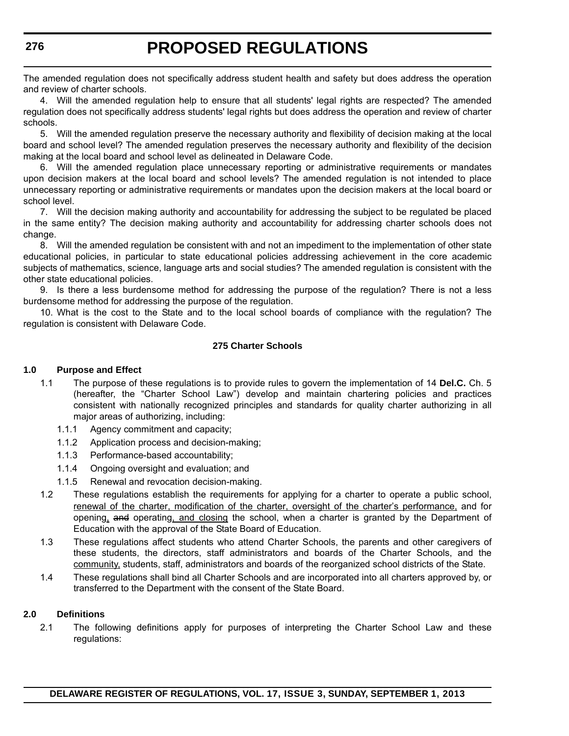The amended regulation does not specifically address student health and safety but does address the operation and review of charter schools.

4. Will the amended regulation help to ensure that all students' legal rights are respected? The amended regulation does not specifically address students' legal rights but does address the operation and review of charter schools.

5. Will the amended regulation preserve the necessary authority and flexibility of decision making at the local board and school level? The amended regulation preserves the necessary authority and flexibility of the decision making at the local board and school level as delineated in Delaware Code.

6. Will the amended regulation place unnecessary reporting or administrative requirements or mandates upon decision makers at the local board and school levels? The amended regulation is not intended to place unnecessary reporting or administrative requirements or mandates upon the decision makers at the local board or school level.

7. Will the decision making authority and accountability for addressing the subject to be regulated be placed in the same entity? The decision making authority and accountability for addressing charter schools does not change.

8. Will the amended regulation be consistent with and not an impediment to the implementation of other state educational policies, in particular to state educational policies addressing achievement in the core academic subjects of mathematics, science, language arts and social studies? The amended regulation is consistent with the other state educational policies.

9. Is there a less burdensome method for addressing the purpose of the regulation? There is not a less burdensome method for addressing the purpose of the regulation.

10. What is the cost to the State and to the local school boards of compliance with the regulation? The regulation is consistent with Delaware Code.

**275 Charter Schools**

**1.0 Purpose and Effect**

1.1 The purpose of these regulations is to provide rules to govern the implementation of 14 **Del.C.** Ch. 5 (hereafter, the "Charter School Law") develop and maintain chartering policies and practices consistent with nationally recognized principles and standards for quality charter authorizing in all major areas of authorizing, including:

1.1.1 Agency commitment and capacity;

1.1.2 Application process and decision-making;

1.1.3 Performance-based accountability;

1.1.4 Ongoing oversight and evaluation; and

1.1.5 Renewal and revocation decision-making.

1.2 These regulations establish the requirements for applying for a charter to operate a public school, renewal of the charter, modification of the charter, oversight of the charter's performance, and for opening, ~~and~~ operating, and closing the school, when a charter is granted by the Department of Education with the approval of the State Board of Education.

1.3 These regulations affect students who attend Charter Schools, the parents and other caregivers of these students, the directors, staff administrators and boards of the Charter Schools, and the community, students, staff, administrators and boards of the reorganized school districts of the State.

1.4 These regulations shall bind all Charter Schools and are incorporated into all charters approved by, or transferred to the Department with the consent of the State Board.

**2.0 Definitions**

2.1 The following definitions apply for purposes of interpreting the Charter School Law and these regulations: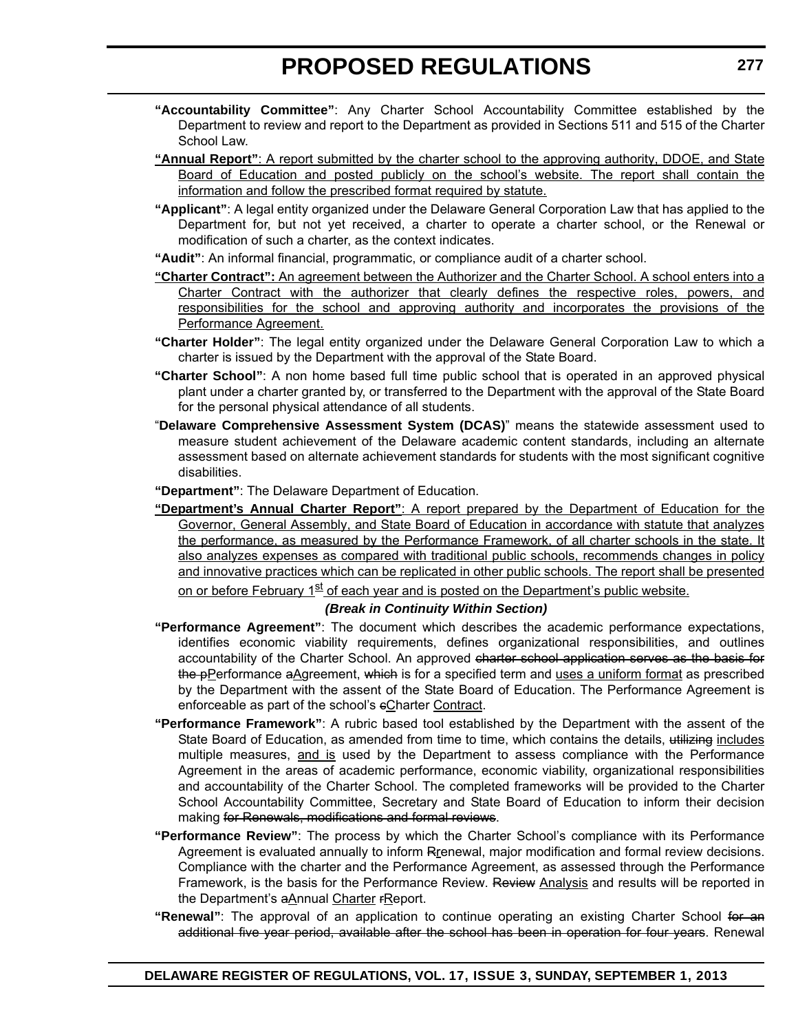**"Accountability Committee"**: Any Charter School Accountability Committee established by the Department to review and report to the Department as provided in Sections 511 and 515 of the Charter School Law.

<u>**"Annual Report"**: A report submitted by the charter school to the approving authority, DDOE, and State Board of Education and posted publicly on the school's website. The report shall contain the information and follow the prescribed format required by statute.</u>

**"Applicant"**: A legal entity organized under the Delaware General Corporation Law that has applied to the Department for, but not yet received, a charter to operate a charter school, or the Renewal or modification of such a charter, as the context indicates.

**"Audit"**: An informal financial, programmatic, or compliance audit of a charter school.

<u>**"Charter Contract":** An agreement between the Authorizer and the Charter School. A school enters into a Charter Contract with the authorizer that clearly defines the respective roles, powers, and responsibilities for the school and approving authority and incorporates the provisions of the Performance Agreement.</u>

**"Charter Holder"**: The legal entity organized under the Delaware General Corporation Law to which a charter is issued by the Department with the approval of the State Board.

**"Charter School"**: A non home based full time public school that is operated in an approved physical plant under a charter granted by, or transferred to the Department with the approval of the State Board for the personal physical attendance of all students.

"**Delaware Comprehensive Assessment System (DCAS)**" means the statewide assessment used to measure student achievement of the Delaware academic content standards, including an alternate assessment based on alternate achievement standards for students with the most significant cognitive disabilities.

**"Department"**: The Delaware Department of Education.

<u>**"Department's Annual Charter Report"**: A report prepared by the Department of Education for the Governor, General Assembly, and State Board of Education in accordance with statute that analyzes the performance, as measured by the Performance Framework, of all charter schools in the state. It also analyzes expenses as compared with traditional public schools, recommends changes in policy and innovative practices which can be replicated in other public schools. The report shall be presented on or before February 1st of each year and is posted on the Department's public website.</u>

***(Break in Continuity Within Section)***

**"Performance Agreement"**: The document which describes the academic performance expectations, identifies economic viability requirements, defines organizational responsibilities, and outlines accountability of the Charter School. An approved ~~charter school application serves as the basis for the p~~<u>P</u>erformance ~~a~~<u>A</u>greement, ~~which~~ is for a specified term and <u>uses a uniform format</u> as prescribed by the Department with the assent of the State Board of Education. The Performance Agreement is enforceable as part of the school's ~~c~~<u>C</u>harter <u>Contract</u>.

**"Performance Framework"**: A rubric based tool established by the Department with the assent of the State Board of Education, as amended from time to time, which contains the details, ~~utilizing~~ <u>includes</u> multiple measures, <u>and is</u> used by the Department to assess compliance with the Performance Agreement in the areas of academic performance, economic viability, organizational responsibilities and accountability of the Charter School. The completed frameworks will be provided to the Charter School Accountability Committee, Secretary and State Board of Education to inform their decision making ~~for Renewals, modifications and formal reviews~~.

**"Performance Review"**: The process by which the Charter School's compliance with its Performance Agreement is evaluated annually to inform ~~R~~<u>r</u>enewal, major modification and formal review decisions. Compliance with the charter and the Performance Agreement, as assessed through the Performance Framework, is the basis for the Performance Review. ~~Review~~ <u>Analysis</u> and results will be reported in the Department's ~~a~~<u>A</u>nnual <u>Charter</u> ~~r~~<u>R</u>eport.

**"Renewal"**: The approval of an application to continue operating an existing Charter School ~~for an additional five year period, available after the school has been in operation for four years~~. Renewal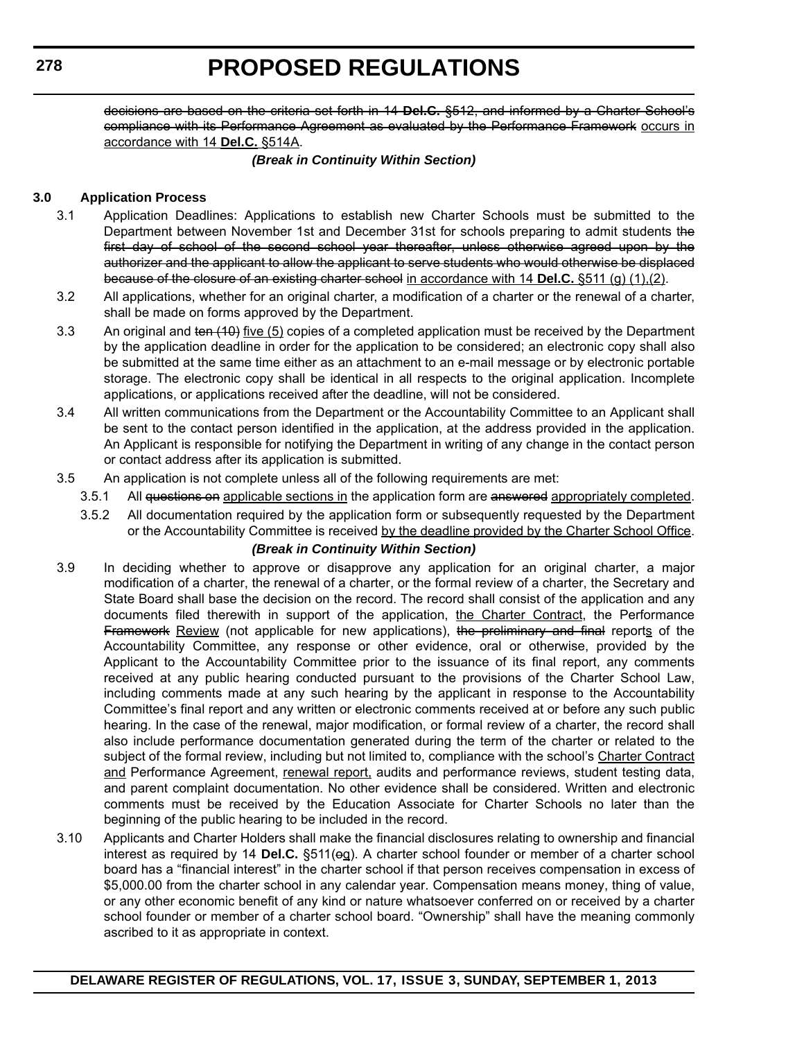~~decisions are based on the criteria set forth in 14 **Del.C.** §512, and informed by a Charter School's compliance with its Performance Agreement as evaluated by the Performance Framework~~ occurs in accordance with 14 **Del.C.** §514A.

***(Break in Continuity Within Section)***

**3.0 Application Process**

3.1 Application Deadlines: Applications to establish new Charter Schools must be submitted to the Department between November 1st and December 31st for schools preparing to admit students ~~the first day of school of the second school year thereafter, unless otherwise agreed upon by the authorizer and the applicant to allow the applicant to serve students who would otherwise be displaced because of the closure of an existing charter school~~ in accordance with 14 **Del.C.** §511 (g) (1),(2).

3.2 All applications, whether for an original charter, a modification of a charter or the renewal of a charter, shall be made on forms approved by the Department.

3.3 An original and ~~ten (10)~~ five (5) copies of a completed application must be received by the Department by the application deadline in order for the application to be considered; an electronic copy shall also be submitted at the same time either as an attachment to an e-mail message or by electronic portable storage. The electronic copy shall be identical in all respects to the original application. Incomplete applications, or applications received after the deadline, will not be considered.

3.4 All written communications from the Department or the Accountability Committee to an Applicant shall be sent to the contact person identified in the application, at the address provided in the application. An Applicant is responsible for notifying the Department in writing of any change in the contact person or contact address after its application is submitted.

3.5 An application is not complete unless all of the following requirements are met:

3.5.1 All ~~questions on~~ applicable sections in the application form are ~~answered~~ appropriately completed.

3.5.2 All documentation required by the application form or subsequently requested by the Department or the Accountability Committee is received by the deadline provided by the Charter School Office.

***(Break in Continuity Within Section)***

3.9 In deciding whether to approve or disapprove any application for an original charter, a major modification of a charter, the renewal of a charter, or the formal review of a charter, the Secretary and State Board shall base the decision on the record. The record shall consist of the application and any documents filed therewith in support of the application, the Charter Contract, the Performance ~~Framework~~ Review (not applicable for new applications), ~~the preliminary and final~~ reports of the Accountability Committee, any response or other evidence, oral or otherwise, provided by the Applicant to the Accountability Committee prior to the issuance of its final report, any comments received at any public hearing conducted pursuant to the provisions of the Charter School Law, including comments made at any such hearing by the applicant in response to the Accountability Committee's final report and any written or electronic comments received at or before any such public hearing. In the case of the renewal, major modification, or formal review of a charter, the record shall also include performance documentation generated during the term of the charter or related to the subject of the formal review, including but not limited to, compliance with the school's Charter Contract and Performance Agreement, renewal report, audits and performance reviews, student testing data, and parent complaint documentation. No other evidence shall be considered. Written and electronic comments must be received by the Education Associate for Charter Schools no later than the beginning of the public hearing to be included in the record.

3.10 Applicants and Charter Holders shall make the financial disclosures relating to ownership and financial interest as required by 14 **Del.C.** §511(~~e~~g). A charter school founder or member of a charter school board has a "financial interest" in the charter school if that person receives compensation in excess of $5,000.00 from the charter school in any calendar year. Compensation means money, thing of value, or any other economic benefit of any kind or nature whatsoever conferred on or received by a charter school founder or member of a charter school board. "Ownership" shall have the meaning commonly ascribed to it as appropriate in context.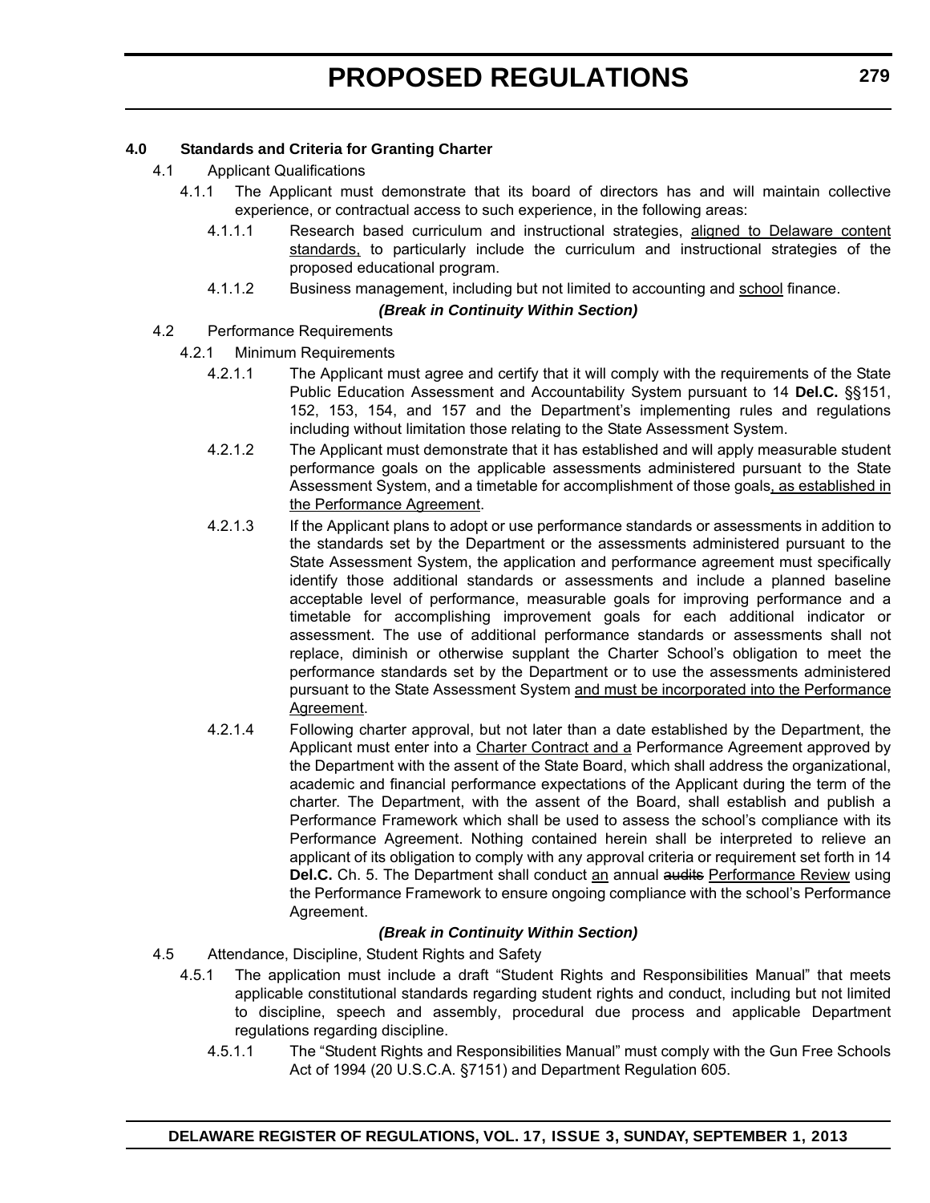**4.0 Standards and Criteria for Granting Charter**

4.1 Applicant Qualifications

4.1.1 The Applicant must demonstrate that its board of directors has and will maintain collective experience, or contractual access to such experience, in the following areas:

4.1.1.1 Research based curriculum and instructional strategies, <u>aligned to Delaware content standards,</u> to particularly include the curriculum and instructional strategies of the proposed educational program.

4.1.1.2 Business management, including but not limited to accounting and <u>school</u> finance.

***(Break in Continuity Within Section)***

4.2 Performance Requirements

4.2.1 Minimum Requirements

4.2.1.1 The Applicant must agree and certify that it will comply with the requirements of the State Public Education Assessment and Accountability System pursuant to 14 **Del.C.** §§151, 152, 153, 154, and 157 and the Department's implementing rules and regulations including without limitation those relating to the State Assessment System.

4.2.1.2 The Applicant must demonstrate that it has established and will apply measurable student performance goals on the applicable assessments administered pursuant to the State Assessment System, and a timetable for accomplishment of those goals<u>, as established in the Performance Agreement</u>.

4.2.1.3 If the Applicant plans to adopt or use performance standards or assessments in addition to the standards set by the Department or the assessments administered pursuant to the State Assessment System, the application and performance agreement must specifically identify those additional standards or assessments and include a planned baseline acceptable level of performance, measurable goals for improving performance and a timetable for accomplishing improvement goals for each additional indicator or assessment. The use of additional performance standards or assessments shall not replace, diminish or otherwise supplant the Charter School's obligation to meet the performance standards set by the Department or to use the assessments administered pursuant to the State Assessment System <u>and must be incorporated into the Performance Agreement</u>.

4.2.1.4 Following charter approval, but not later than a date established by the Department, the Applicant must enter into a <u>Charter Contract and a</u> Performance Agreement approved by the Department with the assent of the State Board, which shall address the organizational, academic and financial performance expectations of the Applicant during the term of the charter. The Department, with the assent of the Board, shall establish and publish a Performance Framework which shall be used to assess the school's compliance with its Performance Agreement. Nothing contained herein shall be interpreted to relieve an applicant of its obligation to comply with any approval criteria or requirement set forth in 14 **Del.C.** Ch. 5. The Department shall conduct <u>an</u> annual ~~audits~~ <u>Performance Review</u> using the Performance Framework to ensure ongoing compliance with the school's Performance Agreement.

***(Break in Continuity Within Section)***

4.5 Attendance, Discipline, Student Rights and Safety

4.5.1 The application must include a draft "Student Rights and Responsibilities Manual" that meets applicable constitutional standards regarding student rights and conduct, including but not limited to discipline, speech and assembly, procedural due process and applicable Department regulations regarding discipline.

4.5.1.1 The "Student Rights and Responsibilities Manual" must comply with the Gun Free Schools Act of 1994 (20 U.S.C.A. §7151) and Department Regulation 605.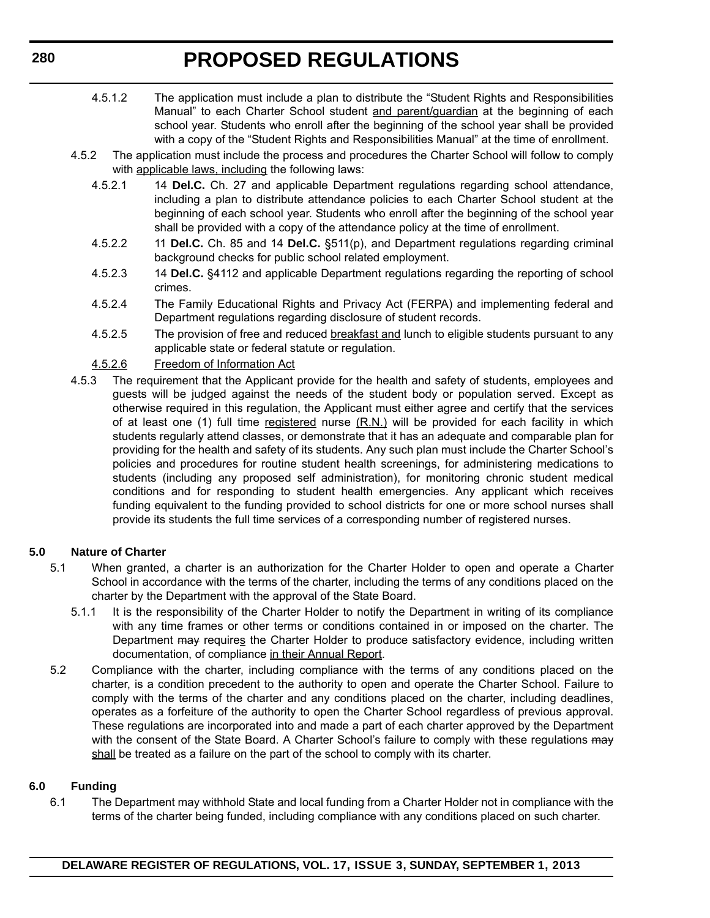4.5.1.2 The application must include a plan to distribute the "Student Rights and Responsibilities Manual" to each Charter School student <u>and parent/guardian</u> at the beginning of each school year. Students who enroll after the beginning of the school year shall be provided with a copy of the "Student Rights and Responsibilities Manual" at the time of enrollment.

4.5.2 The application must include the process and procedures the Charter School will follow to comply with <u>applicable laws, including</u> the following laws:

4.5.2.1 14 **Del.C.** Ch. 27 and applicable Department regulations regarding school attendance, including a plan to distribute attendance policies to each Charter School student at the beginning of each school year. Students who enroll after the beginning of the school year shall be provided with a copy of the attendance policy at the time of enrollment.

4.5.2.2 11 **Del.C.** Ch. 85 and 14 **Del.C.** §511(p), and Department regulations regarding criminal background checks for public school related employment.

4.5.2.3 14 **Del.C.** §4112 and applicable Department regulations regarding the reporting of school crimes.

4.5.2.4 The Family Educational Rights and Privacy Act (FERPA) and implementing federal and Department regulations regarding disclosure of student records.

4.5.2.5 The provision of free and reduced <u>breakfast and</u> lunch to eligible students pursuant to any applicable state or federal statute or regulation.

<u>4.5.2.6</u> <u>Freedom of Information Act</u>

4.5.3 The requirement that the Applicant provide for the health and safety of students, employees and guests will be judged against the needs of the student body or population served. Except as otherwise required in this regulation, the Applicant must either agree and certify that the services of at least one (1) full time <u>registered</u> nurse <u>(R.N.)</u> will be provided for each facility in which students regularly attend classes, or demonstrate that it has an adequate and comparable plan for providing for the health and safety of its students. Any such plan must include the Charter School's policies and procedures for routine student health screenings, for administering medications to students (including any proposed self administration), for monitoring chronic student medical conditions and for responding to student health emergencies. Any applicant which receives funding equivalent to the funding provided to school districts for one or more school nurses shall provide its students the full time services of a corresponding number of registered nurses.

## 5.0 Nature of Charter

5.1 When granted, a charter is an authorization for the Charter Holder to open and operate a Charter School in accordance with the terms of the charter, including the terms of any conditions placed on the charter by the Department with the approval of the State Board.

5.1.1 It is the responsibility of the Charter Holder to notify the Department in writing of its compliance with any time frames or other terms or conditions contained in or imposed on the charter. The Department ~~may~~ require<u>s</u> the Charter Holder to produce satisfactory evidence, including written documentation, of compliance <u>in their Annual Report</u>.

5.2 Compliance with the charter, including compliance with the terms of any conditions placed on the charter, is a condition precedent to the authority to open and operate the Charter School. Failure to comply with the terms of the charter and any conditions placed on the charter, including deadlines, operates as a forfeiture of the authority to open the Charter School regardless of previous approval. These regulations are incorporated into and made a part of each charter approved by the Department with the consent of the State Board. A Charter School's failure to comply with these regulations ~~may~~ <u>shall</u> be treated as a failure on the part of the school to comply with its charter.

## 6.0 Funding

6.1 The Department may withhold State and local funding from a Charter Holder not in compliance with the terms of the charter being funded, including compliance with any conditions placed on such charter.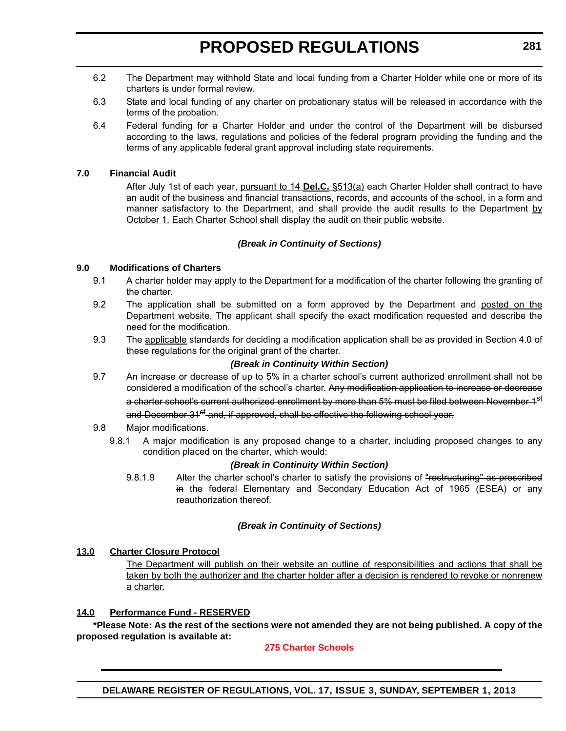6.2 The Department may withhold State and local funding from a Charter Holder while one or more of its charters is under formal review.

6.3 State and local funding of any charter on probationary status will be released in accordance with the terms of the probation.

6.4 Federal funding for a Charter Holder and under the control of the Department will be disbursed according to the laws, regulations and policies of the federal program providing the funding and the terms of any applicable federal grant approval including state requirements.

**7.0 Financial Audit**

After July 1st of each year, <u>pursuant to 14 **Del.C.** §513(a)</u> each Charter Holder shall contract to have an audit of the business and financial transactions, records, and accounts of the school, in a form and manner satisfactory to the Department, and shall provide the audit results to the Department <u>by October 1. Each Charter School shall display the audit on their public website</u>.

***(Break in Continuity of Sections)***

**9.0 Modifications of Charters**

9.1 A charter holder may apply to the Department for a modification of the charter following the granting of the charter.

9.2 The application shall be submitted on a form approved by the Department and <u>posted on the Department website. The applicant</u> shall specify the exact modification requested and describe the need for the modification.

9.3 The <u>applicable</u> standards for deciding a modification application shall be as provided in Section 4.0 of these regulations for the original grant of the charter.

***(Break in Continuity Within Section)***

9.7 An increase or decrease of up to 5% in a charter school's current authorized enrollment shall not be considered a modification of the school's charter. ~~Any modification application to increase or decrease a charter school's current authorized enrollment by more than 5% must be filed between November 1st and December 31st and, if approved, shall be effective the following school year.~~

9.8 Major modifications.

9.8.1 A major modification is any proposed change to a charter, including proposed changes to any condition placed on the charter, which would:

***(Break in Continuity Within Section)***

9.8.1.9 Alter the charter school's charter to satisfy the provisions of ~~"restructuring" as prescribed in~~ the federal Elementary and Secondary Education Act of 1965 (ESEA) or any reauthorization thereof.

***(Break in Continuity of Sections)***

**<u>13.0 Charter Closure Protocol</u>**

<u>The Department will publish on their website an outline of responsibilities and actions that shall be taken by both the authorizer and the charter holder after a decision is rendered to revoke or nonrenew a charter.</u>

**<u>14.0 Performance Fund - RESERVED</u>**

**\*Please Note: As the rest of the sections were not amended they are not being published. A copy of the proposed regulation is available at:**

**275 Charter Schools**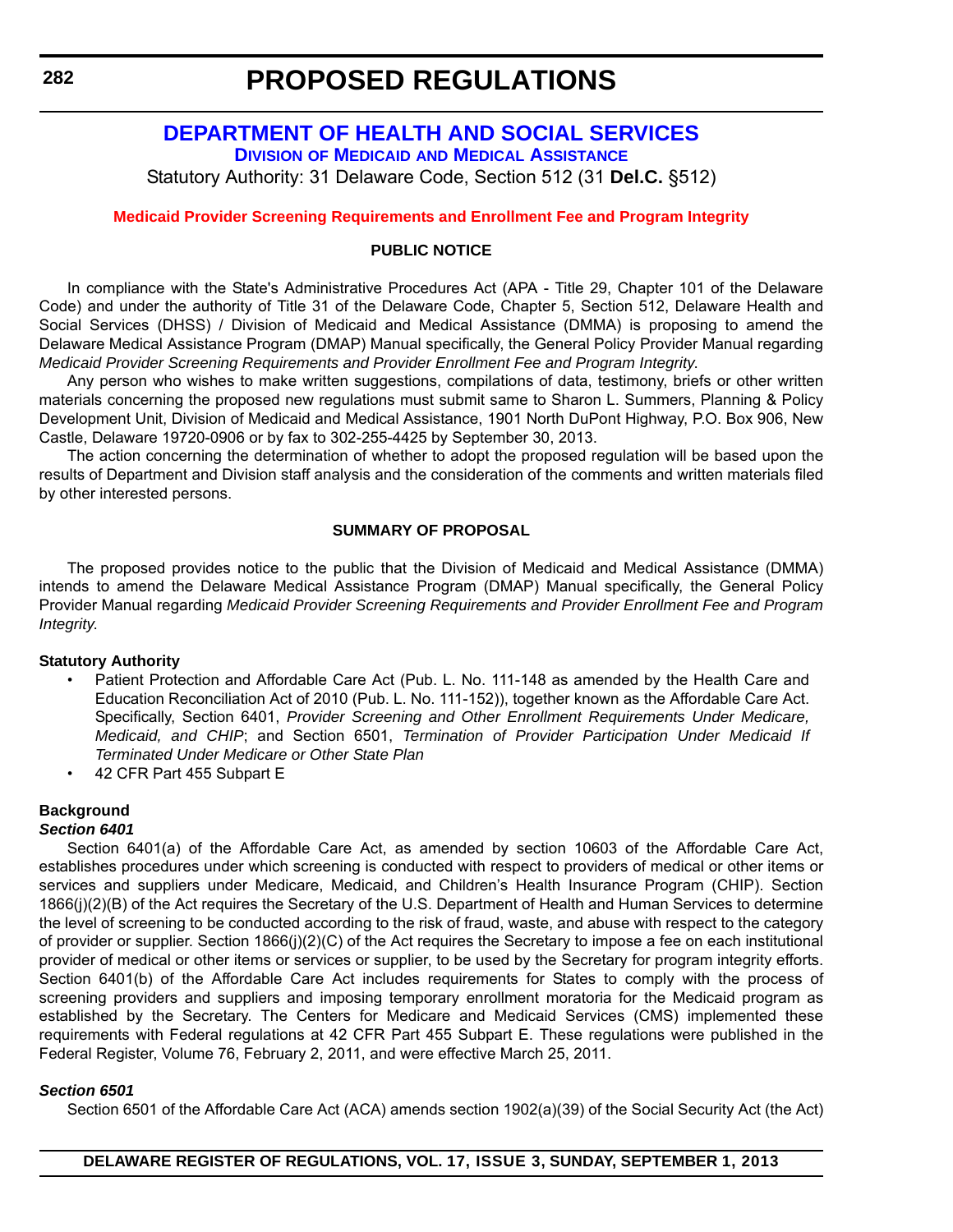# PROPOSED REGULATIONS

## DEPARTMENT OF HEALTH AND SOCIAL SERVICES

### DIVISION OF MEDICAID AND MEDICAL ASSISTANCE

Statutory Authority: 31 Delaware Code, Section 512 (31 **Del.C.** §512)

**Medicaid Provider Screening Requirements and Enrollment Fee and Program Integrity**

**PUBLIC NOTICE**

In compliance with the State's Administrative Procedures Act (APA - Title 29, Chapter 101 of the Delaware Code) and under the authority of Title 31 of the Delaware Code, Chapter 5, Section 512, Delaware Health and Social Services (DHSS) / Division of Medicaid and Medical Assistance (DMMA) is proposing to amend the Delaware Medical Assistance Program (DMAP) Manual specifically, the General Policy Provider Manual regarding *Medicaid Provider Screening Requirements and Provider Enrollment Fee and Program Integrity.*

Any person who wishes to make written suggestions, compilations of data, testimony, briefs or other written materials concerning the proposed new regulations must submit same to Sharon L. Summers, Planning & Policy Development Unit, Division of Medicaid and Medical Assistance, 1901 North DuPont Highway, P.O. Box 906, New Castle, Delaware 19720-0906 or by fax to 302-255-4425 by September 30, 2013.

The action concerning the determination of whether to adopt the proposed regulation will be based upon the results of Department and Division staff analysis and the consideration of the comments and written materials filed by other interested persons.

**SUMMARY OF PROPOSAL**

The proposed provides notice to the public that the Division of Medicaid and Medical Assistance (DMMA) intends to amend the Delaware Medical Assistance Program (DMAP) Manual specifically, the General Policy Provider Manual regarding *Medicaid Provider Screening Requirements and Provider Enrollment Fee and Program Integrity.*

**Statutory Authority**

- Patient Protection and Affordable Care Act (Pub. L. No. 111-148 as amended by the Health Care and Education Reconciliation Act of 2010 (Pub. L. No. 111-152)), together known as the Affordable Care Act. Specifically, Section 6401, *Provider Screening and Other Enrollment Requirements Under Medicare, Medicaid, and CHIP*; and Section 6501, *Termination of Provider Participation Under Medicaid If Terminated Under Medicare or Other State Plan*
- 42 CFR Part 455 Subpart E

**Background**

***Section 6401***

Section 6401(a) of the Affordable Care Act, as amended by section 10603 of the Affordable Care Act, establishes procedures under which screening is conducted with respect to providers of medical or other items or services and suppliers under Medicare, Medicaid, and Children's Health Insurance Program (CHIP). Section 1866(j)(2)(B) of the Act requires the Secretary of the U.S. Department of Health and Human Services to determine the level of screening to be conducted according to the risk of fraud, waste, and abuse with respect to the category of provider or supplier. Section 1866(j)(2)(C) of the Act requires the Secretary to impose a fee on each institutional provider of medical or other items or services or supplier, to be used by the Secretary for program integrity efforts. Section 6401(b) of the Affordable Care Act includes requirements for States to comply with the process of screening providers and suppliers and imposing temporary enrollment moratoria for the Medicaid program as established by the Secretary. The Centers for Medicare and Medicaid Services (CMS) implemented these requirements with Federal regulations at 42 CFR Part 455 Subpart E. These regulations were published in the Federal Register, Volume 76, February 2, 2011, and were effective March 25, 2011.

***Section 6501***

Section 6501 of the Affordable Care Act (ACA) amends section 1902(a)(39) of the Social Security Act (the Act)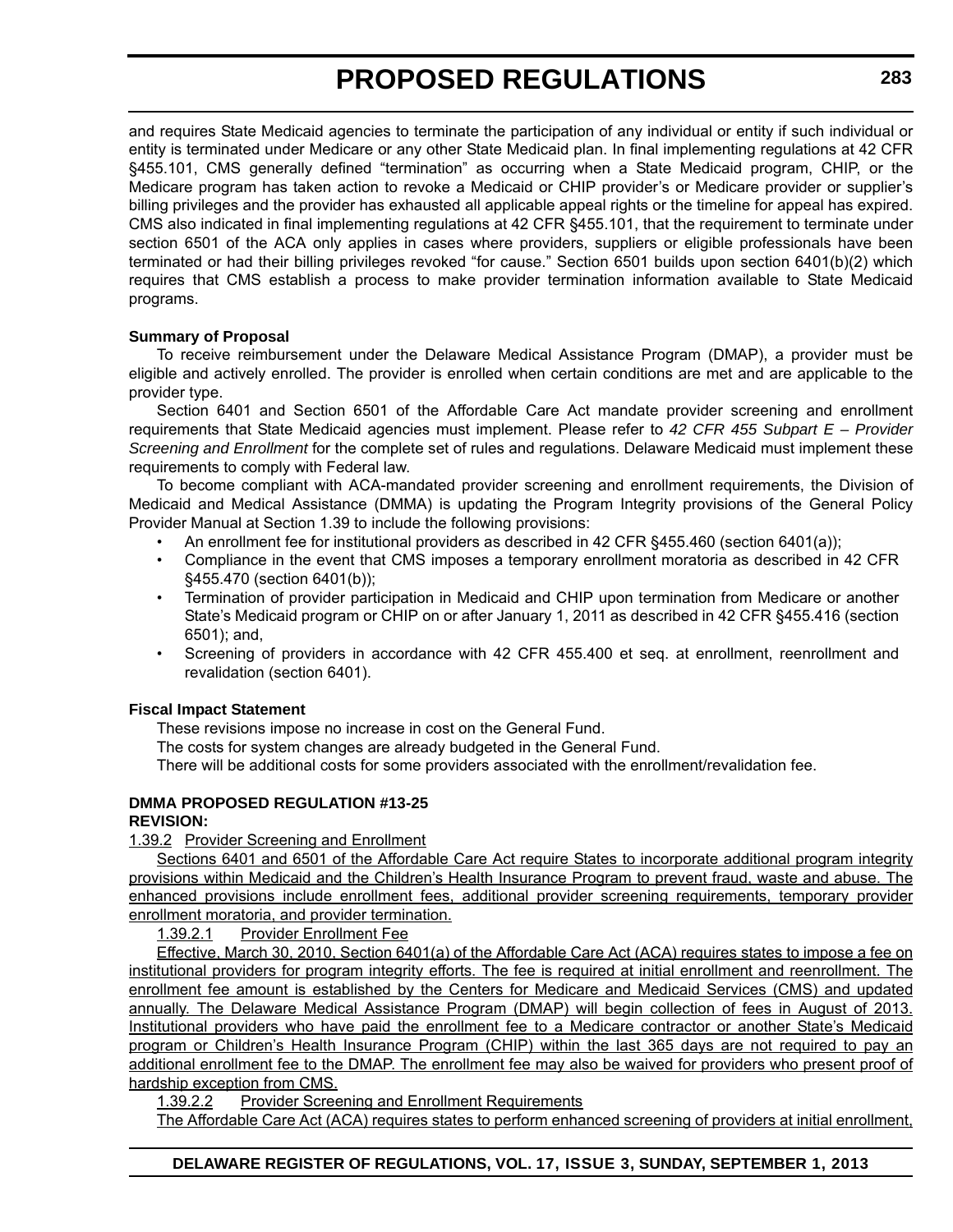and requires State Medicaid agencies to terminate the participation of any individual or entity if such individual or entity is terminated under Medicare or any other State Medicaid plan. In final implementing regulations at 42 CFR §455.101, CMS generally defined "termination" as occurring when a State Medicaid program, CHIP, or the Medicare program has taken action to revoke a Medicaid or CHIP provider's or Medicare provider or supplier's billing privileges and the provider has exhausted all applicable appeal rights or the timeline for appeal has expired. CMS also indicated in final implementing regulations at 42 CFR §455.101, that the requirement to terminate under section 6501 of the ACA only applies in cases where providers, suppliers or eligible professionals have been terminated or had their billing privileges revoked "for cause." Section 6501 builds upon section 6401(b)(2) which requires that CMS establish a process to make provider termination information available to State Medicaid programs.

**Summary of Proposal**

To receive reimbursement under the Delaware Medical Assistance Program (DMAP), a provider must be eligible and actively enrolled. The provider is enrolled when certain conditions are met and are applicable to the provider type.

Section 6401 and Section 6501 of the Affordable Care Act mandate provider screening and enrollment requirements that State Medicaid agencies must implement. Please refer to *42 CFR 455 Subpart E – Provider Screening and Enrollment* for the complete set of rules and regulations. Delaware Medicaid must implement these requirements to comply with Federal law.

To become compliant with ACA-mandated provider screening and enrollment requirements, the Division of Medicaid and Medical Assistance (DMMA) is updating the Program Integrity provisions of the General Policy Provider Manual at Section 1.39 to include the following provisions:

- An enrollment fee for institutional providers as described in 42 CFR §455.460 (section 6401(a));
- Compliance in the event that CMS imposes a temporary enrollment moratoria as described in 42 CFR §455.470 (section 6401(b));
- Termination of provider participation in Medicaid and CHIP upon termination from Medicare or another State's Medicaid program or CHIP on or after January 1, 2011 as described in 42 CFR §455.416 (section 6501); and,
- Screening of providers in accordance with 42 CFR 455.400 et seq. at enrollment, reenrollment and revalidation (section 6401).

**Fiscal Impact Statement**

These revisions impose no increase in cost on the General Fund.

The costs for system changes are already budgeted in the General Fund.

There will be additional costs for some providers associated with the enrollment/revalidation fee.

**DMMA PROPOSED REGULATION #13-25**
**REVISION:**

<u>1.39.2 Provider Screening and Enrollment</u>

<u>Sections 6401 and 6501 of the Affordable Care Act require States to incorporate additional program integrity provisions within Medicaid and the Children's Health Insurance Program to prevent fraud, waste and abuse. The enhanced provisions include enrollment fees, additional provider screening requirements, temporary provider enrollment moratoria, and provider termination.</u>

<u>1.39.2.1 Provider Enrollment Fee</u>

<u>Effective, March 30, 2010, Section 6401(a) of the Affordable Care Act (ACA) requires states to impose a fee on institutional providers for program integrity efforts. The fee is required at initial enrollment and reenrollment. The enrollment fee amount is established by the Centers for Medicare and Medicaid Services (CMS) and updated annually. The Delaware Medical Assistance Program (DMAP) will begin collection of fees in August of 2013. Institutional providers who have paid the enrollment fee to a Medicare contractor or another State's Medicaid program or Children's Health Insurance Program (CHIP) within the last 365 days are not required to pay an additional enrollment fee to the DMAP. The enrollment fee may also be waived for providers who present proof of hardship exception from CMS.</u>

<u>1.39.2.2 Provider Screening and Enrollment Requirements</u>

<u>The Affordable Care Act (ACA) requires states to perform enhanced screening of providers at initial enrollment,</u>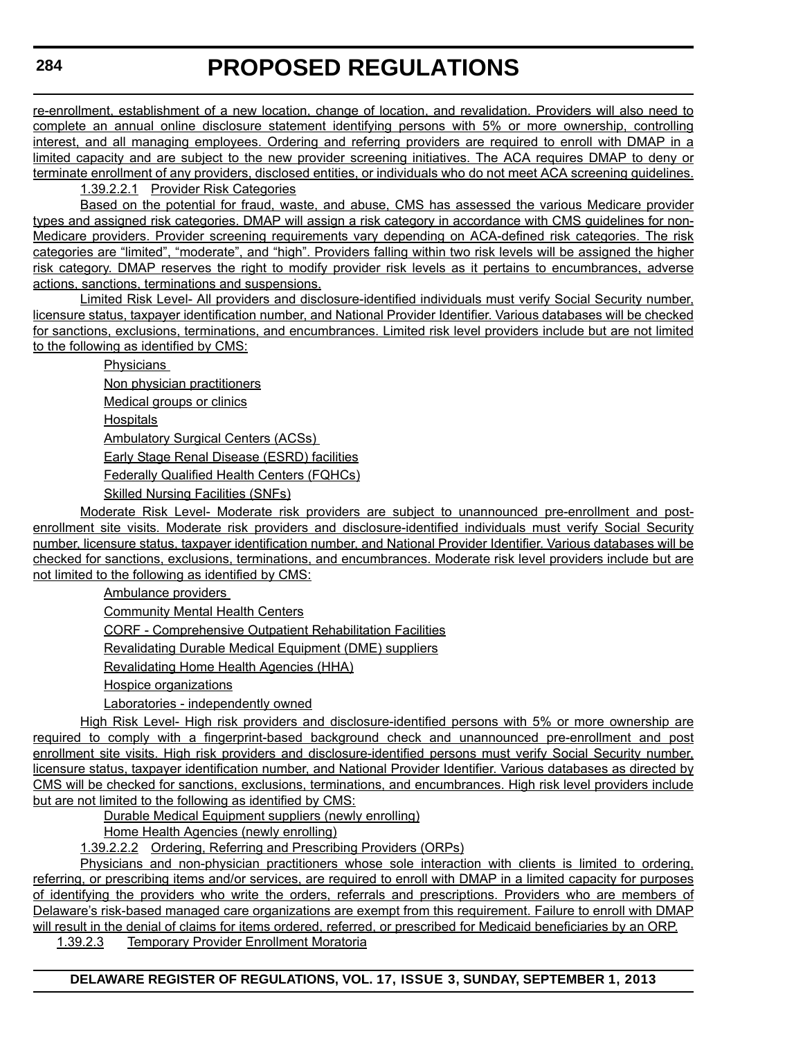re-enrollment, establishment of a new location, change of location, and revalidation. Providers will also need to complete an annual online disclosure statement identifying persons with 5% or more ownership, controlling interest, and all managing employees. Ordering and referring providers are required to enroll with DMAP in a limited capacity and are subject to the new provider screening initiatives. The ACA requires DMAP to deny or terminate enrollment of any providers, disclosed entities, or individuals who do not meet ACA screening guidelines.

1.39.2.2.1 Provider Risk Categories

Based on the potential for fraud, waste, and abuse, CMS has assessed the various Medicare provider types and assigned risk categories. DMAP will assign a risk category in accordance with CMS guidelines for non-Medicare providers. Provider screening requirements vary depending on ACA-defined risk categories. The risk categories are "limited", "moderate", and "high". Providers falling within two risk levels will be assigned the higher risk category. DMAP reserves the right to modify provider risk levels as it pertains to encumbrances, adverse actions, sanctions, terminations and suspensions.

Limited Risk Level- All providers and disclosure-identified individuals must verify Social Security number, licensure status, taxpayer identification number, and National Provider Identifier. Various databases will be checked for sanctions, exclusions, terminations, and encumbrances. Limited risk level providers include but are not limited to the following as identified by CMS:

- Physicians
- Non physician practitioners
- Medical groups or clinics
- Hospitals
- Ambulatory Surgical Centers (ACSs)
- Early Stage Renal Disease (ESRD) facilities
- Federally Qualified Health Centers (FQHCs)
- Skilled Nursing Facilities (SNFs)

Moderate Risk Level- Moderate risk providers are subject to unannounced pre-enrollment and post-enrollment site visits. Moderate risk providers and disclosure-identified individuals must verify Social Security number, licensure status, taxpayer identification number, and National Provider Identifier. Various databases will be checked for sanctions, exclusions, terminations, and encumbrances. Moderate risk level providers include but are not limited to the following as identified by CMS:

- Ambulance providers
- Community Mental Health Centers
- CORF - Comprehensive Outpatient Rehabilitation Facilities
- Revalidating Durable Medical Equipment (DME) suppliers
- Revalidating Home Health Agencies (HHA)
- Hospice organizations
- Laboratories - independently owned

High Risk Level- High risk providers and disclosure-identified persons with 5% or more ownership are required to comply with a fingerprint-based background check and unannounced pre-enrollment and post enrollment site visits. High risk providers and disclosure-identified persons must verify Social Security number, licensure status, taxpayer identification number, and National Provider Identifier. Various databases as directed by CMS will be checked for sanctions, exclusions, terminations, and encumbrances. High risk level providers include but are not limited to the following as identified by CMS:

- Durable Medical Equipment suppliers (newly enrolling)
- Home Health Agencies (newly enrolling)

1.39.2.2.2 Ordering, Referring and Prescribing Providers (ORPs)

Physicians and non-physician practitioners whose sole interaction with clients is limited to ordering, referring, or prescribing items and/or services, are required to enroll with DMAP in a limited capacity for purposes of identifying the providers who write the orders, referrals and prescriptions. Providers who are members of Delaware's risk-based managed care organizations are exempt from this requirement. Failure to enroll with DMAP will result in the denial of claims for items ordered, referred, or prescribed for Medicaid beneficiaries by an ORP.

1.39.2.3 Temporary Provider Enrollment Moratoria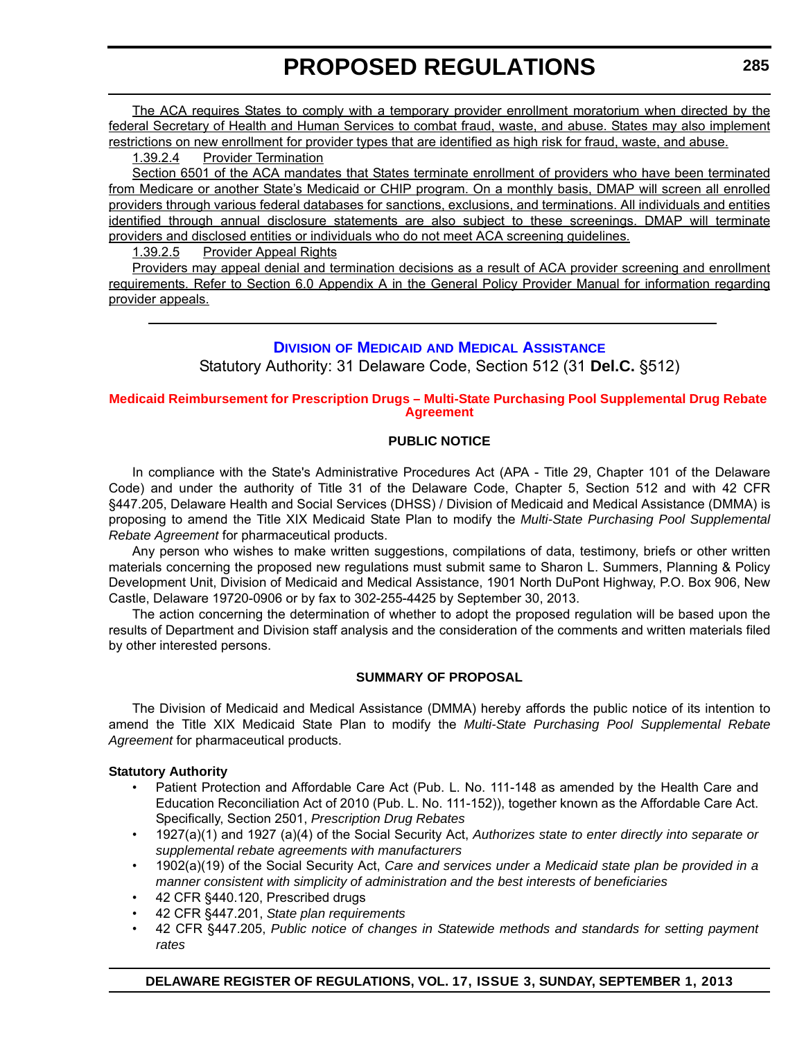The ACA requires States to comply with a temporary provider enrollment moratorium when directed by the federal Secretary of Health and Human Services to combat fraud, waste, and abuse. States may also implement restrictions on new enrollment for provider types that are identified as high risk for fraud, waste, and abuse.

1.39.2.4 Provider Termination

Section 6501 of the ACA mandates that States terminate enrollment of providers who have been terminated from Medicare or another State's Medicaid or CHIP program. On a monthly basis, DMAP will screen all enrolled providers through various federal databases for sanctions, exclusions, and terminations. All individuals and entities identified through annual disclosure statements are also subject to these screenings. DMAP will terminate providers and disclosed entities or individuals who do not meet ACA screening guidelines.

1.39.2.5 Provider Appeal Rights

Providers may appeal denial and termination decisions as a result of ACA provider screening and enrollment requirements. Refer to Section 6.0 Appendix A in the General Policy Provider Manual for information regarding provider appeals.

---

## DIVISION OF MEDICAID AND MEDICAL ASSISTANCE

Statutory Authority: 31 Delaware Code, Section 512 (31 **Del.C.** §512)

### Medicaid Reimbursement for Prescription Drugs – Multi-State Purchasing Pool Supplemental Drug Rebate Agreement

**PUBLIC NOTICE**

In compliance with the State's Administrative Procedures Act (APA - Title 29, Chapter 101 of the Delaware Code) and under the authority of Title 31 of the Delaware Code, Chapter 5, Section 512 and with 42 CFR §447.205, Delaware Health and Social Services (DHSS) / Division of Medicaid and Medical Assistance (DMMA) is proposing to amend the Title XIX Medicaid State Plan to modify the *Multi-State Purchasing Pool Supplemental Rebate Agreement* for pharmaceutical products.

Any person who wishes to make written suggestions, compilations of data, testimony, briefs or other written materials concerning the proposed new regulations must submit same to Sharon L. Summers, Planning & Policy Development Unit, Division of Medicaid and Medical Assistance, 1901 North DuPont Highway, P.O. Box 906, New Castle, Delaware 19720-0906 or by fax to 302-255-4425 by September 30, 2013.

The action concerning the determination of whether to adopt the proposed regulation will be based upon the results of Department and Division staff analysis and the consideration of the comments and written materials filed by other interested persons.

**SUMMARY OF PROPOSAL**

The Division of Medicaid and Medical Assistance (DMMA) hereby affords the public notice of its intention to amend the Title XIX Medicaid State Plan to modify the *Multi-State Purchasing Pool Supplemental Rebate Agreement* for pharmaceutical products.

**Statutory Authority**

- Patient Protection and Affordable Care Act (Pub. L. No. 111-148 as amended by the Health Care and Education Reconciliation Act of 2010 (Pub. L. No. 111-152)), together known as the Affordable Care Act. Specifically, Section 2501, *Prescription Drug Rebates*
- 1927(a)(1) and 1927 (a)(4) of the Social Security Act, *Authorizes state to enter directly into separate or supplemental rebate agreements with manufacturers*
- 1902(a)(19) of the Social Security Act, *Care and services under a Medicaid state plan be provided in a manner consistent with simplicity of administration and the best interests of beneficiaries*
- 42 CFR §440.120, Prescribed drugs
- 42 CFR §447.201, *State plan requirements*
- 42 CFR §447.205, *Public notice of changes in Statewide methods and standards for setting payment rates*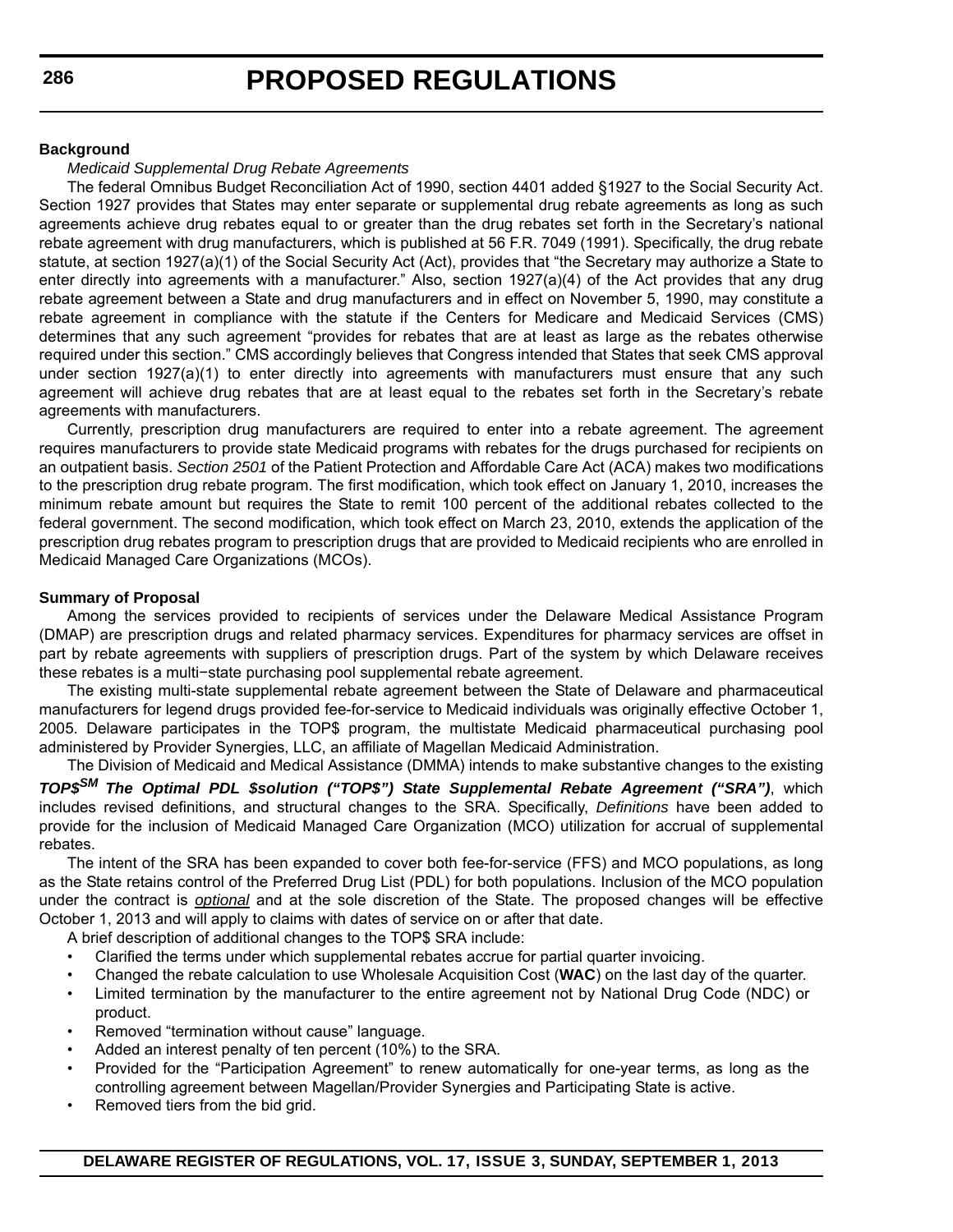**Background**

*Medicaid Supplemental Drug Rebate Agreements*

The federal Omnibus Budget Reconciliation Act of 1990, section 4401 added §1927 to the Social Security Act. Section 1927 provides that States may enter separate or supplemental drug rebate agreements as long as such agreements achieve drug rebates equal to or greater than the drug rebates set forth in the Secretary's national rebate agreement with drug manufacturers, which is published at 56 F.R. 7049 (1991). Specifically, the drug rebate statute, at section 1927(a)(1) of the Social Security Act (Act), provides that "the Secretary may authorize a State to enter directly into agreements with a manufacturer." Also, section 1927(a)(4) of the Act provides that any drug rebate agreement between a State and drug manufacturers and in effect on November 5, 1990, may constitute a rebate agreement in compliance with the statute if the Centers for Medicare and Medicaid Services (CMS) determines that any such agreement "provides for rebates that are at least as large as the rebates otherwise required under this section." CMS accordingly believes that Congress intended that States that seek CMS approval under section 1927(a)(1) to enter directly into agreements with manufacturers must ensure that any such agreement will achieve drug rebates that are at least equal to the rebates set forth in the Secretary's rebate agreements with manufacturers.

Currently, prescription drug manufacturers are required to enter into a rebate agreement. The agreement requires manufacturers to provide state Medicaid programs with rebates for the drugs purchased for recipients on an outpatient basis. *Section 2501* of the Patient Protection and Affordable Care Act (ACA) makes two modifications to the prescription drug rebate program. The first modification, which took effect on January 1, 2010, increases the minimum rebate amount but requires the State to remit 100 percent of the additional rebates collected to the federal government. The second modification, which took effect on March 23, 2010, extends the application of the prescription drug rebates program to prescription drugs that are provided to Medicaid recipients who are enrolled in Medicaid Managed Care Organizations (MCOs).

**Summary of Proposal**

Among the services provided to recipients of services under the Delaware Medical Assistance Program (DMAP) are prescription drugs and related pharmacy services. Expenditures for pharmacy services are offset in part by rebate agreements with suppliers of prescription drugs. Part of the system by which Delaware receives these rebates is a multi−state purchasing pool supplemental rebate agreement.

The existing multi-state supplemental rebate agreement between the State of Delaware and pharmaceutical manufacturers for legend drugs provided fee-for-service to Medicaid individuals was originally effective October 1, 2005. Delaware participates in the TOP$ program, the multistate Medicaid pharmaceutical purchasing pool administered by Provider Synergies, LLC, an affiliate of Magellan Medicaid Administration.

The Division of Medicaid and Medical Assistance (DMMA) intends to make substantive changes to the existing ***TOP$[SM] The Optimal PDL $solution ("TOP$") State Supplemental Rebate Agreement ("SRA")***, which includes revised definitions, and structural changes to the SRA. Specifically, *Definitions* have been added to provide for the inclusion of Medicaid Managed Care Organization (MCO) utilization for accrual of supplemental rebates.

The intent of the SRA has been expanded to cover both fee-for-service (FFS) and MCO populations, as long as the State retains control of the Preferred Drug List (PDL) for both populations. Inclusion of the MCO population under the contract is *optional* and at the sole discretion of the State. The proposed changes will be effective October 1, 2013 and will apply to claims with dates of service on or after that date.

A brief description of additional changes to the TOP$ SRA include:

- Clarified the terms under which supplemental rebates accrue for partial quarter invoicing.
- Changed the rebate calculation to use Wholesale Acquisition Cost (**WAC**) on the last day of the quarter.
- Limited termination by the manufacturer to the entire agreement not by National Drug Code (NDC) or product.
- Removed "termination without cause" language.
- Added an interest penalty of ten percent (10%) to the SRA.
- Provided for the "Participation Agreement" to renew automatically for one-year terms, as long as the controlling agreement between Magellan/Provider Synergies and Participating State is active.
- Removed tiers from the bid grid.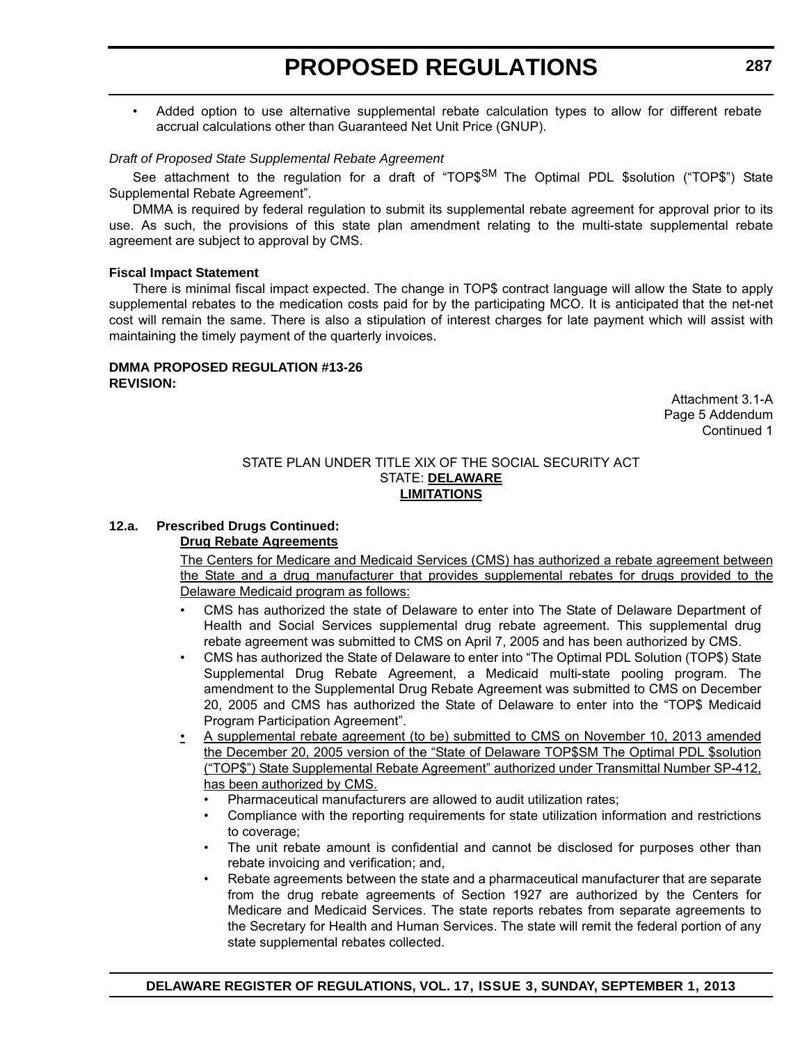- Added option to use alternative supplemental rebate calculation types to allow for different rebate accrual calculations other than Guaranteed Net Unit Price (GNUP).

*Draft of Proposed State Supplemental Rebate Agreement*

See attachment to the regulation for a draft of "TOP$SM The Optimal PDL $solution ("TOP$") State Supplemental Rebate Agreement".

DMMA is required by federal regulation to submit its supplemental rebate agreement for approval prior to its use. As such, the provisions of this state plan amendment relating to the multi-state supplemental rebate agreement are subject to approval by CMS.

**Fiscal Impact Statement**

There is minimal fiscal impact expected. The change in TOP$ contract language will allow the State to apply supplemental rebates to the medication costs paid for by the participating MCO. It is anticipated that the net-net cost will remain the same. There is also a stipulation of interest charges for late payment which will assist with maintaining the timely payment of the quarterly invoices.

**DMMA PROPOSED REGULATION #13-26**
**REVISION:**

Attachment 3.1-A
Page 5 Addendum
Continued 1

STATE PLAN UNDER TITLE XIX OF THE SOCIAL SECURITY ACT
STATE: **DELAWARE**
**LIMITATIONS**

**12.a. Prescribed Drugs Continued:**

**Drug Rebate Agreements**

The Centers for Medicare and Medicaid Services (CMS) has authorized a rebate agreement between the State and a drug manufacturer that provides supplemental rebates for drugs provided to the Delaware Medicaid program as follows:

- CMS has authorized the state of Delaware to enter into The State of Delaware Department of Health and Social Services supplemental drug rebate agreement. This supplemental drug rebate agreement was submitted to CMS on April 7, 2005 and has been authorized by CMS.
- CMS has authorized the State of Delaware to enter into "The Optimal PDL Solution (TOP$) State Supplemental Drug Rebate Agreement, a Medicaid multi-state pooling program. The amendment to the Supplemental Drug Rebate Agreement was submitted to CMS on December 20, 2005 and CMS has authorized the State of Delaware to enter into the "TOP$ Medicaid Program Participation Agreement".
- A supplemental rebate agreement (to be) submitted to CMS on November 10, 2013 amended the December 20, 2005 version of the "State of Delaware TOP$SM The Optimal PDL $solution ("TOP$") State Supplemental Rebate Agreement" authorized under Transmittal Number SP-412, has been authorized by CMS.
  - Pharmaceutical manufacturers are allowed to audit utilization rates;
  - Compliance with the reporting requirements for state utilization information and restrictions to coverage;
  - The unit rebate amount is confidential and cannot be disclosed for purposes other than rebate invoicing and verification; and,
  - Rebate agreements between the state and a pharmaceutical manufacturer that are separate from the drug rebate agreements of Section 1927 are authorized by the Centers for Medicare and Medicaid Services. The state reports rebates from separate agreements to the Secretary for Health and Human Services. The state will remit the federal portion of any state supplemental rebates collected.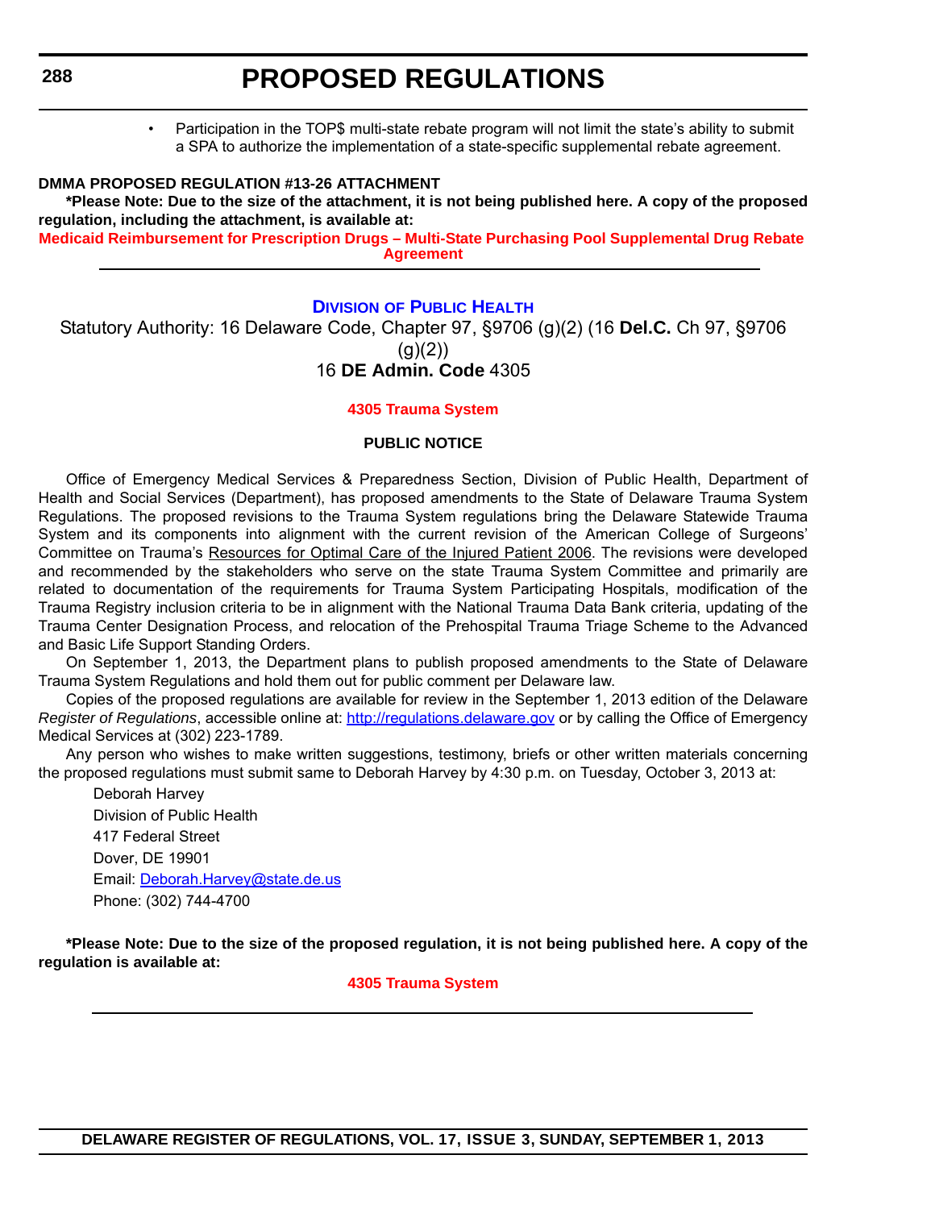- Participation in the TOP$ multi-state rebate program will not limit the state's ability to submit a SPA to authorize the implementation of a state-specific supplemental rebate agreement.

**DMMA PROPOSED REGULATION #13-26 ATTACHMENT**

**\*Please Note: Due to the size of the attachment, it is not being published here. A copy of the proposed regulation, including the attachment, is available at:**

**Medicaid Reimbursement for Prescription Drugs – Multi-State Purchasing Pool Supplemental Drug Rebate Agreement**

---

## DIVISION OF PUBLIC HEALTH

Statutory Authority: 16 Delaware Code, Chapter 97, §9706 (g)(2) (16 **Del.C.** Ch 97, §9706 (g)(2))
16 **DE Admin. Code** 4305

### 4305 Trauma System

#### PUBLIC NOTICE

Office of Emergency Medical Services & Preparedness Section, Division of Public Health, Department of Health and Social Services (Department), has proposed amendments to the State of Delaware Trauma System Regulations. The proposed revisions to the Trauma System regulations bring the Delaware Statewide Trauma System and its components into alignment with the current revision of the American College of Surgeons' Committee on Trauma's Resources for Optimal Care of the Injured Patient 2006. The revisions were developed and recommended by the stakeholders who serve on the state Trauma System Committee and primarily are related to documentation of the requirements for Trauma System Participating Hospitals, modification of the Trauma Registry inclusion criteria to be in alignment with the National Trauma Data Bank criteria, updating of the Trauma Center Designation Process, and relocation of the Prehospital Trauma Triage Scheme to the Advanced and Basic Life Support Standing Orders.

On September 1, 2013, the Department plans to publish proposed amendments to the State of Delaware Trauma System Regulations and hold them out for public comment per Delaware law.

Copies of the proposed regulations are available for review in the September 1, 2013 edition of the Delaware *Register of Regulations*, accessible online at: http://regulations.delaware.gov or by calling the Office of Emergency Medical Services at (302) 223-1789.

Any person who wishes to make written suggestions, testimony, briefs or other written materials concerning the proposed regulations must submit same to Deborah Harvey by 4:30 p.m. on Tuesday, October 3, 2013 at:

Deborah Harvey
Division of Public Health
417 Federal Street
Dover, DE 19901
Email: Deborah.Harvey@state.de.us
Phone: (302) 744-4700

**\*Please Note: Due to the size of the proposed regulation, it is not being published here. A copy of the regulation is available at:**

**4305 Trauma System**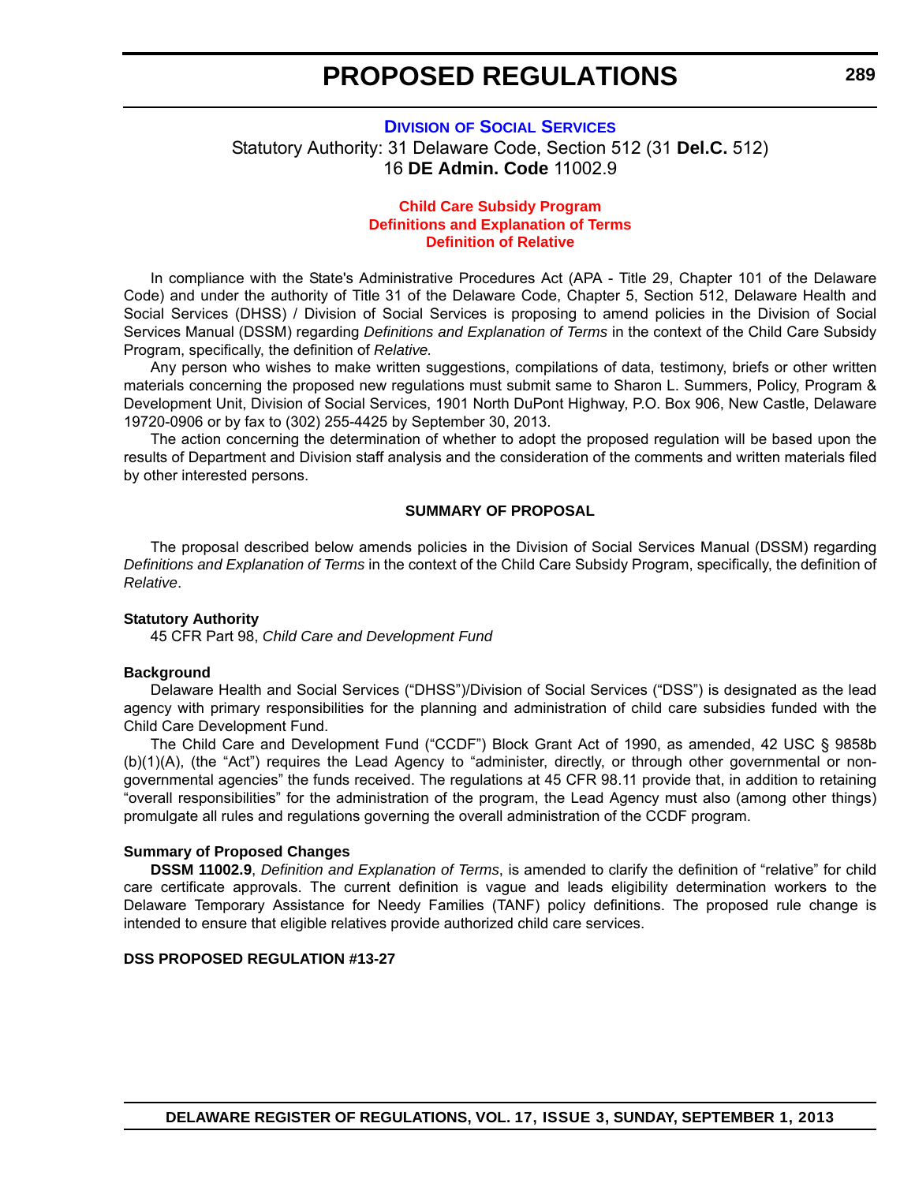## DIVISION OF SOCIAL SERVICES

Statutory Authority: 31 Delaware Code, Section 512 (31 **Del.C.** 512)
16 **DE Admin. Code** 11002.9

### Child Care Subsidy Program
### Definitions and Explanation of Terms
### Definition of Relative

In compliance with the State's Administrative Procedures Act (APA - Title 29, Chapter 101 of the Delaware Code) and under the authority of Title 31 of the Delaware Code, Chapter 5, Section 512, Delaware Health and Social Services (DHSS) / Division of Social Services is proposing to amend policies in the Division of Social Services Manual (DSSM) regarding *Definitions and Explanation of Terms* in the context of the Child Care Subsidy Program, specifically, the definition of *Relative*.

Any person who wishes to make written suggestions, compilations of data, testimony, briefs or other written materials concerning the proposed new regulations must submit same to Sharon L. Summers, Policy, Program & Development Unit, Division of Social Services, 1901 North DuPont Highway, P.O. Box 906, New Castle, Delaware 19720-0906 or by fax to (302) 255-4425 by September 30, 2013.

The action concerning the determination of whether to adopt the proposed regulation will be based upon the results of Department and Division staff analysis and the consideration of the comments and written materials filed by other interested persons.

**SUMMARY OF PROPOSAL**

The proposal described below amends policies in the Division of Social Services Manual (DSSM) regarding *Definitions and Explanation of Terms* in the context of the Child Care Subsidy Program, specifically, the definition of *Relative*.

**Statutory Authority**

45 CFR Part 98, *Child Care and Development Fund*

**Background**

Delaware Health and Social Services ("DHSS")/Division of Social Services ("DSS") is designated as the lead agency with primary responsibilities for the planning and administration of child care subsidies funded with the Child Care Development Fund.

The Child Care and Development Fund ("CCDF") Block Grant Act of 1990, as amended, 42 USC § 9858b (b)(1)(A), (the "Act") requires the Lead Agency to "administer, directly, or through other governmental or non-governmental agencies" the funds received. The regulations at 45 CFR 98.11 provide that, in addition to retaining "overall responsibilities" for the administration of the program, the Lead Agency must also (among other things) promulgate all rules and regulations governing the overall administration of the CCDF program.

**Summary of Proposed Changes**

**DSSM 11002.9**, *Definition and Explanation of Terms*, is amended to clarify the definition of "relative" for child care certificate approvals. The current definition is vague and leads eligibility determination workers to the Delaware Temporary Assistance for Needy Families (TANF) policy definitions. The proposed rule change is intended to ensure that eligible relatives provide authorized child care services.

**DSS PROPOSED REGULATION #13-27**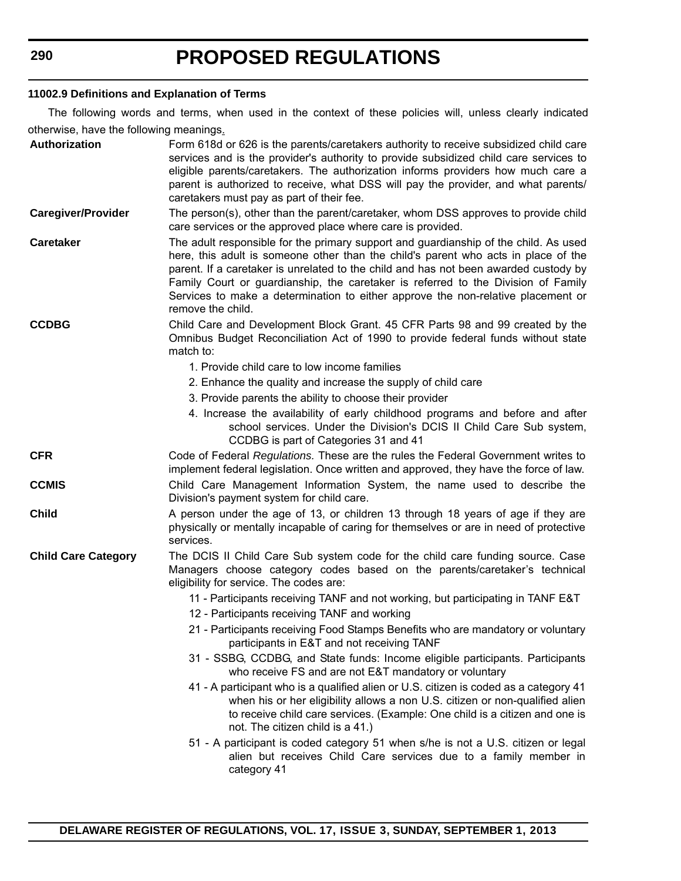#### 11002.9 Definitions and Explanation of Terms

The following words and terms, when used in the context of these policies will, unless clearly indicated otherwise, have the following meanings.

**Authorization** Form 618d or 626 is the parents/caretakers authority to receive subsidized child care services and is the provider's authority to provide subsidized child care services to eligible parents/caretakers. The authorization informs providers how much care a parent is authorized to receive, what DSS will pay the provider, and what parents/caretakers must pay as part of their fee.

**Caregiver/Provider** The person(s), other than the parent/caretaker, whom DSS approves to provide child care services or the approved place where care is provided.

**Caretaker** The adult responsible for the primary support and guardianship of the child. As used here, this adult is someone other than the child's parent who acts in place of the parent. If a caretaker is unrelated to the child and has not been awarded custody by Family Court or guardianship, the caretaker is referred to the Division of Family Services to make a determination to either approve the non-relative placement or remove the child.

**CCDBG** Child Care and Development Block Grant. 45 CFR Parts 98 and 99 created by the Omnibus Budget Reconciliation Act of 1990 to provide federal funds without state match to:

1. Provide child care to low income families
2. Enhance the quality and increase the supply of child care
3. Provide parents the ability to choose their provider
4. Increase the availability of early childhood programs and before and after school services. Under the Division's DCIS II Child Care Sub system, CCDBG is part of Categories 31 and 41

**CFR** Code of Federal *Regulations*. These are the rules the Federal Government writes to implement federal legislation. Once written and approved, they have the force of law.

**CCMIS** Child Care Management Information System, the name used to describe the Division's payment system for child care.

**Child** A person under the age of 13, or children 13 through 18 years of age if they are physically or mentally incapable of caring for themselves or are in need of protective services.

**Child Care Category** The DCIS II Child Care Sub system code for the child care funding source. Case Managers choose category codes based on the parents/caretaker's technical eligibility for service. The codes are:

11 - Participants receiving TANF and not working, but participating in TANF E&T

12 - Participants receiving TANF and working

21 - Participants receiving Food Stamps Benefits who are mandatory or voluntary participants in E&T and not receiving TANF

31 - SSBG, CCDBG, and State funds: Income eligible participants. Participants who receive FS and are not E&T mandatory or voluntary

41 - A participant who is a qualified alien or U.S. citizen is coded as a category 41 when his or her eligibility allows a non U.S. citizen or non-qualified alien to receive child care services. (Example: One child is a citizen and one is not. The citizen child is a 41.)

51 - A participant is coded category 51 when s/he is not a U.S. citizen or legal alien but receives Child Care services due to a family member in category 41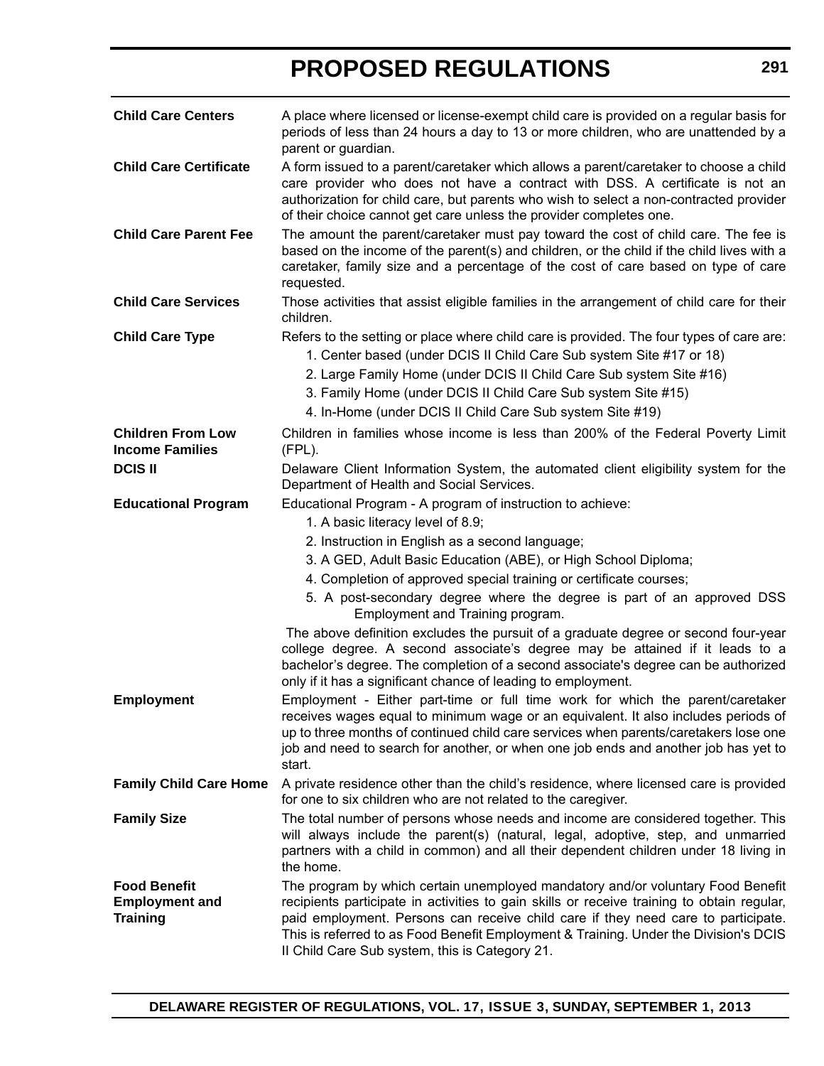| | |
|---|---|
| **Child Care Centers** | A place where licensed or license-exempt child care is provided on a regular basis for periods of less than 24 hours a day to 13 or more children, who are unattended by a parent or guardian. |
| **Child Care Certificate** | A form issued to a parent/caretaker which allows a parent/caretaker to choose a child care provider who does not have a contract with DSS. A certificate is not an authorization for child care, but parents who wish to select a non-contracted provider of their choice cannot get care unless the provider completes one. |
| **Child Care Parent Fee** | The amount the parent/caretaker must pay toward the cost of child care. The fee is based on the income of the parent(s) and children, or the child if the child lives with a caretaker, family size and a percentage of the cost of care based on type of care requested. |
| **Child Care Services** | Those activities that assist eligible families in the arrangement of child care for their children. |
| **Child Care Type** | Refers to the setting or place where child care is provided. The four types of care are:<br>1. Center based (under DCIS II Child Care Sub system Site #17 or 18)<br>2. Large Family Home (under DCIS II Child Care Sub system Site #16)<br>3. Family Home (under DCIS II Child Care Sub system Site #15)<br>4. In-Home (under DCIS II Child Care Sub system Site #19) |
| **Children From Low Income Families** | Children in families whose income is less than 200% of the Federal Poverty Limit (FPL). |
| **DCIS II** | Delaware Client Information System, the automated client eligibility system for the Department of Health and Social Services. |
| **Educational Program** | Educational Program - A program of instruction to achieve:<br>1. A basic literacy level of 8.9;<br>2. Instruction in English as a second language;<br>3. A GED, Adult Basic Education (ABE), or High School Diploma;<br>4. Completion of approved special training or certificate courses;<br>5. A post-secondary degree where the degree is part of an approved DSS Employment and Training program.<br>The above definition excludes the pursuit of a graduate degree or second four-year college degree. A second associate's degree may be attained if it leads to a bachelor's degree. The completion of a second associate's degree can be authorized only if it has a significant chance of leading to employment. |
| **Employment** | Employment - Either part-time or full time work for which the parent/caretaker receives wages equal to minimum wage or an equivalent. It also includes periods of up to three months of continued child care services when parents/caretakers lose one job and need to search for another, or when one job ends and another job has yet to start. |
| **Family Child Care Home** | A private residence other than the child's residence, where licensed care is provided for one to six children who are not related to the caregiver. |
| **Family Size** | The total number of persons whose needs and income are considered together. This will always include the parent(s) (natural, legal, adoptive, step, and unmarried partners with a child in common) and all their dependent children under 18 living in the home. |
| **Food Benefit Employment and Training** | The program by which certain unemployed mandatory and/or voluntary Food Benefit recipients participate in activities to gain skills or receive training to obtain regular, paid employment. Persons can receive child care if they need care to participate. This is referred to as Food Benefit Employment & Training. Under the Division's DCIS II Child Care Sub system, this is Category 21. |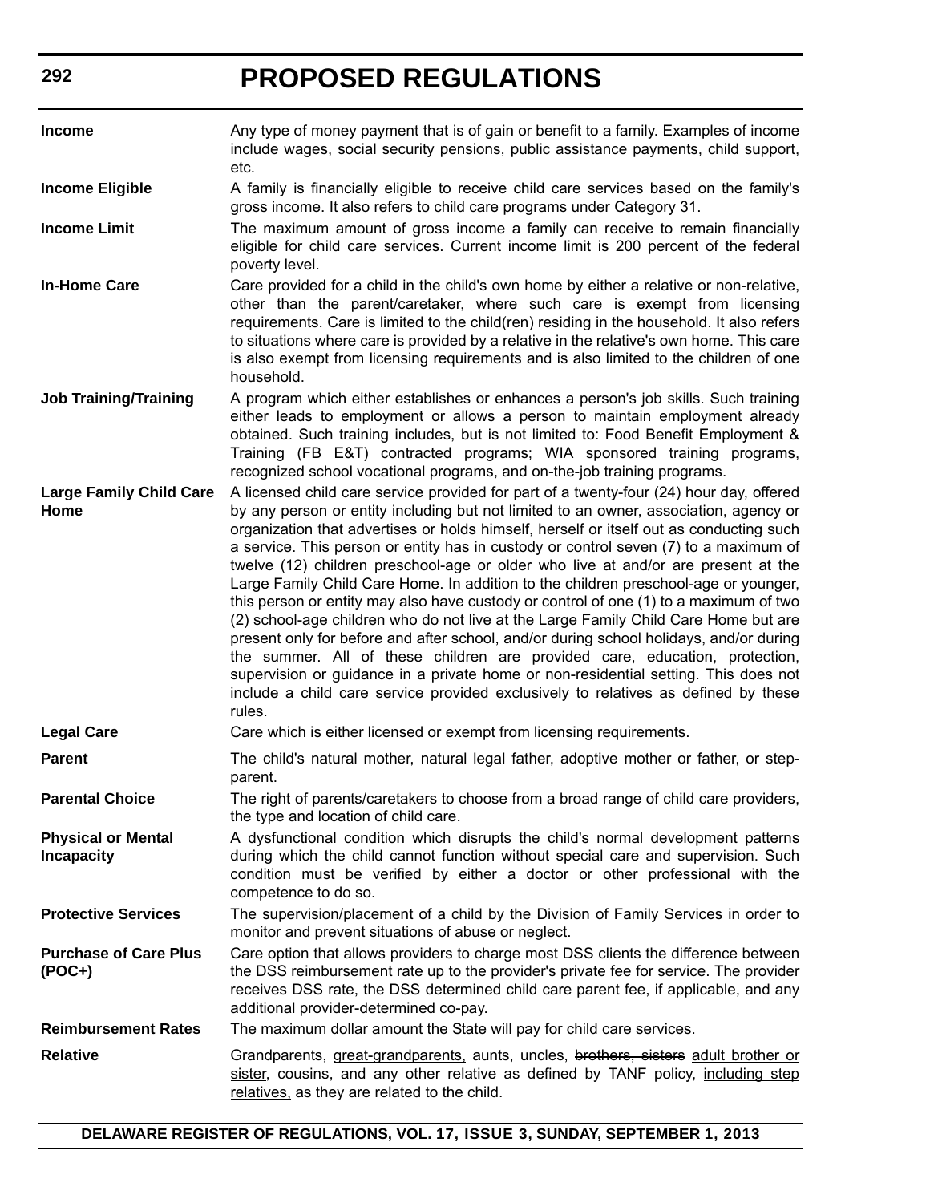| | |
|---|---|
| **Income** | Any type of money payment that is of gain or benefit to a family. Examples of income include wages, social security pensions, public assistance payments, child support, etc. |
| **Income Eligible** | A family is financially eligible to receive child care services based on the family's gross income. It also refers to child care programs under Category 31. |
| **Income Limit** | The maximum amount of gross income a family can receive to remain financially eligible for child care services. Current income limit is 200 percent of the federal poverty level. |
| **In-Home Care** | Care provided for a child in the child's own home by either a relative or non-relative, other than the parent/caretaker, where such care is exempt from licensing requirements. Care is limited to the child(ren) residing in the household. It also refers to situations where care is provided by a relative in the relative's own home. This care is also exempt from licensing requirements and is also limited to the children of one household. |
| **Job Training/Training** | A program which either establishes or enhances a person's job skills. Such training either leads to employment or allows a person to maintain employment already obtained. Such training includes, but is not limited to: Food Benefit Employment & Training (FB E&T) contracted programs; WIA sponsored training programs, recognized school vocational programs, and on-the-job training programs. |
| **Large Family Child Care Home** | A licensed child care service provided for part of a twenty-four (24) hour day, offered by any person or entity including but not limited to an owner, association, agency or organization that advertises or holds himself, herself or itself out as conducting such a service. This person or entity has in custody or control seven (7) to a maximum of twelve (12) children preschool-age or older who live at and/or are present at the Large Family Child Care Home. In addition to the children preschool-age or younger, this person or entity may also have custody or control of one (1) to a maximum of two (2) school-age children who do not live at the Large Family Child Care Home but are present only for before and after school, and/or during school holidays, and/or during the summer. All of these children are provided care, education, protection, supervision or guidance in a private home or non-residential setting. This does not include a child care service provided exclusively to relatives as defined by these rules. |
| **Legal Care** | Care which is either licensed or exempt from licensing requirements. |
| **Parent** | The child's natural mother, natural legal father, adoptive mother or father, or step-parent. |
| **Parental Choice** | The right of parents/caretakers to choose from a broad range of child care providers, the type and location of child care. |
| **Physical or Mental Incapacity** | A dysfunctional condition which disrupts the child's normal development patterns during which the child cannot function without special care and supervision. Such condition must be verified by either a doctor or other professional with the competence to do so. |
| **Protective Services** | The supervision/placement of a child by the Division of Family Services in order to monitor and prevent situations of abuse or neglect. |
| **Purchase of Care Plus (POC+)** | Care option that allows providers to charge most DSS clients the difference between the DSS reimbursement rate up to the provider's private fee for service. The provider receives DSS rate, the DSS determined child care parent fee, if applicable, and any additional provider-determined co-pay. |
| **Reimbursement Rates** | The maximum dollar amount the State will pay for child care services. |
| **Relative** | Grandparents, <u>great-grandparents,</u> aunts, uncles, ~~brothers, sisters~~ <u>adult brother or sister</u>, ~~cousins, and any other relative as defined by TANF policy,~~ <u>including step relatives,</u> as they are related to the child. |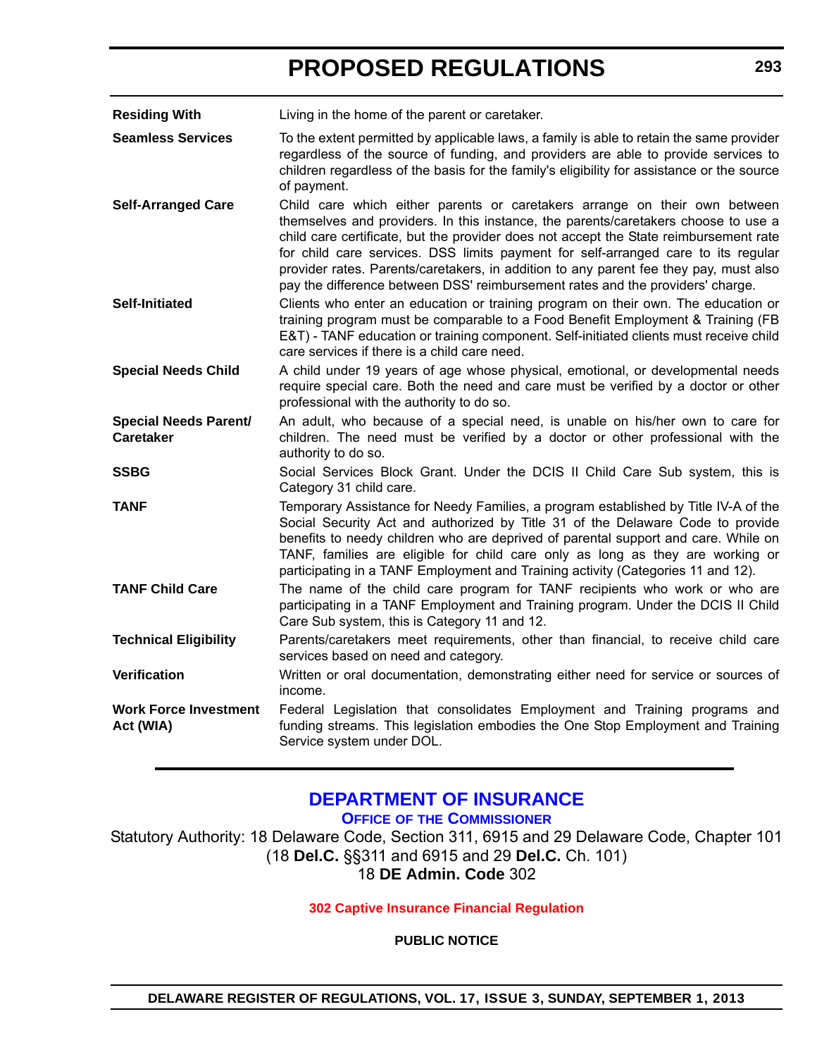| | |
|---|---|
| **Residing With** | Living in the home of the parent or caretaker. |
| **Seamless Services** | To the extent permitted by applicable laws, a family is able to retain the same provider regardless of the source of funding, and providers are able to provide services to children regardless of the basis for the family's eligibility for assistance or the source of payment. |
| **Self-Arranged Care** | Child care which either parents or caretakers arrange on their own between themselves and providers. In this instance, the parents/caretakers choose to use a child care certificate, but the provider does not accept the State reimbursement rate for child care services. DSS limits payment for self-arranged care to its regular provider rates. Parents/caretakers, in addition to any parent fee they pay, must also pay the difference between DSS' reimbursement rates and the providers' charge. |
| **Self-Initiated** | Clients who enter an education or training program on their own. The education or training program must be comparable to a Food Benefit Employment & Training (FB E&T) - TANF education or training component. Self-initiated clients must receive child care services if there is a child care need. |
| **Special Needs Child** | A child under 19 years of age whose physical, emotional, or developmental needs require special care. Both the need and care must be verified by a doctor or other professional with the authority to do so. |
| **Special Needs Parent/ Caretaker** | An adult, who because of a special need, is unable on his/her own to care for children. The need must be verified by a doctor or other professional with the authority to do so. |
| **SSBG** | Social Services Block Grant. Under the DCIS II Child Care Sub system, this is Category 31 child care. |
| **TANF** | Temporary Assistance for Needy Families, a program established by Title IV-A of the Social Security Act and authorized by Title 31 of the Delaware Code to provide benefits to needy children who are deprived of parental support and care. While on TANF, families are eligible for child care only as long as they are working or participating in a TANF Employment and Training activity (Categories 11 and 12). |
| **TANF Child Care** | The name of the child care program for TANF recipients who work or who are participating in a TANF Employment and Training program. Under the DCIS II Child Care Sub system, this is Category 11 and 12. |
| **Technical Eligibility** | Parents/caretakers meet requirements, other than financial, to receive child care services based on need and category. |
| **Verification** | Written or oral documentation, demonstrating either need for service or sources of income. |
| **Work Force Investment Act (WIA)** | Federal Legislation that consolidates Employment and Training programs and funding streams. This legislation embodies the One Stop Employment and Training Service system under DOL. |

---

## DEPARTMENT OF INSURANCE

### Office of the Commissioner

Statutory Authority: 18 Delaware Code, Section 311, 6915 and 29 Delaware Code, Chapter 101 (18 **Del.C.** §§311 and 6915 and 29 **Del.C.** Ch. 101)
18 **DE Admin. Code** 302

**302 Captive Insurance Financial Regulation**

**PUBLIC NOTICE**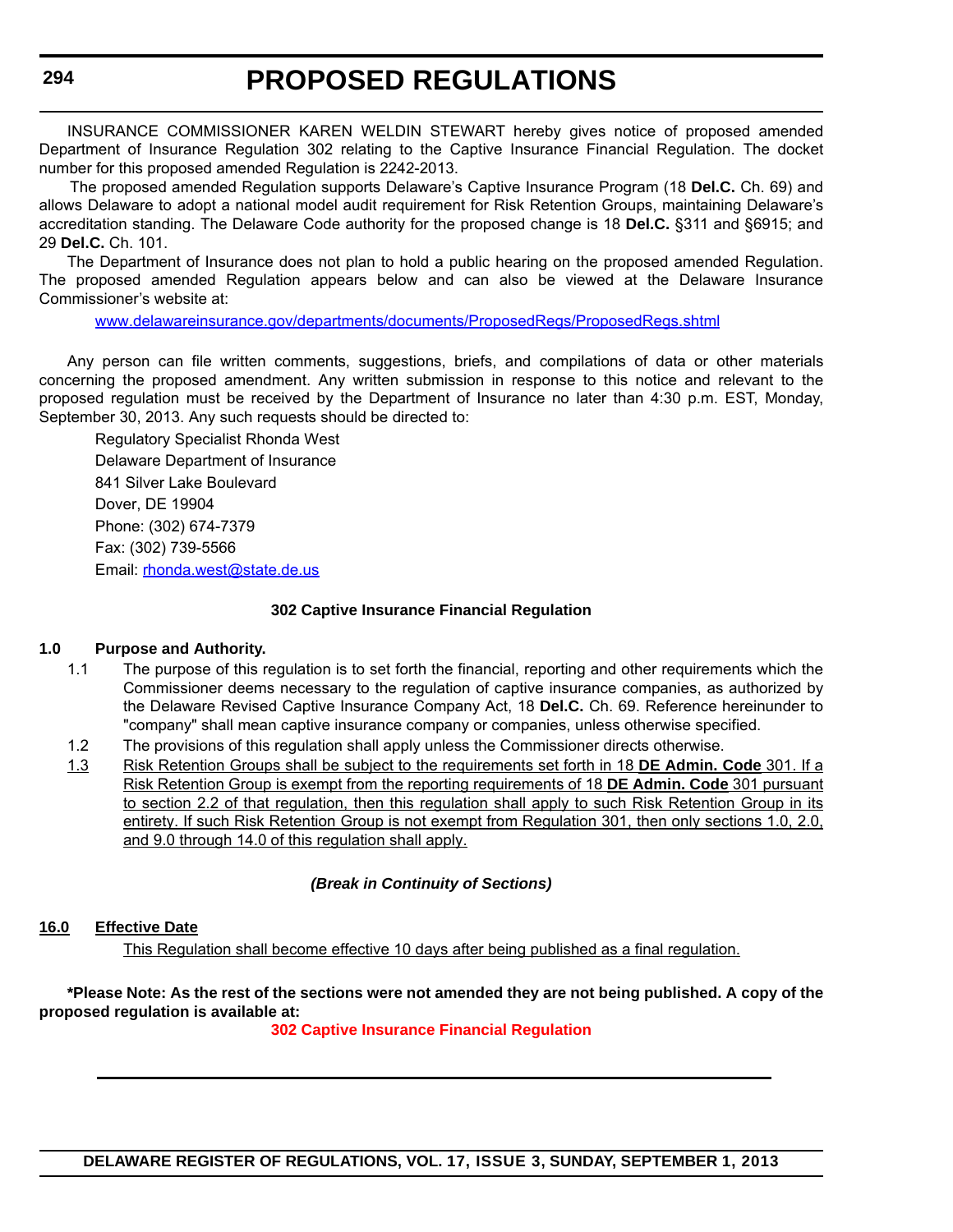INSURANCE COMMISSIONER KAREN WELDIN STEWART hereby gives notice of proposed amended Department of Insurance Regulation 302 relating to the Captive Insurance Financial Regulation. The docket number for this proposed amended Regulation is 2242-2013.

The proposed amended Regulation supports Delaware's Captive Insurance Program (18 **Del.C.** Ch. 69) and allows Delaware to adopt a national model audit requirement for Risk Retention Groups, maintaining Delaware's accreditation standing. The Delaware Code authority for the proposed change is 18 **Del.C.** §311 and §6915; and 29 **Del.C.** Ch. 101.

The Department of Insurance does not plan to hold a public hearing on the proposed amended Regulation. The proposed amended Regulation appears below and can also be viewed at the Delaware Insurance Commissioner's website at:

www.delawareinsurance.gov/departments/documents/ProposedRegs/ProposedRegs.shtml

Any person can file written comments, suggestions, briefs, and compilations of data or other materials concerning the proposed amendment. Any written submission in response to this notice and relevant to the proposed regulation must be received by the Department of Insurance no later than 4:30 p.m. EST, Monday, September 30, 2013. Any such requests should be directed to:

Regulatory Specialist Rhonda West
Delaware Department of Insurance
841 Silver Lake Boulevard
Dover, DE 19904
Phone: (302) 674-7379
Fax: (302) 739-5566
Email: rhonda.west@state.de.us

**302 Captive Insurance Financial Regulation**

**1.0 Purpose and Authority.**

1.1 The purpose of this regulation is to set forth the financial, reporting and other requirements which the Commissioner deems necessary to the regulation of captive insurance companies, as authorized by the Delaware Revised Captive Insurance Company Act, 18 **Del.C.** Ch. 69. Reference hereinunder to "company" shall mean captive insurance company or companies, unless otherwise specified.

1.2 The provisions of this regulation shall apply unless the Commissioner directs otherwise.

<u>1.3 Risk Retention Groups shall be subject to the requirements set forth in 18 **DE Admin. Code** 301. If a Risk Retention Group is exempt from the reporting requirements of 18 **DE Admin. Code** 301 pursuant to section 2.2 of that regulation, then this regulation shall apply to such Risk Retention Group in its entirety. If such Risk Retention Group is not exempt from Regulation 301, then only sections 1.0, 2.0, and 9.0 through 14.0 of this regulation shall apply.</u>

***(Break in Continuity of Sections)***

**<u>16.0 Effective Date</u>**

<u>This Regulation shall become effective 10 days after being published as a final regulation.</u>

**\*Please Note: As the rest of the sections were not amended they are not being published. A copy of the proposed regulation is available at:**

**302 Captive Insurance Financial Regulation**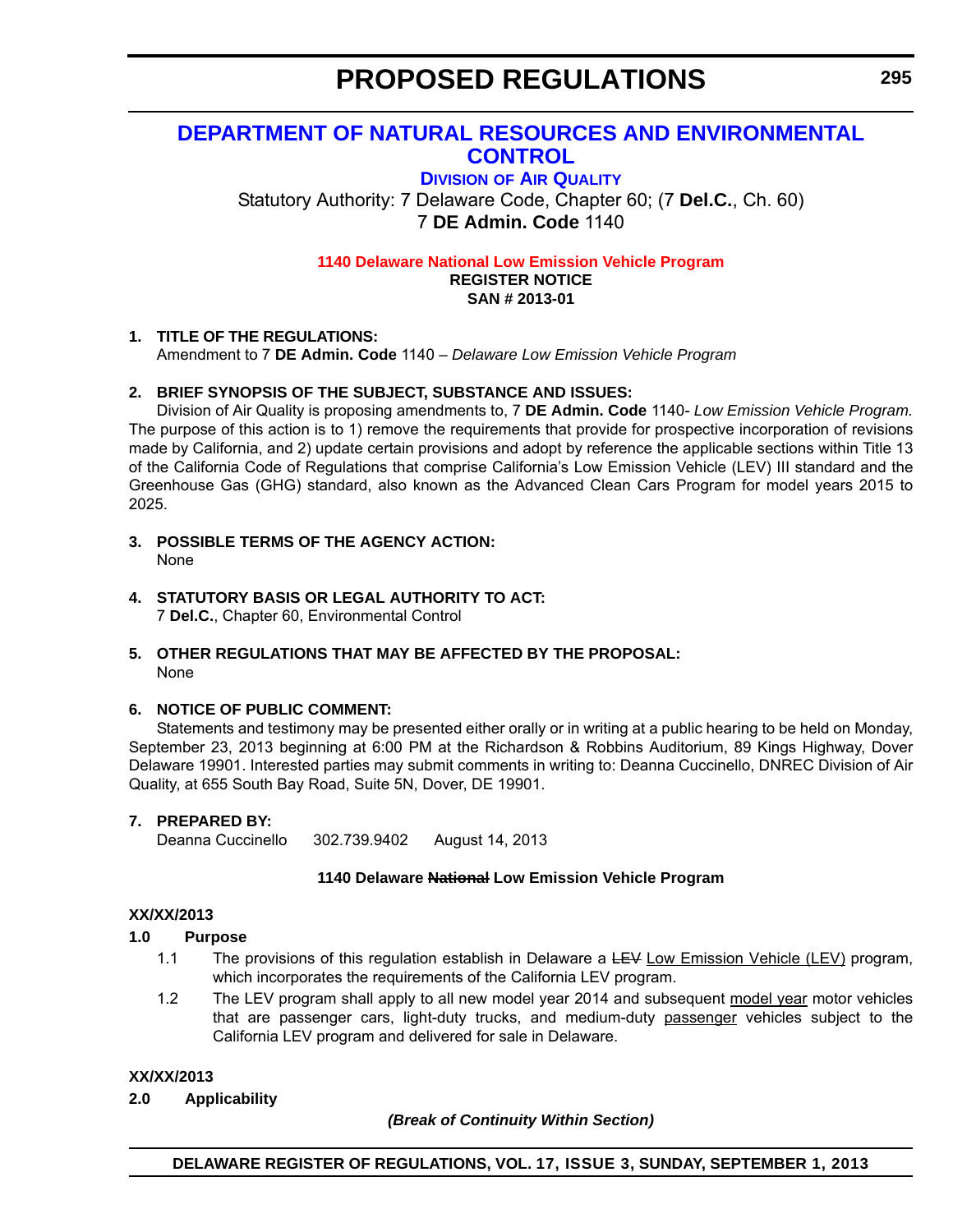# PROPOSED REGULATIONS

## DEPARTMENT OF NATURAL RESOURCES AND ENVIRONMENTAL CONTROL

### DIVISION OF AIR QUALITY

Statutory Authority: 7 Delaware Code, Chapter 60; (7 **Del.C.**, Ch. 60)
7 **DE Admin. Code** 1140

**1140 Delaware National Low Emission Vehicle Program**
**REGISTER NOTICE**
**SAN # 2013-01**

1. **TITLE OF THE REGULATIONS:**
   Amendment to 7 **DE Admin. Code** 1140 – *Delaware Low Emission Vehicle Program*

2. **BRIEF SYNOPSIS OF THE SUBJECT, SUBSTANCE AND ISSUES:**
   Division of Air Quality is proposing amendments to, 7 **DE Admin. Code** 1140- *Low Emission Vehicle Program.* The purpose of this action is to 1) remove the requirements that provide for prospective incorporation of revisions made by California, and 2) update certain provisions and adopt by reference the applicable sections within Title 13 of the California Code of Regulations that comprise California's Low Emission Vehicle (LEV) III standard and the Greenhouse Gas (GHG) standard, also known as the Advanced Clean Cars Program for model years 2015 to 2025.

3. **POSSIBLE TERMS OF THE AGENCY ACTION:**
   None

4. **STATUTORY BASIS OR LEGAL AUTHORITY TO ACT:**
   7 **Del.C.**, Chapter 60, Environmental Control

5. **OTHER REGULATIONS THAT MAY BE AFFECTED BY THE PROPOSAL:**
   None

6. **NOTICE OF PUBLIC COMMENT:**
   Statements and testimony may be presented either orally or in writing at a public hearing to be held on Monday, September 23, 2013 beginning at 6:00 PM at the Richardson & Robbins Auditorium, 89 Kings Highway, Dover Delaware 19901. Interested parties may submit comments in writing to: Deanna Cuccinello, DNREC Division of Air Quality, at 655 South Bay Road, Suite 5N, Dover, DE 19901.

7. **PREPARED BY:**
   Deanna Cuccinello 302.739.9402 August 14, 2013

**1140 Delaware ~~National~~ Low Emission Vehicle Program**

**XX/XX/2013**

**1.0 Purpose**

1.1 The provisions of this regulation establish in Delaware a ~~LEV~~ <u>Low Emission Vehicle (LEV)</u> program, which incorporates the requirements of the California LEV program.

1.2 The LEV program shall apply to all new model year 2014 and subsequent <u>model year</u> motor vehicles that are passenger cars, light-duty trucks, and medium-duty <u>passenger</u> vehicles subject to the California LEV program and delivered for sale in Delaware.

**XX/XX/2013**

**2.0 Applicability**

***(Break of Continuity Within Section)***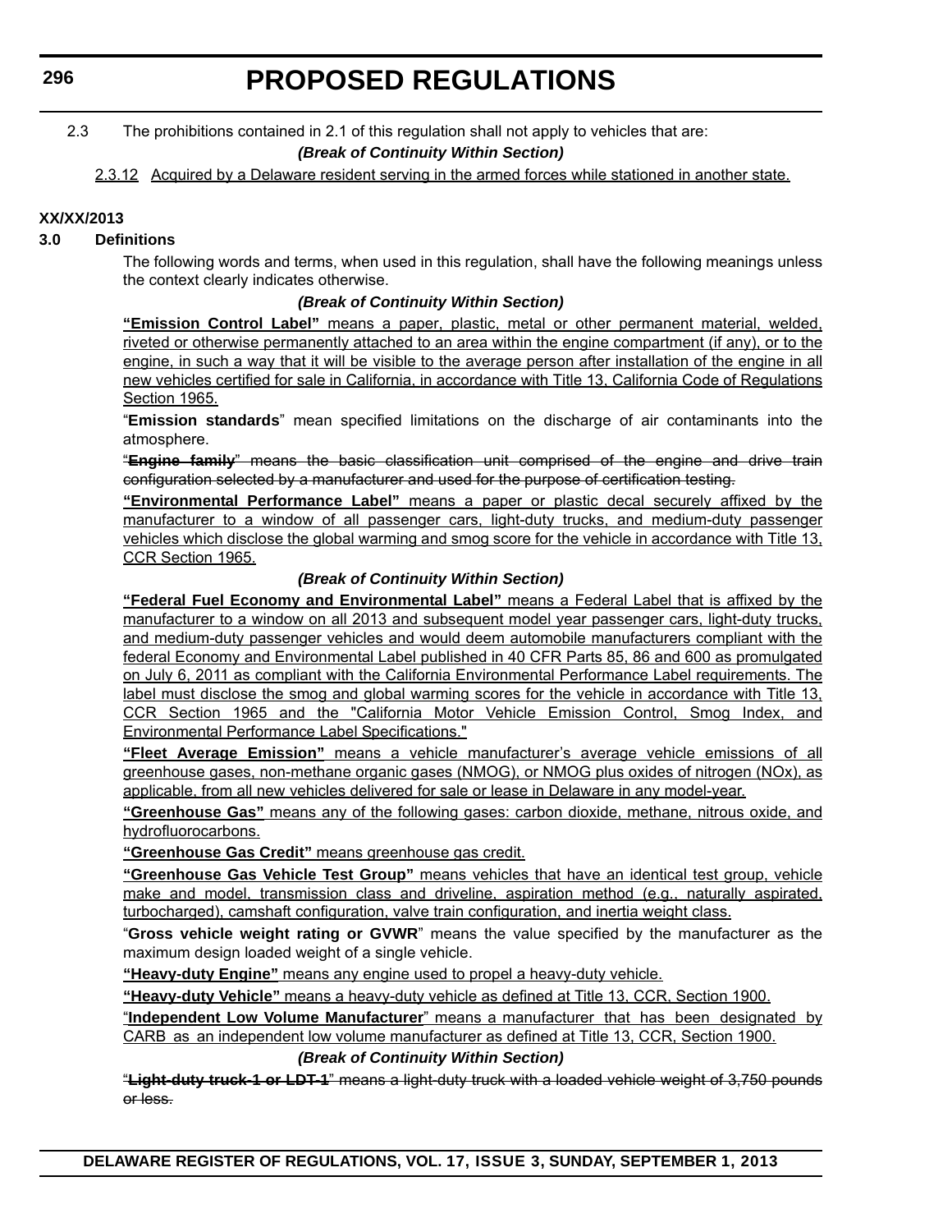2.3 The prohibitions contained in 2.1 of this regulation shall not apply to vehicles that are:

***(Break of Continuity Within Section)***

2.3.12 Acquired by a Delaware resident serving in the armed forces while stationed in another state.

**XX/XX/2013**

**3.0 Definitions**

The following words and terms, when used in this regulation, shall have the following meanings unless the context clearly indicates otherwise.

***(Break of Continuity Within Section)***

**"Emission Control Label"** means a paper, plastic, metal or other permanent material, welded, riveted or otherwise permanently attached to an area within the engine compartment (if any), or to the engine, in such a way that it will be visible to the average person after installation of the engine in all new vehicles certified for sale in California, in accordance with Title 13, California Code of Regulations Section 1965.

"**Emission standards**" mean specified limitations on the discharge of air contaminants into the atmosphere.

~~"**Engine family**" means the basic classification unit comprised of the engine and drive train configuration selected by a manufacturer and used for the purpose of certification testing.~~

**"Environmental Performance Label"** means a paper or plastic decal securely affixed by the manufacturer to a window of all passenger cars, light-duty trucks, and medium-duty passenger vehicles which disclose the global warming and smog score for the vehicle in accordance with Title 13, CCR Section 1965.

***(Break of Continuity Within Section)***

**"Federal Fuel Economy and Environmental Label"** means a Federal Label that is affixed by the manufacturer to a window on all 2013 and subsequent model year passenger cars, light-duty trucks, and medium-duty passenger vehicles and would deem automobile manufacturers compliant with the federal Economy and Environmental Label published in 40 CFR Parts 85, 86 and 600 as promulgated on July 6, 2011 as compliant with the California Environmental Performance Label requirements. The label must disclose the smog and global warming scores for the vehicle in accordance with Title 13, CCR Section 1965 and the "California Motor Vehicle Emission Control, Smog Index, and Environmental Performance Label Specifications."

**"Fleet Average Emission"** means a vehicle manufacturer's average vehicle emissions of all greenhouse gases, non-methane organic gases (NMOG), or NMOG plus oxides of nitrogen (NOx), as applicable, from all new vehicles delivered for sale or lease in Delaware in any model-year.

**"Greenhouse Gas"** means any of the following gases: carbon dioxide, methane, nitrous oxide, and hydrofluorocarbons.

**"Greenhouse Gas Credit"** means greenhouse gas credit.

**"Greenhouse Gas Vehicle Test Group"** means vehicles that have an identical test group, vehicle make and model, transmission class and driveline, aspiration method (e.g., naturally aspirated, turbocharged), camshaft configuration, valve train configuration, and inertia weight class.

"**Gross vehicle weight rating or GVWR**" means the value specified by the manufacturer as the maximum design loaded weight of a single vehicle.

**"Heavy-duty Engine"** means any engine used to propel a heavy-duty vehicle.

**"Heavy-duty Vehicle"** means a heavy-duty vehicle as defined at Title 13, CCR, Section 1900.

"**Independent Low Volume Manufacturer**" means a manufacturer that has been designated by CARB as an independent low volume manufacturer as defined at Title 13, CCR, Section 1900.

***(Break of Continuity Within Section)***

~~"**Light-duty truck-1 or LDT-1**" means a light-duty truck with a loaded vehicle weight of 3,750 pounds or less.~~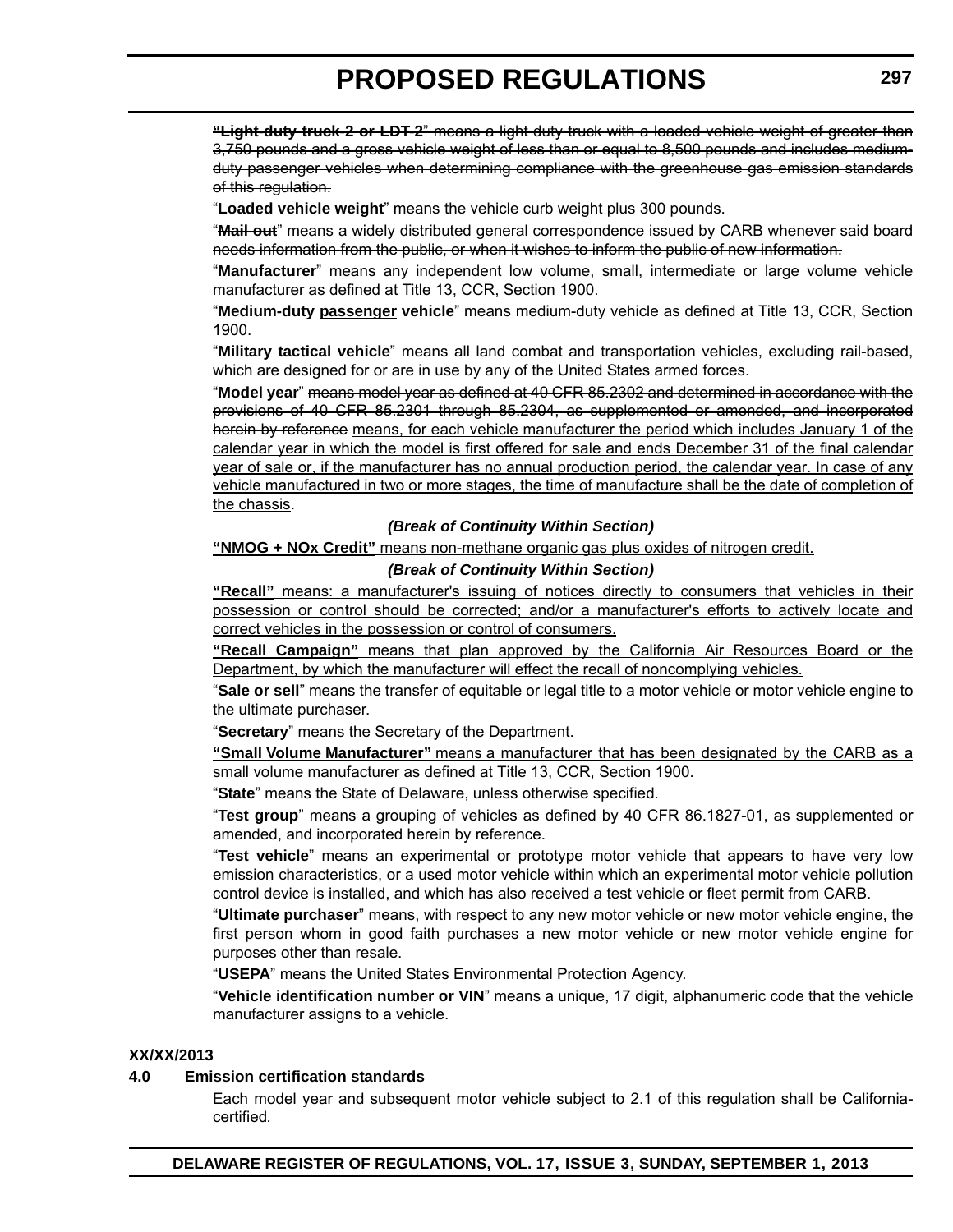~~"**Light-duty truck 2 or LDT 2**" means a light-duty truck with a loaded vehicle weight of greater than 3,750 pounds and a gross vehicle weight of less than or equal to 8,500 pounds and includes medium-duty passenger vehicles when determining compliance with the greenhouse gas emission standards of this regulation.~~

"**Loaded vehicle weight**" means the vehicle curb weight plus 300 pounds.

~~"**Mail out**" means a widely distributed general correspondence issued by CARB whenever said board needs information from the public, or when it wishes to inform the public of new information.~~

"**Manufacturer**" means any <u>independent low volume,</u> small, intermediate or large volume vehicle manufacturer as defined at Title 13, CCR, Section 1900.

"**Medium-duty <u>passenger</u> vehicle**" means medium-duty vehicle as defined at Title 13, CCR, Section 1900.

"**Military tactical vehicle**" means all land combat and transportation vehicles, excluding rail-based, which are designed for or are in use by any of the United States armed forces.

"**Model year**" ~~means model year as defined at 40 CFR 85.2302 and determined in accordance with the provisions of 40 CFR 85.2301 through 85.2304, as supplemented or amended, and incorporated herein by reference~~ <u>means, for each vehicle manufacturer the period which includes January 1 of the calendar year in which the model is first offered for sale and ends December 31 of the final calendar year of sale or, if the manufacturer has no annual production period, the calendar year. In case of any vehicle manufactured in two or more stages, the time of manufacture shall be the date of completion of the chassis</u>.

***(Break of Continuity Within Section)***

<u>**"NMOG + NOx Credit"** means non-methane organic gas plus oxides of nitrogen credit.</u>

***(Break of Continuity Within Section)***

<u>**"Recall"** means: a manufacturer's issuing of notices directly to consumers that vehicles in their possession or control should be corrected; and/or a manufacturer's efforts to actively locate and correct vehicles in the possession or control of consumers.</u>

<u>**"Recall Campaign"** means that plan approved by the California Air Resources Board or the Department, by which the manufacturer will effect the recall of noncomplying vehicles.</u>

"**Sale or sell**" means the transfer of equitable or legal title to a motor vehicle or motor vehicle engine to the ultimate purchaser.

"**Secretary**" means the Secretary of the Department.

<u>**"Small Volume Manufacturer"** means a manufacturer that has been designated by the CARB as a small volume manufacturer as defined at Title 13, CCR, Section 1900.</u>

"**State**" means the State of Delaware, unless otherwise specified.

"**Test group**" means a grouping of vehicles as defined by 40 CFR 86.1827-01, as supplemented or amended, and incorporated herein by reference.

"**Test vehicle**" means an experimental or prototype motor vehicle that appears to have very low emission characteristics, or a used motor vehicle within which an experimental motor vehicle pollution control device is installed, and which has also received a test vehicle or fleet permit from CARB.

"**Ultimate purchaser**" means, with respect to any new motor vehicle or new motor vehicle engine, the first person whom in good faith purchases a new motor vehicle or new motor vehicle engine for purposes other than resale.

"**USEPA**" means the United States Environmental Protection Agency.

"**Vehicle identification number or VIN**" means a unique, 17 digit, alphanumeric code that the vehicle manufacturer assigns to a vehicle.

**XX/XX/2013**

**4.0 Emission certification standards**

Each model year and subsequent motor vehicle subject to 2.1 of this regulation shall be California-certified.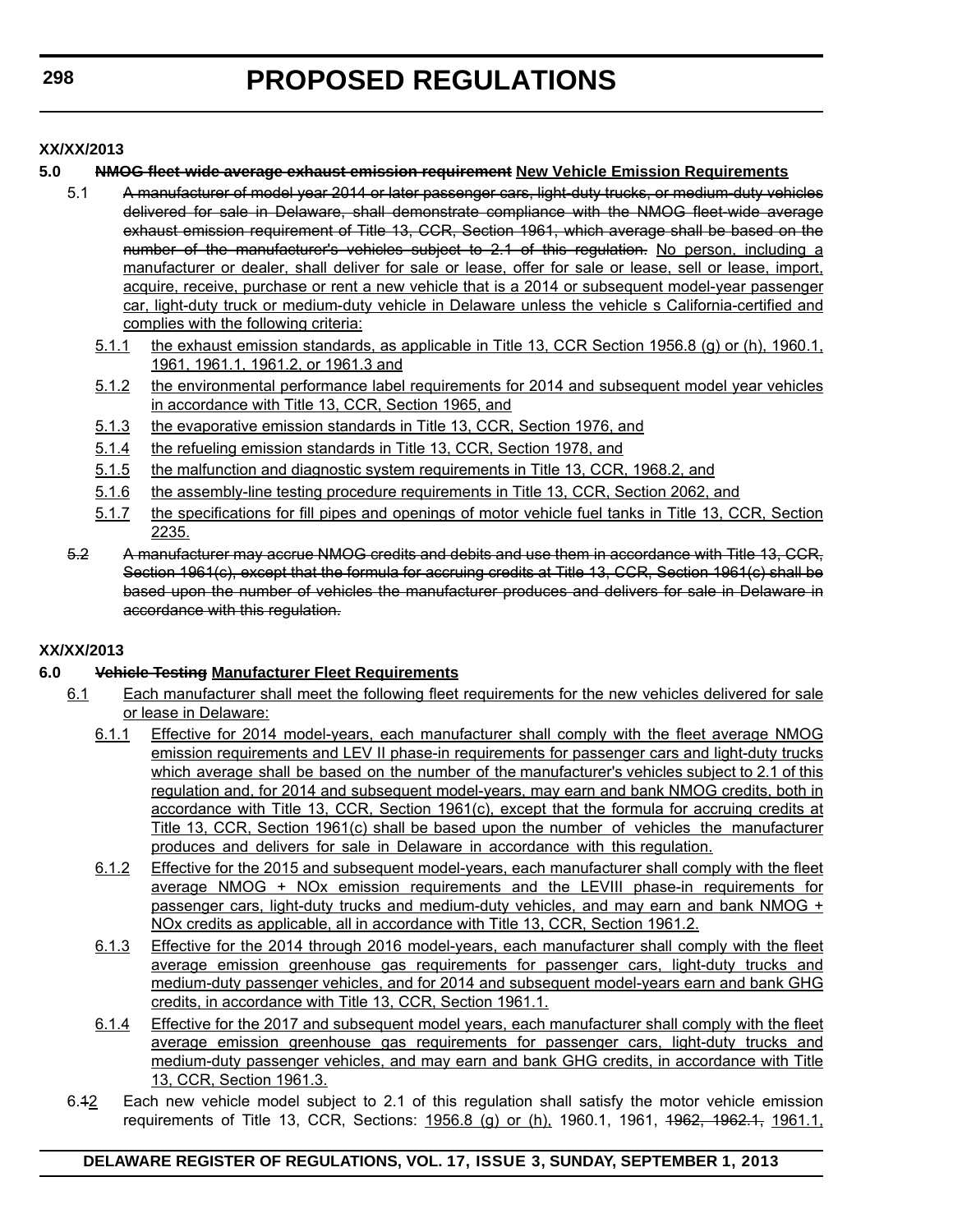XX/XX/2013

**5.0 ~~NMOG fleet-wide average exhaust emission requirement~~ <u>New Vehicle Emission Requirements</u>**

5.1 ~~A manufacturer of model year 2014 or later passenger cars, light-duty trucks, or medium-duty vehicles delivered for sale in Delaware, shall demonstrate compliance with the NMOG fleet-wide average exhaust emission requirement of Title 13, CCR, Section 1961, which average shall be based on the number of the manufacturer's vehicles subject to 2.1 of this regulation.~~ <u>No person, including a manufacturer or dealer, shall deliver for sale or lease, offer for sale or lease, sell or lease, import, acquire, receive, purchase or rent a new vehicle that is a 2014 or subsequent model-year passenger car, light-duty truck or medium-duty vehicle in Delaware unless the vehicle s California-certified and complies with the following criteria:</u>

<u>5.1.1</u> <u>the exhaust emission standards, as applicable in Title 13, CCR Section 1956.8 (g) or (h), 1960.1, 1961, 1961.1, 1961.2, or 1961.3 and</u>

<u>5.1.2</u> <u>the environmental performance label requirements for 2014 and subsequent model year vehicles in accordance with Title 13, CCR, Section 1965, and</u>

<u>5.1.3</u> <u>the evaporative emission standards in Title 13, CCR, Section 1976, and</u>

<u>5.1.4</u> <u>the refueling emission standards in Title 13, CCR, Section 1978, and</u>

<u>5.1.5</u> <u>the malfunction and diagnostic system requirements in Title 13, CCR, 1968.2, and</u>

<u>5.1.6</u> <u>the assembly-line testing procedure requirements in Title 13, CCR, Section 2062, and</u>

<u>5.1.7</u> <u>the specifications for fill pipes and openings of motor vehicle fuel tanks in Title 13, CCR, Section 2235.</u>

~~5.2~~ ~~A manufacturer may accrue NMOG credits and debits and use them in accordance with Title 13, CCR, Section 1961(c), except that the formula for accruing credits at Title 13, CCR, Section 1961(c) shall be based upon the number of vehicles the manufacturer produces and delivers for sale in Delaware in accordance with this regulation.~~

XX/XX/2013

**6.0 ~~Vehicle Testing~~ <u>Manufacturer Fleet Requirements</u>**

<u>6.1</u> <u>Each manufacturer shall meet the following fleet requirements for the new vehicles delivered for sale or lease in Delaware:</u>

<u>6.1.1</u> <u>Effective for 2014 model-years, each manufacturer shall comply with the fleet average NMOG emission requirements and LEV II phase-in requirements for passenger cars and light-duty trucks which average shall be based on the number of the manufacturer's vehicles subject to 2.1 of this regulation and, for 2014 and subsequent model-years, may earn and bank NMOG credits, both in accordance with Title 13, CCR, Section 1961(c), except that the formula for accruing credits at Title 13, CCR, Section 1961(c) shall be based upon the number of vehicles the manufacturer produces and delivers for sale in Delaware in accordance with this regulation.</u>

<u>6.1.2</u> <u>Effective for the 2015 and subsequent model-years, each manufacturer shall comply with the fleet average NMOG + NOx emission requirements and the LEVIII phase-in requirements for passenger cars, light-duty trucks and medium-duty vehicles, and may earn and bank NMOG + NOx credits as applicable, all in accordance with Title 13, CCR, Section 1961.2.</u>

<u>6.1.3</u> <u>Effective for the 2014 through 2016 model-years, each manufacturer shall comply with the fleet average emission greenhouse gas requirements for passenger cars, light-duty trucks and medium-duty passenger vehicles, and for 2014 and subsequent model-years earn and bank GHG credits, in accordance with Title 13, CCR, Section 1961.1.</u>

<u>6.1.4</u> <u>Effective for the 2017 and subsequent model years, each manufacturer shall comply with the fleet average emission greenhouse gas requirements for passenger cars, light-duty trucks and medium-duty passenger vehicles, and may earn and bank GHG credits, in accordance with Title 13, CCR, Section 1961.3.</u>

6.~~1~~<u>2</u> Each new vehicle model subject to 2.1 of this regulation shall satisfy the motor vehicle emission requirements of Title 13, CCR, Sections: <u>1956.8 (g) or (h),</u> 1960.1, 1961, ~~1962, 1962.1,~~ <u>1961.1,</u>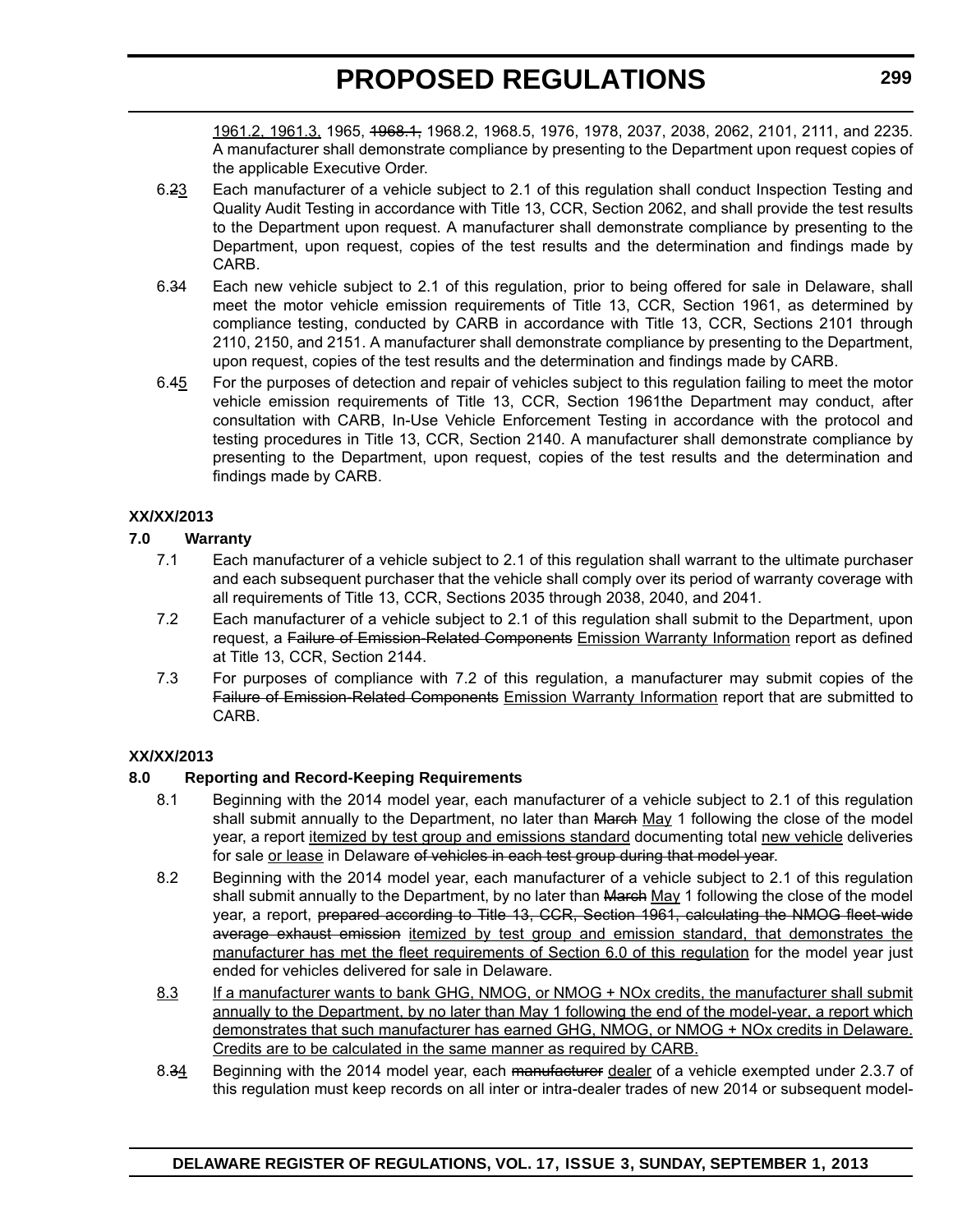1961.2, 1961.3, 1965, ~~1968.1,~~ 1968.2, 1968.5, 1976, 1978, 2037, 2038, 2062, 2101, 2111, and 2235. A manufacturer shall demonstrate compliance by presenting to the Department upon request copies of the applicable Executive Order.

6.~~2~~3 Each manufacturer of a vehicle subject to 2.1 of this regulation shall conduct Inspection Testing and Quality Audit Testing in accordance with Title 13, CCR, Section 2062, and shall provide the test results to the Department upon request. A manufacturer shall demonstrate compliance by presenting to the Department, upon request, copies of the test results and the determination and findings made by CARB.

6.~~3~~4 Each new vehicle subject to 2.1 of this regulation, prior to being offered for sale in Delaware, shall meet the motor vehicle emission requirements of Title 13, CCR, Section 1961, as determined by compliance testing, conducted by CARB in accordance with Title 13, CCR, Sections 2101 through 2110, 2150, and 2151. A manufacturer shall demonstrate compliance by presenting to the Department, upon request, copies of the test results and the determination and findings made by CARB.

6.~~4~~5 For the purposes of detection and repair of vehicles subject to this regulation failing to meet the motor vehicle emission requirements of Title 13, CCR, Section 1961the Department may conduct, after consultation with CARB, In-Use Vehicle Enforcement Testing in accordance with the protocol and testing procedures in Title 13, CCR, Section 2140. A manufacturer shall demonstrate compliance by presenting to the Department, upon request, copies of the test results and the determination and findings made by CARB.

**XX/XX/2013**

**7.0 Warranty**

7.1 Each manufacturer of a vehicle subject to 2.1 of this regulation shall warrant to the ultimate purchaser and each subsequent purchaser that the vehicle shall comply over its period of warranty coverage with all requirements of Title 13, CCR, Sections 2035 through 2038, 2040, and 2041.

7.2 Each manufacturer of a vehicle subject to 2.1 of this regulation shall submit to the Department, upon request, a ~~Failure of Emission-Related Components~~ Emission Warranty Information report as defined at Title 13, CCR, Section 2144.

7.3 For purposes of compliance with 7.2 of this regulation, a manufacturer may submit copies of the ~~Failure of Emission-Related Components~~ Emission Warranty Information report that are submitted to CARB.

**XX/XX/2013**

**8.0 Reporting and Record-Keeping Requirements**

8.1 Beginning with the 2014 model year, each manufacturer of a vehicle subject to 2.1 of this regulation shall submit annually to the Department, no later than ~~March~~ May 1 following the close of the model year, a report itemized by test group and emissions standard documenting total new vehicle deliveries for sale or lease in Delaware ~~of vehicles in each test group during that model year~~.

8.2 Beginning with the 2014 model year, each manufacturer of a vehicle subject to 2.1 of this regulation shall submit annually to the Department, by no later than ~~March~~ May 1 following the close of the model year, a report, ~~prepared according to Title 13, CCR, Section 1961, calculating the NMOG fleet-wide average exhaust emission~~ itemized by test group and emission standard, that demonstrates the manufacturer has met the fleet requirements of Section 6.0 of this regulation for the model year just ended for vehicles delivered for sale in Delaware.

8.3 If a manufacturer wants to bank GHG, NMOG, or NMOG + NOx credits, the manufacturer shall submit annually to the Department, by no later than May 1 following the end of the model-year, a report which demonstrates that such manufacturer has earned GHG, NMOG, or NMOG + NOx credits in Delaware. Credits are to be calculated in the same manner as required by CARB.

8.~~3~~4 Beginning with the 2014 model year, each ~~manufacturer~~ dealer of a vehicle exempted under 2.3.7 of this regulation must keep records on all inter or intra-dealer trades of new 2014 or subsequent model-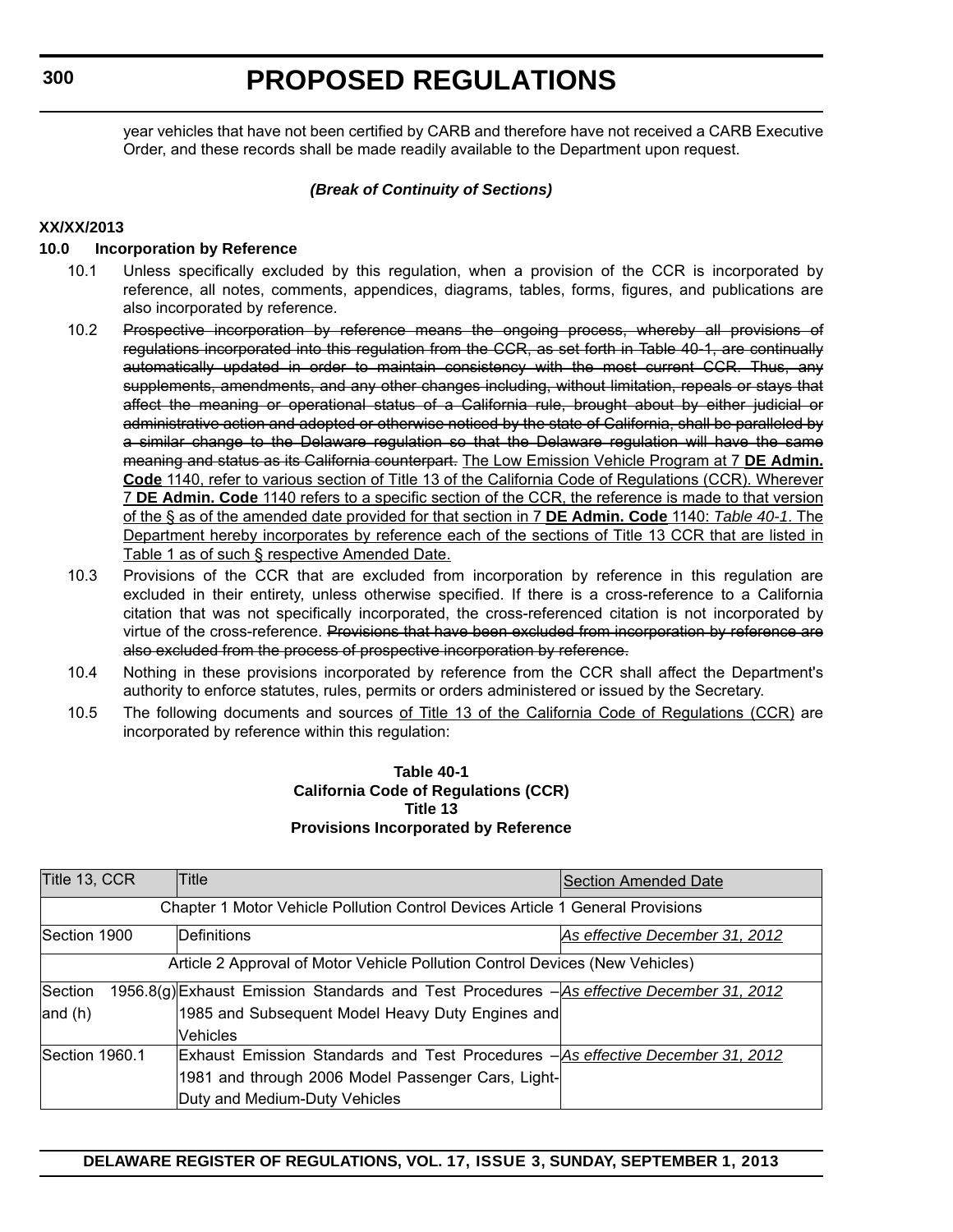year vehicles that have not been certified by CARB and therefore have not received a CARB Executive Order, and these records shall be made readily available to the Department upon request.

***(Break of Continuity of Sections)***

**XX/XX/2013**

**10.0 Incorporation by Reference**

10.1 Unless specifically excluded by this regulation, when a provision of the CCR is incorporated by reference, all notes, comments, appendices, diagrams, tables, forms, figures, and publications are also incorporated by reference.

10.2 ~~Prospective incorporation by reference means the ongoing process, whereby all provisions of regulations incorporated into this regulation from the CCR, as set forth in Table 40-1, are continually automatically updated in order to maintain consistency with the most current CCR. Thus, any supplements, amendments, and any other changes including, without limitation, repeals or stays that affect the meaning or operational status of a California rule, brought about by either judicial or administrative action and adopted or otherwise noticed by the state of California, shall be paralleled by a similar change to the Delaware regulation so that the Delaware regulation will have the same meaning and status as its California counterpart.~~ <u>The Low Emission Vehicle Program at 7 **DE Admin. Code** 1140, refer to various section of Title 13 of the California Code of Regulations (CCR). Wherever 7 **DE Admin. Code** 1140 refers to a specific section of the CCR, the reference is made to that version of the § as of the amended date provided for that section in 7 **DE Admin. Code** 1140: *Table 40-1*. The Department hereby incorporates by reference each of the sections of Title 13 CCR that are listed in Table 1 as of such § respective Amended Date.</u>

10.3 Provisions of the CCR that are excluded from incorporation by reference in this regulation are excluded in their entirety, unless otherwise specified. If there is a cross-reference to a California citation that was not specifically incorporated, the cross-referenced citation is not incorporated by virtue of the cross-reference. ~~Provisions that have been excluded from incorporation by reference are also excluded from the process of prospective incorporation by reference.~~

10.4 Nothing in these provisions incorporated by reference from the CCR shall affect the Department's authority to enforce statutes, rules, permits or orders administered or issued by the Secretary.

10.5 The following documents and sources <u>of Title 13 of the California Code of Regulations (CCR)</u> are incorporated by reference within this regulation:

**Table 40-1**
**California Code of Regulations (CCR)**
**Title 13**
**Provisions Incorporated by Reference**

| Title 13, CCR | Title | <u>Section Amended Date</u> |
|---|---|---|
| Chapter 1 Motor Vehicle Pollution Control Devices Article 1 General Provisions | | |
| Section 1900 | Definitions | <u>*As effective December 31, 2012*</u> |
| Article 2 Approval of Motor Vehicle Pollution Control Devices (New Vehicles) | | |
| Section 1956.8(g) and (h) | Exhaust Emission Standards and Test Procedures – 1985 and Subsequent Model Heavy Duty Engines and Vehicles | <u>*As effective December 31, 2012*</u> |
| Section 1960.1 | Exhaust Emission Standards and Test Procedures – 1981 and through 2006 Model Passenger Cars, Light-Duty and Medium-Duty Vehicles | <u>*As effective December 31, 2012*</u> |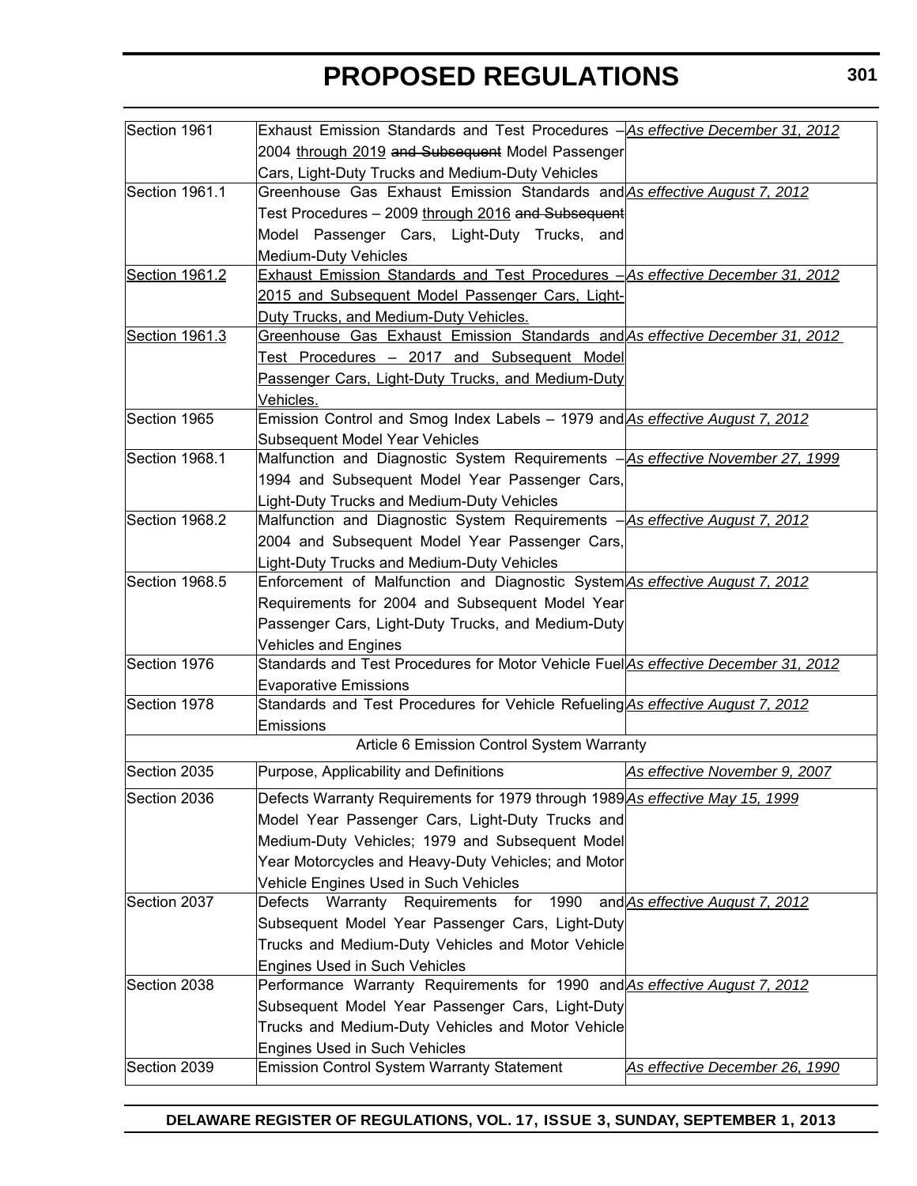| Section 1961 | Exhaust Emission Standards and Test Procedures – 2004 through 2019 ~~and Subsequent~~ Model Passenger Cars, Light-Duty Trucks and Medium-Duty Vehicles | *As effective December 31, 2012* |
|---|---|---|
| Section 1961.1 | Greenhouse Gas Exhaust Emission Standards and Test Procedures – 2009 through 2016 ~~and Subsequent~~ Model Passenger Cars, Light-Duty Trucks, and Medium-Duty Vehicles | *As effective August 7, 2012* |
| Section 1961.2 | Exhaust Emission Standards and Test Procedures – 2015 and Subsequent Model Passenger Cars, Light-Duty Trucks, and Medium-Duty Vehicles. | *As effective December 31, 2012* |
| Section 1961.3 | Greenhouse Gas Exhaust Emission Standards and Test Procedures – 2017 and Subsequent Model Passenger Cars, Light-Duty Trucks, and Medium-Duty Vehicles. | *As effective December 31, 2012* |
| Section 1965 | Emission Control and Smog Index Labels – 1979 and Subsequent Model Year Vehicles | *As effective August 7, 2012* |
| Section 1968.1 | Malfunction and Diagnostic System Requirements – 1994 and Subsequent Model Year Passenger Cars, Light-Duty Trucks and Medium-Duty Vehicles | *As effective November 27, 1999* |
| Section 1968.2 | Malfunction and Diagnostic System Requirements – 2004 and Subsequent Model Year Passenger Cars, Light-Duty Trucks and Medium-Duty Vehicles | *As effective August 7, 2012* |
| Section 1968.5 | Enforcement of Malfunction and Diagnostic System Requirements for 2004 and Subsequent Model Year Passenger Cars, Light-Duty Trucks, and Medium-Duty Vehicles and Engines | *As effective August 7, 2012* |
| Section 1976 | Standards and Test Procedures for Motor Vehicle Fuel Evaporative Emissions | *As effective December 31, 2012* |
| Section 1978 | Standards and Test Procedures for Vehicle Refueling Emissions | *As effective August 7, 2012* |
| Article 6 Emission Control System Warranty | | |
| Section 2035 | Purpose, Applicability and Definitions | As effective November 9, 2007 |
| Section 2036 | Defects Warranty Requirements for 1979 through 1989 Model Year Passenger Cars, Light-Duty Trucks and Medium-Duty Vehicles; 1979 and Subsequent Model Year Motorcycles and Heavy-Duty Vehicles; and Motor Vehicle Engines Used in Such Vehicles | *As effective May 15, 1999* |
| Section 2037 | Defects Warranty Requirements for 1990 and Subsequent Model Year Passenger Cars, Light-Duty Trucks and Medium-Duty Vehicles and Motor Vehicle Engines Used in Such Vehicles | *As effective August 7, 2012* |
| Section 2038 | Performance Warranty Requirements for 1990 and Subsequent Model Year Passenger Cars, Light-Duty Trucks and Medium-Duty Vehicles and Motor Vehicle Engines Used in Such Vehicles | *As effective August 7, 2012* |
| Section 2039 | Emission Control System Warranty Statement | As effective December 26, 1990 |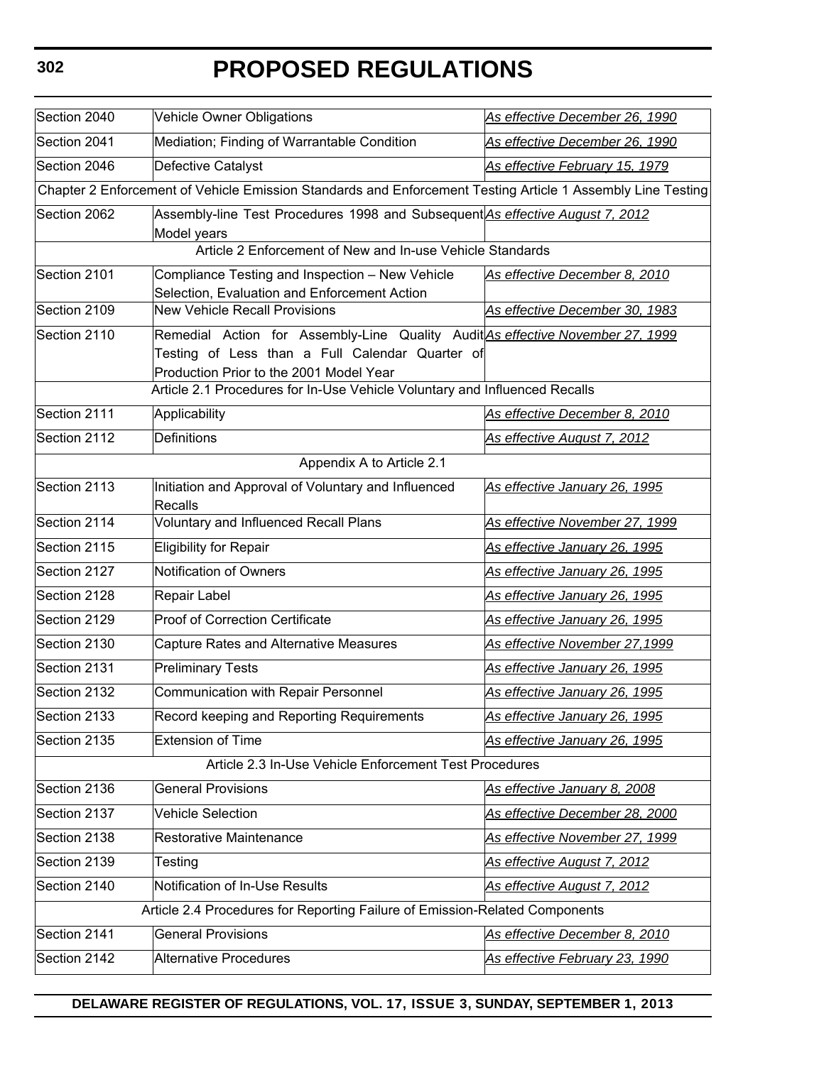| Section 2040 | Vehicle Owner Obligations | _As effective December 26, 1990_ |
|---|---|---|
| Section 2041 | Mediation; Finding of Warrantable Condition | _As effective December 26, 1990_ |
| Section 2046 | Defective Catalyst | _As effective February 15, 1979_ |
| Chapter 2 Enforcement of Vehicle Emission Standards and Enforcement Testing Article 1 Assembly Line Testing | | |
| Section 2062 | Assembly-line Test Procedures 1998 and Subsequent Model years | _As effective August 7, 2012_ |
| Article 2 Enforcement of New and In-use Vehicle Standards | | |
| Section 2101 | Compliance Testing and Inspection – New Vehicle Selection, Evaluation and Enforcement Action | _As effective December 8, 2010_ |
| Section 2109 | New Vehicle Recall Provisions | _As effective December 30, 1983_ |
| Section 2110 | Remedial Action for Assembly-Line Quality Audit Testing of Less than a Full Calendar Quarter of Production Prior to the 2001 Model Year | _As effective November 27, 1999_ |
| Article 2.1 Procedures for In-Use Vehicle Voluntary and Influenced Recalls | | |
| Section 2111 | Applicability | _As effective December 8, 2010_ |
| Section 2112 | Definitions | _As effective August 7, 2012_ |
| Appendix A to Article 2.1 | | |
| Section 2113 | Initiation and Approval of Voluntary and Influenced Recalls | _As effective January 26, 1995_ |
| Section 2114 | Voluntary and Influenced Recall Plans | _As effective November 27, 1999_ |
| Section 2115 | Eligibility for Repair | _As effective January 26, 1995_ |
| Section 2127 | Notification of Owners | _As effective January 26, 1995_ |
| Section 2128 | Repair Label | _As effective January 26, 1995_ |
| Section 2129 | Proof of Correction Certificate | _As effective January 26, 1995_ |
| Section 2130 | Capture Rates and Alternative Measures | _As effective November 27,1999_ |
| Section 2131 | Preliminary Tests | _As effective January 26, 1995_ |
| Section 2132 | Communication with Repair Personnel | _As effective January 26, 1995_ |
| Section 2133 | Record keeping and Reporting Requirements | _As effective January 26, 1995_ |
| Section 2135 | Extension of Time | _As effective January 26, 1995_ |
| Article 2.3 In-Use Vehicle Enforcement Test Procedures | | |
| Section 2136 | General Provisions | _As effective January 8, 2008_ |
| Section 2137 | Vehicle Selection | _As effective December 28, 2000_ |
| Section 2138 | Restorative Maintenance | _As effective November 27, 1999_ |
| Section 2139 | Testing | _As effective August 7, 2012_ |
| Section 2140 | Notification of In-Use Results | _As effective August 7, 2012_ |
| Article 2.4 Procedures for Reporting Failure of Emission-Related Components | | |
| Section 2141 | General Provisions | _As effective December 8, 2010_ |
| Section 2142 | Alternative Procedures | _As effective February 23, 1990_ |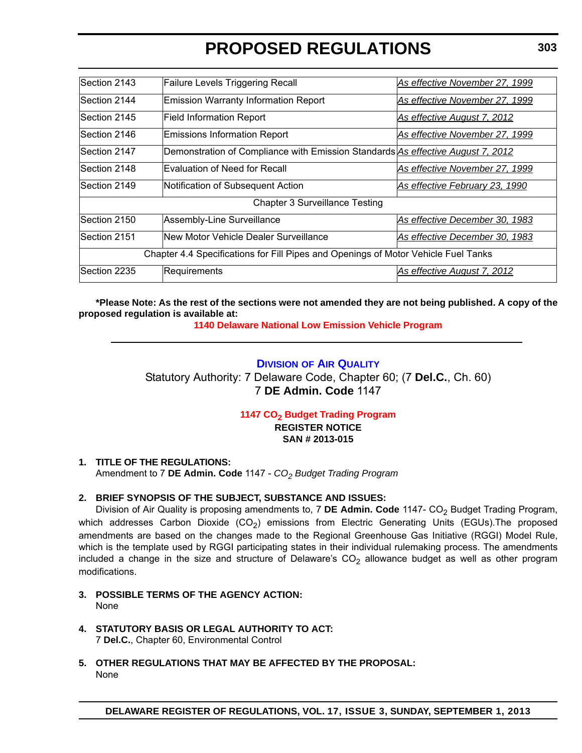| Section 2143 | Failure Levels Triggering Recall | *As effective November 27, 1999* |
|---|---|---|
| Section 2144 | Emission Warranty Information Report | *As effective November 27, 1999* |
| Section 2145 | Field Information Report | *As effective August 7, 2012* |
| Section 2146 | Emissions Information Report | *As effective November 27, 1999* |
| Section 2147 | Demonstration of Compliance with Emission Standards | *As effective August 7, 2012* |
| Section 2148 | Evaluation of Need for Recall | *As effective November 27, 1999* |
| Section 2149 | Notification of Subsequent Action | *As effective February 23, 1990* |
| Chapter 3 Surveillance Testing | | |
| Section 2150 | Assembly-Line Surveillance | *As effective December 30, 1983* |
| Section 2151 | New Motor Vehicle Dealer Surveillance | *As effective December 30, 1983* |
| Chapter 4.4 Specifications for Fill Pipes and Openings of Motor Vehicle Fuel Tanks | | |
| Section 2235 | Requirements | *As effective August 7, 2012* |

**\*Please Note: As the rest of the sections were not amended they are not being published. A copy of the proposed regulation is available at:**

**1140 Delaware National Low Emission Vehicle Program**

---

## Division of Air Quality

Statutory Authority: 7 Delaware Code, Chapter 60; (7 **Del.C.**, Ch. 60)
7 **DE Admin. Code** 1147

### 1147 $CO_2$ Budget Trading Program

**REGISTER NOTICE**
**SAN # 2013-015**

**1. TITLE OF THE REGULATIONS:**

Amendment to 7 **DE Admin. Code** 1147 - *$CO_2$ Budget Trading Program*

**2. BRIEF SYNOPSIS OF THE SUBJECT, SUBSTANCE AND ISSUES:**

Division of Air Quality is proposing amendments to, 7 **DE Admin. Code** 1147- $CO_2$ Budget Trading Program, which addresses Carbon Dioxide ($CO_2$) emissions from Electric Generating Units (EGUs).The proposed amendments are based on the changes made to the Regional Greenhouse Gas Initiative (RGGI) Model Rule, which is the template used by RGGI participating states in their individual rulemaking process. The amendments included a change in the size and structure of Delaware's $CO_2$ allowance budget as well as other program modifications.

**3. POSSIBLE TERMS OF THE AGENCY ACTION:**

None

**4. STATUTORY BASIS OR LEGAL AUTHORITY TO ACT:**

7 **Del.C.**, Chapter 60, Environmental Control

**5. OTHER REGULATIONS THAT MAY BE AFFECTED BY THE PROPOSAL:**

None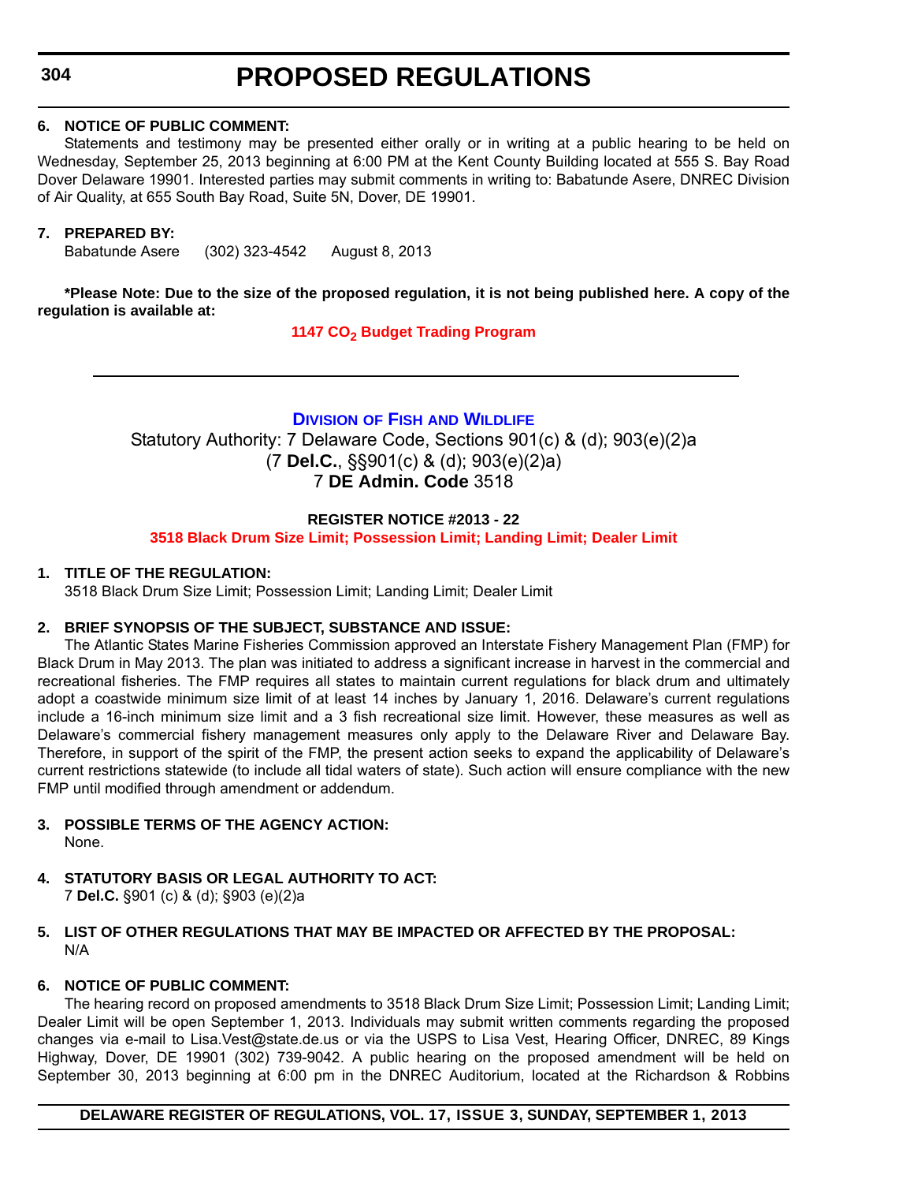**6. NOTICE OF PUBLIC COMMENT:**

Statements and testimony may be presented either orally or in writing at a public hearing to be held on Wednesday, September 25, 2013 beginning at 6:00 PM at the Kent County Building located at 555 S. Bay Road Dover Delaware 19901. Interested parties may submit comments in writing to: Babatunde Asere, DNREC Division of Air Quality, at 655 South Bay Road, Suite 5N, Dover, DE 19901.

**7. PREPARED BY:**

Babatunde Asere (302) 323-4542 August 8, 2013

**\*Please Note: Due to the size of the proposed regulation, it is not being published here. A copy of the regulation is available at:**

**1147 $CO_2$ Budget Trading Program**

---

## DIVISION OF FISH AND WILDLIFE

Statutory Authority: 7 Delaware Code, Sections 901(c) & (d); 903(e)(2)a
(7 **Del.C.**, §§901(c) & (d); 903(e)(2)a)
7 **DE Admin. Code** 3518

**REGISTER NOTICE #2013 - 22**

**3518 Black Drum Size Limit; Possession Limit; Landing Limit; Dealer Limit**

**1. TITLE OF THE REGULATION:**

3518 Black Drum Size Limit; Possession Limit; Landing Limit; Dealer Limit

**2. BRIEF SYNOPSIS OF THE SUBJECT, SUBSTANCE AND ISSUE:**

The Atlantic States Marine Fisheries Commission approved an Interstate Fishery Management Plan (FMP) for Black Drum in May 2013. The plan was initiated to address a significant increase in harvest in the commercial and recreational fisheries. The FMP requires all states to maintain current regulations for black drum and ultimately adopt a coastwide minimum size limit of at least 14 inches by January 1, 2016. Delaware's current regulations include a 16-inch minimum size limit and a 3 fish recreational size limit. However, these measures as well as Delaware's commercial fishery management measures only apply to the Delaware River and Delaware Bay. Therefore, in support of the spirit of the FMP, the present action seeks to expand the applicability of Delaware's current restrictions statewide (to include all tidal waters of state). Such action will ensure compliance with the new FMP until modified through amendment or addendum.

**3. POSSIBLE TERMS OF THE AGENCY ACTION:**

None.

**4. STATUTORY BASIS OR LEGAL AUTHORITY TO ACT:**

7 **Del.C.** §901 (c) & (d); §903 (e)(2)a

**5. LIST OF OTHER REGULATIONS THAT MAY BE IMPACTED OR AFFECTED BY THE PROPOSAL:**

N/A

**6. NOTICE OF PUBLIC COMMENT:**

The hearing record on proposed amendments to 3518 Black Drum Size Limit; Possession Limit; Landing Limit; Dealer Limit will be open September 1, 2013. Individuals may submit written comments regarding the proposed changes via e-mail to Lisa.Vest@state.de.us or via the USPS to Lisa Vest, Hearing Officer, DNREC, 89 Kings Highway, Dover, DE 19901 (302) 739-9042. A public hearing on the proposed amendment will be held on September 30, 2013 beginning at 6:00 pm in the DNREC Auditorium, located at the Richardson & Robbins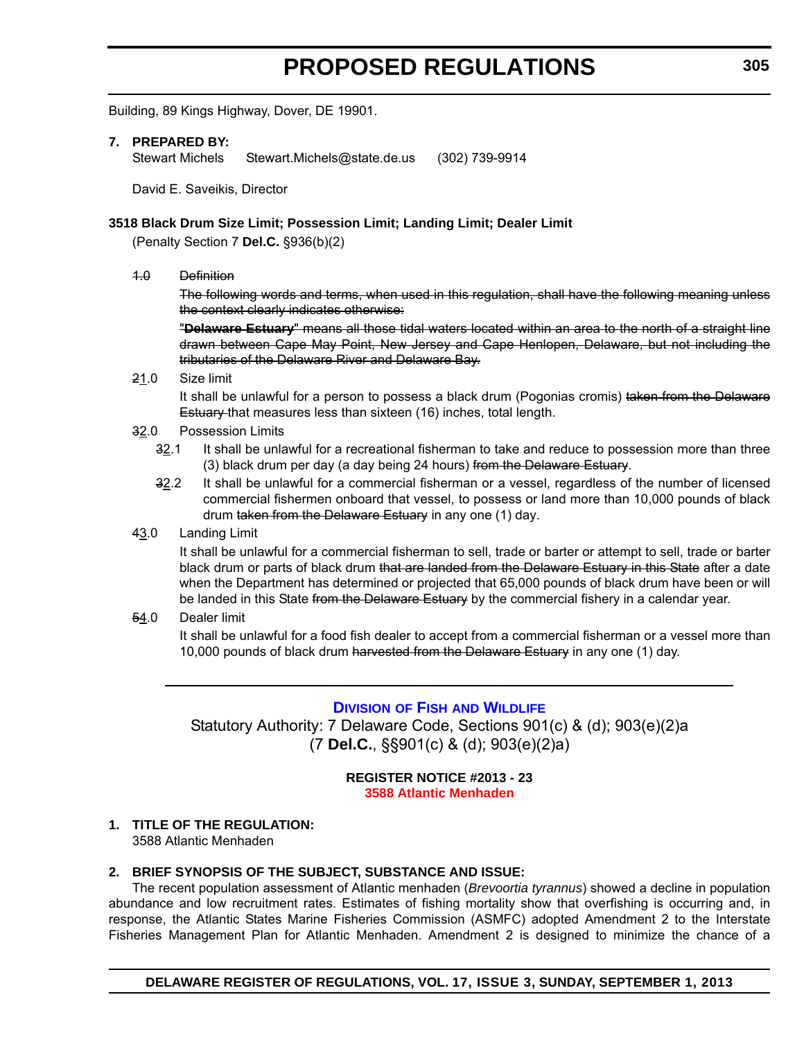Building, 89 Kings Highway, Dover, DE 19901.

**7. PREPARED BY:**

Stewart Michels Stewart.Michels@state.de.us (302) 739-9914

David E. Saveikis, Director

**3518 Black Drum Size Limit; Possession Limit; Landing Limit; Dealer Limit**

(Penalty Section 7 **Del.C.** §936(b)(2)

~~1.0 Definition~~

~~The following words and terms, when used in this regulation, shall have the following meaning unless the context clearly indicates otherwise:~~

~~"**Delaware Estuary**" means all those tidal waters located within an area to the north of a straight line drawn between Cape May Point, New Jersey and Cape Henlopen, Delaware, but not including the tributaries of the Delaware River and Delaware Bay.~~

~~2~~1.0 Size limit

It shall be unlawful for a person to possess a black drum (Pogonias cromis) ~~taken from the Delaware Estuary~~ that measures less than sixteen (16) inches, total length.

~~3~~2.0 Possession Limits

~~3~~2.1 It shall be unlawful for a recreational fisherman to take and reduce to possession more than three (3) black drum per day (a day being 24 hours) ~~from the Delaware Estuary~~.

~~3~~2.2 It shall be unlawful for a commercial fisherman or a vessel, regardless of the number of licensed commercial fishermen onboard that vessel, to possess or land more than 10,000 pounds of black drum ~~taken from the Delaware Estuary~~ in any one (1) day.

~~4~~3.0 Landing Limit

It shall be unlawful for a commercial fisherman to sell, trade or barter or attempt to sell, trade or barter black drum or parts of black drum ~~that are landed from the Delaware Estuary in this State~~ after a date when the Department has determined or projected that 65,000 pounds of black drum have been or will be landed in this State ~~from the Delaware Estuary~~ by the commercial fishery in a calendar year.

~~5~~4.0 Dealer limit

It shall be unlawful for a food fish dealer to accept from a commercial fisherman or a vessel more than 10,000 pounds of black drum ~~harvested from the Delaware Estuary~~ in any one (1) day.

---

## Division of Fish and Wildlife

Statutory Authority: 7 Delaware Code, Sections 901(c) & (d); 903(e)(2)a (7 **Del.C.**, §§901(c) & (d); 903(e)(2)a)

**REGISTER NOTICE #2013 - 23**

**3588 Atlantic Menhaden**

**1. TITLE OF THE REGULATION:**

3588 Atlantic Menhaden

**2. BRIEF SYNOPSIS OF THE SUBJECT, SUBSTANCE AND ISSUE:**

The recent population assessment of Atlantic menhaden (*Brevoortia tyrannus*) showed a decline in population abundance and low recruitment rates. Estimates of fishing mortality show that overfishing is occurring and, in response, the Atlantic States Marine Fisheries Commission (ASMFC) adopted Amendment 2 to the Interstate Fisheries Management Plan for Atlantic Menhaden. Amendment 2 is designed to minimize the chance of a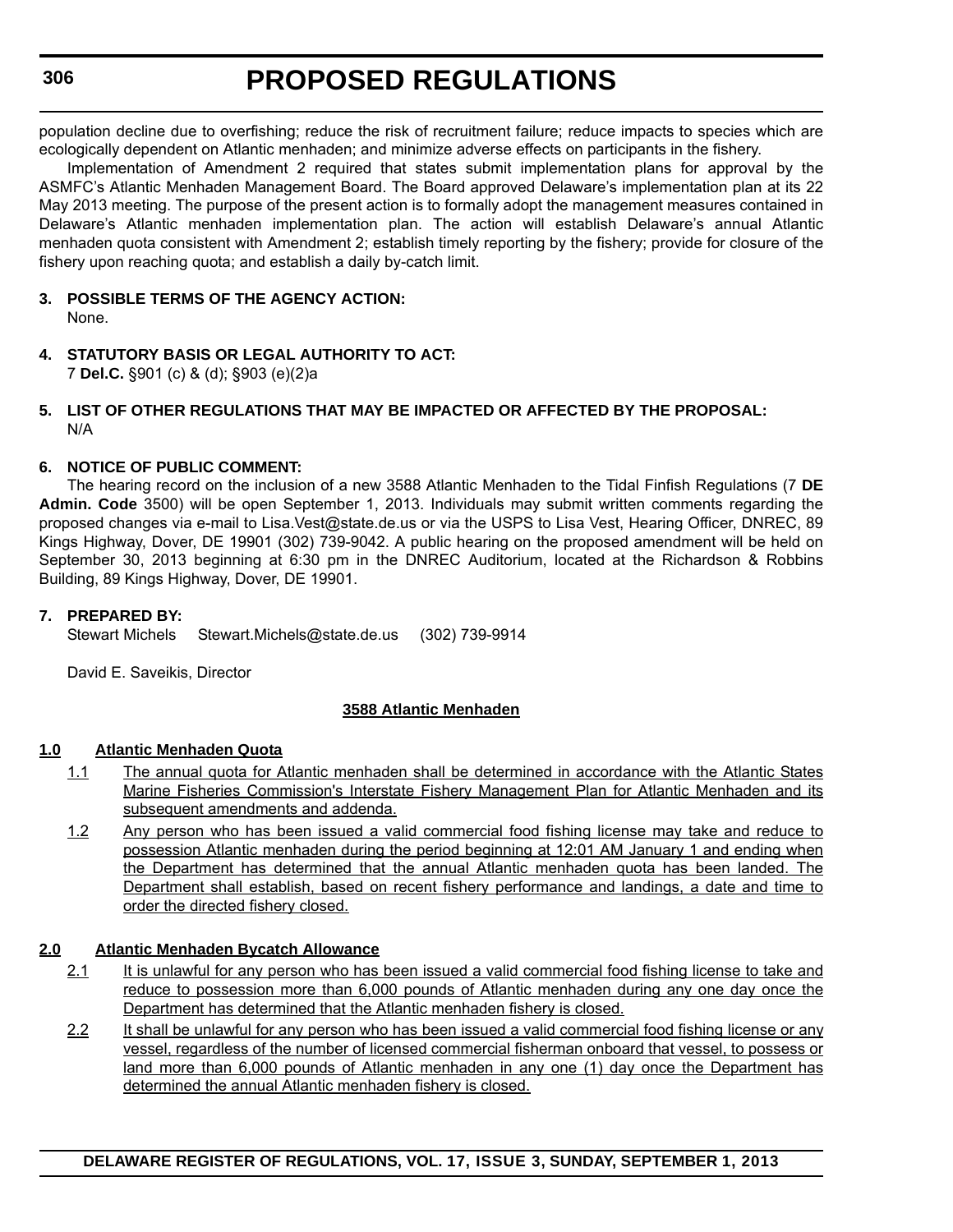population decline due to overfishing; reduce the risk of recruitment failure; reduce impacts to species which are ecologically dependent on Atlantic menhaden; and minimize adverse effects on participants in the fishery.

Implementation of Amendment 2 required that states submit implementation plans for approval by the ASMFC's Atlantic Menhaden Management Board. The Board approved Delaware's implementation plan at its 22 May 2013 meeting. The purpose of the present action is to formally adopt the management measures contained in Delaware's Atlantic menhaden implementation plan. The action will establish Delaware's annual Atlantic menhaden quota consistent with Amendment 2; establish timely reporting by the fishery; provide for closure of the fishery upon reaching quota; and establish a daily by-catch limit.

**3. POSSIBLE TERMS OF THE AGENCY ACTION:**

None.

**4. STATUTORY BASIS OR LEGAL AUTHORITY TO ACT:**

7 **Del.C.** §901 (c) & (d); §903 (e)(2)a

**5. LIST OF OTHER REGULATIONS THAT MAY BE IMPACTED OR AFFECTED BY THE PROPOSAL:**

N/A

**6. NOTICE OF PUBLIC COMMENT:**

The hearing record on the inclusion of a new 3588 Atlantic Menhaden to the Tidal Finfish Regulations (7 **DE Admin. Code** 3500) will be open September 1, 2013. Individuals may submit written comments regarding the proposed changes via e-mail to Lisa.Vest@state.de.us or via the USPS to Lisa Vest, Hearing Officer, DNREC, 89 Kings Highway, Dover, DE 19901 (302) 739-9042. A public hearing on the proposed amendment will be held on September 30, 2013 beginning at 6:30 pm in the DNREC Auditorium, located at the Richardson & Robbins Building, 89 Kings Highway, Dover, DE 19901.

**7. PREPARED BY:**

Stewart Michels Stewart.Michels@state.de.us (302) 739-9914

David E. Saveikis, Director

**3588 Atlantic Menhaden**

**1.0 Atlantic Menhaden Quota**

1.1 The annual quota for Atlantic menhaden shall be determined in accordance with the Atlantic States Marine Fisheries Commission's Interstate Fishery Management Plan for Atlantic Menhaden and its subsequent amendments and addenda.

1.2 Any person who has been issued a valid commercial food fishing license may take and reduce to possession Atlantic menhaden during the period beginning at 12:01 AM January 1 and ending when the Department has determined that the annual Atlantic menhaden quota has been landed. The Department shall establish, based on recent fishery performance and landings, a date and time to order the directed fishery closed.

**2.0 Atlantic Menhaden Bycatch Allowance**

2.1 It is unlawful for any person who has been issued a valid commercial food fishing license to take and reduce to possession more than 6,000 pounds of Atlantic menhaden during any one day once the Department has determined that the Atlantic menhaden fishery is closed.

2.2 It shall be unlawful for any person who has been issued a valid commercial food fishing license or any vessel, regardless of the number of licensed commercial fisherman onboard that vessel, to possess or land more than 6,000 pounds of Atlantic menhaden in any one (1) day once the Department has determined the annual Atlantic menhaden fishery is closed.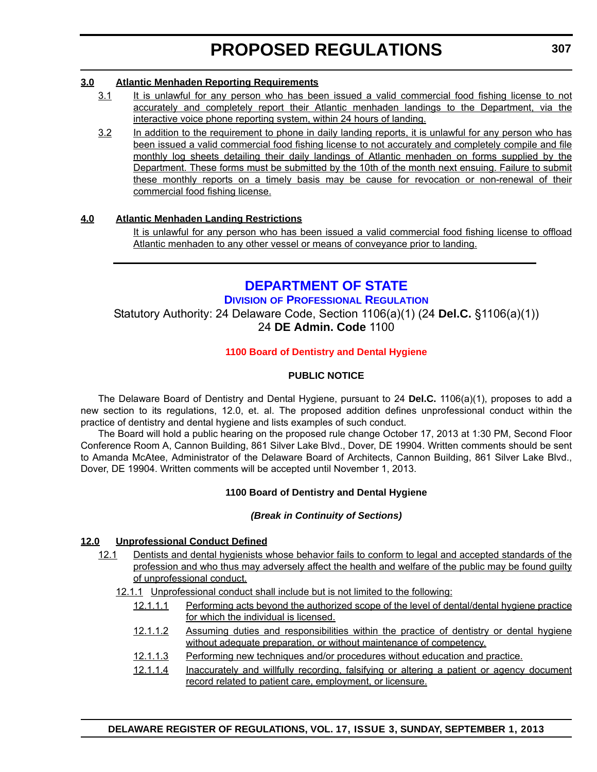**3.0 Atlantic Menhaden Reporting Requirements**

3.1 It is unlawful for any person who has been issued a valid commercial food fishing license to not accurately and completely report their Atlantic menhaden landings to the Department, via the interactive voice phone reporting system, within 24 hours of landing.

3.2 In addition to the requirement to phone in daily landing reports, it is unlawful for any person who has been issued a valid commercial food fishing license to not accurately and completely compile and file monthly log sheets detailing their daily landings of Atlantic menhaden on forms supplied by the Department. These forms must be submitted by the 10th of the month next ensuing. Failure to submit these monthly reports on a timely basis may be cause for revocation or non-renewal of their commercial food fishing license.

**4.0 Atlantic Menhaden Landing Restrictions**

It is unlawful for any person who has been issued a valid commercial food fishing license to offload Atlantic menhaden to any other vessel or means of conveyance prior to landing.

---

# DEPARTMENT OF STATE

## DIVISION OF PROFESSIONAL REGULATION

Statutory Authority: 24 Delaware Code, Section 1106(a)(1) (24 **Del.C.** §1106(a)(1))
24 **DE Admin. Code** 1100

### 1100 Board of Dentistry and Dental Hygiene

**PUBLIC NOTICE**

The Delaware Board of Dentistry and Dental Hygiene, pursuant to 24 **Del.C.** 1106(a)(1), proposes to add a new section to its regulations, 12.0, et. al. The proposed addition defines unprofessional conduct within the practice of dentistry and dental hygiene and lists examples of such conduct.

The Board will hold a public hearing on the proposed rule change October 17, 2013 at 1:30 PM, Second Floor Conference Room A, Cannon Building, 861 Silver Lake Blvd., Dover, DE 19904. Written comments should be sent to Amanda McAtee, Administrator of the Delaware Board of Architects, Cannon Building, 861 Silver Lake Blvd., Dover, DE 19904. Written comments will be accepted until November 1, 2013.

**1100 Board of Dentistry and Dental Hygiene**

***(Break in Continuity of Sections)***

**12.0 Unprofessional Conduct Defined**

12.1 Dentists and dental hygienists whose behavior fails to conform to legal and accepted standards of the profession and who thus may adversely affect the health and welfare of the public may be found guilty of unprofessional conduct.

12.1.1 Unprofessional conduct shall include but is not limited to the following:

12.1.1.1 Performing acts beyond the authorized scope of the level of dental/dental hygiene practice for which the individual is licensed.

12.1.1.2 Assuming duties and responsibilities within the practice of dentistry or dental hygiene without adequate preparation, or without maintenance of competency.

12.1.1.3 Performing new techniques and/or procedures without education and practice.

12.1.1.4 Inaccurately and willfully recording, falsifying or altering a patient or agency document record related to patient care, employment, or licensure.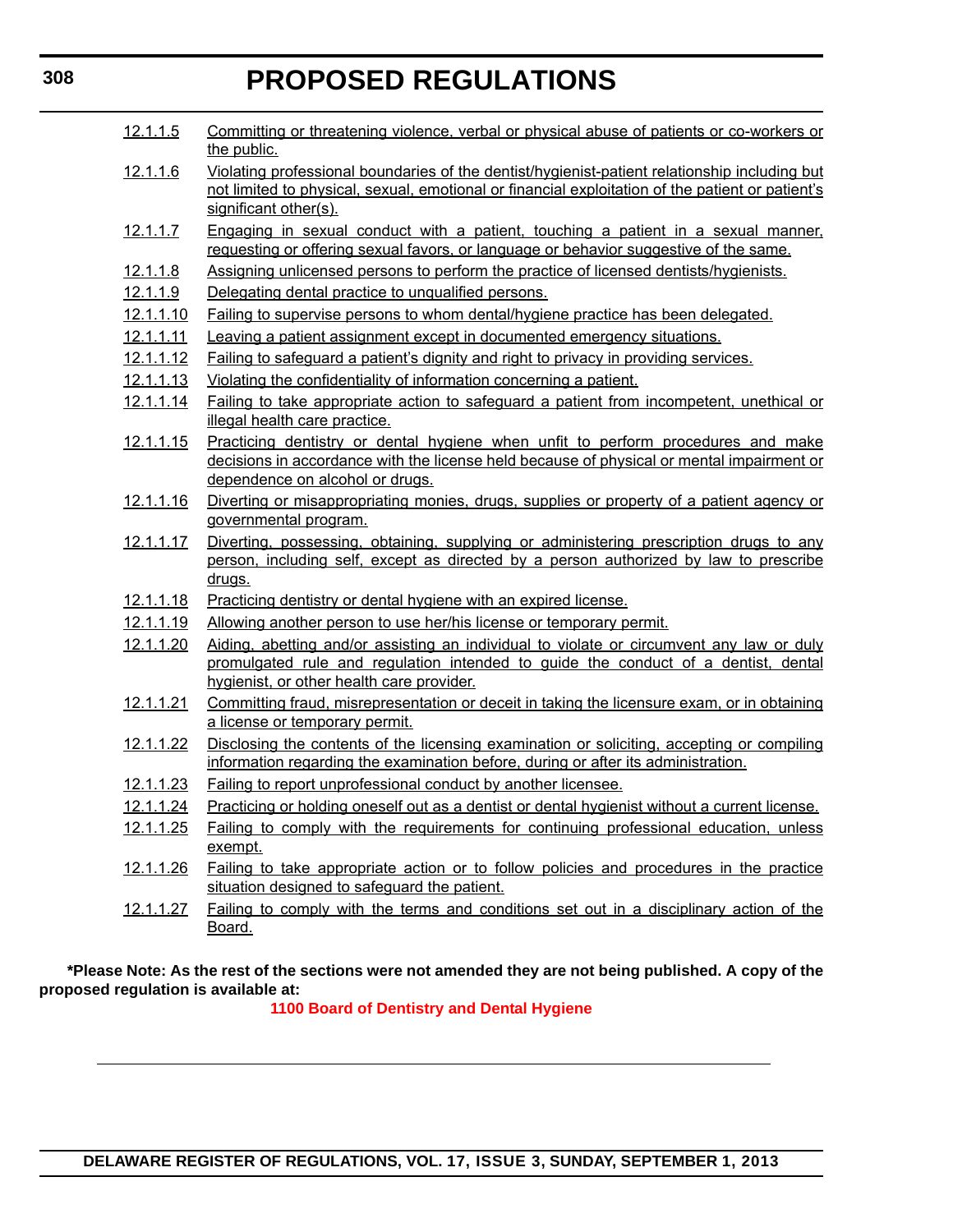12.1.1.5 Committing or threatening violence, verbal or physical abuse of patients or co-workers or the public.

12.1.1.6 Violating professional boundaries of the dentist/hygienist-patient relationship including but not limited to physical, sexual, emotional or financial exploitation of the patient or patient's significant other(s).

12.1.1.7 Engaging in sexual conduct with a patient, touching a patient in a sexual manner, requesting or offering sexual favors, or language or behavior suggestive of the same.

12.1.1.8 Assigning unlicensed persons to perform the practice of licensed dentists/hygienists.

12.1.1.9 Delegating dental practice to unqualified persons.

12.1.1.10 Failing to supervise persons to whom dental/hygiene practice has been delegated.

12.1.1.11 Leaving a patient assignment except in documented emergency situations.

12.1.1.12 Failing to safeguard a patient's dignity and right to privacy in providing services.

12.1.1.13 Violating the confidentiality of information concerning a patient.

12.1.1.14 Failing to take appropriate action to safeguard a patient from incompetent, unethical or illegal health care practice.

12.1.1.15 Practicing dentistry or dental hygiene when unfit to perform procedures and make decisions in accordance with the license held because of physical or mental impairment or dependence on alcohol or drugs.

12.1.1.16 Diverting or misappropriating monies, drugs, supplies or property of a patient agency or governmental program.

12.1.1.17 Diverting, possessing, obtaining, supplying or administering prescription drugs to any person, including self, except as directed by a person authorized by law to prescribe drugs.

12.1.1.18 Practicing dentistry or dental hygiene with an expired license.

12.1.1.19 Allowing another person to use her/his license or temporary permit.

12.1.1.20 Aiding, abetting and/or assisting an individual to violate or circumvent any law or duly promulgated rule and regulation intended to guide the conduct of a dentist, dental hygienist, or other health care provider.

12.1.1.21 Committing fraud, misrepresentation or deceit in taking the licensure exam, or in obtaining a license or temporary permit.

12.1.1.22 Disclosing the contents of the licensing examination or soliciting, accepting or compiling information regarding the examination before, during or after its administration.

12.1.1.23 Failing to report unprofessional conduct by another licensee.

12.1.1.24 Practicing or holding oneself out as a dentist or dental hygienist without a current license.

12.1.1.25 Failing to comply with the requirements for continuing professional education, unless exempt.

12.1.1.26 Failing to take appropriate action or to follow policies and procedures in the practice situation designed to safeguard the patient.

12.1.1.27 Failing to comply with the terms and conditions set out in a disciplinary action of the Board.

**\*Please Note: As the rest of the sections were not amended they are not being published. A copy of the proposed regulation is available at:**

**1100 Board of Dentistry and Dental Hygiene**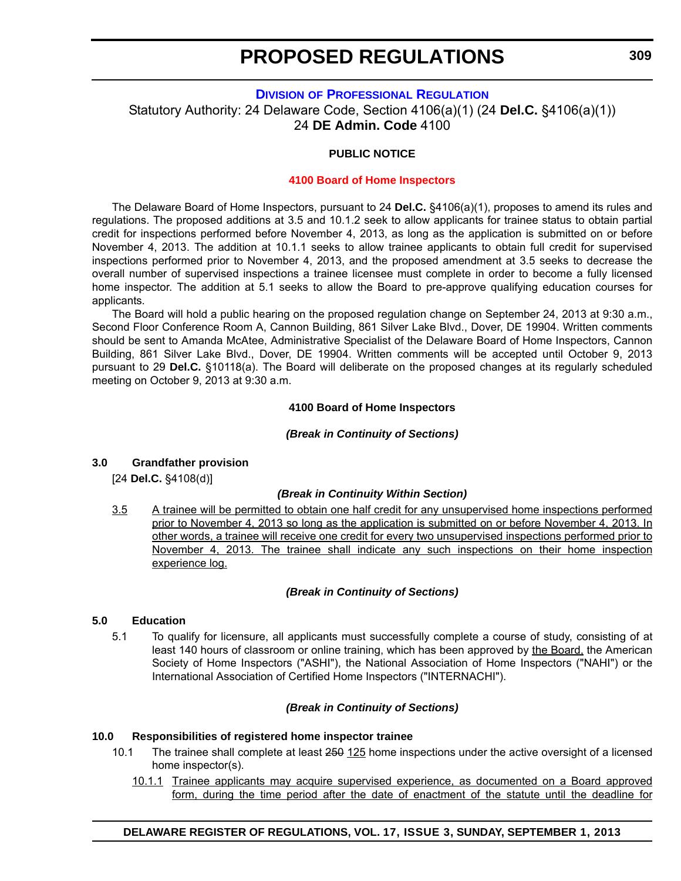# PROPOSED REGULATIONS

### DIVISION OF PROFESSIONAL REGULATION

Statutory Authority: 24 Delaware Code, Section 4106(a)(1) (24 **Del.C.** §4106(a)(1))
24 **DE Admin. Code** 4100

**PUBLIC NOTICE**

**4100 Board of Home Inspectors**

The Delaware Board of Home Inspectors, pursuant to 24 **Del.C.** §4106(a)(1), proposes to amend its rules and regulations. The proposed additions at 3.5 and 10.1.2 seek to allow applicants for trainee status to obtain partial credit for inspections performed before November 4, 2013, as long as the application is submitted on or before November 4, 2013. The addition at 10.1.1 seeks to allow trainee applicants to obtain full credit for supervised inspections performed prior to November 4, 2013, and the proposed amendment at 3.5 seeks to decrease the overall number of supervised inspections a trainee licensee must complete in order to become a fully licensed home inspector. The addition at 5.1 seeks to allow the Board to pre-approve qualifying education courses for applicants.

The Board will hold a public hearing on the proposed regulation change on September 24, 2013 at 9:30 a.m., Second Floor Conference Room A, Cannon Building, 861 Silver Lake Blvd., Dover, DE 19904. Written comments should be sent to Amanda McAtee, Administrative Specialist of the Delaware Board of Home Inspectors, Cannon Building, 861 Silver Lake Blvd., Dover, DE 19904. Written comments will be accepted until October 9, 2013 pursuant to 29 **Del.C.** §10118(a). The Board will deliberate on the proposed changes at its regularly scheduled meeting on October 9, 2013 at 9:30 a.m.

**4100 Board of Home Inspectors**

***(Break in Continuity of Sections)***

**3.0 Grandfather provision**

[24 **Del.C.** §4108(d)]

***(Break in Continuity Within Section)***

<u>3.5</u> <u>A trainee will be permitted to obtain one half credit for any unsupervised home inspections performed prior to November 4, 2013 so long as the application is submitted on or before November 4, 2013. In other words, a trainee will receive one credit for every two unsupervised inspections performed prior to November 4, 2013. The trainee shall indicate any such inspections on their home inspection experience log.</u>

***(Break in Continuity of Sections)***

**5.0 Education**

5.1 To qualify for licensure, all applicants must successfully complete a course of study, consisting of at least 140 hours of classroom or online training, which has been approved by <u>the Board,</u> the American Society of Home Inspectors ("ASHI"), the National Association of Home Inspectors ("NAHI") or the International Association of Certified Home Inspectors ("INTERNACHI").

***(Break in Continuity of Sections)***

**10.0 Responsibilities of registered home inspector trainee**

10.1 The trainee shall complete at least ~~250~~ <u>125</u> home inspections under the active oversight of a licensed home inspector(s).

<u>10.1.1</u> <u>Trainee applicants may acquire supervised experience, as documented on a Board approved form, during the time period after the date of enactment of the statute until the deadline for</u>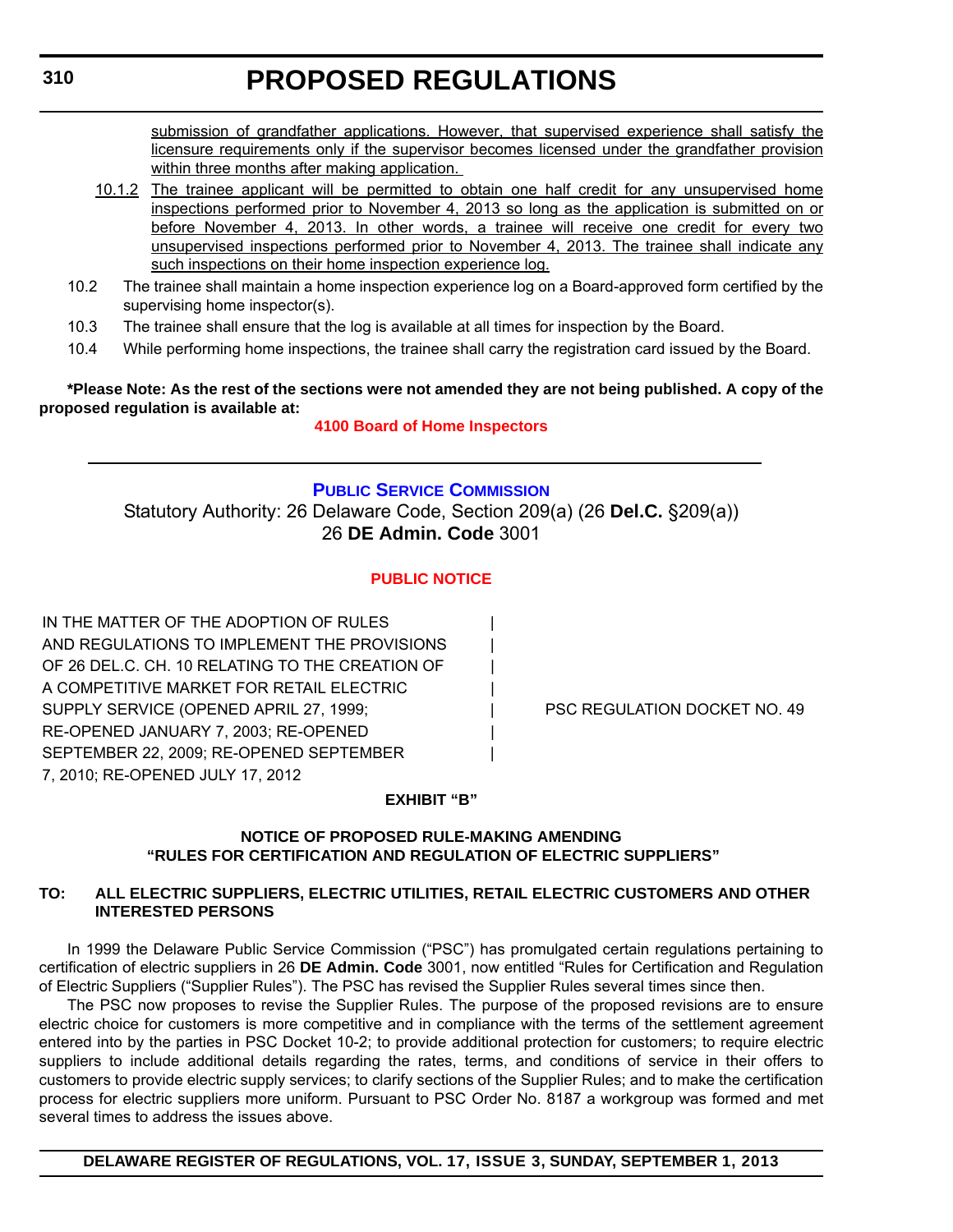submission of grandfather applications. However, that supervised experience shall satisfy the licensure requirements only if the supervisor becomes licensed under the grandfather provision within three months after making application.

10.1.2 The trainee applicant will be permitted to obtain one half credit for any unsupervised home inspections performed prior to November 4, 2013 so long as the application is submitted on or before November 4, 2013. In other words, a trainee will receive one credit for every two unsupervised inspections performed prior to November 4, 2013. The trainee shall indicate any such inspections on their home inspection experience log.

10.2 The trainee shall maintain a home inspection experience log on a Board-approved form certified by the supervising home inspector(s).

10.3 The trainee shall ensure that the log is available at all times for inspection by the Board.

10.4 While performing home inspections, the trainee shall carry the registration card issued by the Board.

**\*Please Note: As the rest of the sections were not amended they are not being published. A copy of the proposed regulation is available at:**

**4100 Board of Home Inspectors**

---

## PUBLIC SERVICE COMMISSION

Statutory Authority: 26 Delaware Code, Section 209(a) (26 **Del.C.** §209(a))
26 **DE Admin. Code** 3001

### PUBLIC NOTICE

| IN THE MATTER OF THE ADOPTION OF RULES AND REGULATIONS TO IMPLEMENT THE PROVISIONS OF 26 DEL.C. CH. 10 RELATING TO THE CREATION OF A COMPETITIVE MARKET FOR RETAIL ELECTRIC SUPPLY SERVICE (OPENED APRIL 27, 1999; RE-OPENED JANUARY 7, 2003; RE-OPENED SEPTEMBER 22, 2009; RE-OPENED SEPTEMBER 7, 2010; RE-OPENED JULY 17, 2012 | PSC REGULATION DOCKET NO. 49 |
|---|---|

**EXHIBIT "B"**

**NOTICE OF PROPOSED RULE-MAKING AMENDING "RULES FOR CERTIFICATION AND REGULATION OF ELECTRIC SUPPLIERS"**

**TO: ALL ELECTRIC SUPPLIERS, ELECTRIC UTILITIES, RETAIL ELECTRIC CUSTOMERS AND OTHER INTERESTED PERSONS**

In 1999 the Delaware Public Service Commission ("PSC") has promulgated certain regulations pertaining to certification of electric suppliers in 26 **DE Admin. Code** 3001, now entitled "Rules for Certification and Regulation of Electric Suppliers ("Supplier Rules"). The PSC has revised the Supplier Rules several times since then.

The PSC now proposes to revise the Supplier Rules. The purpose of the proposed revisions are to ensure electric choice for customers is more competitive and in compliance with the terms of the settlement agreement entered into by the parties in PSC Docket 10-2; to provide additional protection for customers; to require electric suppliers to include additional details regarding the rates, terms, and conditions of service in their offers to customers to provide electric supply services; to clarify sections of the Supplier Rules; and to make the certification process for electric suppliers more uniform. Pursuant to PSC Order No. 8187 a workgroup was formed and met several times to address the issues above.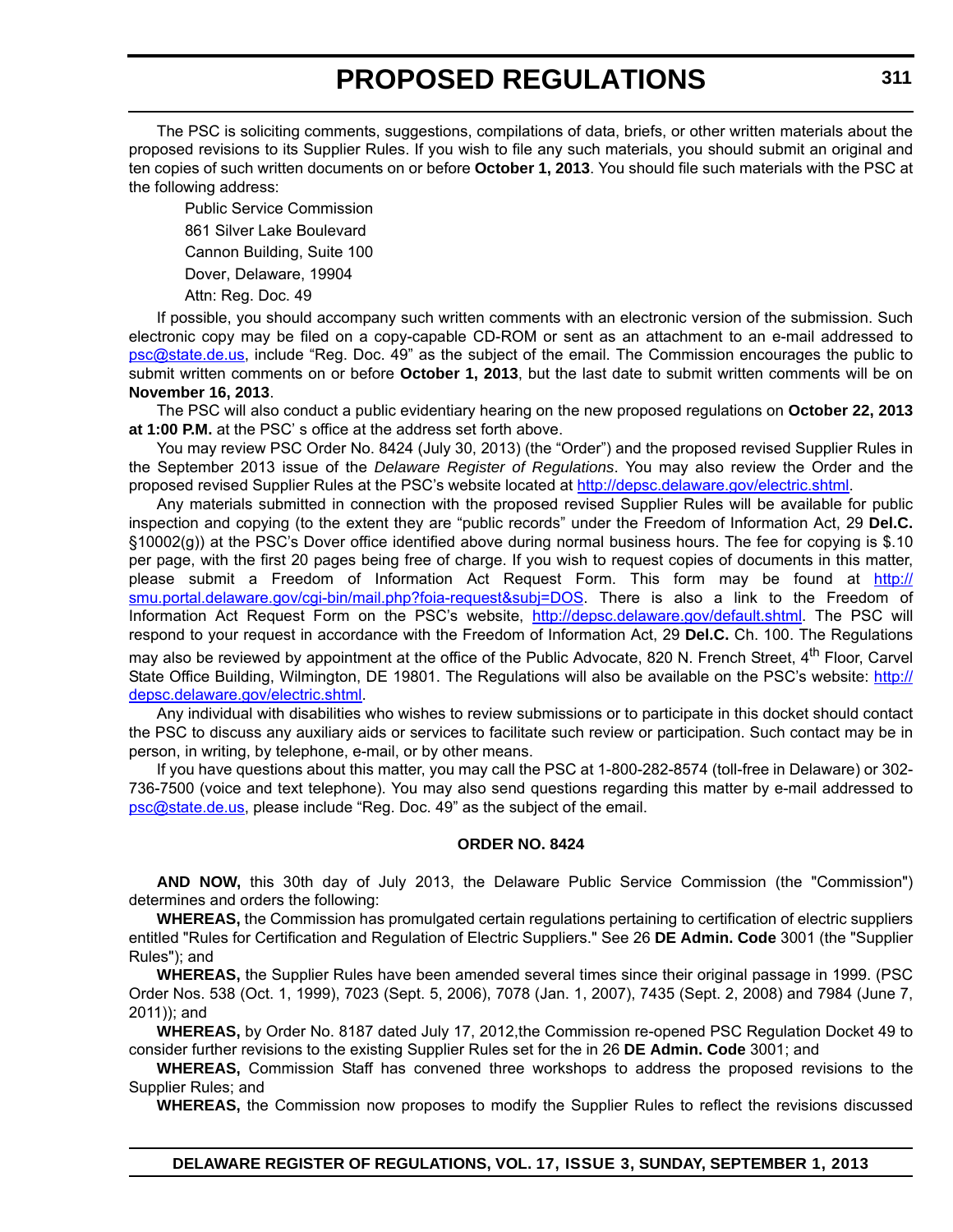The PSC is soliciting comments, suggestions, compilations of data, briefs, or other written materials about the proposed revisions to its Supplier Rules. If you wish to file any such materials, you should submit an original and ten copies of such written documents on or before **October 1, 2013**. You should file such materials with the PSC at the following address:

Public Service Commission
861 Silver Lake Boulevard
Cannon Building, Suite 100
Dover, Delaware, 19904
Attn: Reg. Doc. 49

If possible, you should accompany such written comments with an electronic version of the submission. Such electronic copy may be filed on a copy-capable CD-ROM or sent as an attachment to an e-mail addressed to psc@state.de.us, include "Reg. Doc. 49" as the subject of the email. The Commission encourages the public to submit written comments on or before **October 1, 2013**, but the last date to submit written comments will be on **November 16, 2013**.

The PSC will also conduct a public evidentiary hearing on the new proposed regulations on **October 22, 2013 at 1:00 P.M.** at the PSC' s office at the address set forth above.

You may review PSC Order No. 8424 (July 30, 2013) (the "Order") and the proposed revised Supplier Rules in the September 2013 issue of the *Delaware Register of Regulations*. You may also review the Order and the proposed revised Supplier Rules at the PSC's website located at http://depsc.delaware.gov/electric.shtml.

Any materials submitted in connection with the proposed revised Supplier Rules will be available for public inspection and copying (to the extent they are "public records" under the Freedom of Information Act, 29 **Del.C.** §10002(g)) at the PSC's Dover office identified above during normal business hours. The fee for copying is $.10 per page, with the first 20 pages being free of charge. If you wish to request copies of documents in this matter, please submit a Freedom of Information Act Request Form. This form may be found at http://smu.portal.delaware.gov/cgi-bin/mail.php?foia-request&subj=DOS. There is also a link to the Freedom of Information Act Request Form on the PSC's website, http://depsc.delaware.gov/default.shtml. The PSC will respond to your request in accordance with the Freedom of Information Act, 29 **Del.C.** Ch. 100. The Regulations may also be reviewed by appointment at the office of the Public Advocate, 820 N. French Street, 4th Floor, Carvel State Office Building, Wilmington, DE 19801. The Regulations will also be available on the PSC's website: http://depsc.delaware.gov/electric.shtml.

Any individual with disabilities who wishes to review submissions or to participate in this docket should contact the PSC to discuss any auxiliary aids or services to facilitate such review or participation. Such contact may be in person, in writing, by telephone, e-mail, or by other means.

If you have questions about this matter, you may call the PSC at 1-800-282-8574 (toll-free in Delaware) or 302-736-7500 (voice and text telephone). You may also send questions regarding this matter by e-mail addressed to psc@state.de.us, please include "Reg. Doc. 49" as the subject of the email.

**ORDER NO. 8424**

**AND NOW,** this 30th day of July 2013, the Delaware Public Service Commission (the "Commission") determines and orders the following:

**WHEREAS,** the Commission has promulgated certain regulations pertaining to certification of electric suppliers entitled "Rules for Certification and Regulation of Electric Suppliers." See 26 **DE Admin. Code** 3001 (the "Supplier Rules"); and

**WHEREAS,** the Supplier Rules have been amended several times since their original passage in 1999. (PSC Order Nos. 538 (Oct. 1, 1999), 7023 (Sept. 5, 2006), 7078 (Jan. 1, 2007), 7435 (Sept. 2, 2008) and 7984 (June 7, 2011)); and

**WHEREAS,** by Order No. 8187 dated July 17, 2012,the Commission re-opened PSC Regulation Docket 49 to consider further revisions to the existing Supplier Rules set for the in 26 **DE Admin. Code** 3001; and

**WHEREAS,** Commission Staff has convened three workshops to address the proposed revisions to the Supplier Rules; and

**WHEREAS,** the Commission now proposes to modify the Supplier Rules to reflect the revisions discussed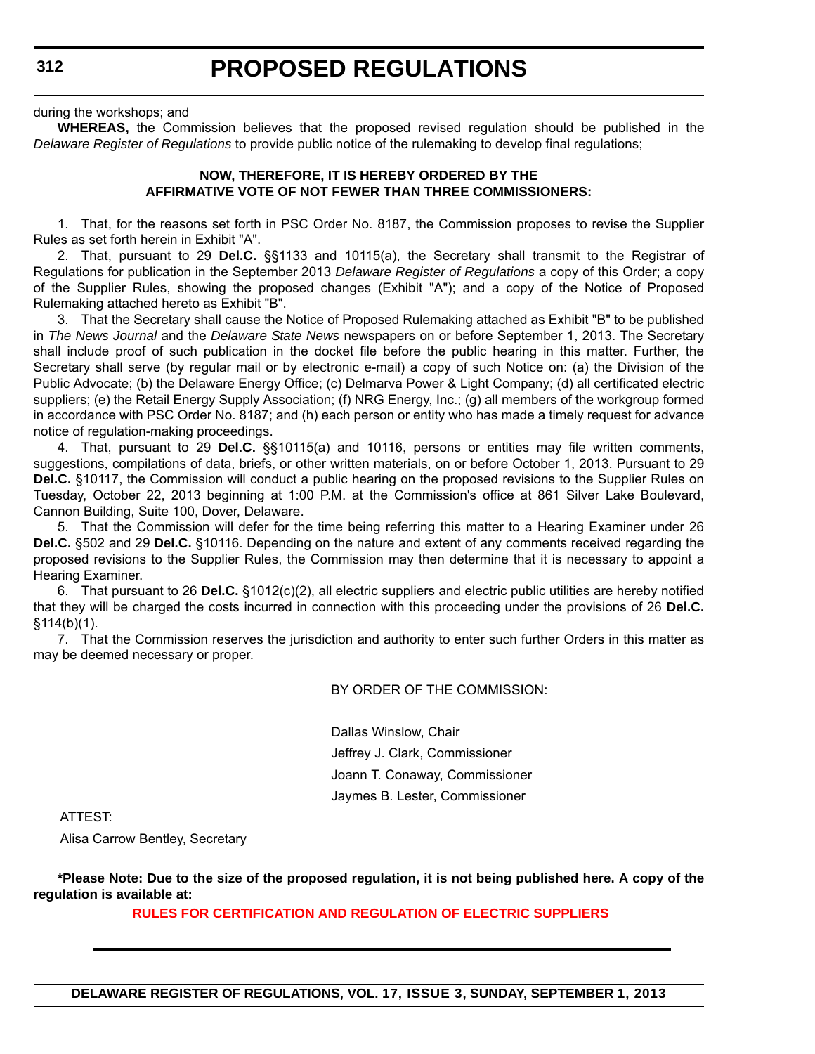during the workshops; and

**WHEREAS,** the Commission believes that the proposed revised regulation should be published in the *Delaware Register of Regulations* to provide public notice of the rulemaking to develop final regulations;

**NOW, THEREFORE, IT IS HEREBY ORDERED BY THE AFFIRMATIVE VOTE OF NOT FEWER THAN THREE COMMISSIONERS:**

1. That, for the reasons set forth in PSC Order No. 8187, the Commission proposes to revise the Supplier Rules as set forth herein in Exhibit "A".

2. That, pursuant to 29 **Del.C.** §§1133 and 10115(a), the Secretary shall transmit to the Registrar of Regulations for publication in the September 2013 *Delaware Register of Regulations* a copy of this Order; a copy of the Supplier Rules, showing the proposed changes (Exhibit "A"); and a copy of the Notice of Proposed Rulemaking attached hereto as Exhibit "B".

3. That the Secretary shall cause the Notice of Proposed Rulemaking attached as Exhibit "B" to be published in *The News Journal* and the *Delaware State News* newspapers on or before September 1, 2013. The Secretary shall include proof of such publication in the docket file before the public hearing in this matter. Further, the Secretary shall serve (by regular mail or by electronic e-mail) a copy of such Notice on: (a) the Division of the Public Advocate; (b) the Delaware Energy Office; (c) Delmarva Power & Light Company; (d) all certificated electric suppliers; (e) the Retail Energy Supply Association; (f) NRG Energy, Inc.; (g) all members of the workgroup formed in accordance with PSC Order No. 8187; and (h) each person or entity who has made a timely request for advance notice of regulation-making proceedings.

4. That, pursuant to 29 **Del.C.** §§10115(a) and 10116, persons or entities may file written comments, suggestions, compilations of data, briefs, or other written materials, on or before October 1, 2013. Pursuant to 29 **Del.C.** §10117, the Commission will conduct a public hearing on the proposed revisions to the Supplier Rules on Tuesday, October 22, 2013 beginning at 1:00 P.M. at the Commission's office at 861 Silver Lake Boulevard, Cannon Building, Suite 100, Dover, Delaware.

5. That the Commission will defer for the time being referring this matter to a Hearing Examiner under 26 **Del.C.** §502 and 29 **Del.C.** §10116. Depending on the nature and extent of any comments received regarding the proposed revisions to the Supplier Rules, the Commission may then determine that it is necessary to appoint a Hearing Examiner.

6. That pursuant to 26 **Del.C.** §1012(c)(2), all electric suppliers and electric public utilities are hereby notified that they will be charged the costs incurred in connection with this proceeding under the provisions of 26 **Del.C.** §114(b)(1).

7. That the Commission reserves the jurisdiction and authority to enter such further Orders in this matter as may be deemed necessary or proper.

BY ORDER OF THE COMMISSION:

Dallas Winslow, Chair

Jeffrey J. Clark, Commissioner

Joann T. Conaway, Commissioner

Jaymes B. Lester, Commissioner

ATTEST:

Alisa Carrow Bentley, Secretary

**\*Please Note: Due to the size of the proposed regulation, it is not being published here. A copy of the regulation is available at:**

**RULES FOR CERTIFICATION AND REGULATION OF ELECTRIC SUPPLIERS**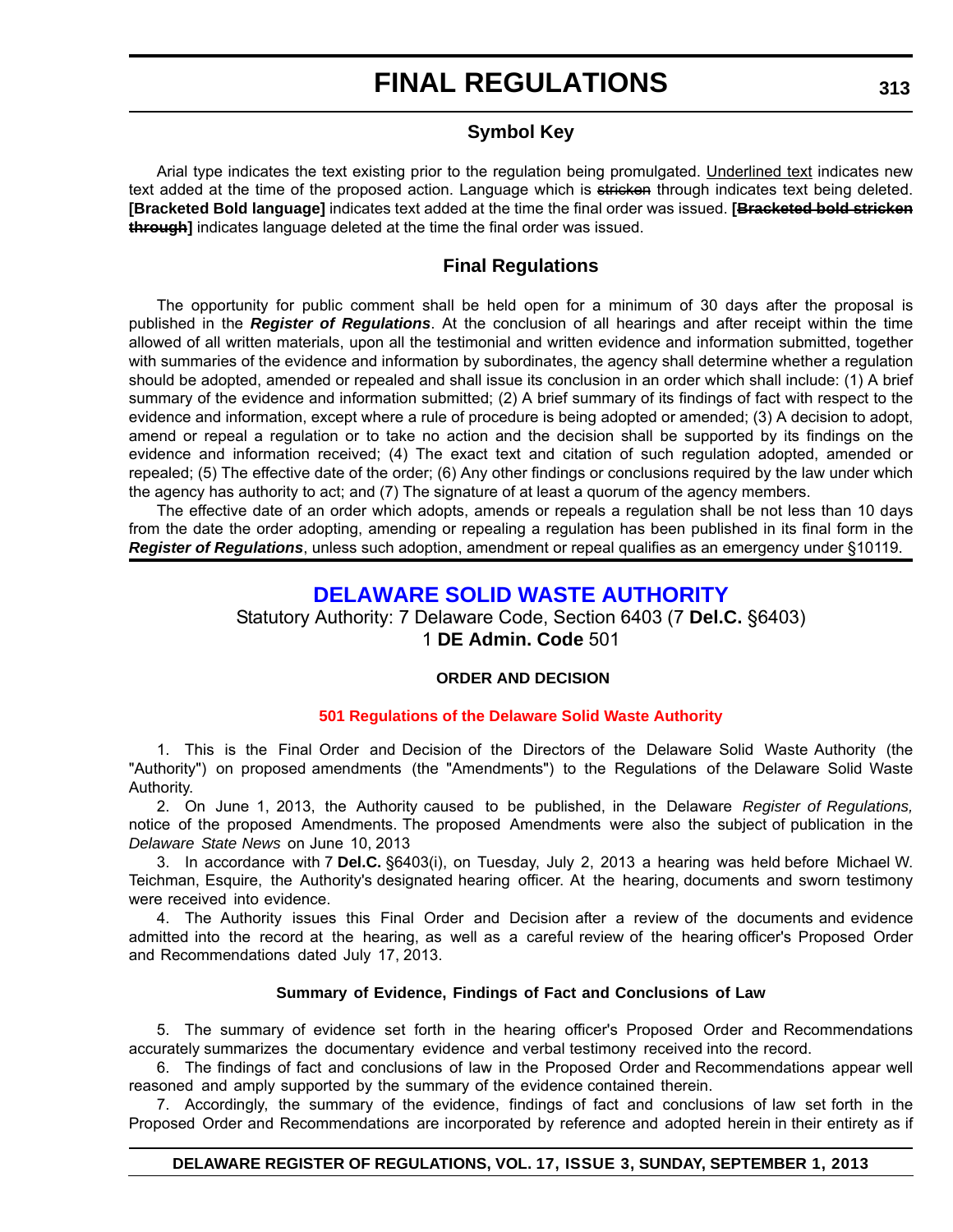# FINAL REGULATIONS

### Symbol Key

Arial type indicates the text existing prior to the regulation being promulgated. <u>Underlined text</u> indicates new text added at the time of the proposed action. Language which is ~~stricken~~ through indicates text being deleted. **[Bracketed Bold language]** indicates text added at the time the final order was issued. **[~~Bracketed bold stricken through~~]** indicates language deleted at the time the final order was issued.

### Final Regulations

The opportunity for public comment shall be held open for a minimum of 30 days after the proposal is published in the ***Register of Regulations***. At the conclusion of all hearings and after receipt within the time allowed of all written materials, upon all the testimonial and written evidence and information submitted, together with summaries of the evidence and information by subordinates, the agency shall determine whether a regulation should be adopted, amended or repealed and shall issue its conclusion in an order which shall include: (1) A brief summary of the evidence and information submitted; (2) A brief summary of its findings of fact with respect to the evidence and information, except where a rule of procedure is being adopted or amended; (3) A decision to adopt, amend or repeal a regulation or to take no action and the decision shall be supported by its findings on the evidence and information received; (4) The exact text and citation of such regulation adopted, amended or repealed; (5) The effective date of the order; (6) Any other findings or conclusions required by the law under which the agency has authority to act; and (7) The signature of at least a quorum of the agency members.

The effective date of an order which adopts, amends or repeals a regulation shall be not less than 10 days from the date the order adopting, amending or repealing a regulation has been published in its final form in the ***Register of Regulations***, unless such adoption, amendment or repeal qualifies as an emergency under §10119.

## DELAWARE SOLID WASTE AUTHORITY

Statutory Authority: 7 Delaware Code, Section 6403 (7 **Del.C.** §6403)
1 **DE Admin. Code** 501

**ORDER AND DECISION**

**501 Regulations of the Delaware Solid Waste Authority**

1. This is the Final Order and Decision of the Directors of the Delaware Solid Waste Authority (the "Authority") on proposed amendments (the "Amendments") to the Regulations of the Delaware Solid Waste Authority.

2. On June 1, 2013, the Authority caused to be published, in the Delaware *Register of Regulations,* notice of the proposed Amendments. The proposed Amendments were also the subject of publication in the *Delaware State News* on June 10, 2013

3. In accordance with 7 **Del.C.** §6403(i), on Tuesday, July 2, 2013 a hearing was held before Michael W. Teichman, Esquire, the Authority's designated hearing officer. At the hearing, documents and sworn testimony were received into evidence.

4. The Authority issues this Final Order and Decision after a review of the documents and evidence admitted into the record at the hearing, as well as a careful review of the hearing officer's Proposed Order and Recommendations dated July 17, 2013.

**Summary of Evidence, Findings of Fact and Conclusions of Law**

5. The summary of evidence set forth in the hearing officer's Proposed Order and Recommendations accurately summarizes the documentary evidence and verbal testimony received into the record.

6. The findings of fact and conclusions of law in the Proposed Order and Recommendations appear well reasoned and amply supported by the summary of the evidence contained therein.

7. Accordingly, the summary of the evidence, findings of fact and conclusions of law set forth in the Proposed Order and Recommendations are incorporated by reference and adopted herein in their entirety as if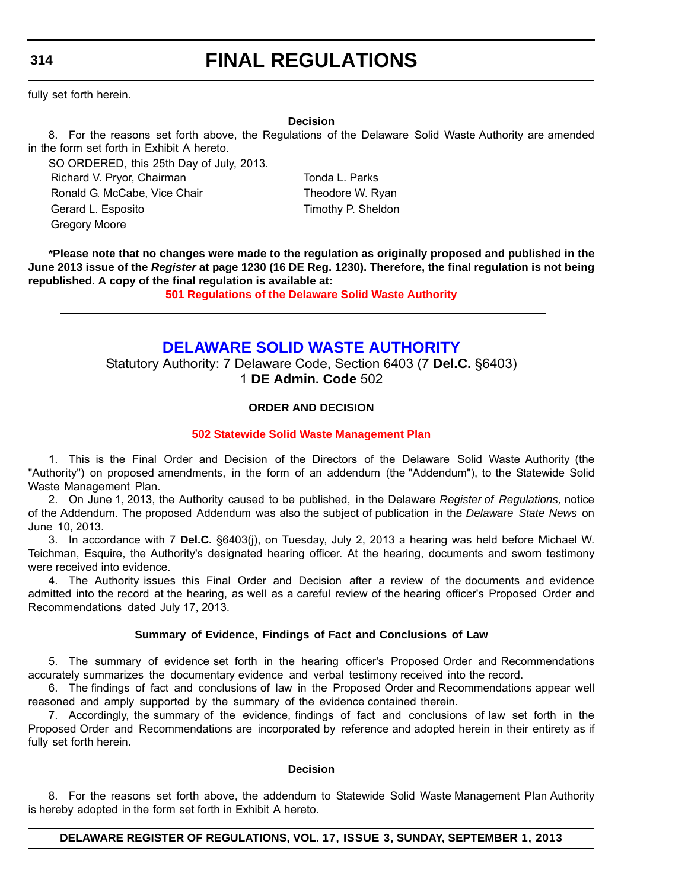fully set forth herein.

**Decision**

8. For the reasons set forth above, the Regulations of the Delaware Solid Waste Authority are amended in the form set forth in Exhibit A hereto.

SO ORDERED, this 25th Day of July, 2013.

Richard V. Pryor, Chairman
Ronald G. McCabe, Vice Chair
Gerard L. Esposito
Gregory Moore
Tonda L. Parks
Theodore W. Ryan
Timothy P. Sheldon

**\*Please note that no changes were made to the regulation as originally proposed and published in the June 2013 issue of the *Register* at page 1230 (16 DE Reg. 1230). Therefore, the final regulation is not being republished. A copy of the final regulation is available at:**

**501 Regulations of the Delaware Solid Waste Authority**

---

## DELAWARE SOLID WASTE AUTHORITY

Statutory Authority: 7 Delaware Code, Section 6403 (7 **Del.C.** §6403)
1 **DE Admin. Code** 502

**ORDER AND DECISION**

**502 Statewide Solid Waste Management Plan**

1. This is the Final Order and Decision of the Directors of the Delaware Solid Waste Authority (the "Authority") on proposed amendments, in the form of an addendum (the "Addendum"), to the Statewide Solid Waste Management Plan.

2. On June 1, 2013, the Authority caused to be published, in the Delaware *Register of Regulations,* notice of the Addendum. The proposed Addendum was also the subject of publication in the *Delaware State News* on June 10, 2013.

3. In accordance with 7 **Del.C.** §6403(j), on Tuesday, July 2, 2013 a hearing was held before Michael W. Teichman, Esquire, the Authority's designated hearing officer. At the hearing, documents and sworn testimony were received into evidence.

4. The Authority issues this Final Order and Decision after a review of the documents and evidence admitted into the record at the hearing, as well as a careful review of the hearing officer's Proposed Order and Recommendations dated July 17, 2013.

**Summary of Evidence, Findings of Fact and Conclusions of Law**

5. The summary of evidence set forth in the hearing officer's Proposed Order and Recommendations accurately summarizes the documentary evidence and verbal testimony received into the record.

6. The findings of fact and conclusions of law in the Proposed Order and Recommendations appear well reasoned and amply supported by the summary of the evidence contained therein.

7. Accordingly, the summary of the evidence, findings of fact and conclusions of law set forth in the Proposed Order and Recommendations are incorporated by reference and adopted herein in their entirety as if fully set forth herein.

**Decision**

8. For the reasons set forth above, the addendum to Statewide Solid Waste Management Plan Authority is hereby adopted in the form set forth in Exhibit A hereto.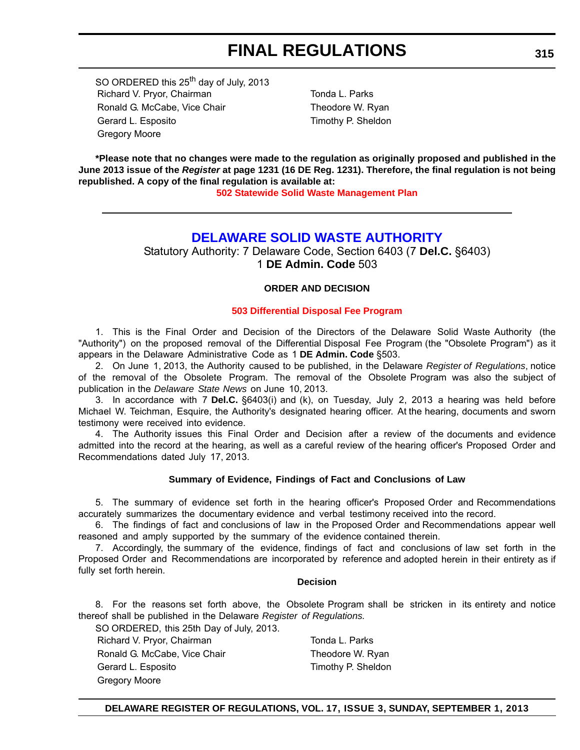SO ORDERED this 25th day of July, 2013

Richard V. Pryor, Chairman
Ronald G. McCabe, Vice Chair
Gerard L. Esposito
Gregory Moore
Tonda L. Parks
Theodore W. Ryan
Timothy P. Sheldon

**\*Please note that no changes were made to the regulation as originally proposed and published in the June 2013 issue of the *Register* at page 1231 (16 DE Reg. 1231). Therefore, the final regulation is not being republished. A copy of the final regulation is available at:**

**502 Statewide Solid Waste Management Plan**

---

## DELAWARE SOLID WASTE AUTHORITY

Statutory Authority: 7 Delaware Code, Section 6403 (7 **Del.C.** §6403)
1 **DE Admin. Code** 503

### ORDER AND DECISION

**503 Differential Disposal Fee Program**

1. This is the Final Order and Decision of the Directors of the Delaware Solid Waste Authority (the "Authority") on the proposed removal of the Differential Disposal Fee Program (the "Obsolete Program") as it appears in the Delaware Administrative Code as 1 **DE Admin. Code** §503.

2. On June 1, 2013, the Authority caused to be published, in the Delaware *Register of Regulations*, notice of the removal of the Obsolete Program. The removal of the Obsolete Program was also the subject of publication in the *Delaware State News* on June 10, 2013.

3. In accordance with 7 **Del.C.** §6403(i) and (k), on Tuesday, July 2, 2013 a hearing was held before Michael W. Teichman, Esquire, the Authority's designated hearing officer. At the hearing, documents and sworn testimony were received into evidence.

4. The Authority issues this Final Order and Decision after a review of the documents and evidence admitted into the record at the hearing, as well as a careful review of the hearing officer's Proposed Order and Recommendations dated July 17, 2013.

### Summary of Evidence, Findings of Fact and Conclusions of Law

5. The summary of evidence set forth in the hearing officer's Proposed Order and Recommendations accurately summarizes the documentary evidence and verbal testimony received into the record.

6. The findings of fact and conclusions of law in the Proposed Order and Recommendations appear well reasoned and amply supported by the summary of the evidence contained therein.

7. Accordingly, the summary of the evidence, findings of fact and conclusions of law set forth in the Proposed Order and Recommendations are incorporated by reference and adopted herein in their entirety as if fully set forth herein.

### Decision

8. For the reasons set forth above, the Obsolete Program shall be stricken in its entirety and notice thereof shall be published in the Delaware *Register of Regulations.*

SO ORDERED, this 25th Day of July, 2013.

Richard V. Pryor, Chairman
Ronald G. McCabe, Vice Chair
Gerard L. Esposito
Gregory Moore
Tonda L. Parks
Theodore W. Ryan
Timothy P. Sheldon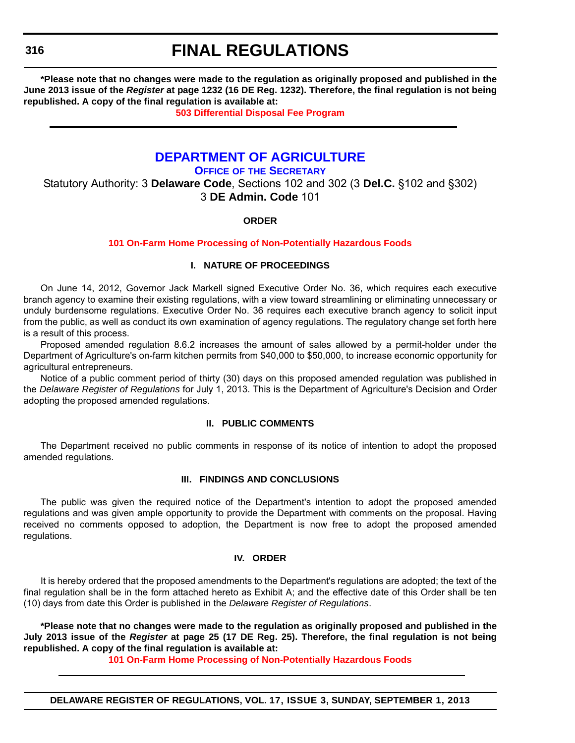**\*Please note that no changes were made to the regulation as originally proposed and published in the June 2013 issue of the *Register* at page 1232 (16 DE Reg. 1232). Therefore, the final regulation is not being republished. A copy of the final regulation is available at:**

**503 Differential Disposal Fee Program**

---

# DEPARTMENT OF AGRICULTURE

## OFFICE OF THE SECRETARY

Statutory Authority: 3 **Delaware Code**, Sections 102 and 302 (3 **Del.C.** §102 and §302)
3 **DE Admin. Code** 101

**ORDER**

**101 On-Farm Home Processing of Non-Potentially Hazardous Foods**

**I. NATURE OF PROCEEDINGS**

On June 14, 2012, Governor Jack Markell signed Executive Order No. 36, which requires each executive branch agency to examine their existing regulations, with a view toward streamlining or eliminating unnecessary or unduly burdensome regulations. Executive Order No. 36 requires each executive branch agency to solicit input from the public, as well as conduct its own examination of agency regulations. The regulatory change set forth here is a result of this process.

Proposed amended regulation 8.6.2 increases the amount of sales allowed by a permit-holder under the Department of Agriculture's on-farm kitchen permits from $40,000 to $50,000, to increase economic opportunity for agricultural entrepreneurs.

Notice of a public comment period of thirty (30) days on this proposed amended regulation was published in the *Delaware Register of Regulations* for July 1, 2013. This is the Department of Agriculture's Decision and Order adopting the proposed amended regulations.

**II. PUBLIC COMMENTS**

The Department received no public comments in response of its notice of intention to adopt the proposed amended regulations.

**III. FINDINGS AND CONCLUSIONS**

The public was given the required notice of the Department's intention to adopt the proposed amended regulations and was given ample opportunity to provide the Department with comments on the proposal. Having received no comments opposed to adoption, the Department is now free to adopt the proposed amended regulations.

**IV. ORDER**

It is hereby ordered that the proposed amendments to the Department's regulations are adopted; the text of the final regulation shall be in the form attached hereto as Exhibit A; and the effective date of this Order shall be ten (10) days from date this Order is published in the *Delaware Register of Regulations*.

**\*Please note that no changes were made to the regulation as originally proposed and published in the July 2013 issue of the *Register* at page 25 (17 DE Reg. 25). Therefore, the final regulation is not being republished. A copy of the final regulation is available at:**

**101 On-Farm Home Processing of Non-Potentially Hazardous Foods**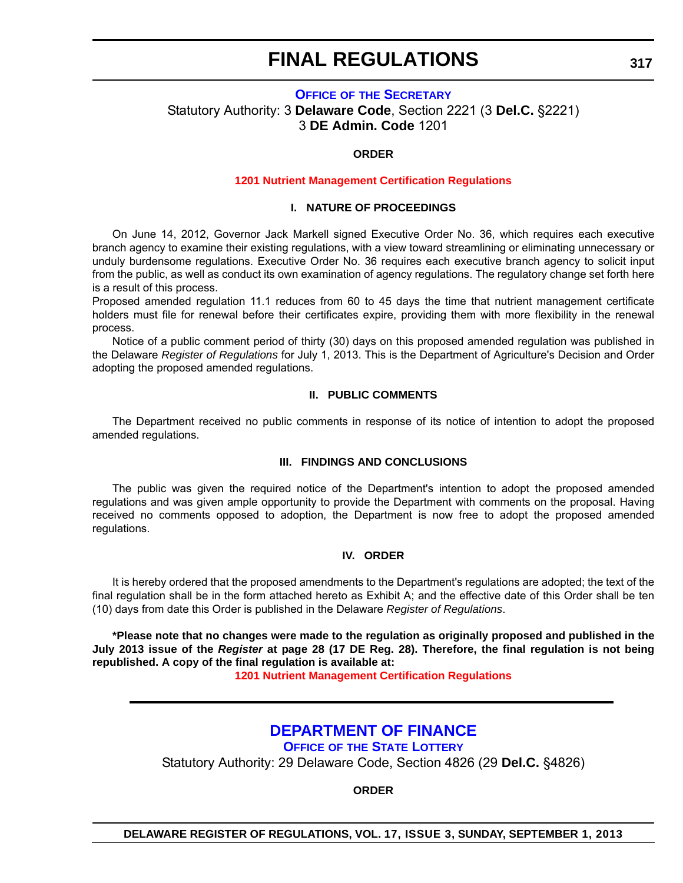# FINAL REGULATIONS

### OFFICE OF THE SECRETARY

Statutory Authority: 3 **Delaware Code**, Section 2221 (3 **Del.C.** §2221)
3 **DE Admin. Code** 1201

**ORDER**

**1201 Nutrient Management Certification Regulations**

**I. NATURE OF PROCEEDINGS**

On June 14, 2012, Governor Jack Markell signed Executive Order No. 36, which requires each executive branch agency to examine their existing regulations, with a view toward streamlining or eliminating unnecessary or unduly burdensome regulations. Executive Order No. 36 requires each executive branch agency to solicit input from the public, as well as conduct its own examination of agency regulations. The regulatory change set forth here is a result of this process.

Proposed amended regulation 11.1 reduces from 60 to 45 days the time that nutrient management certificate holders must file for renewal before their certificates expire, providing them with more flexibility in the renewal process.

Notice of a public comment period of thirty (30) days on this proposed amended regulation was published in the Delaware *Register of Regulations* for July 1, 2013. This is the Department of Agriculture's Decision and Order adopting the proposed amended regulations.

**II. PUBLIC COMMENTS**

The Department received no public comments in response of its notice of intention to adopt the proposed amended regulations.

**III. FINDINGS AND CONCLUSIONS**

The public was given the required notice of the Department's intention to adopt the proposed amended regulations and was given ample opportunity to provide the Department with comments on the proposal. Having received no comments opposed to adoption, the Department is now free to adopt the proposed amended regulations.

**IV. ORDER**

It is hereby ordered that the proposed amendments to the Department's regulations are adopted; the text of the final regulation shall be in the form attached hereto as Exhibit A; and the effective date of this Order shall be ten (10) days from date this Order is published in the Delaware *Register of Regulations*.

**\*Please note that no changes were made to the regulation as originally proposed and published in the July 2013 issue of the *Register* at page 28 (17 DE Reg. 28). Therefore, the final regulation is not being republished. A copy of the final regulation is available at:**

**1201 Nutrient Management Certification Regulations**

---

## DEPARTMENT OF FINANCE

### OFFICE OF THE STATE LOTTERY

Statutory Authority: 29 Delaware Code, Section 4826 (29 **Del.C.** §4826)

**ORDER**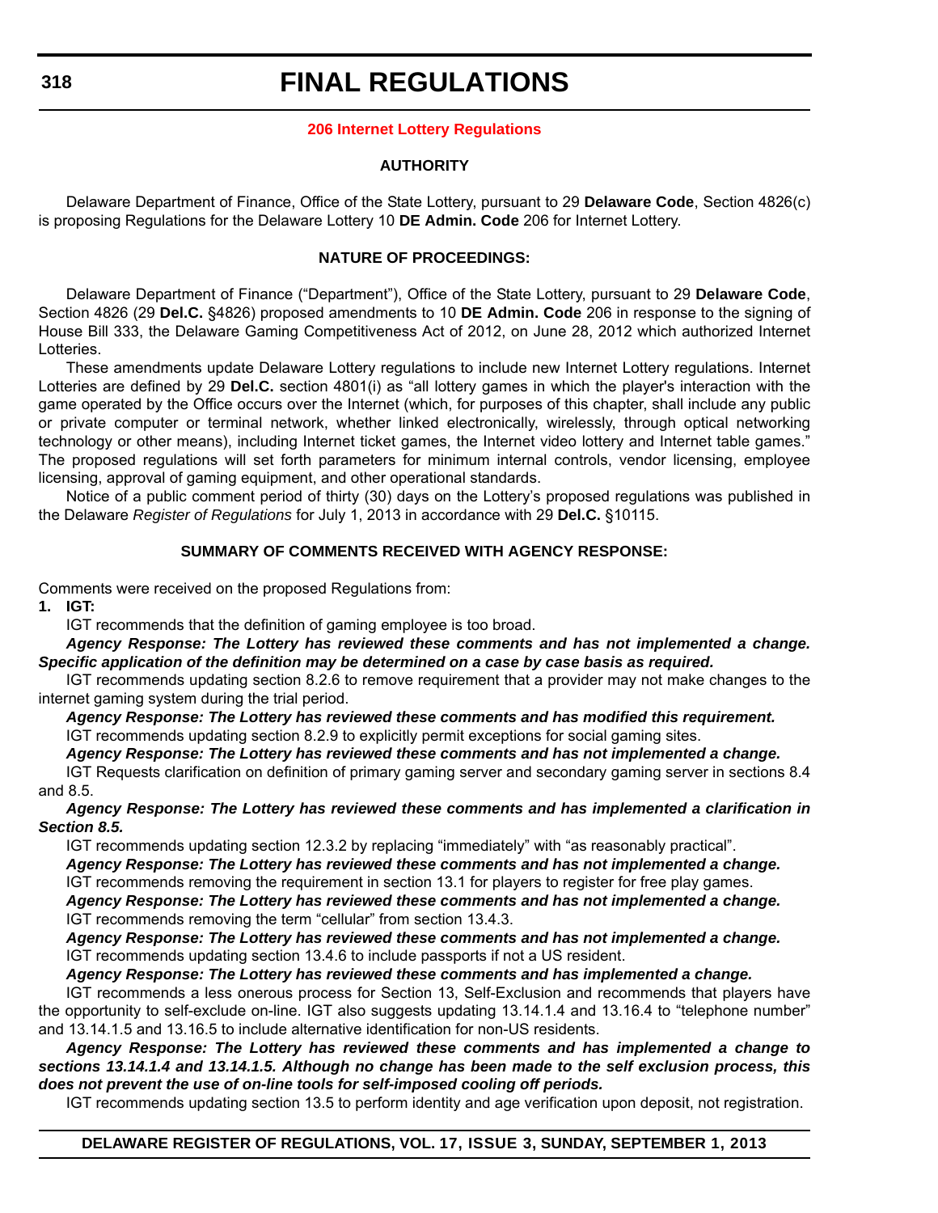# FINAL REGULATIONS

## 206 Internet Lottery Regulations

### AUTHORITY

Delaware Department of Finance, Office of the State Lottery, pursuant to 29 **Delaware Code**, Section 4826(c) is proposing Regulations for the Delaware Lottery 10 **DE Admin. Code** 206 for Internet Lottery.

### NATURE OF PROCEEDINGS:

Delaware Department of Finance ("Department"), Office of the State Lottery, pursuant to 29 **Delaware Code**, Section 4826 (29 **Del.C.** §4826) proposed amendments to 10 **DE Admin. Code** 206 in response to the signing of House Bill 333, the Delaware Gaming Competitiveness Act of 2012, on June 28, 2012 which authorized Internet Lotteries.

These amendments update Delaware Lottery regulations to include new Internet Lottery regulations. Internet Lotteries are defined by 29 **Del.C.** section 4801(i) as "all lottery games in which the player's interaction with the game operated by the Office occurs over the Internet (which, for purposes of this chapter, shall include any public or private computer or terminal network, whether linked electronically, wirelessly, through optical networking technology or other means), including Internet ticket games, the Internet video lottery and Internet table games." The proposed regulations will set forth parameters for minimum internal controls, vendor licensing, employee licensing, approval of gaming equipment, and other operational standards.

Notice of a public comment period of thirty (30) days on the Lottery's proposed regulations was published in the Delaware *Register of Regulations* for July 1, 2013 in accordance with 29 **Del.C.** §10115.

### SUMMARY OF COMMENTS RECEIVED WITH AGENCY RESPONSE:

Comments were received on the proposed Regulations from:

**1. IGT:**

IGT recommends that the definition of gaming employee is too broad.

***Agency Response: The Lottery has reviewed these comments and has not implemented a change. Specific application of the definition may be determined on a case by case basis as required.***

IGT recommends updating section 8.2.6 to remove requirement that a provider may not make changes to the internet gaming system during the trial period.

***Agency Response: The Lottery has reviewed these comments and has modified this requirement.***

IGT recommends updating section 8.2.9 to explicitly permit exceptions for social gaming sites.

***Agency Response: The Lottery has reviewed these comments and has not implemented a change.***

IGT Requests clarification on definition of primary gaming server and secondary gaming server in sections 8.4 and 8.5.

***Agency Response: The Lottery has reviewed these comments and has implemented a clarification in Section 8.5.***

IGT recommends updating section 12.3.2 by replacing "immediately" with "as reasonably practical".

***Agency Response: The Lottery has reviewed these comments and has not implemented a change.***

IGT recommends removing the requirement in section 13.1 for players to register for free play games.

***Agency Response: The Lottery has reviewed these comments and has not implemented a change.***

IGT recommends removing the term "cellular" from section 13.4.3.

***Agency Response: The Lottery has reviewed these comments and has not implemented a change.***

IGT recommends updating section 13.4.6 to include passports if not a US resident.

***Agency Response: The Lottery has reviewed these comments and has implemented a change.***

IGT recommends a less onerous process for Section 13, Self-Exclusion and recommends that players have the opportunity to self-exclude on-line. IGT also suggests updating 13.14.1.4 and 13.16.4 to "telephone number" and 13.14.1.5 and 13.16.5 to include alternative identification for non-US residents.

***Agency Response: The Lottery has reviewed these comments and has implemented a change to sections 13.14.1.4 and 13.14.1.5. Although no change has been made to the self exclusion process, this does not prevent the use of on-line tools for self-imposed cooling off periods.***

IGT recommends updating section 13.5 to perform identity and age verification upon deposit, not registration.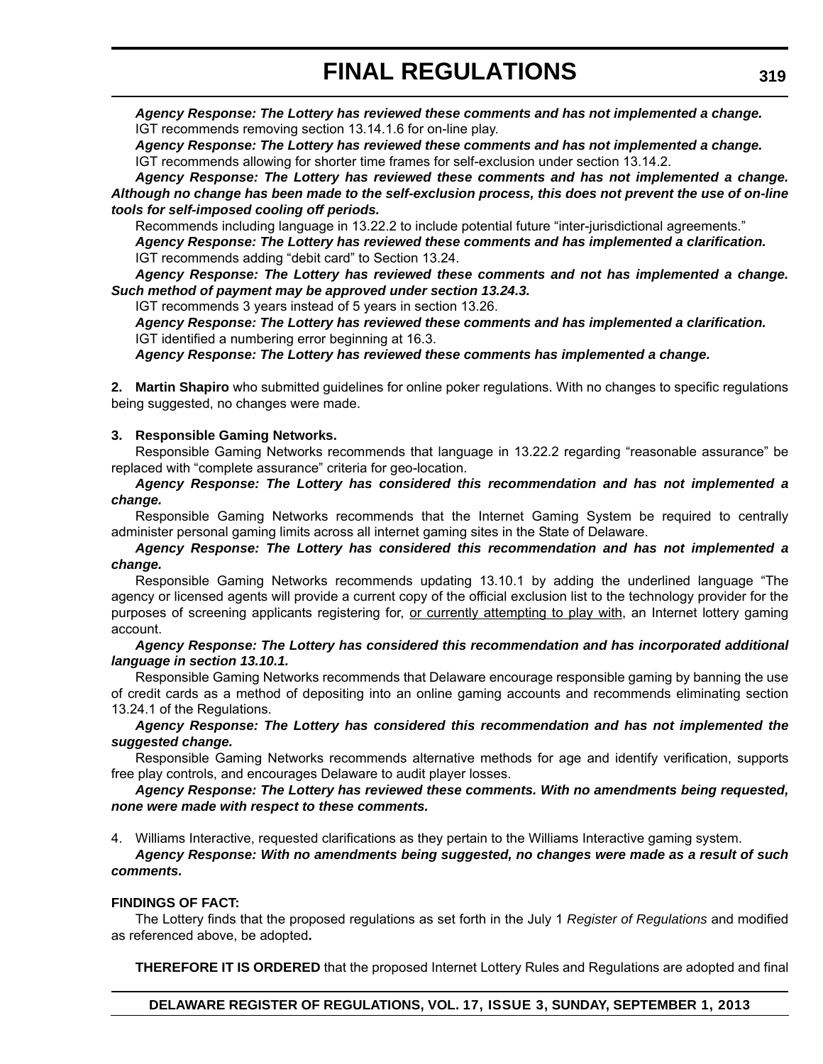***Agency Response: The Lottery has reviewed these comments and has not implemented a change.***

IGT recommends removing section 13.14.1.6 for on-line play.

***Agency Response: The Lottery has reviewed these comments and has not implemented a change.***

IGT recommends allowing for shorter time frames for self-exclusion under section 13.14.2.

***Agency Response: The Lottery has reviewed these comments and has not implemented a change. Although no change has been made to the self-exclusion process, this does not prevent the use of on-line tools for self-imposed cooling off periods.***

Recommends including language in 13.22.2 to include potential future "inter-jurisdictional agreements."

***Agency Response: The Lottery has reviewed these comments and has implemented a clarification.***

IGT recommends adding "debit card" to Section 13.24.

***Agency Response: The Lottery has reviewed these comments and not has implemented a change. Such method of payment may be approved under section 13.24.3.***

IGT recommends 3 years instead of 5 years in section 13.26.

***Agency Response: The Lottery has reviewed these comments and has implemented a clarification.***

IGT identified a numbering error beginning at 16.3.

***Agency Response: The Lottery has reviewed these comments has implemented a change.***

**2. Martin Shapiro** who submitted guidelines for online poker regulations. With no changes to specific regulations being suggested, no changes were made.

**3. Responsible Gaming Networks.**

Responsible Gaming Networks recommends that language in 13.22.2 regarding "reasonable assurance" be replaced with "complete assurance" criteria for geo-location.

***Agency Response: The Lottery has considered this recommendation and has not implemented a change.***

Responsible Gaming Networks recommends that the Internet Gaming System be required to centrally administer personal gaming limits across all internet gaming sites in the State of Delaware.

***Agency Response: The Lottery has considered this recommendation and has not implemented a change.***

Responsible Gaming Networks recommends updating 13.10.1 by adding the underlined language "The agency or licensed agents will provide a current copy of the official exclusion list to the technology provider for the purposes of screening applicants registering for, <u>or currently attempting to play with</u>, an Internet lottery gaming account.

***Agency Response: The Lottery has considered this recommendation and has incorporated additional language in section 13.10.1.***

Responsible Gaming Networks recommends that Delaware encourage responsible gaming by banning the use of credit cards as a method of depositing into an online gaming accounts and recommends eliminating section 13.24.1 of the Regulations.

***Agency Response: The Lottery has considered this recommendation and has not implemented the suggested change.***

Responsible Gaming Networks recommends alternative methods for age and identify verification, supports free play controls, and encourages Delaware to audit player losses.

***Agency Response: The Lottery has reviewed these comments. With no amendments being requested, none were made with respect to these comments.***

4. Williams Interactive, requested clarifications as they pertain to the Williams Interactive gaming system.

***Agency Response: With no amendments being suggested, no changes were made as a result of such comments.***

**FINDINGS OF FACT:**

The Lottery finds that the proposed regulations as set forth in the July 1 *Register of Regulations* and modified as referenced above, be adopted**.**

**THEREFORE IT IS ORDERED** that the proposed Internet Lottery Rules and Regulations are adopted and final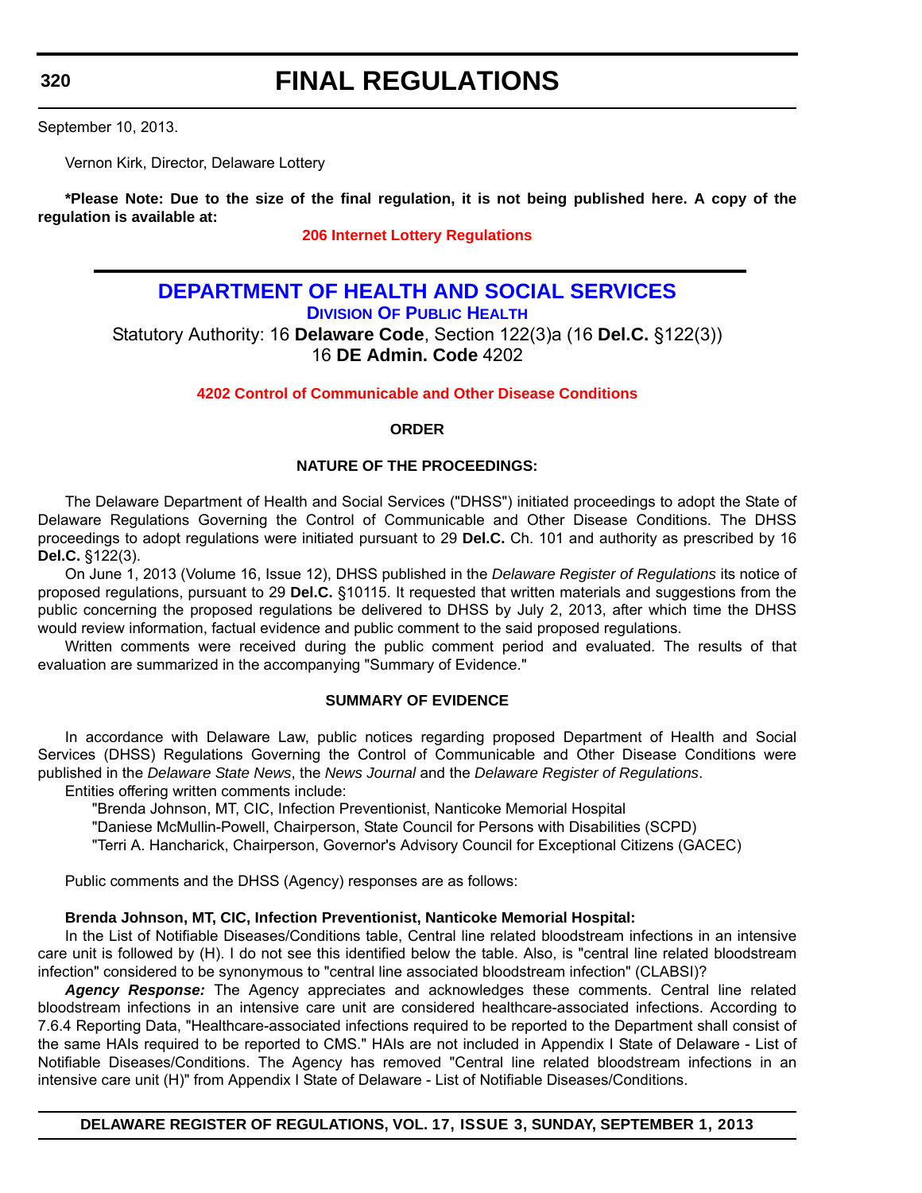September 10, 2013.

Vernon Kirk, Director, Delaware Lottery

**\*Please Note: Due to the size of the final regulation, it is not being published here. A copy of the regulation is available at:**

**206 Internet Lottery Regulations**

---

# DEPARTMENT OF HEALTH AND SOCIAL SERVICES

## DIVISION OF PUBLIC HEALTH

Statutory Authority: 16 **Delaware Code**, Section 122(3)a (16 **Del.C.** §122(3))
16 **DE Admin. Code** 4202

**4202 Control of Communicable and Other Disease Conditions**

**ORDER**

**NATURE OF THE PROCEEDINGS:**

The Delaware Department of Health and Social Services ("DHSS") initiated proceedings to adopt the State of Delaware Regulations Governing the Control of Communicable and Other Disease Conditions. The DHSS proceedings to adopt regulations were initiated pursuant to 29 **Del.C.** Ch. 101 and authority as prescribed by 16 **Del.C.** §122(3).

On June 1, 2013 (Volume 16, Issue 12), DHSS published in the *Delaware Register of Regulations* its notice of proposed regulations, pursuant to 29 **Del.C.** §10115. It requested that written materials and suggestions from the public concerning the proposed regulations be delivered to DHSS by July 2, 2013, after which time the DHSS would review information, factual evidence and public comment to the said proposed regulations.

Written comments were received during the public comment period and evaluated. The results of that evaluation are summarized in the accompanying "Summary of Evidence."

**SUMMARY OF EVIDENCE**

In accordance with Delaware Law, public notices regarding proposed Department of Health and Social Services (DHSS) Regulations Governing the Control of Communicable and Other Disease Conditions were published in the *Delaware State News*, the *News Journal* and the *Delaware Register of Regulations*.

Entities offering written comments include:

"Brenda Johnson, MT, CIC, Infection Preventionist, Nanticoke Memorial Hospital

"Daniese McMullin-Powell, Chairperson, State Council for Persons with Disabilities (SCPD)

"Terri A. Hancharick, Chairperson, Governor's Advisory Council for Exceptional Citizens (GACEC)

Public comments and the DHSS (Agency) responses are as follows:

**Brenda Johnson, MT, CIC, Infection Preventionist, Nanticoke Memorial Hospital:**

In the List of Notifiable Diseases/Conditions table, Central line related bloodstream infections in an intensive care unit is followed by (H). I do not see this identified below the table. Also, is "central line related bloodstream infection" considered to be synonymous to "central line associated bloodstream infection" (CLABSI)?

***Agency Response:*** The Agency appreciates and acknowledges these comments. Central line related bloodstream infections in an intensive care unit are considered healthcare-associated infections. According to 7.6.4 Reporting Data, "Healthcare-associated infections required to be reported to the Department shall consist of the same HAIs required to be reported to CMS." HAIs are not included in Appendix I State of Delaware - List of Notifiable Diseases/Conditions. The Agency has removed "Central line related bloodstream infections in an intensive care unit (H)" from Appendix I State of Delaware - List of Notifiable Diseases/Conditions.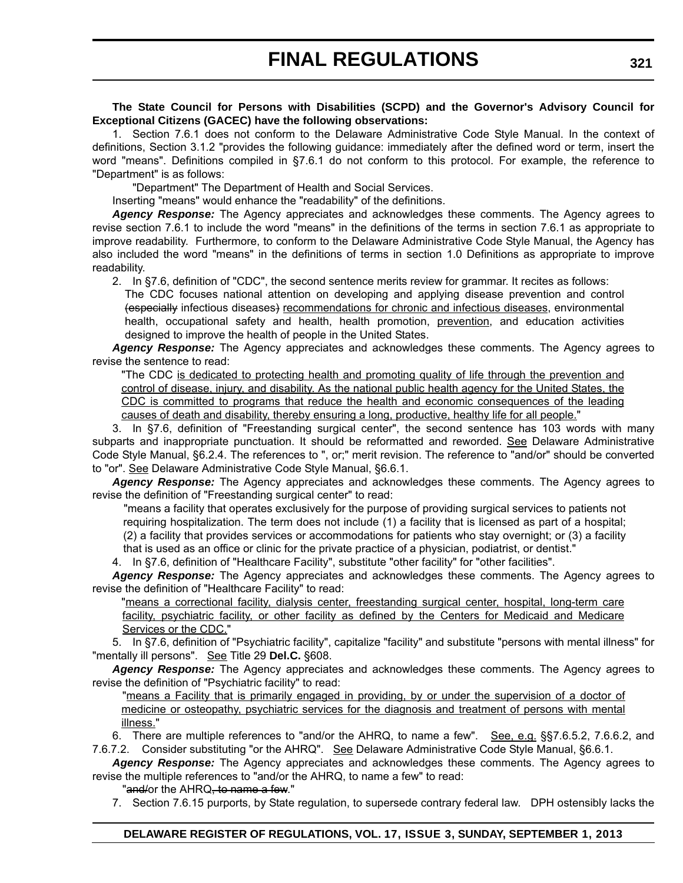**The State Council for Persons with Disabilities (SCPD) and the Governor's Advisory Council for Exceptional Citizens (GACEC) have the following observations:**

1. Section 7.6.1 does not conform to the Delaware Administrative Code Style Manual. In the context of definitions, Section 3.1.2 "provides the following guidance: immediately after the defined word or term, insert the word "means". Definitions compiled in §7.6.1 do not conform to this protocol. For example, the reference to "Department" is as follows:

"Department" The Department of Health and Social Services.

Inserting "means" would enhance the "readability" of the definitions.

***Agency Response:*** The Agency appreciates and acknowledges these comments. The Agency agrees to revise section 7.6.1 to include the word "means" in the definitions of the terms in section 7.6.1 as appropriate to improve readability. Furthermore, to conform to the Delaware Administrative Code Style Manual, the Agency has also included the word "means" in the definitions of terms in section 1.0 Definitions as appropriate to improve readability.

2. In §7.6, definition of "CDC", the second sentence merits review for grammar. It recites as follows:

The CDC focuses national attention on developing and applying disease prevention and control ~~(especially~~ infectious diseases~~)~~ recommendations for chronic and infectious diseases, environmental health, occupational safety and health, health promotion, prevention, and education activities designed to improve the health of people in the United States.

***Agency Response:*** The Agency appreciates and acknowledges these comments. The Agency agrees to revise the sentence to read:

"The CDC is dedicated to protecting health and promoting quality of life through the prevention and control of disease, injury, and disability. As the national public health agency for the United States, the CDC is committed to programs that reduce the health and economic consequences of the leading causes of death and disability, thereby ensuring a long, productive, healthy life for all people."

3. In §7.6, definition of "Freestanding surgical center", the second sentence has 103 words with many subparts and inappropriate punctuation. It should be reformatted and reworded. See Delaware Administrative Code Style Manual, §6.2.4. The references to ", or;" merit revision. The reference to "and/or" should be converted to "or". See Delaware Administrative Code Style Manual, §6.6.1.

***Agency Response:*** The Agency appreciates and acknowledges these comments. The Agency agrees to revise the definition of "Freestanding surgical center" to read:

"means a facility that operates exclusively for the purpose of providing surgical services to patients not requiring hospitalization. The term does not include (1) a facility that is licensed as part of a hospital; (2) a facility that provides services or accommodations for patients who stay overnight; or (3) a facility that is used as an office or clinic for the private practice of a physician, podiatrist, or dentist."

4. In §7.6, definition of "Healthcare Facility", substitute "other facility" for "other facilities".

***Agency Response:*** The Agency appreciates and acknowledges these comments. The Agency agrees to revise the definition of "Healthcare Facility" to read:

"means a correctional facility, dialysis center, freestanding surgical center, hospital, long-term care facility, psychiatric facility, or other facility as defined by the Centers for Medicaid and Medicare Services or the CDC."

5. In §7.6, definition of "Psychiatric facility", capitalize "facility" and substitute "persons with mental illness" for "mentally ill persons". See Title 29 **Del.C.** §608.

***Agency Response:*** The Agency appreciates and acknowledges these comments. The Agency agrees to revise the definition of "Psychiatric facility" to read:

"means a Facility that is primarily engaged in providing, by or under the supervision of a doctor of medicine or osteopathy, psychiatric services for the diagnosis and treatment of persons with mental illness."

6. There are multiple references to "and/or the AHRQ, to name a few". See, e.g. §§7.6.5.2, 7.6.6.2, and 7.6.7.2. Consider substituting "or the AHRQ". See Delaware Administrative Code Style Manual, §6.6.1.

***Agency Response:*** The Agency appreciates and acknowledges these comments. The Agency agrees to revise the multiple references to "and/or the AHRQ, to name a few" to read:

"~~and/~~or the AHRQ~~, to name a few~~."

7. Section 7.6.15 purports, by State regulation, to supersede contrary federal law. DPH ostensibly lacks the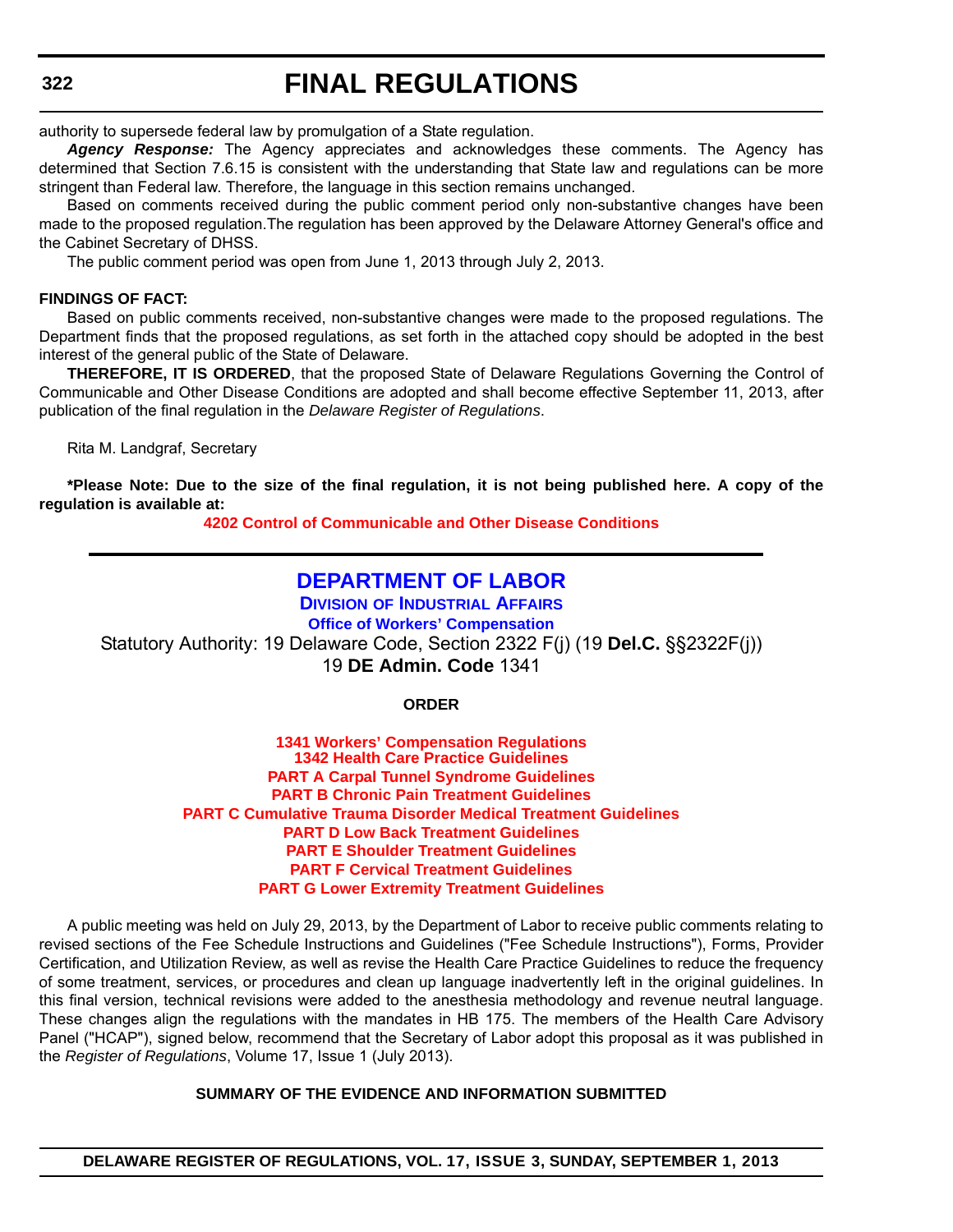authority to supersede federal law by promulgation of a State regulation.

***Agency Response:*** The Agency appreciates and acknowledges these comments. The Agency has determined that Section 7.6.15 is consistent with the understanding that State law and regulations can be more stringent than Federal law. Therefore, the language in this section remains unchanged.

Based on comments received during the public comment period only non-substantive changes have been made to the proposed regulation.The regulation has been approved by the Delaware Attorney General's office and the Cabinet Secretary of DHSS.

The public comment period was open from June 1, 2013 through July 2, 2013.

**FINDINGS OF FACT:**

Based on public comments received, non-substantive changes were made to the proposed regulations. The Department finds that the proposed regulations, as set forth in the attached copy should be adopted in the best interest of the general public of the State of Delaware.

**THEREFORE, IT IS ORDERED**, that the proposed State of Delaware Regulations Governing the Control of Communicable and Other Disease Conditions are adopted and shall become effective September 11, 2013, after publication of the final regulation in the *Delaware Register of Regulations*.

Rita M. Landgraf, Secretary

**\*Please Note: Due to the size of the final regulation, it is not being published here. A copy of the regulation is available at:**

**4202 Control of Communicable and Other Disease Conditions**

---

## DEPARTMENT OF LABOR

### Division of Industrial Affairs

### Office of Workers' Compensation

Statutory Authority: 19 Delaware Code, Section 2322 F(j) (19 **Del.C.** §§2322F(j))
19 **DE Admin. Code** 1341

**ORDER**

**1341 Workers' Compensation Regulations**
**1342 Health Care Practice Guidelines**
**PART A Carpal Tunnel Syndrome Guidelines**
**PART B Chronic Pain Treatment Guidelines**
**PART C Cumulative Trauma Disorder Medical Treatment Guidelines**
**PART D Low Back Treatment Guidelines**
**PART E Shoulder Treatment Guidelines**
**PART F Cervical Treatment Guidelines**
**PART G Lower Extremity Treatment Guidelines**

A public meeting was held on July 29, 2013, by the Department of Labor to receive public comments relating to revised sections of the Fee Schedule Instructions and Guidelines ("Fee Schedule Instructions"), Forms, Provider Certification, and Utilization Review, as well as revise the Health Care Practice Guidelines to reduce the frequency of some treatment, services, or procedures and clean up language inadvertently left in the original guidelines. In this final version, technical revisions were added to the anesthesia methodology and revenue neutral language. These changes align the regulations with the mandates in HB 175. The members of the Health Care Advisory Panel ("HCAP"), signed below, recommend that the Secretary of Labor adopt this proposal as it was published in the *Register of Regulations*, Volume 17, Issue 1 (July 2013).

**SUMMARY OF THE EVIDENCE AND INFORMATION SUBMITTED**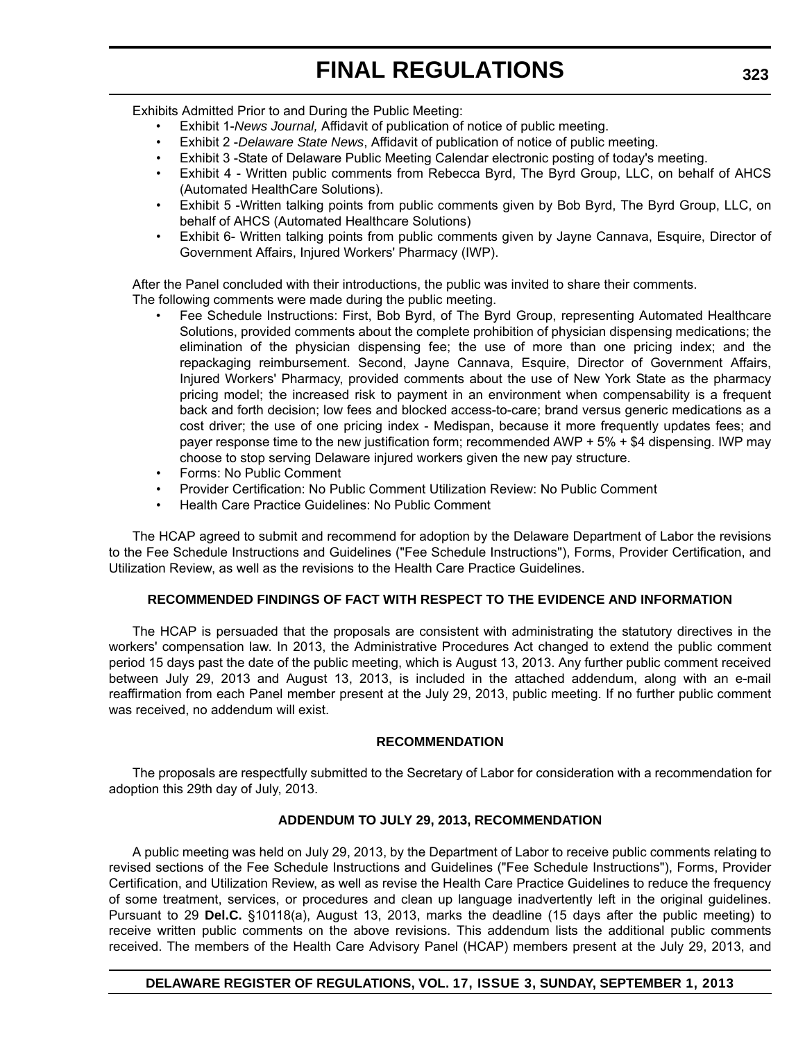Exhibits Admitted Prior to and During the Public Meeting:

- Exhibit 1-*News Journal,* Affidavit of publication of notice of public meeting.
- Exhibit 2 -*Delaware State News*, Affidavit of publication of notice of public meeting.
- Exhibit 3 -State of Delaware Public Meeting Calendar electronic posting of today's meeting.
- Exhibit 4 - Written public comments from Rebecca Byrd, The Byrd Group, LLC, on behalf of AHCS (Automated HealthCare Solutions).
- Exhibit 5 -Written talking points from public comments given by Bob Byrd, The Byrd Group, LLC, on behalf of AHCS (Automated Healthcare Solutions)
- Exhibit 6- Written talking points from public comments given by Jayne Cannava, Esquire, Director of Government Affairs, Injured Workers' Pharmacy (IWP).

After the Panel concluded with their introductions, the public was invited to share their comments.

The following comments were made during the public meeting.

- Fee Schedule Instructions: First, Bob Byrd, of The Byrd Group, representing Automated Healthcare Solutions, provided comments about the complete prohibition of physician dispensing medications; the elimination of the physician dispensing fee; the use of more than one pricing index; and the repackaging reimbursement. Second, Jayne Cannava, Esquire, Director of Government Affairs, Injured Workers' Pharmacy, provided comments about the use of New York State as the pharmacy pricing model; the increased risk to payment in an environment when compensability is a frequent back and forth decision; low fees and blocked access-to-care; brand versus generic medications as a cost driver; the use of one pricing index - Medispan, because it more frequently updates fees; and payer response time to the new justification form; recommended AWP + 5% + $4 dispensing. IWP may choose to stop serving Delaware injured workers given the new pay structure.
- Forms: No Public Comment
- Provider Certification: No Public Comment Utilization Review: No Public Comment
- Health Care Practice Guidelines: No Public Comment

The HCAP agreed to submit and recommend for adoption by the Delaware Department of Labor the revisions to the Fee Schedule Instructions and Guidelines ("Fee Schedule Instructions"), Forms, Provider Certification, and Utilization Review, as well as the revisions to the Health Care Practice Guidelines.

**RECOMMENDED FINDINGS OF FACT WITH RESPECT TO THE EVIDENCE AND INFORMATION**

The HCAP is persuaded that the proposals are consistent with administrating the statutory directives in the workers' compensation law. In 2013, the Administrative Procedures Act changed to extend the public comment period 15 days past the date of the public meeting, which is August 13, 2013. Any further public comment received between July 29, 2013 and August 13, 2013, is included in the attached addendum, along with an e-mail reaffirmation from each Panel member present at the July 29, 2013, public meeting. If no further public comment was received, no addendum will exist.

**RECOMMENDATION**

The proposals are respectfully submitted to the Secretary of Labor for consideration with a recommendation for adoption this 29th day of July, 2013.

**ADDENDUM TO JULY 29, 2013, RECOMMENDATION**

A public meeting was held on July 29, 2013, by the Department of Labor to receive public comments relating to revised sections of the Fee Schedule Instructions and Guidelines ("Fee Schedule Instructions"), Forms, Provider Certification, and Utilization Review, as well as revise the Health Care Practice Guidelines to reduce the frequency of some treatment, services, or procedures and clean up language inadvertently left in the original guidelines. Pursuant to 29 **Del.C.** §10118(a), August 13, 2013, marks the deadline (15 days after the public meeting) to receive written public comments on the above revisions. This addendum lists the additional public comments received. The members of the Health Care Advisory Panel (HCAP) members present at the July 29, 2013, and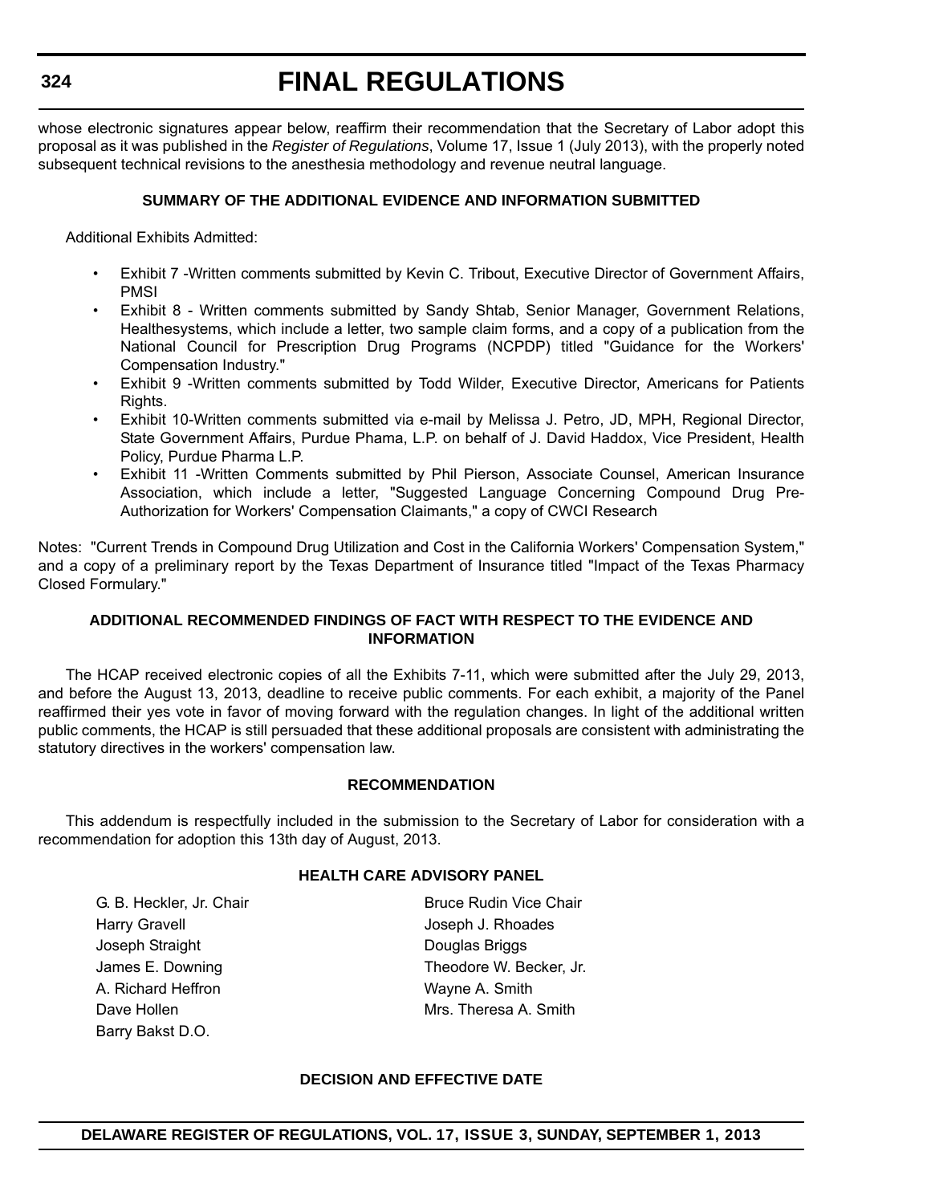whose electronic signatures appear below, reaffirm their recommendation that the Secretary of Labor adopt this proposal as it was published in the *Register of Regulations*, Volume 17, Issue 1 (July 2013), with the properly noted subsequent technical revisions to the anesthesia methodology and revenue neutral language.

**SUMMARY OF THE ADDITIONAL EVIDENCE AND INFORMATION SUBMITTED**

Additional Exhibits Admitted:

- Exhibit 7 -Written comments submitted by Kevin C. Tribout, Executive Director of Government Affairs, PMSI
- Exhibit 8 - Written comments submitted by Sandy Shtab, Senior Manager, Government Relations, Healthesystems, which include a letter, two sample claim forms, and a copy of a publication from the National Council for Prescription Drug Programs (NCPDP) titled "Guidance for the Workers' Compensation Industry."
- Exhibit 9 -Written comments submitted by Todd Wilder, Executive Director, Americans for Patients Rights.
- Exhibit 10-Written comments submitted via e-mail by Melissa J. Petro, JD, MPH, Regional Director, State Government Affairs, Purdue Phama, L.P. on behalf of J. David Haddox, Vice President, Health Policy, Purdue Pharma L.P.
- Exhibit 11 -Written Comments submitted by Phil Pierson, Associate Counsel, American Insurance Association, which include a letter, "Suggested Language Concerning Compound Drug Pre-Authorization for Workers' Compensation Claimants," a copy of CWCI Research

Notes: "Current Trends in Compound Drug Utilization and Cost in the California Workers' Compensation System," and a copy of a preliminary report by the Texas Department of Insurance titled "Impact of the Texas Pharmacy Closed Formulary."

**ADDITIONAL RECOMMENDED FINDINGS OF FACT WITH RESPECT TO THE EVIDENCE AND INFORMATION**

The HCAP received electronic copies of all the Exhibits 7-11, which were submitted after the July 29, 2013, and before the August 13, 2013, deadline to receive public comments. For each exhibit, a majority of the Panel reaffirmed their yes vote in favor of moving forward with the regulation changes. In light of the additional written public comments, the HCAP is still persuaded that these additional proposals are consistent with administrating the statutory directives in the workers' compensation law.

**RECOMMENDATION**

This addendum is respectfully included in the submission to the Secretary of Labor for consideration with a recommendation for adoption this 13th day of August, 2013.

**HEALTH CARE ADVISORY PANEL**

G. B. Heckler, Jr. Chair
Bruce Rudin Vice Chair
Harry Gravell
Joseph J. Rhoades
Joseph Straight
Douglas Briggs
James E. Downing
Theodore W. Becker, Jr.
A. Richard Heffron
Wayne A. Smith
Dave Hollen
Mrs. Theresa A. Smith
Barry Bakst D.O.

**DECISION AND EFFECTIVE DATE**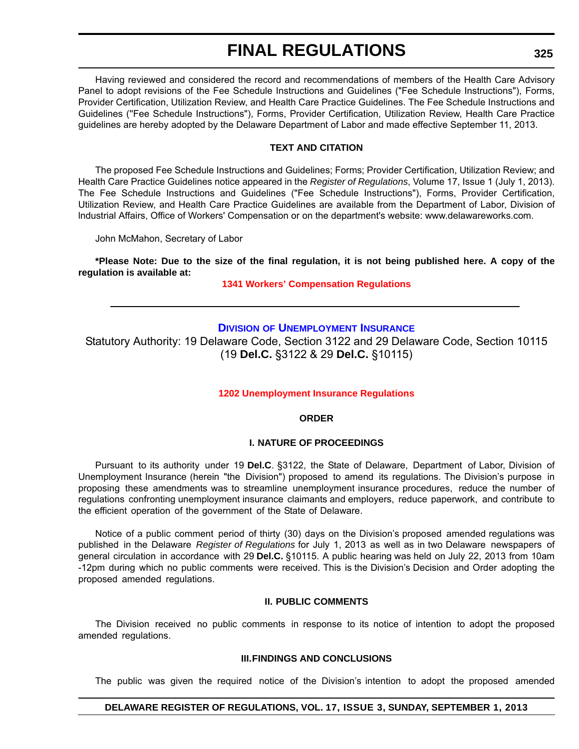Having reviewed and considered the record and recommendations of members of the Health Care Advisory Panel to adopt revisions of the Fee Schedule Instructions and Guidelines ("Fee Schedule Instructions"), Forms, Provider Certification, Utilization Review, and Health Care Practice Guidelines. The Fee Schedule Instructions and Guidelines ("Fee Schedule Instructions"), Forms, Provider Certification, Utilization Review, Health Care Practice guidelines are hereby adopted by the Delaware Department of Labor and made effective September 11, 2013.

**TEXT AND CITATION**

The proposed Fee Schedule Instructions and Guidelines; Forms; Provider Certification, Utilization Review; and Health Care Practice Guidelines notice appeared in the *Register of Regulations*, Volume 17, Issue 1 (July 1, 2013). The Fee Schedule Instructions and Guidelines ("Fee Schedule Instructions"), Forms, Provider Certification, Utilization Review, and Health Care Practice Guidelines are available from the Department of Labor, Division of Industrial Affairs, Office of Workers' Compensation or on the department's website: www.delawareworks.com.

John McMahon, Secretary of Labor

**\*Please Note: Due to the size of the final regulation, it is not being published here. A copy of the regulation is available at:**

**1341 Workers' Compensation Regulations**

---

## Division of Unemployment Insurance

Statutory Authority: 19 Delaware Code, Section 3122 and 29 Delaware Code, Section 10115 (19 **Del.C.** §3122 & 29 **Del.C.** §10115)

**1202 Unemployment Insurance Regulations**

**ORDER**

**I. NATURE OF PROCEEDINGS**

Pursuant to its authority under 19 **Del.C**. §3122, the State of Delaware, Department of Labor, Division of Unemployment Insurance (herein "the Division") proposed to amend its regulations. The Division's purpose in proposing these amendments was to streamline unemployment insurance procedures, reduce the number of regulations confronting unemployment insurance claimants and employers, reduce paperwork, and contribute to the efficient operation of the government of the State of Delaware.

Notice of a public comment period of thirty (30) days on the Division's proposed amended regulations was published in the Delaware *Register of Regulations* for July 1, 2013 as well as in two Delaware newspapers of general circulation in accordance with 29 **Del.C.** §10115. A public hearing was held on July 22, 2013 from 10am -12pm during which no public comments were received. This is the Division's Decision and Order adopting the proposed amended regulations.

**II. PUBLIC COMMENTS**

The Division received no public comments in response to its notice of intention to adopt the proposed amended regulations.

**III. FINDINGS AND CONCLUSIONS**

The public was given the required notice of the Division's intention to adopt the proposed amended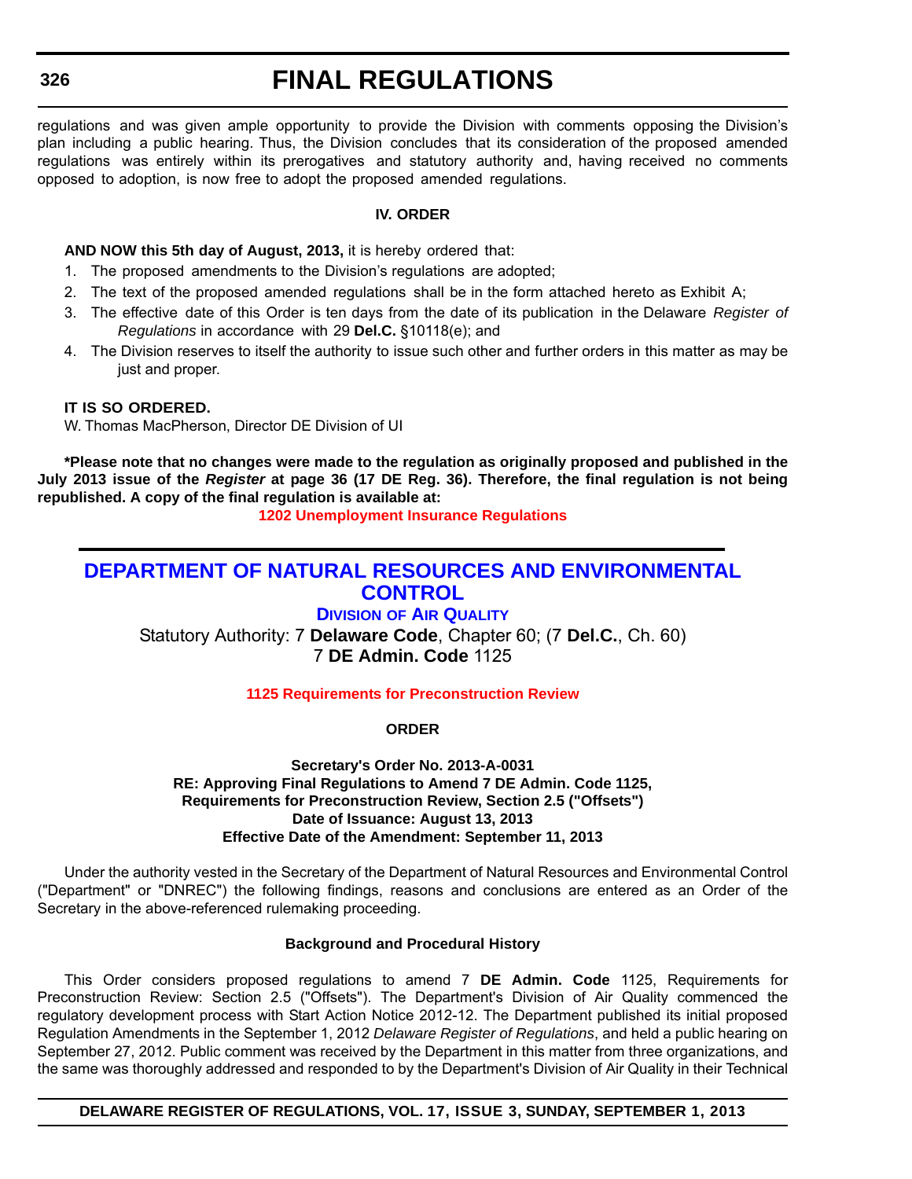regulations and was given ample opportunity to provide the Division with comments opposing the Division's plan including a public hearing. Thus, the Division concludes that its consideration of the proposed amended regulations was entirely within its prerogatives and statutory authority and, having received no comments opposed to adoption, is now free to adopt the proposed amended regulations.

### IV. ORDER

**AND NOW this 5th day of August, 2013,** it is hereby ordered that:

1. The proposed amendments to the Division's regulations are adopted;
2. The text of the proposed amended regulations shall be in the form attached hereto as Exhibit A;
3. The effective date of this Order is ten days from the date of its publication in the Delaware *Register of Regulations* in accordance with 29 **Del.C.** §10118(e); and
4. The Division reserves to itself the authority to issue such other and further orders in this matter as may be just and proper.

**IT IS SO ORDERED.**

W. Thomas MacPherson, Director DE Division of UI

**\*Please note that no changes were made to the regulation as originally proposed and published in the July 2013 issue of the *Register* at page 36 (17 DE Reg. 36). Therefore, the final regulation is not being republished. A copy of the final regulation is available at:**

**1202 Unemployment Insurance Regulations**

# DEPARTMENT OF NATURAL RESOURCES AND ENVIRONMENTAL CONTROL

## DIVISION OF AIR QUALITY

Statutory Authority: 7 **Delaware Code**, Chapter 60; (7 **Del.C.**, Ch. 60)
7 **DE Admin. Code** 1125

### 1125 Requirements for Preconstruction Review

### ORDER

**Secretary's Order No. 2013-A-0031**
**RE: Approving Final Regulations to Amend 7 DE Admin. Code 1125, Requirements for Preconstruction Review, Section 2.5 ("Offsets")**
**Date of Issuance: August 13, 2013**
**Effective Date of the Amendment: September 11, 2013**

Under the authority vested in the Secretary of the Department of Natural Resources and Environmental Control ("Department" or "DNREC") the following findings, reasons and conclusions are entered as an Order of the Secretary in the above-referenced rulemaking proceeding.

### Background and Procedural History

This Order considers proposed regulations to amend 7 **DE Admin. Code** 1125, Requirements for Preconstruction Review: Section 2.5 ("Offsets"). The Department's Division of Air Quality commenced the regulatory development process with Start Action Notice 2012-12. The Department published its initial proposed Regulation Amendments in the September 1, 2012 *Delaware Register of Regulations*, and held a public hearing on September 27, 2012. Public comment was received by the Department in this matter from three organizations, and the same was thoroughly addressed and responded to by the Department's Division of Air Quality in their Technical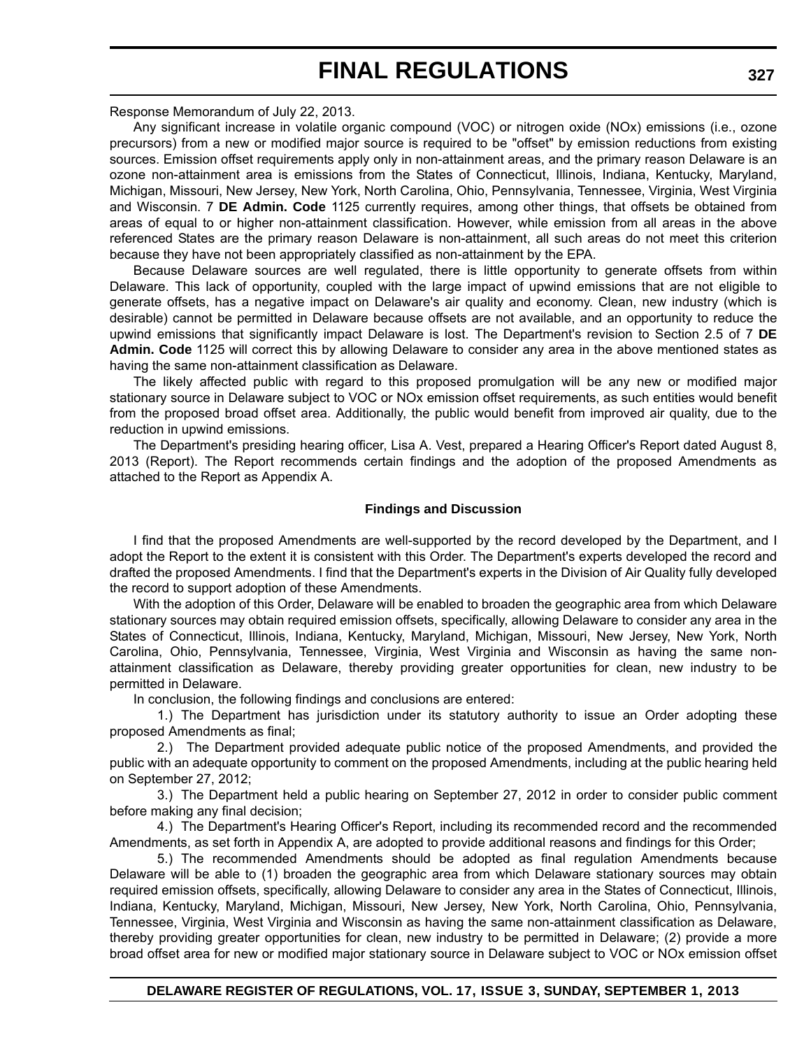Response Memorandum of July 22, 2013.

Any significant increase in volatile organic compound (VOC) or nitrogen oxide (NOx) emissions (i.e., ozone precursors) from a new or modified major source is required to be "offset" by emission reductions from existing sources. Emission offset requirements apply only in non-attainment areas, and the primary reason Delaware is an ozone non-attainment area is emissions from the States of Connecticut, Illinois, Indiana, Kentucky, Maryland, Michigan, Missouri, New Jersey, New York, North Carolina, Ohio, Pennsylvania, Tennessee, Virginia, West Virginia and Wisconsin. 7 **DE Admin. Code** 1125 currently requires, among other things, that offsets be obtained from areas of equal to or higher non-attainment classification. However, while emission from all areas in the above referenced States are the primary reason Delaware is non-attainment, all such areas do not meet this criterion because they have not been appropriately classified as non-attainment by the EPA.

Because Delaware sources are well regulated, there is little opportunity to generate offsets from within Delaware. This lack of opportunity, coupled with the large impact of upwind emissions that are not eligible to generate offsets, has a negative impact on Delaware's air quality and economy. Clean, new industry (which is desirable) cannot be permitted in Delaware because offsets are not available, and an opportunity to reduce the upwind emissions that significantly impact Delaware is lost. The Department's revision to Section 2.5 of 7 **DE Admin. Code** 1125 will correct this by allowing Delaware to consider any area in the above mentioned states as having the same non-attainment classification as Delaware.

The likely affected public with regard to this proposed promulgation will be any new or modified major stationary source in Delaware subject to VOC or NOx emission offset requirements, as such entities would benefit from the proposed broad offset area. Additionally, the public would benefit from improved air quality, due to the reduction in upwind emissions.

The Department's presiding hearing officer, Lisa A. Vest, prepared a Hearing Officer's Report dated August 8, 2013 (Report). The Report recommends certain findings and the adoption of the proposed Amendments as attached to the Report as Appendix A.

**Findings and Discussion**

I find that the proposed Amendments are well-supported by the record developed by the Department, and I adopt the Report to the extent it is consistent with this Order. The Department's experts developed the record and drafted the proposed Amendments. I find that the Department's experts in the Division of Air Quality fully developed the record to support adoption of these Amendments.

With the adoption of this Order, Delaware will be enabled to broaden the geographic area from which Delaware stationary sources may obtain required emission offsets, specifically, allowing Delaware to consider any area in the States of Connecticut, Illinois, Indiana, Kentucky, Maryland, Michigan, Missouri, New Jersey, New York, North Carolina, Ohio, Pennsylvania, Tennessee, Virginia, West Virginia and Wisconsin as having the same non-attainment classification as Delaware, thereby providing greater opportunities for clean, new industry to be permitted in Delaware.

In conclusion, the following findings and conclusions are entered:

1.) The Department has jurisdiction under its statutory authority to issue an Order adopting these proposed Amendments as final;

2.) The Department provided adequate public notice of the proposed Amendments, and provided the public with an adequate opportunity to comment on the proposed Amendments, including at the public hearing held on September 27, 2012;

3.) The Department held a public hearing on September 27, 2012 in order to consider public comment before making any final decision;

4.) The Department's Hearing Officer's Report, including its recommended record and the recommended Amendments, as set forth in Appendix A, are adopted to provide additional reasons and findings for this Order;

5.) The recommended Amendments should be adopted as final regulation Amendments because Delaware will be able to (1) broaden the geographic area from which Delaware stationary sources may obtain required emission offsets, specifically, allowing Delaware to consider any area in the States of Connecticut, Illinois, Indiana, Kentucky, Maryland, Michigan, Missouri, New Jersey, New York, North Carolina, Ohio, Pennsylvania, Tennessee, Virginia, West Virginia and Wisconsin as having the same non-attainment classification as Delaware, thereby providing greater opportunities for clean, new industry to be permitted in Delaware; (2) provide a more broad offset area for new or modified major stationary source in Delaware subject to VOC or NOx emission offset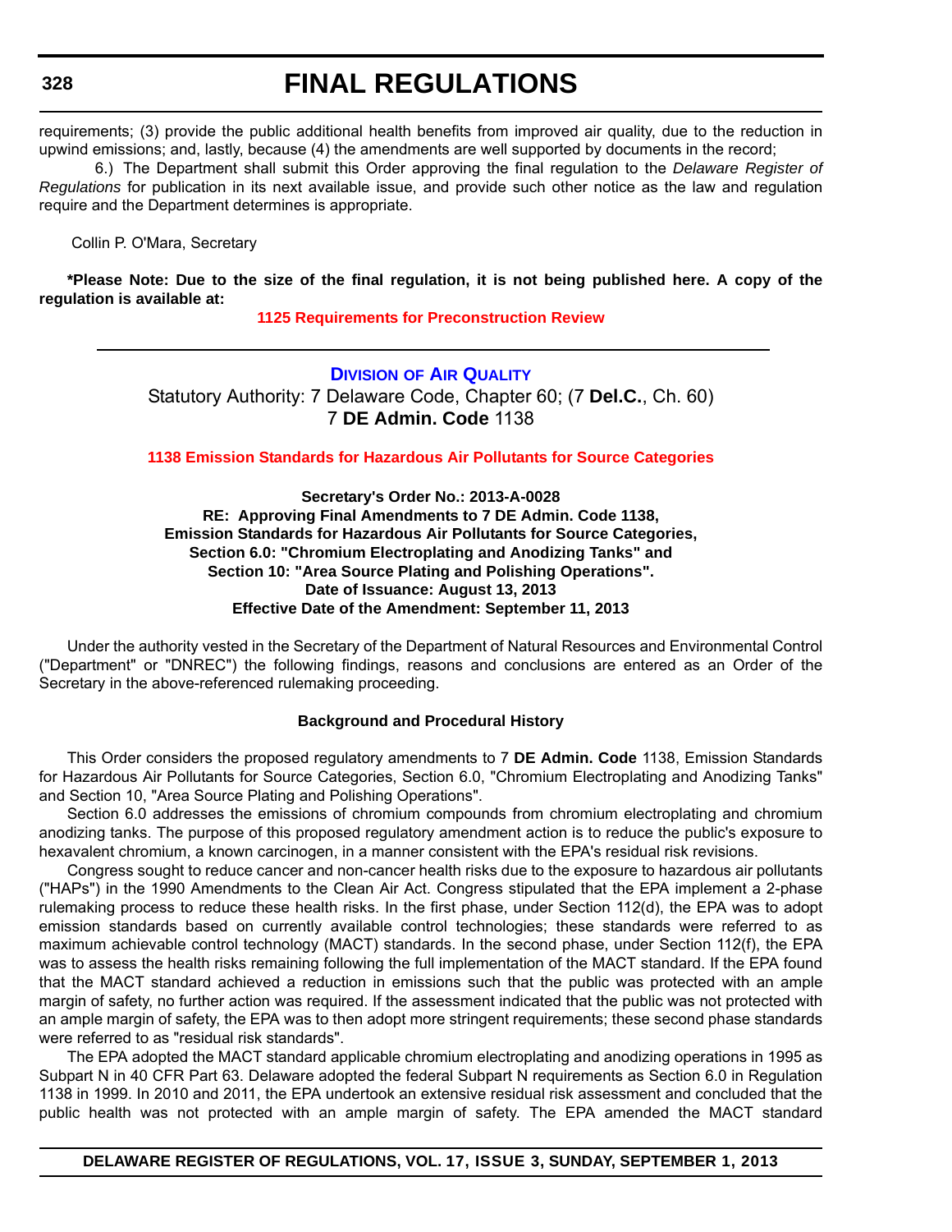requirements; (3) provide the public additional health benefits from improved air quality, due to the reduction in upwind emissions; and, lastly, because (4) the amendments are well supported by documents in the record;

6.) The Department shall submit this Order approving the final regulation to the *Delaware Register of Regulations* for publication in its next available issue, and provide such other notice as the law and regulation require and the Department determines is appropriate.

Collin P. O'Mara, Secretary

**\*Please Note: Due to the size of the final regulation, it is not being published here. A copy of the regulation is available at:**

**1125 Requirements for Preconstruction Review**

---

## Division of Air Quality

Statutory Authority: 7 Delaware Code, Chapter 60; (7 **Del.C.**, Ch. 60)
7 **DE Admin. Code** 1138

### 1138 Emission Standards for Hazardous Air Pollutants for Source Categories

**Secretary's Order No.: 2013-A-0028**
**RE: Approving Final Amendments to 7 DE Admin. Code 1138, Emission Standards for Hazardous Air Pollutants for Source Categories, Section 6.0: "Chromium Electroplating and Anodizing Tanks" and Section 10: "Area Source Plating and Polishing Operations".**
**Date of Issuance: August 13, 2013**
**Effective Date of the Amendment: September 11, 2013**

Under the authority vested in the Secretary of the Department of Natural Resources and Environmental Control ("Department" or "DNREC") the following findings, reasons and conclusions are entered as an Order of the Secretary in the above-referenced rulemaking proceeding.

**Background and Procedural History**

This Order considers the proposed regulatory amendments to 7 **DE Admin. Code** 1138, Emission Standards for Hazardous Air Pollutants for Source Categories, Section 6.0, "Chromium Electroplating and Anodizing Tanks" and Section 10, "Area Source Plating and Polishing Operations".

Section 6.0 addresses the emissions of chromium compounds from chromium electroplating and chromium anodizing tanks. The purpose of this proposed regulatory amendment action is to reduce the public's exposure to hexavalent chromium, a known carcinogen, in a manner consistent with the EPA's residual risk revisions.

Congress sought to reduce cancer and non-cancer health risks due to the exposure to hazardous air pollutants ("HAPs") in the 1990 Amendments to the Clean Air Act. Congress stipulated that the EPA implement a 2-phase rulemaking process to reduce these health risks. In the first phase, under Section 112(d), the EPA was to adopt emission standards based on currently available control technologies; these standards were referred to as maximum achievable control technology (MACT) standards. In the second phase, under Section 112(f), the EPA was to assess the health risks remaining following the full implementation of the MACT standard. If the EPA found that the MACT standard achieved a reduction in emissions such that the public was protected with an ample margin of safety, no further action was required. If the assessment indicated that the public was not protected with an ample margin of safety, the EPA was to then adopt more stringent requirements; these second phase standards were referred to as "residual risk standards".

The EPA adopted the MACT standard applicable chromium electroplating and anodizing operations in 1995 as Subpart N in 40 CFR Part 63. Delaware adopted the federal Subpart N requirements as Section 6.0 in Regulation 1138 in 1999. In 2010 and 2011, the EPA undertook an extensive residual risk assessment and concluded that the public health was not protected with an ample margin of safety. The EPA amended the MACT standard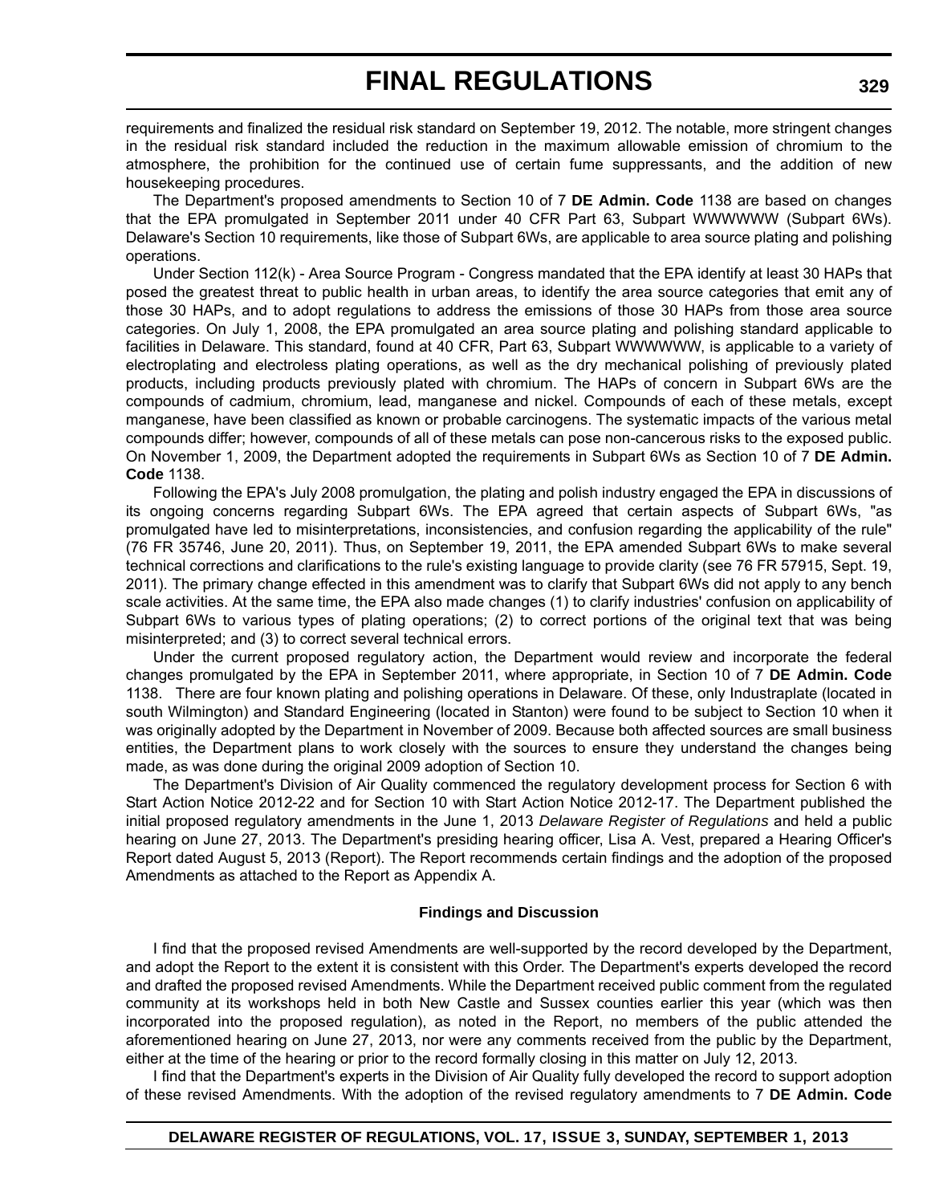requirements and finalized the residual risk standard on September 19, 2012. The notable, more stringent changes in the residual risk standard included the reduction in the maximum allowable emission of chromium to the atmosphere, the prohibition for the continued use of certain fume suppressants, and the addition of new housekeeping procedures.

The Department's proposed amendments to Section 10 of 7 **DE Admin. Code** 1138 are based on changes that the EPA promulgated in September 2011 under 40 CFR Part 63, Subpart WWWWWW (Subpart 6Ws). Delaware's Section 10 requirements, like those of Subpart 6Ws, are applicable to area source plating and polishing operations.

Under Section 112(k) - Area Source Program - Congress mandated that the EPA identify at least 30 HAPs that posed the greatest threat to public health in urban areas, to identify the area source categories that emit any of those 30 HAPs, and to adopt regulations to address the emissions of those 30 HAPs from those area source categories. On July 1, 2008, the EPA promulgated an area source plating and polishing standard applicable to facilities in Delaware. This standard, found at 40 CFR, Part 63, Subpart WWWWWW, is applicable to a variety of electroplating and electroless plating operations, as well as the dry mechanical polishing of previously plated products, including products previously plated with chromium. The HAPs of concern in Subpart 6Ws are the compounds of cadmium, chromium, lead, manganese and nickel. Compounds of each of these metals, except manganese, have been classified as known or probable carcinogens. The systematic impacts of the various metal compounds differ; however, compounds of all of these metals can pose non-cancerous risks to the exposed public. On November 1, 2009, the Department adopted the requirements in Subpart 6Ws as Section 10 of 7 **DE Admin. Code** 1138.

Following the EPA's July 2008 promulgation, the plating and polish industry engaged the EPA in discussions of its ongoing concerns regarding Subpart 6Ws. The EPA agreed that certain aspects of Subpart 6Ws, "as promulgated have led to misinterpretations, inconsistencies, and confusion regarding the applicability of the rule" (76 FR 35746, June 20, 2011). Thus, on September 19, 2011, the EPA amended Subpart 6Ws to make several technical corrections and clarifications to the rule's existing language to provide clarity (see 76 FR 57915, Sept. 19, 2011). The primary change effected in this amendment was to clarify that Subpart 6Ws did not apply to any bench scale activities. At the same time, the EPA also made changes (1) to clarify industries' confusion on applicability of Subpart 6Ws to various types of plating operations; (2) to correct portions of the original text that was being misinterpreted; and (3) to correct several technical errors.

Under the current proposed regulatory action, the Department would review and incorporate the federal changes promulgated by the EPA in September 2011, where appropriate, in Section 10 of 7 **DE Admin. Code** 1138. There are four known plating and polishing operations in Delaware. Of these, only Industraplate (located in south Wilmington) and Standard Engineering (located in Stanton) were found to be subject to Section 10 when it was originally adopted by the Department in November of 2009. Because both affected sources are small business entities, the Department plans to work closely with the sources to ensure they understand the changes being made, as was done during the original 2009 adoption of Section 10.

The Department's Division of Air Quality commenced the regulatory development process for Section 6 with Start Action Notice 2012-22 and for Section 10 with Start Action Notice 2012-17. The Department published the initial proposed regulatory amendments in the June 1, 2013 *Delaware Register of Regulations* and held a public hearing on June 27, 2013. The Department's presiding hearing officer, Lisa A. Vest, prepared a Hearing Officer's Report dated August 5, 2013 (Report). The Report recommends certain findings and the adoption of the proposed Amendments as attached to the Report as Appendix A.

**Findings and Discussion**

I find that the proposed revised Amendments are well-supported by the record developed by the Department, and adopt the Report to the extent it is consistent with this Order. The Department's experts developed the record and drafted the proposed revised Amendments. While the Department received public comment from the regulated community at its workshops held in both New Castle and Sussex counties earlier this year (which was then incorporated into the proposed regulation), as noted in the Report, no members of the public attended the aforementioned hearing on June 27, 2013, nor were any comments received from the public by the Department, either at the time of the hearing or prior to the record formally closing in this matter on July 12, 2013.

I find that the Department's experts in the Division of Air Quality fully developed the record to support adoption of these revised Amendments. With the adoption of the revised regulatory amendments to 7 **DE Admin. Code**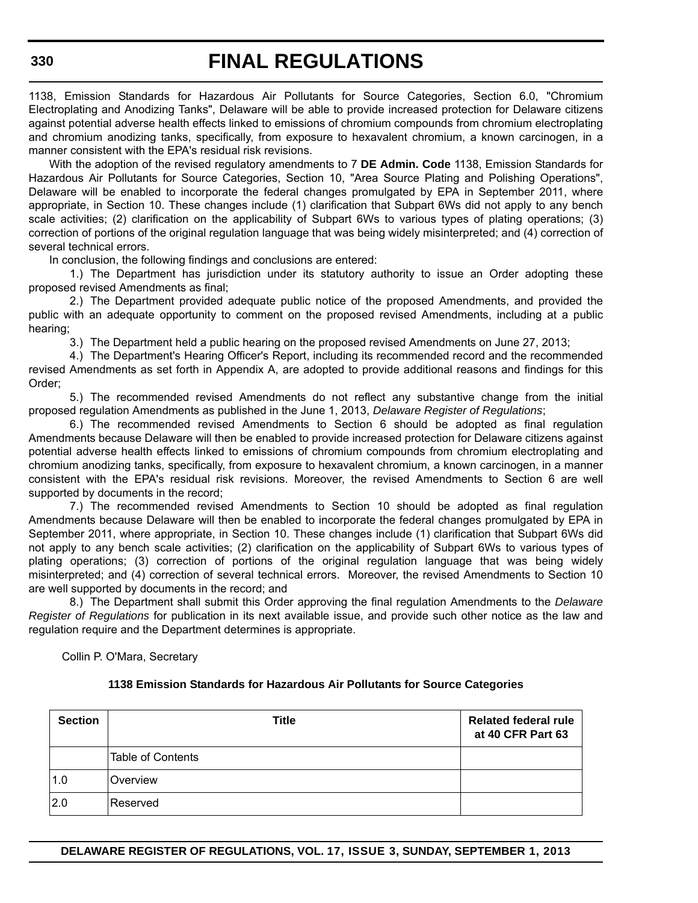1138, Emission Standards for Hazardous Air Pollutants for Source Categories, Section 6.0, "Chromium Electroplating and Anodizing Tanks", Delaware will be able to provide increased protection for Delaware citizens against potential adverse health effects linked to emissions of chromium compounds from chromium electroplating and chromium anodizing tanks, specifically, from exposure to hexavalent chromium, a known carcinogen, in a manner consistent with the EPA's residual risk revisions.

With the adoption of the revised regulatory amendments to 7 **DE Admin. Code** 1138, Emission Standards for Hazardous Air Pollutants for Source Categories, Section 10, "Area Source Plating and Polishing Operations", Delaware will be enabled to incorporate the federal changes promulgated by EPA in September 2011, where appropriate, in Section 10. These changes include (1) clarification that Subpart 6Ws did not apply to any bench scale activities; (2) clarification on the applicability of Subpart 6Ws to various types of plating operations; (3) correction of portions of the original regulation language that was being widely misinterpreted; and (4) correction of several technical errors.

In conclusion, the following findings and conclusions are entered:

1.) The Department has jurisdiction under its statutory authority to issue an Order adopting these proposed revised Amendments as final;

2.) The Department provided adequate public notice of the proposed Amendments, and provided the public with an adequate opportunity to comment on the proposed revised Amendments, including at a public hearing;

3.) The Department held a public hearing on the proposed revised Amendments on June 27, 2013;

4.) The Department's Hearing Officer's Report, including its recommended record and the recommended revised Amendments as set forth in Appendix A, are adopted to provide additional reasons and findings for this Order;

5.) The recommended revised Amendments do not reflect any substantive change from the initial proposed regulation Amendments as published in the June 1, 2013, *Delaware Register of Regulations*;

6.) The recommended revised Amendments to Section 6 should be adopted as final regulation Amendments because Delaware will then be enabled to provide increased protection for Delaware citizens against potential adverse health effects linked to emissions of chromium compounds from chromium electroplating and chromium anodizing tanks, specifically, from exposure to hexavalent chromium, a known carcinogen, in a manner consistent with the EPA's residual risk revisions. Moreover, the revised Amendments to Section 6 are well supported by documents in the record;

7.) The recommended revised Amendments to Section 10 should be adopted as final regulation Amendments because Delaware will then be enabled to incorporate the federal changes promulgated by EPA in September 2011, where appropriate, in Section 10. These changes include (1) clarification that Subpart 6Ws did not apply to any bench scale activities; (2) clarification on the applicability of Subpart 6Ws to various types of plating operations; (3) correction of portions of the original regulation language that was being widely misinterpreted; and (4) correction of several technical errors. Moreover, the revised Amendments to Section 10 are well supported by documents in the record; and

8.) The Department shall submit this Order approving the final regulation Amendments to the *Delaware Register of Regulations* for publication in its next available issue, and provide such other notice as the law and regulation require and the Department determines is appropriate.

Collin P. O'Mara, Secretary

**1138 Emission Standards for Hazardous Air Pollutants for Source Categories**

| Section | Title | Related federal rule at 40 CFR Part 63 |
|---|---|---|
| | Table of Contents | |
| 1.0 | Overview | |
| 2.0 | Reserved | |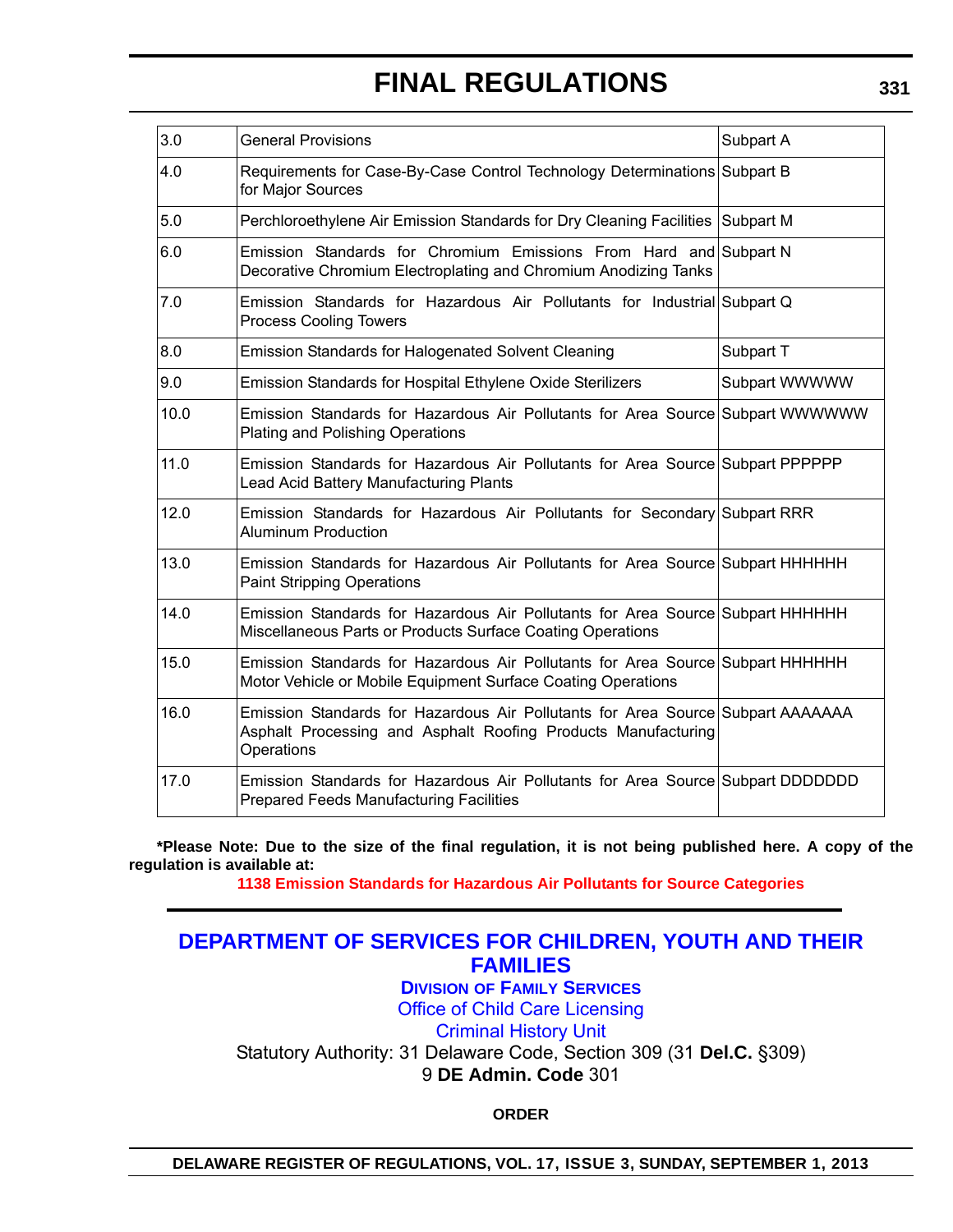| 3.0 | General Provisions | Subpart A |
|---|---|---|
| 4.0 | Requirements for Case-By-Case Control Technology Determinations for Major Sources | Subpart B |
| 5.0 | Perchloroethylene Air Emission Standards for Dry Cleaning Facilities | Subpart M |
| 6.0 | Emission Standards for Chromium Emissions From Hard and Decorative Chromium Electroplating and Chromium Anodizing Tanks | Subpart N |
| 7.0 | Emission Standards for Hazardous Air Pollutants for Industrial Process Cooling Towers | Subpart Q |
| 8.0 | Emission Standards for Halogenated Solvent Cleaning | Subpart T |
| 9.0 | Emission Standards for Hospital Ethylene Oxide Sterilizers | Subpart WWWWW |
| 10.0 | Emission Standards for Hazardous Air Pollutants for Area Source Plating and Polishing Operations | Subpart WWWWWW |
| 11.0 | Emission Standards for Hazardous Air Pollutants for Area Source Lead Acid Battery Manufacturing Plants | Subpart PPPPPP |
| 12.0 | Emission Standards for Hazardous Air Pollutants for Secondary Aluminum Production | Subpart RRR |
| 13.0 | Emission Standards for Hazardous Air Pollutants for Area Source Paint Stripping Operations | Subpart HHHHHH |
| 14.0 | Emission Standards for Hazardous Air Pollutants for Area Source Miscellaneous Parts or Products Surface Coating Operations | Subpart HHHHHH |
| 15.0 | Emission Standards for Hazardous Air Pollutants for Area Source Motor Vehicle or Mobile Equipment Surface Coating Operations | Subpart HHHHHH |
| 16.0 | Emission Standards for Hazardous Air Pollutants for Area Source Asphalt Processing and Asphalt Roofing Products Manufacturing Operations | Subpart AAAAAAA |
| 17.0 | Emission Standards for Hazardous Air Pollutants for Area Source Prepared Feeds Manufacturing Facilities | Subpart DDDDDDD |

**\*Please Note: Due to the size of the final regulation, it is not being published here. A copy of the regulation is available at:**

**1138 Emission Standards for Hazardous Air Pollutants for Source Categories**

---

## DEPARTMENT OF SERVICES FOR CHILDREN, YOUTH AND THEIR FAMILIES

**DIVISION OF FAMILY SERVICES**

Office of Child Care Licensing

Criminal History Unit

Statutory Authority: 31 Delaware Code, Section 309 (31 **Del.C.** §309)

9 **DE Admin. Code** 301

**ORDER**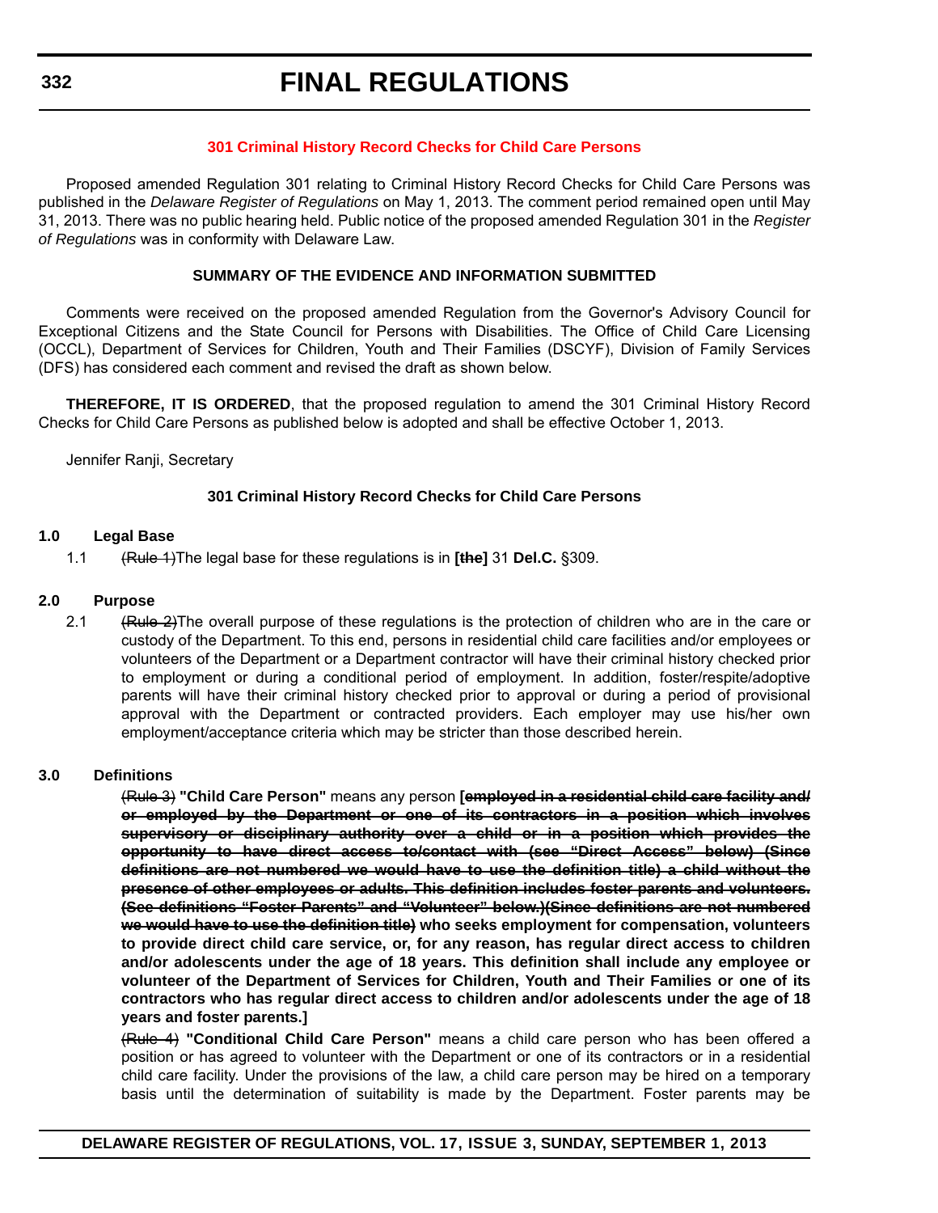## 301 Criminal History Record Checks for Child Care Persons

Proposed amended Regulation 301 relating to Criminal History Record Checks for Child Care Persons was published in the *Delaware Register of Regulations* on May 1, 2013. The comment period remained open until May 31, 2013. There was no public hearing held. Public notice of the proposed amended Regulation 301 in the *Register of Regulations* was in conformity with Delaware Law.

### SUMMARY OF THE EVIDENCE AND INFORMATION SUBMITTED

Comments were received on the proposed amended Regulation from the Governor's Advisory Council for Exceptional Citizens and the State Council for Persons with Disabilities. The Office of Child Care Licensing (OCCL), Department of Services for Children, Youth and Their Families (DSCYF), Division of Family Services (DFS) has considered each comment and revised the draft as shown below.

**THEREFORE, IT IS ORDERED**, that the proposed regulation to amend the 301 Criminal History Record Checks for Child Care Persons as published below is adopted and shall be effective October 1, 2013.

Jennifer Ranji, Secretary

### 301 Criminal History Record Checks for Child Care Persons

**1.0 Legal Base**

1.1 ~~(Rule 1)~~The legal base for these regulations is in **[~~the~~]** 31 **Del.C.** §309.

**2.0 Purpose**

2.1 ~~(Rule 2)~~The overall purpose of these regulations is the protection of children who are in the care or custody of the Department. To this end, persons in residential child care facilities and/or employees or volunteers of the Department or a Department contractor will have their criminal history checked prior to employment or during a conditional period of employment. In addition, foster/respite/adoptive parents will have their criminal history checked prior to approval or during a period of provisional approval with the Department or contracted providers. Each employer may use his/her own employment/acceptance criteria which may be stricter than those described herein.

**3.0 Definitions**

~~(Rule 3)~~ **"Child Care Person"** means any person **[~~employed in a residential child care facility and/or employed by the Department or one of its contractors in a position which involves supervisory or disciplinary authority over a child or in a position which provides the opportunity to have direct access to/contact with (see "Direct Access" below) (Since definitions are not numbered we would have to use the definition title) a child without the presence of other employees or adults. This definition includes foster parents and volunteers. (See definitions "Foster Parents" and "Volunteer" below.)(Since definitions are not numbered we would have to use the definition title)~~ who seeks employment for compensation, volunteers to provide direct child care service, or, for any reason, has regular direct access to children and/or adolescents under the age of 18 years. This definition shall include any employee or volunteer of the Department of Services for Children, Youth and Their Families or one of its contractors who has regular direct access to children and/or adolescents under the age of 18 years and foster parents.]**

~~(Rule 4)~~ **"Conditional Child Care Person"** means a child care person who has been offered a position or has agreed to volunteer with the Department or one of its contractors or in a residential child care facility. Under the provisions of the law, a child care person may be hired on a temporary basis until the determination of suitability is made by the Department. Foster parents may be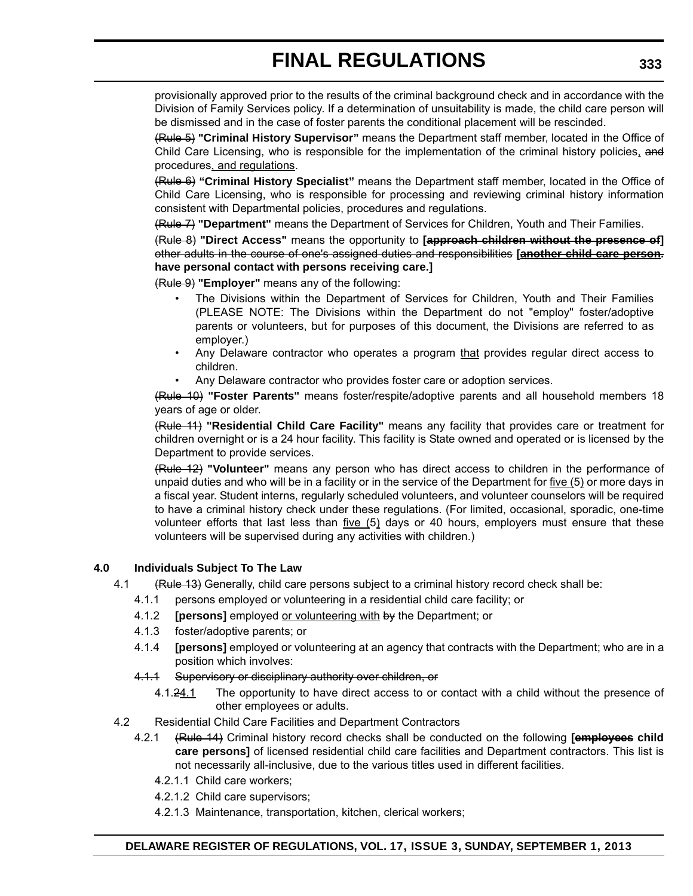provisionally approved prior to the results of the criminal background check and in accordance with the Division of Family Services policy. If a determination of unsuitability is made, the child care person will be dismissed and in the case of foster parents the conditional placement will be rescinded.

~~(Rule 5)~~ **"Criminal History Supervisor"** means the Department staff member, located in the Office of Child Care Licensing, who is responsible for the implementation of the criminal history policies, ~~and~~ procedures, and regulations.

~~(Rule 6)~~ **"Criminal History Specialist"** means the Department staff member, located in the Office of Child Care Licensing, who is responsible for processing and reviewing criminal history information consistent with Departmental policies, procedures and regulations.

~~(Rule 7)~~ **"Department"** means the Department of Services for Children, Youth and Their Families.

~~(Rule 8)~~ **"Direct Access"** means the opportunity to **[~~approach children without the presence of~~]** ~~other adults in the course of one's assigned duties and responsibilities~~ **[~~another child care person.~~ have personal contact with persons receiving care.]**

~~(Rule 9)~~ **"Employer"** means any of the following:

- The Divisions within the Department of Services for Children, Youth and Their Families (PLEASE NOTE: The Divisions within the Department do not "employ" foster/adoptive parents or volunteers, but for purposes of this document, the Divisions are referred to as employer.)
- Any Delaware contractor who operates a program that provides regular direct access to children.
- Any Delaware contractor who provides foster care or adoption services.

~~(Rule 10)~~ **"Foster Parents"** means foster/respite/adoptive parents and all household members 18 years of age or older.

~~(Rule 11)~~ **"Residential Child Care Facility"** means any facility that provides care or treatment for children overnight or is a 24 hour facility. This facility is State owned and operated or is licensed by the Department to provide services.

~~(Rule 12)~~ **"Volunteer"** means any person who has direct access to children in the performance of unpaid duties and who will be in a facility or in the service of the Department for five (5) or more days in a fiscal year. Student interns, regularly scheduled volunteers, and volunteer counselors will be required to have a criminal history check under these regulations. (For limited, occasional, sporadic, one-time volunteer efforts that last less than five (5) days or 40 hours, employers must ensure that these volunteers will be supervised during any activities with children.)

### 4.0 Individuals Subject To The Law

4.1 ~~(Rule 13)~~ Generally, child care persons subject to a criminal history record check shall be:

4.1.1 persons employed or volunteering in a residential child care facility; or

4.1.2 **[persons]** employed or volunteering with ~~by~~ the Department; or

4.1.3 foster/adoptive parents; or

4.1.4 **[persons]** employed or volunteering at an agency that contracts with the Department; who are in a position which involves:

~~4.1.1 Supervisory or disciplinary authority over children, or~~

4.1.~~2~~4.1 The opportunity to have direct access to or contact with a child without the presence of other employees or adults.

4.2 Residential Child Care Facilities and Department Contractors

4.2.1 ~~(Rule 14)~~ Criminal history record checks shall be conducted on the following **[~~employees~~ child care persons]** of licensed residential child care facilities and Department contractors. This list is not necessarily all-inclusive, due to the various titles used in different facilities.

4.2.1.1 Child care workers;

4.2.1.2 Child care supervisors;

4.2.1.3 Maintenance, transportation, kitchen, clerical workers;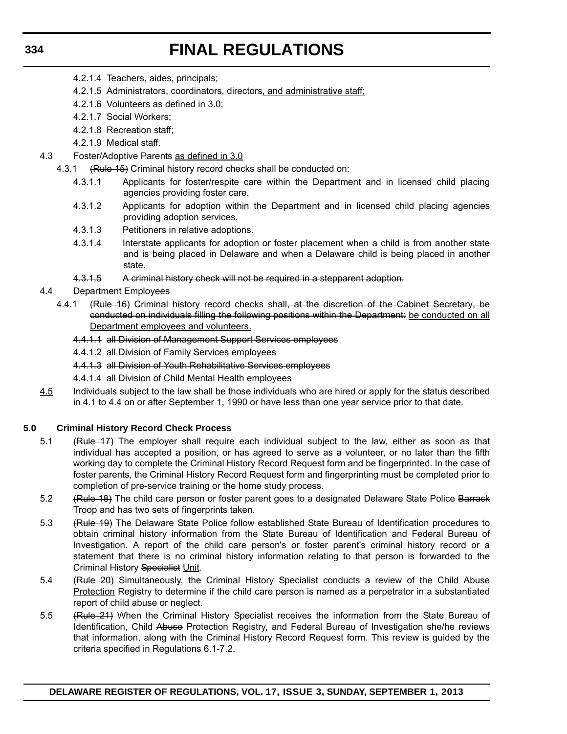4.2.1.4 Teachers, aides, principals;

4.2.1.5 Administrators, coordinators, directors, and administrative staff;

4.2.1.6 Volunteers as defined in 3.0;

4.2.1.7 Social Workers;

4.2.1.8 Recreation staff;

4.2.1.9 Medical staff.

4.3 Foster/Adoptive Parents as defined in 3.0

4.3.1 ~~(Rule 15)~~ Criminal history record checks shall be conducted on:

4.3.1.1 Applicants for foster/respite care within the Department and in licensed child placing agencies providing foster care.

4.3.1.2 Applicants for adoption within the Department and in licensed child placing agencies providing adoption services.

4.3.1.3 Petitioners in relative adoptions.

4.3.1.4 Interstate applicants for adoption or foster placement when a child is from another state and is being placed in Delaware and when a Delaware child is being placed in another state.

~~4.3.1.5 A criminal history check will not be required in a stepparent adoption.~~

4.4 Department Employees

4.4.1 ~~(Rule 16)~~ Criminal history record checks shall~~, at the discretion of the Cabinet Secretary, be conducted on individuals filling the following positions within the Department:~~ be conducted on all Department employees and volunteers.

~~4.4.1.1 all Division of Management Support Services employees~~

~~4.4.1.2 all Division of Family Services employees~~

~~4.4.1.3 all Division of Youth Rehabilitative Services employees~~

~~4.4.1.4 all Division of Child Mental Health employees~~

4.5 Individuals subject to the law shall be those individuals who are hired or apply for the status described in 4.1 to 4.4 on or after September 1, 1990 or have less than one year service prior to that date.

**5.0 Criminal History Record Check Process**

5.1 ~~(Rule 17)~~ The employer shall require each individual subject to the law, either as soon as that individual has accepted a position, or has agreed to serve as a volunteer, or no later than the fifth working day to complete the Criminal History Record Request form and be fingerprinted. In the case of foster parents, the Criminal History Record Request form and fingerprinting must be completed prior to completion of pre-service training or the home study process.

5.2 ~~(Rule 18)~~ The child care person or foster parent goes to a designated Delaware State Police ~~Barrack~~ Troop and has two sets of fingerprints taken.

5.3 ~~(Rule 19)~~ The Delaware State Police follow established State Bureau of Identification procedures to obtain criminal history information from the State Bureau of Identification and Federal Bureau of Investigation. A report of the child care person's or foster parent's criminal history record or a statement that there is no criminal history information relating to that person is forwarded to the Criminal History ~~Specialist~~ Unit.

5.4 ~~(Rule 20)~~ Simultaneously, the Criminal History Specialist conducts a review of the Child ~~Abuse~~ Protection Registry to determine if the child care person is named as a perpetrator in a substantiated report of child abuse or neglect.

5.5 ~~(Rule 21)~~ When the Criminal History Specialist receives the information from the State Bureau of Identification, Child ~~Abuse~~ Protection Registry, and Federal Bureau of Investigation she/he reviews that information, along with the Criminal History Record Request form. This review is guided by the criteria specified in Regulations 6.1-7.2.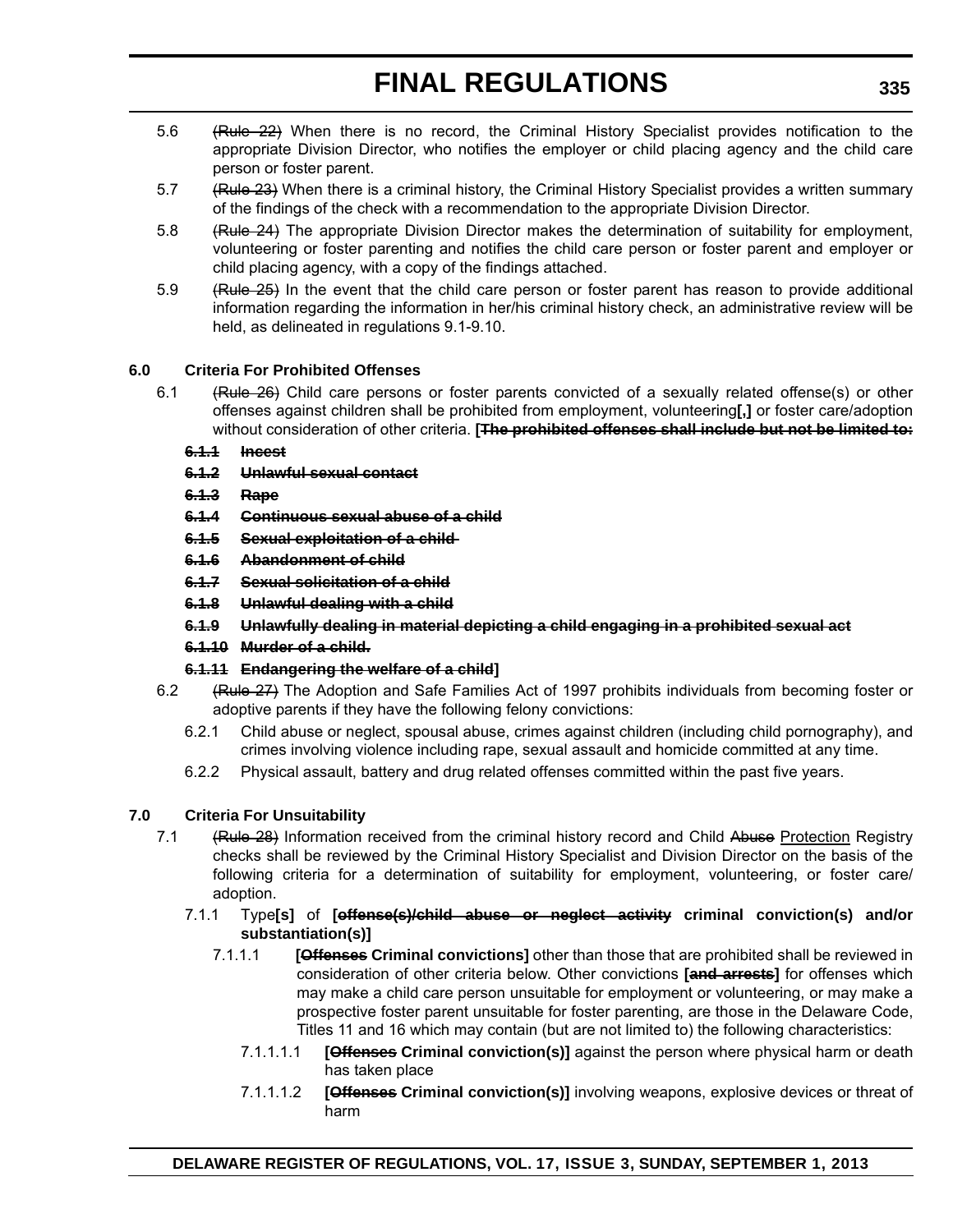5.6 ~~(Rule 22)~~ When there is no record, the Criminal History Specialist provides notification to the appropriate Division Director, who notifies the employer or child placing agency and the child care person or foster parent.

5.7 ~~(Rule 23)~~ When there is a criminal history, the Criminal History Specialist provides a written summary of the findings of the check with a recommendation to the appropriate Division Director.

5.8 ~~(Rule 24)~~ The appropriate Division Director makes the determination of suitability for employment, volunteering or foster parenting and notifies the child care person or foster parent and employer or child placing agency, with a copy of the findings attached.

5.9 ~~(Rule 25)~~ In the event that the child care person or foster parent has reason to provide additional information regarding the information in her/his criminal history check, an administrative review will be held, as delineated in regulations 9.1-9.10.

**6.0 Criteria For Prohibited Offenses**

6.1 ~~(Rule 26)~~ Child care persons or foster parents convicted of a sexually related offense(s) or other offenses against children shall be prohibited from employment, volunteering**[,]** or foster care/adoption without consideration of other criteria. **[~~The prohibited offenses shall include but not be limited to:~~**

**~~6.1.1 Incest~~**

**~~6.1.2 Unlawful sexual contact~~**

**~~6.1.3 Rape~~**

**~~6.1.4 Continuous sexual abuse of a child~~**

**~~6.1.5 Sexual exploitation of a child~~**

**~~6.1.6 Abandonment of child~~**

**~~6.1.7 Sexual solicitation of a child~~**

**~~6.1.8 Unlawful dealing with a child~~**

**~~6.1.9 Unlawfully dealing in material depicting a child engaging in a prohibited sexual act~~**

**~~6.1.10 Murder of a child.~~**

**~~6.1.11 Endangering the welfare of a child~~]**

6.2 ~~(Rule 27)~~ The Adoption and Safe Families Act of 1997 prohibits individuals from becoming foster or adoptive parents if they have the following felony convictions:

6.2.1 Child abuse or neglect, spousal abuse, crimes against children (including child pornography), and crimes involving violence including rape, sexual assault and homicide committed at any time.

6.2.2 Physical assault, battery and drug related offenses committed within the past five years.

**7.0 Criteria For Unsuitability**

7.1 ~~(Rule 28)~~ Information received from the criminal history record and Child ~~Abuse~~ <u>Protection</u> Registry checks shall be reviewed by the Criminal History Specialist and Division Director on the basis of the following criteria for a determination of suitability for employment, volunteering, or foster care/adoption.

7.1.1 Type**[s]** of **[~~offense(s)/child abuse or neglect activity~~ criminal conviction(s) and/or substantiation(s)]**

7.1.1.1 **[~~Offenses~~ Criminal convictions]** other than those that are prohibited shall be reviewed in consideration of other criteria below. Other convictions **[~~and arrests~~]** for offenses which may make a child care person unsuitable for employment or volunteering, or may make a prospective foster parent unsuitable for foster parenting, are those in the Delaware Code, Titles 11 and 16 which may contain (but are not limited to) the following characteristics:

7.1.1.1.1 **[~~Offenses~~ Criminal conviction(s)]** against the person where physical harm or death has taken place

7.1.1.1.2 **[~~Offenses~~ Criminal conviction(s)]** involving weapons, explosive devices or threat of harm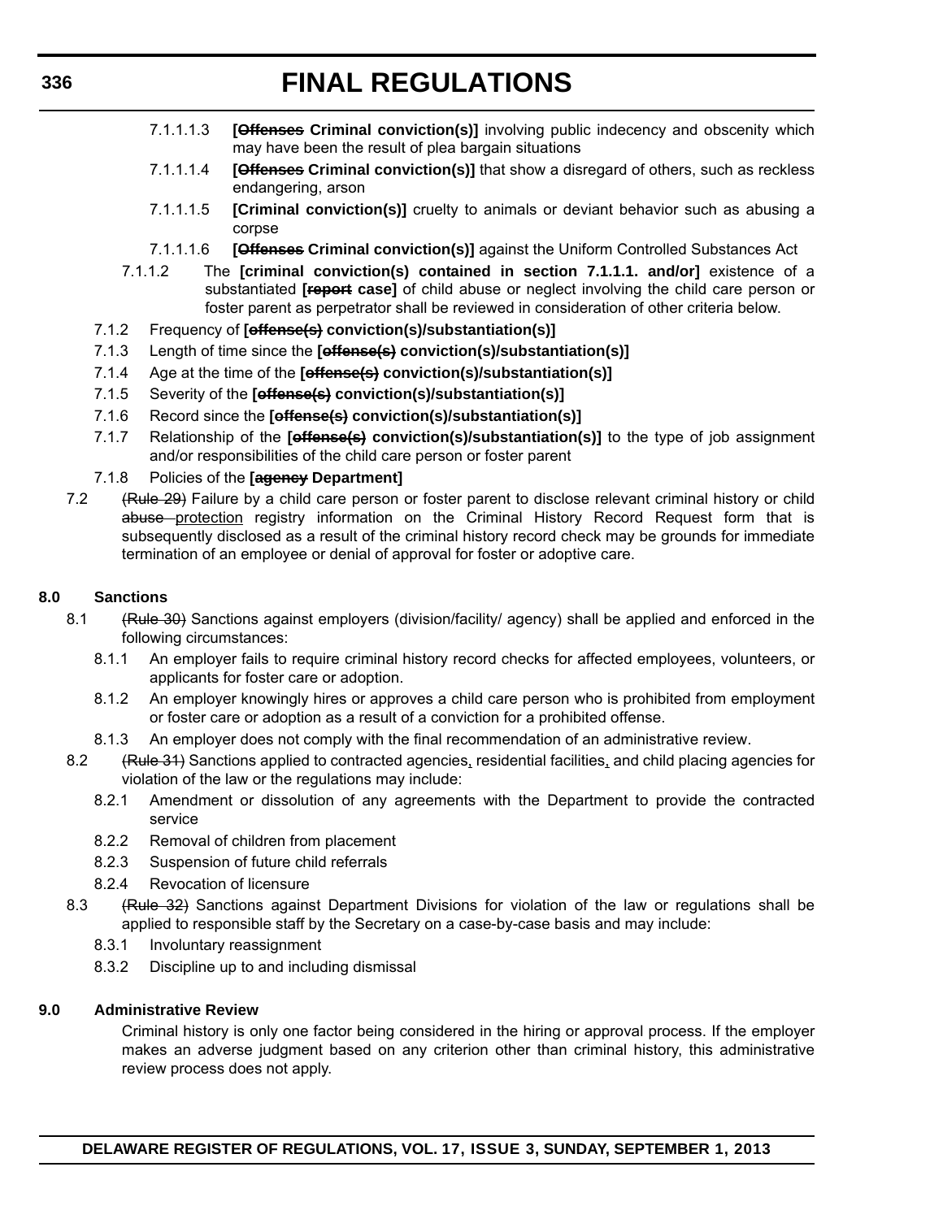7.1.1.1.3 **[~~Offenses~~ Criminal conviction(s)]** involving public indecency and obscenity which may have been the result of plea bargain situations

7.1.1.1.4 **[~~Offenses~~ Criminal conviction(s)]** that show a disregard of others, such as reckless endangering, arson

7.1.1.1.5 **[Criminal conviction(s)]** cruelty to animals or deviant behavior such as abusing a corpse

7.1.1.1.6 **[~~Offenses~~ Criminal conviction(s)]** against the Uniform Controlled Substances Act

7.1.1.2 The **[criminal conviction(s) contained in section 7.1.1.1. and/or]** existence of a substantiated **[~~report~~ case]** of child abuse or neglect involving the child care person or foster parent as perpetrator shall be reviewed in consideration of other criteria below.

7.1.2 Frequency of **[~~offense(s)~~ conviction(s)/substantiation(s)]**

7.1.3 Length of time since the **[~~offense(s)~~ conviction(s)/substantiation(s)]**

7.1.4 Age at the time of the **[~~offense(s)~~ conviction(s)/substantiation(s)]**

7.1.5 Severity of the **[~~offense(s)~~ conviction(s)/substantiation(s)]**

7.1.6 Record since the **[~~offense(s)~~ conviction(s)/substantiation(s)]**

7.1.7 Relationship of the **[~~offense(s)~~ conviction(s)/substantiation(s)]** to the type of job assignment and/or responsibilities of the child care person or foster parent

7.1.8 Policies of the **[~~agency~~ Department]**

7.2 ~~(Rule 29)~~ Failure by a child care person or foster parent to disclose relevant criminal history or child ~~abuse~~ <u>protection</u> registry information on the Criminal History Record Request form that is subsequently disclosed as a result of the criminal history record check may be grounds for immediate termination of an employee or denial of approval for foster or adoptive care.

**8.0 Sanctions**

8.1 ~~(Rule 30)~~ Sanctions against employers (division/facility/ agency) shall be applied and enforced in the following circumstances:

8.1.1 An employer fails to require criminal history record checks for affected employees, volunteers, or applicants for foster care or adoption.

8.1.2 An employer knowingly hires or approves a child care person who is prohibited from employment or foster care or adoption as a result of a conviction for a prohibited offense.

8.1.3 An employer does not comply with the final recommendation of an administrative review.

8.2 ~~(Rule 31)~~ Sanctions applied to contracted agencies<u>,</u> residential facilities<u>,</u> and child placing agencies for violation of the law or the regulations may include:

8.2.1 Amendment or dissolution of any agreements with the Department to provide the contracted service

8.2.2 Removal of children from placement

8.2.3 Suspension of future child referrals

8.2.4 Revocation of licensure

8.3 ~~(Rule 32)~~ Sanctions against Department Divisions for violation of the law or regulations shall be applied to responsible staff by the Secretary on a case-by-case basis and may include:

8.3.1 Involuntary reassignment

8.3.2 Discipline up to and including dismissal

**9.0 Administrative Review**

Criminal history is only one factor being considered in the hiring or approval process. If the employer makes an adverse judgment based on any criterion other than criminal history, this administrative review process does not apply.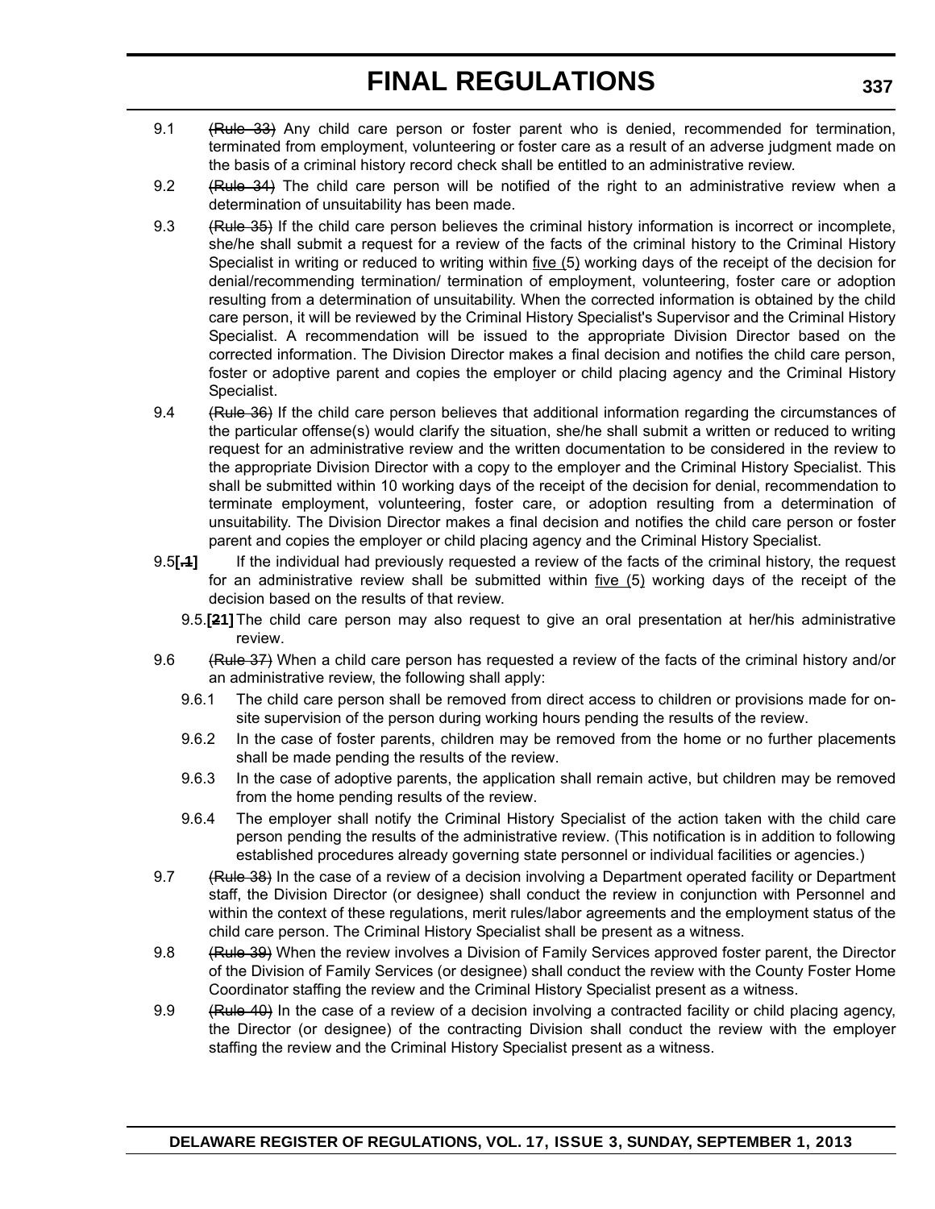9.1 ~~(Rule 33)~~ Any child care person or foster parent who is denied, recommended for termination, terminated from employment, volunteering or foster care as a result of an adverse judgment made on the basis of a criminal history record check shall be entitled to an administrative review.

9.2 ~~(Rule 34)~~ The child care person will be notified of the right to an administrative review when a determination of unsuitability has been made.

9.3 ~~(Rule 35)~~ If the child care person believes the criminal history information is incorrect or incomplete, she/he shall submit a request for a review of the facts of the criminal history to the Criminal History Specialist in writing or reduced to writing within <u>five (</u>5<u>)</u> working days of the receipt of the decision for denial/recommending termination/ termination of employment, volunteering, foster care or adoption resulting from a determination of unsuitability. When the corrected information is obtained by the child care person, it will be reviewed by the Criminal History Specialist's Supervisor and the Criminal History Specialist. A recommendation will be issued to the appropriate Division Director based on the corrected information. The Division Director makes a final decision and notifies the child care person, foster or adoptive parent and copies the employer or child placing agency and the Criminal History Specialist.

9.4 ~~(Rule 36)~~ If the child care person believes that additional information regarding the circumstances of the particular offense(s) would clarify the situation, she/he shall submit a written or reduced to writing request for an administrative review and the written documentation to be considered in the review to the appropriate Division Director with a copy to the employer and the Criminal History Specialist. This shall be submitted within 10 working days of the receipt of the decision for denial, recommendation to terminate employment, volunteering, foster care, or adoption resulting from a determination of unsuitability. The Division Director makes a final decision and notifies the child care person or foster parent and copies the employer or child placing agency and the Criminal History Specialist.

9.5**[~~.1~~]** If the individual had previously requested a review of the facts of the criminal history, the request for an administrative review shall be submitted within <u>five (</u>5<u>)</u> working days of the receipt of the decision based on the results of that review.

9.5.**[~~2~~1]** The child care person may also request to give an oral presentation at her/his administrative review.

9.6 ~~(Rule 37)~~ When a child care person has requested a review of the facts of the criminal history and/or an administrative review, the following shall apply:

9.6.1 The child care person shall be removed from direct access to children or provisions made for on-site supervision of the person during working hours pending the results of the review.

9.6.2 In the case of foster parents, children may be removed from the home or no further placements shall be made pending the results of the review.

9.6.3 In the case of adoptive parents, the application shall remain active, but children may be removed from the home pending results of the review.

9.6.4 The employer shall notify the Criminal History Specialist of the action taken with the child care person pending the results of the administrative review. (This notification is in addition to following established procedures already governing state personnel or individual facilities or agencies.)

9.7 ~~(Rule 38)~~ In the case of a review of a decision involving a Department operated facility or Department staff, the Division Director (or designee) shall conduct the review in conjunction with Personnel and within the context of these regulations, merit rules/labor agreements and the employment status of the child care person. The Criminal History Specialist shall be present as a witness.

9.8 ~~(Rule 39)~~ When the review involves a Division of Family Services approved foster parent, the Director of the Division of Family Services (or designee) shall conduct the review with the County Foster Home Coordinator staffing the review and the Criminal History Specialist present as a witness.

9.9 ~~(Rule 40)~~ In the case of a review of a decision involving a contracted facility or child placing agency, the Director (or designee) of the contracting Division shall conduct the review with the employer staffing the review and the Criminal History Specialist present as a witness.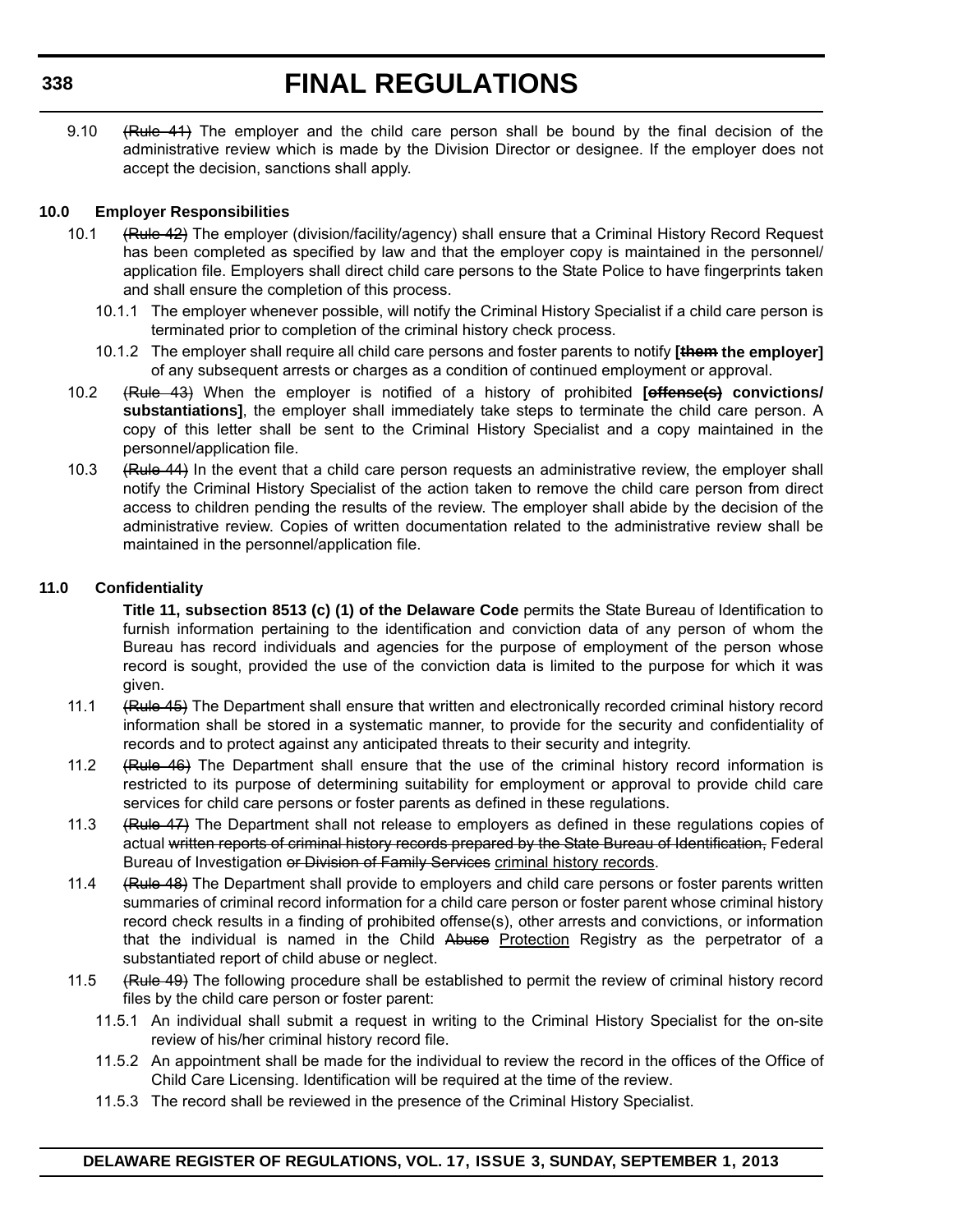9.10 ~~(Rule 41)~~ The employer and the child care person shall be bound by the final decision of the administrative review which is made by the Division Director or designee. If the employer does not accept the decision, sanctions shall apply.

**10.0 Employer Responsibilities**

10.1 ~~(Rule 42)~~ The employer (division/facility/agency) shall ensure that a Criminal History Record Request has been completed as specified by law and that the employer copy is maintained in the personnel/application file. Employers shall direct child care persons to the State Police to have fingerprints taken and shall ensure the completion of this process.

10.1.1 The employer whenever possible, will notify the Criminal History Specialist if a child care person is terminated prior to completion of the criminal history check process.

10.1.2 The employer shall require all child care persons and foster parents to notify **[~~them~~ the employer]** of any subsequent arrests or charges as a condition of continued employment or approval.

10.2 ~~(Rule 43)~~ When the employer is notified of a history of prohibited **[~~offense(s)~~ convictions/ substantiations]**, the employer shall immediately take steps to terminate the child care person. A copy of this letter shall be sent to the Criminal History Specialist and a copy maintained in the personnel/application file.

10.3 ~~(Rule 44)~~ In the event that a child care person requests an administrative review, the employer shall notify the Criminal History Specialist of the action taken to remove the child care person from direct access to children pending the results of the review. The employer shall abide by the decision of the administrative review. Copies of written documentation related to the administrative review shall be maintained in the personnel/application file.

**11.0 Confidentiality**

**Title 11, subsection 8513 (c) (1) of the Delaware Code** permits the State Bureau of Identification to furnish information pertaining to the identification and conviction data of any person of whom the Bureau has record individuals and agencies for the purpose of employment of the person whose record is sought, provided the use of the conviction data is limited to the purpose for which it was given.

11.1 ~~(Rule 45)~~ The Department shall ensure that written and electronically recorded criminal history record information shall be stored in a systematic manner, to provide for the security and confidentiality of records and to protect against any anticipated threats to their security and integrity.

11.2 ~~(Rule 46)~~ The Department shall ensure that the use of the criminal history record information is restricted to its purpose of determining suitability for employment or approval to provide child care services for child care persons or foster parents as defined in these regulations.

11.3 ~~(Rule 47)~~ The Department shall not release to employers as defined in these regulations copies of actual ~~written reports of criminal history records prepared by the State Bureau of Identification,~~ Federal Bureau of Investigation ~~or Division of Family Services~~ <u>criminal history records</u>.

11.4 ~~(Rule 48)~~ The Department shall provide to employers and child care persons or foster parents written summaries of criminal record information for a child care person or foster parent whose criminal history record check results in a finding of prohibited offense(s), other arrests and convictions, or information that the individual is named in the Child ~~Abuse~~ <u>Protection</u> Registry as the perpetrator of a substantiated report of child abuse or neglect.

11.5 ~~(Rule 49)~~ The following procedure shall be established to permit the review of criminal history record files by the child care person or foster parent:

11.5.1 An individual shall submit a request in writing to the Criminal History Specialist for the on-site review of his/her criminal history record file.

11.5.2 An appointment shall be made for the individual to review the record in the offices of the Office of Child Care Licensing. Identification will be required at the time of the review.

11.5.3 The record shall be reviewed in the presence of the Criminal History Specialist.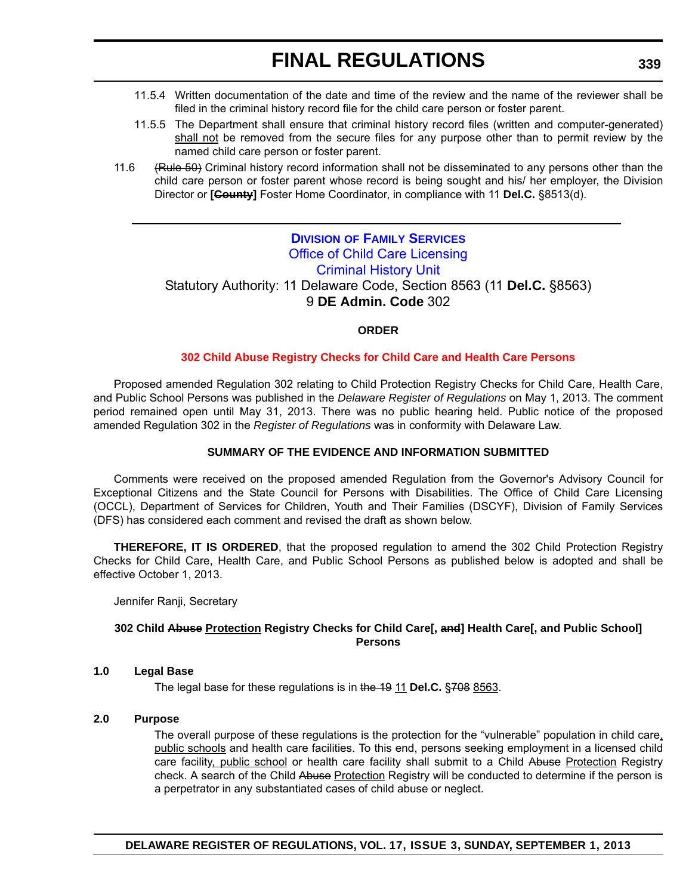11.5.4 Written documentation of the date and time of the review and the name of the reviewer shall be filed in the criminal history record file for the child care person or foster parent.

11.5.5 The Department shall ensure that criminal history record files (written and computer-generated) <u>shall not</u> be removed from the secure files for any purpose other than to permit review by the named child care person or foster parent.

11.6 ~~(Rule 50)~~ Criminal history record information shall not be disseminated to any persons other than the child care person or foster parent whose record is being sought and his/ her employer, the Division Director or **[~~County~~]** Foster Home Coordinator, in compliance with 11 **Del.C.** §8513(d).

---

## Division of Family Services
## Office of Child Care Licensing
## Criminal History Unit

Statutory Authority: 11 Delaware Code, Section 8563 (11 **Del.C.** §8563)
9 **DE Admin. Code** 302

**ORDER**

**302 Child Abuse Registry Checks for Child Care and Health Care Persons**

Proposed amended Regulation 302 relating to Child Protection Registry Checks for Child Care, Health Care, and Public School Persons was published in the *Delaware Register of Regulations* on May 1, 2013. The comment period remained open until May 31, 2013. There was no public hearing held. Public notice of the proposed amended Regulation 302 in the *Register of Regulations* was in conformity with Delaware Law.

**SUMMARY OF THE EVIDENCE AND INFORMATION SUBMITTED**

Comments were received on the proposed amended Regulation from the Governor's Advisory Council for Exceptional Citizens and the State Council for Persons with Disabilities. The Office of Child Care Licensing (OCCL), Department of Services for Children, Youth and Their Families (DSCYF), Division of Family Services (DFS) has considered each comment and revised the draft as shown below.

**THEREFORE, IT IS ORDERED**, that the proposed regulation to amend the 302 Child Protection Registry Checks for Child Care, Health Care, and Public School Persons as published below is adopted and shall be effective October 1, 2013.

Jennifer Ranji, Secretary

**302 Child ~~Abuse~~ <u>Protection</u> Registry Checks for Child Care[, ~~and~~] Health Care[, and Public School] Persons**

**1.0 Legal Base**

The legal base for these regulations is in ~~the 19~~ <u>11</u> **Del.C.** §~~708~~ <u>8563</u>.

**2.0 Purpose**

The overall purpose of these regulations is the protection for the "vulnerable" population in child care<u>, public schools</u> and health care facilities. To this end, persons seeking employment in a licensed child care facility<u>, public school</u> or health care facility shall submit to a Child ~~Abuse~~ <u>Protection</u> Registry check. A search of the Child ~~Abuse~~ <u>Protection</u> Registry will be conducted to determine if the person is a perpetrator in any substantiated cases of child abuse or neglect.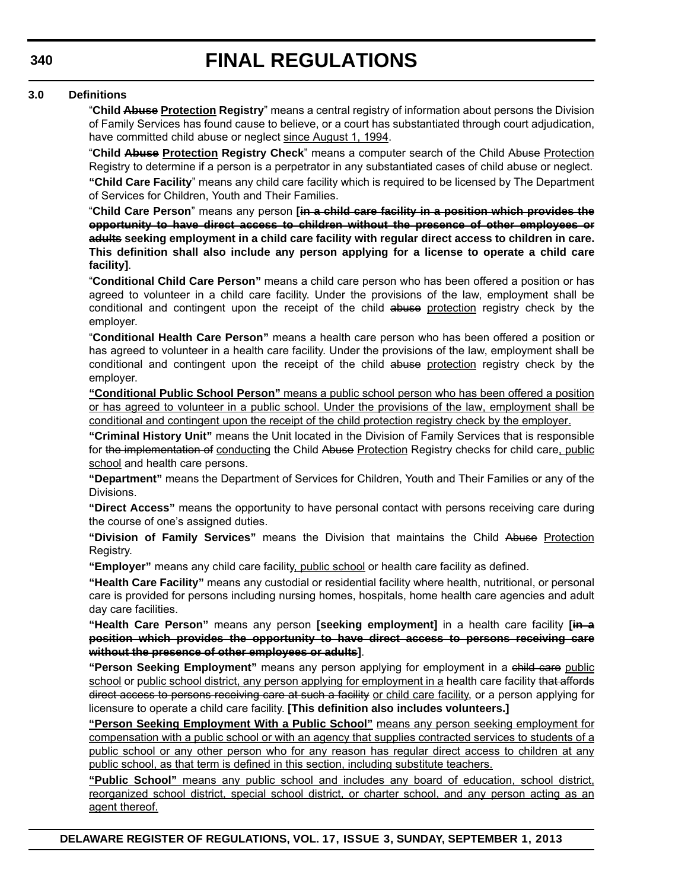**3.0 Definitions**

"**Child ~~Abuse~~ <u>Protection</u> Registry**" means a central registry of information about persons the Division of Family Services has found cause to believe, or a court has substantiated through court adjudication, have committed child abuse or neglect <u>since August 1, 1994</u>.

"**Child ~~Abuse~~ <u>Protection</u> Registry Check**" means a computer search of the Child ~~Abuse~~ <u>Protection</u> Registry to determine if a person is a perpetrator in any substantiated cases of child abuse or neglect.

**"Child Care Facility**" means any child care facility which is required to be licensed by The Department of Services for Children, Youth and Their Families.

"**Child Care Person**" means any person **[~~in a child care facility in a position which provides the opportunity to have direct access to children without the presence of other employees or adults~~ seeking employment in a child care facility with regular direct access to children in care. This definition shall also include any person applying for a license to operate a child care facility]**.

"**Conditional Child Care Person"** means a child care person who has been offered a position or has agreed to volunteer in a child care facility. Under the provisions of the law, employment shall be conditional and contingent upon the receipt of the child ~~abuse~~ <u>protection</u> registry check by the employer.

"**Conditional Health Care Person"** means a health care person who has been offered a position or has agreed to volunteer in a health care facility. Under the provisions of the law, employment shall be conditional and contingent upon the receipt of the child ~~abuse~~ <u>protection</u> registry check by the employer.

<u>**"Conditional Public School Person"** means a public school person who has been offered a position or has agreed to volunteer in a public school. Under the provisions of the law, employment shall be conditional and contingent upon the receipt of the child protection registry check by the employer.</u>

**"Criminal History Unit"** means the Unit located in the Division of Family Services that is responsible for ~~the implementation of~~ <u>conducting</u> the Child ~~Abuse~~ <u>Protection</u> Registry checks for child care<u>, public school</u> and health care persons.

**"Department"** means the Department of Services for Children, Youth and Their Families or any of the Divisions.

**"Direct Access"** means the opportunity to have personal contact with persons receiving care during the course of one's assigned duties.

**"Division of Family Services"** means the Division that maintains the Child ~~Abuse~~ <u>Protection</u> Registry.

**"Employer"** means any child care facility<u>, public school</u> or health care facility as defined.

**"Health Care Facility"** means any custodial or residential facility where health, nutritional, or personal care is provided for persons including nursing homes, hospitals, home health care agencies and adult day care facilities.

**"Health Care Person"** means any person **[seeking employment]** in a health care facility **[~~in a position which provides the opportunity to have direct access to persons receiving care without the presence of other employees or adults~~]**.

**"Person Seeking Employment"** means any person applying for employment in a ~~child care~~ <u>public school</u> or p<u>ublic school district, any person applying for employment in a</u> health care facility ~~that affords direct access to persons receiving care at such a facility~~ <u>or child care facility</u>, or a person applying for licensure to operate a child care facility. **[This definition also includes volunteers.]**

<u>**"Person Seeking Employment With a Public School"** means any person seeking employment for compensation with a public school or with an agency that supplies contracted services to students of a public school or any other person who for any reason has regular direct access to children at any public school, as that term is defined in this section, including substitute teachers.</u>

<u>**"Public School"** means any public school and includes any board of education, school district, reorganized school district, special school district, or charter school, and any person acting as an agent thereof.</u>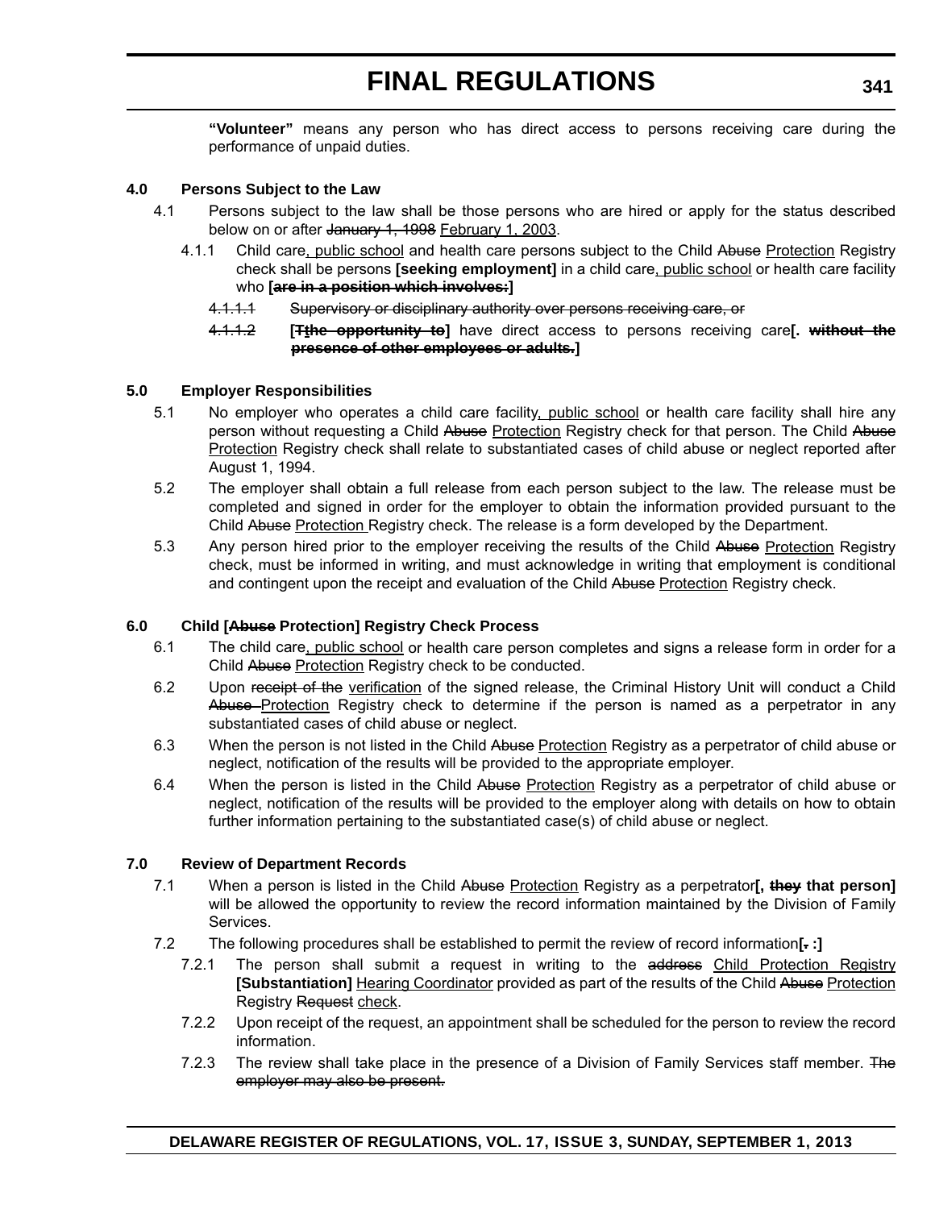**"Volunteer"** means any person who has direct access to persons receiving care during the performance of unpaid duties.

**4.0 Persons Subject to the Law**

4.1 Persons subject to the law shall be those persons who are hired or apply for the status described below on or after ~~January 1, 1998~~ <u>February 1, 2003</u>.

4.1.1 Child care<u>, public school</u> and health care persons subject to the Child ~~Abuse~~ <u>Protection</u> Registry check shall be persons **[seeking employment]** in a child care<u>, public school</u> or health care facility who **[~~are in a position which involves:~~]**

~~4.1.1.1 Supervisory or disciplinary authority over persons receiving care, or~~

~~4.1.1.2~~ **[~~Tthe opportunity to~~]** have direct access to persons receiving care**[. ~~without the presence of other employees or adults.~~]**

**5.0 Employer Responsibilities**

5.1 No employer who operates a child care facility<u>, public school</u> or health care facility shall hire any person without requesting a Child ~~Abuse~~ <u>Protection</u> Registry check for that person. The Child ~~Abuse~~ <u>Protection</u> Registry check shall relate to substantiated cases of child abuse or neglect reported after August 1, 1994.

5.2 The employer shall obtain a full release from each person subject to the law. The release must be completed and signed in order for the employer to obtain the information provided pursuant to the Child ~~Abuse~~ <u>Protection</u> Registry check. The release is a form developed by the Department.

5.3 Any person hired prior to the employer receiving the results of the Child ~~Abuse~~ <u>Protection</u> Registry check, must be informed in writing, and must acknowledge in writing that employment is conditional and contingent upon the receipt and evaluation of the Child ~~Abuse~~ <u>Protection</u> Registry check.

**6.0 Child [~~Abuse~~ Protection] Registry Check Process**

6.1 The child care<u>, public school</u> or health care person completes and signs a release form in order for a Child ~~Abuse~~ <u>Protection</u> Registry check to be conducted.

6.2 Upon ~~receipt of the~~ <u>verification</u> of the signed release, the Criminal History Unit will conduct a Child ~~Abuse~~ <u>Protection</u> Registry check to determine if the person is named as a perpetrator in any substantiated cases of child abuse or neglect.

6.3 When the person is not listed in the Child ~~Abuse~~ <u>Protection</u> Registry as a perpetrator of child abuse or neglect, notification of the results will be provided to the appropriate employer.

6.4 When the person is listed in the Child ~~Abuse~~ <u>Protection</u> Registry as a perpetrator of child abuse or neglect, notification of the results will be provided to the employer along with details on how to obtain further information pertaining to the substantiated case(s) of child abuse or neglect.

**7.0 Review of Department Records**

7.1 When a person is listed in the Child ~~Abuse~~ <u>Protection</u> Registry as a perpetrator**[, ~~they~~ that person]** will be allowed the opportunity to review the record information maintained by the Division of Family Services.

7.2 The following procedures shall be established to permit the review of record information**[~~.~~ :]**

7.2.1 The person shall submit a request in writing to the ~~address~~ <u>Child Protection Registry</u> **[Substantiation]** <u>Hearing Coordinator</u> provided as part of the results of the Child ~~Abuse~~ <u>Protection</u> Registry ~~Request~~ <u>check</u>.

7.2.2 Upon receipt of the request, an appointment shall be scheduled for the person to review the record information.

7.2.3 The review shall take place in the presence of a Division of Family Services staff member. ~~The employer may also be present.~~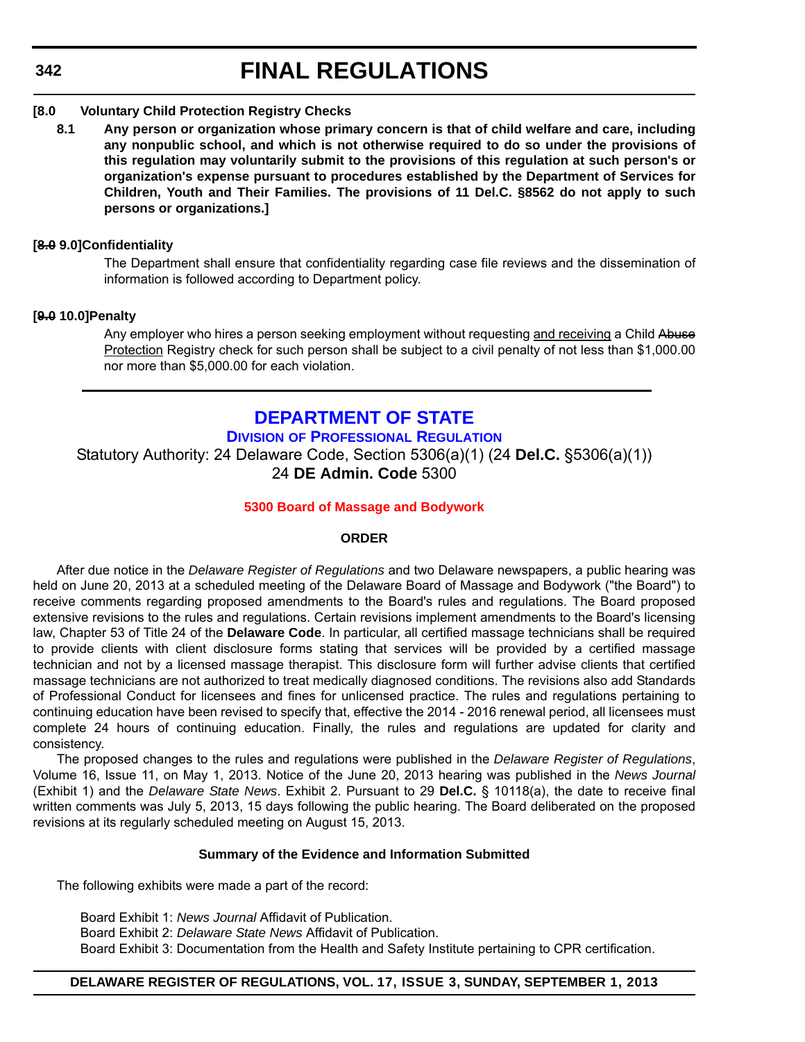**[8.0 Voluntary Child Protection Registry Checks**

**8.1 Any person or organization whose primary concern is that of child welfare and care, including any nonpublic school, and which is not otherwise required to do so under the provisions of this regulation may voluntarily submit to the provisions of this regulation at such person's or organization's expense pursuant to procedures established by the Department of Services for Children, Youth and Their Families. The provisions of 11 Del.C. §8562 do not apply to such persons or organizations.]**

**[~~8.0~~ 9.0]Confidentiality**

The Department shall ensure that confidentiality regarding case file reviews and the dissemination of information is followed according to Department policy.

**[~~9.0~~ 10.0]Penalty**

Any employer who hires a person seeking employment without requesting <u>and receiving</u> a Child ~~Abuse~~ <u>Protection</u> Registry check for such person shall be subject to a civil penalty of not less than $1,000.00 nor more than $5,000.00 for each violation.

---

# DEPARTMENT OF STATE

## Division of Professional Regulation

Statutory Authority: 24 Delaware Code, Section 5306(a)(1) (24 **Del.C.** §5306(a)(1))
24 **DE Admin. Code** 5300

### 5300 Board of Massage and Bodywork

**ORDER**

After due notice in the *Delaware Register of Regulations* and two Delaware newspapers, a public hearing was held on June 20, 2013 at a scheduled meeting of the Delaware Board of Massage and Bodywork ("the Board") to receive comments regarding proposed amendments to the Board's rules and regulations. The Board proposed extensive revisions to the rules and regulations. Certain revisions implement amendments to the Board's licensing law, Chapter 53 of Title 24 of the **Delaware Code**. In particular, all certified massage technicians shall be required to provide clients with client disclosure forms stating that services will be provided by a certified massage technician and not by a licensed massage therapist. This disclosure form will further advise clients that certified massage technicians are not authorized to treat medically diagnosed conditions. The revisions also add Standards of Professional Conduct for licensees and fines for unlicensed practice. The rules and regulations pertaining to continuing education have been revised to specify that, effective the 2014 - 2016 renewal period, all licensees must complete 24 hours of continuing education. Finally, the rules and regulations are updated for clarity and consistency.

The proposed changes to the rules and regulations were published in the *Delaware Register of Regulations*, Volume 16, Issue 11, on May 1, 2013. Notice of the June 20, 2013 hearing was published in the *News Journal* (Exhibit 1) and the *Delaware State News*. Exhibit 2. Pursuant to 29 **Del.C.** § 10118(a), the date to receive final written comments was July 5, 2013, 15 days following the public hearing. The Board deliberated on the proposed revisions at its regularly scheduled meeting on August 15, 2013.

**Summary of the Evidence and Information Submitted**

The following exhibits were made a part of the record:

Board Exhibit 1: *News Journal* Affidavit of Publication.
Board Exhibit 2: *Delaware State News* Affidavit of Publication.
Board Exhibit 3: Documentation from the Health and Safety Institute pertaining to CPR certification.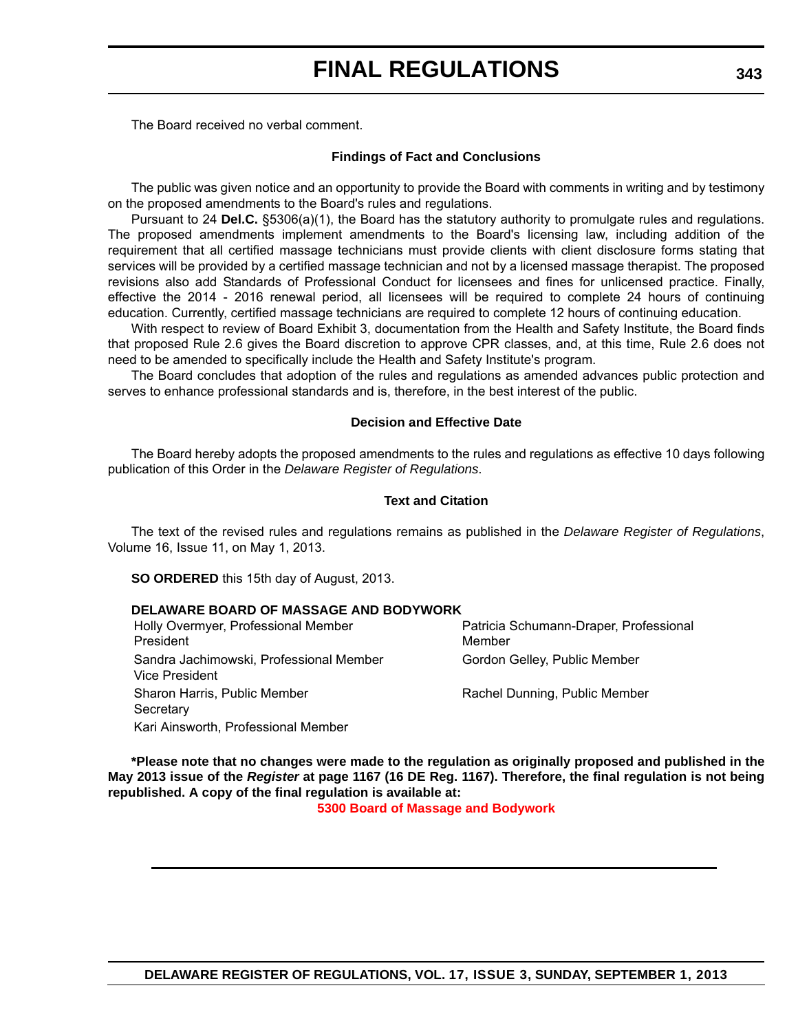The Board received no verbal comment.

### Findings of Fact and Conclusions

The public was given notice and an opportunity to provide the Board with comments in writing and by testimony on the proposed amendments to the Board's rules and regulations.

Pursuant to 24 **Del.C.** §5306(a)(1), the Board has the statutory authority to promulgate rules and regulations. The proposed amendments implement amendments to the Board's licensing law, including addition of the requirement that all certified massage technicians must provide clients with client disclosure forms stating that services will be provided by a certified massage technician and not by a licensed massage therapist. The proposed revisions also add Standards of Professional Conduct for licensees and fines for unlicensed practice. Finally, effective the 2014 - 2016 renewal period, all licensees will be required to complete 24 hours of continuing education. Currently, certified massage technicians are required to complete 12 hours of continuing education.

With respect to review of Board Exhibit 3, documentation from the Health and Safety Institute, the Board finds that proposed Rule 2.6 gives the Board discretion to approve CPR classes, and, at this time, Rule 2.6 does not need to be amended to specifically include the Health and Safety Institute's program.

The Board concludes that adoption of the rules and regulations as amended advances public protection and serves to enhance professional standards and is, therefore, in the best interest of the public.

### Decision and Effective Date

The Board hereby adopts the proposed amendments to the rules and regulations as effective 10 days following publication of this Order in the *Delaware Register of Regulations*.

### Text and Citation

The text of the revised rules and regulations remains as published in the *Delaware Register of Regulations*, Volume 16, Issue 11, on May 1, 2013.

**SO ORDERED** this 15th day of August, 2013.

**DELAWARE BOARD OF MASSAGE AND BODYWORK**

Holly Overmyer, Professional Member
President

Sandra Jachimowski, Professional Member
Vice President

Sharon Harris, Public Member
Secretary

Kari Ainsworth, Professional Member

Patricia Schumann-Draper, Professional Member

Gordon Gelley, Public Member

Rachel Dunning, Public Member

**\*Please note that no changes were made to the regulation as originally proposed and published in the May 2013 issue of the *Register* at page 1167 (16 DE Reg. 1167). Therefore, the final regulation is not being republished. A copy of the final regulation is available at:**

**5300 Board of Massage and Bodywork**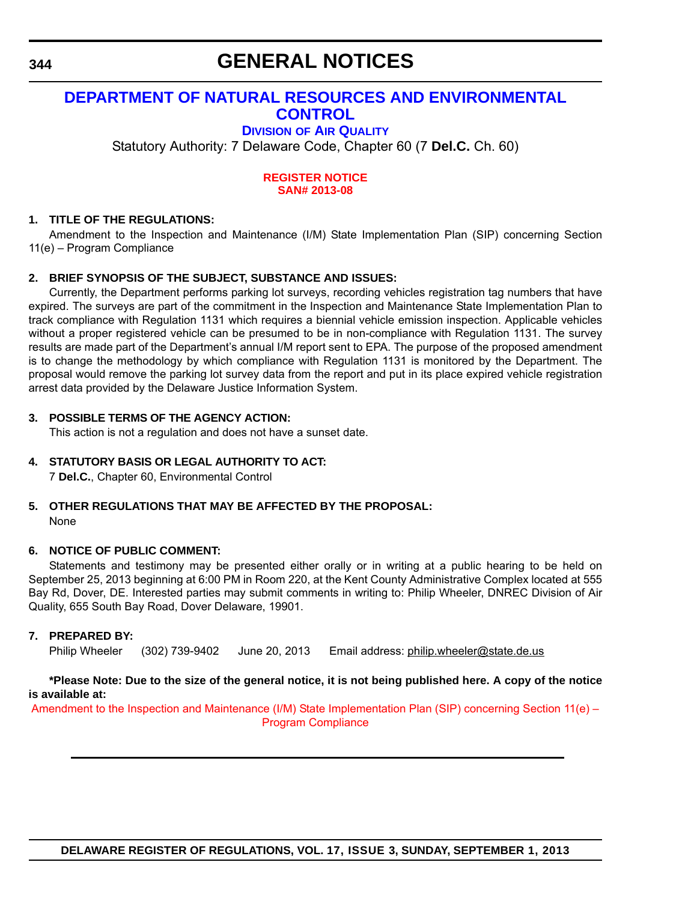# GENERAL NOTICES

## DEPARTMENT OF NATURAL RESOURCES AND ENVIRONMENTAL CONTROL

### DIVISION OF AIR QUALITY

Statutory Authority: 7 Delaware Code, Chapter 60 (7 **Del.C.** Ch. 60)

**REGISTER NOTICE**
**SAN# 2013-08**

**1. TITLE OF THE REGULATIONS:**

Amendment to the Inspection and Maintenance (I/M) State Implementation Plan (SIP) concerning Section 11(e) – Program Compliance

**2. BRIEF SYNOPSIS OF THE SUBJECT, SUBSTANCE AND ISSUES:**

Currently, the Department performs parking lot surveys, recording vehicles registration tag numbers that have expired. The surveys are part of the commitment in the Inspection and Maintenance State Implementation Plan to track compliance with Regulation 1131 which requires a biennial vehicle emission inspection. Applicable vehicles without a proper registered vehicle can be presumed to be in non-compliance with Regulation 1131. The survey results are made part of the Department's annual I/M report sent to EPA. The purpose of the proposed amendment is to change the methodology by which compliance with Regulation 1131 is monitored by the Department. The proposal would remove the parking lot survey data from the report and put in its place expired vehicle registration arrest data provided by the Delaware Justice Information System.

**3. POSSIBLE TERMS OF THE AGENCY ACTION:**

This action is not a regulation and does not have a sunset date.

**4. STATUTORY BASIS OR LEGAL AUTHORITY TO ACT:**

7 **Del.C.**, Chapter 60, Environmental Control

**5. OTHER REGULATIONS THAT MAY BE AFFECTED BY THE PROPOSAL:**

None

**6. NOTICE OF PUBLIC COMMENT:**

Statements and testimony may be presented either orally or in writing at a public hearing to be held on September 25, 2013 beginning at 6:00 PM in Room 220, at the Kent County Administrative Complex located at 555 Bay Rd, Dover, DE. Interested parties may submit comments in writing to: Philip Wheeler, DNREC Division of Air Quality, 655 South Bay Road, Dover Delaware, 19901.

**7. PREPARED BY:**

Philip Wheeler (302) 739-9402 June 20, 2013 Email address: philip.wheeler@state.de.us

**\*Please Note: Due to the size of the general notice, it is not being published here. A copy of the notice is available at:**

Amendment to the Inspection and Maintenance (I/M) State Implementation Plan (SIP) concerning Section 11(e) – Program Compliance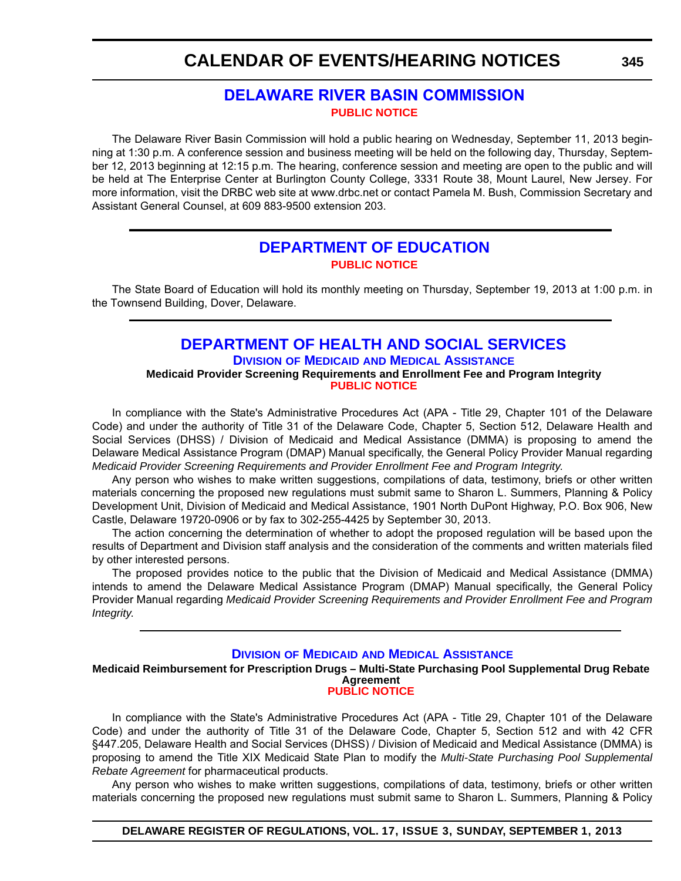# CALENDAR OF EVENTS/HEARING NOTICES

## DELAWARE RIVER BASIN COMMISSION

**PUBLIC NOTICE**

The Delaware River Basin Commission will hold a public hearing on Wednesday, September 11, 2013 beginning at 1:30 p.m. A conference session and business meeting will be held on the following day, Thursday, September 12, 2013 beginning at 12:15 p.m. The hearing, conference session and meeting are open to the public and will be held at The Enterprise Center at Burlington County College, 3331 Route 38, Mount Laurel, New Jersey. For more information, visit the DRBC web site at www.drbc.net or contact Pamela M. Bush, Commission Secretary and Assistant General Counsel, at 609 883-9500 extension 203.

---

## DEPARTMENT OF EDUCATION

**PUBLIC NOTICE**

The State Board of Education will hold its monthly meeting on Thursday, September 19, 2013 at 1:00 p.m. in the Townsend Building, Dover, Delaware.

---

## DEPARTMENT OF HEALTH AND SOCIAL SERVICES

### Division of Medicaid and Medical Assistance

**Medicaid Provider Screening Requirements and Enrollment Fee and Program Integrity**

**PUBLIC NOTICE**

In compliance with the State's Administrative Procedures Act (APA - Title 29, Chapter 101 of the Delaware Code) and under the authority of Title 31 of the Delaware Code, Chapter 5, Section 512, Delaware Health and Social Services (DHSS) / Division of Medicaid and Medical Assistance (DMMA) is proposing to amend the Delaware Medical Assistance Program (DMAP) Manual specifically, the General Policy Provider Manual regarding *Medicaid Provider Screening Requirements and Provider Enrollment Fee and Program Integrity*.

Any person who wishes to make written suggestions, compilations of data, testimony, briefs or other written materials concerning the proposed new regulations must submit same to Sharon L. Summers, Planning & Policy Development Unit, Division of Medicaid and Medical Assistance, 1901 North DuPont Highway, P.O. Box 906, New Castle, Delaware 19720-0906 or by fax to 302-255-4425 by September 30, 2013.

The action concerning the determination of whether to adopt the proposed regulation will be based upon the results of Department and Division staff analysis and the consideration of the comments and written materials filed by other interested persons.

The proposed provides notice to the public that the Division of Medicaid and Medical Assistance (DMMA) intends to amend the Delaware Medical Assistance Program (DMAP) Manual specifically, the General Policy Provider Manual regarding *Medicaid Provider Screening Requirements and Provider Enrollment Fee and Program Integrity.*

---

### Division of Medicaid and Medical Assistance

**Medicaid Reimbursement for Prescription Drugs – Multi-State Purchasing Pool Supplemental Drug Rebate Agreement**

**PUBLIC NOTICE**

In compliance with the State's Administrative Procedures Act (APA - Title 29, Chapter 101 of the Delaware Code) and under the authority of Title 31 of the Delaware Code, Chapter 5, Section 512 and with 42 CFR §447.205, Delaware Health and Social Services (DHSS) / Division of Medicaid and Medical Assistance (DMMA) is proposing to amend the Title XIX Medicaid State Plan to modify the *Multi-State Purchasing Pool Supplemental Rebate Agreement* for pharmaceutical products.

Any person who wishes to make written suggestions, compilations of data, testimony, briefs or other written materials concerning the proposed new regulations must submit same to Sharon L. Summers, Planning & Policy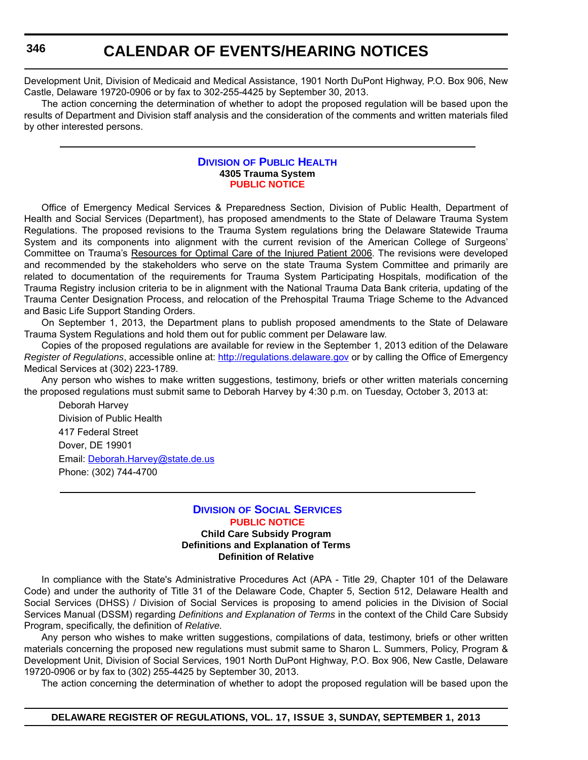Development Unit, Division of Medicaid and Medical Assistance, 1901 North DuPont Highway, P.O. Box 906, New Castle, Delaware 19720-0906 or by fax to 302-255-4425 by September 30, 2013.

The action concerning the determination of whether to adopt the proposed regulation will be based upon the results of Department and Division staff analysis and the consideration of the comments and written materials filed by other interested persons.

---

## DIVISION OF PUBLIC HEALTH

**4305 Trauma System**

**PUBLIC NOTICE**

Office of Emergency Medical Services & Preparedness Section, Division of Public Health, Department of Health and Social Services (Department), has proposed amendments to the State of Delaware Trauma System Regulations. The proposed revisions to the Trauma System regulations bring the Delaware Statewide Trauma System and its components into alignment with the current revision of the American College of Surgeons' Committee on Trauma's Resources for Optimal Care of the Injured Patient 2006. The revisions were developed and recommended by the stakeholders who serve on the state Trauma System Committee and primarily are related to documentation of the requirements for Trauma System Participating Hospitals, modification of the Trauma Registry inclusion criteria to be in alignment with the National Trauma Data Bank criteria, updating of the Trauma Center Designation Process, and relocation of the Prehospital Trauma Triage Scheme to the Advanced and Basic Life Support Standing Orders.

On September 1, 2013, the Department plans to publish proposed amendments to the State of Delaware Trauma System Regulations and hold them out for public comment per Delaware law.

Copies of the proposed regulations are available for review in the September 1, 2013 edition of the Delaware *Register of Regulations*, accessible online at: http://regulations.delaware.gov or by calling the Office of Emergency Medical Services at (302) 223-1789.

Any person who wishes to make written suggestions, testimony, briefs or other written materials concerning the proposed regulations must submit same to Deborah Harvey by 4:30 p.m. on Tuesday, October 3, 2013 at:

Deborah Harvey
Division of Public Health
417 Federal Street
Dover, DE 19901
Email: Deborah.Harvey@state.de.us
Phone: (302) 744-4700

---

## DIVISION OF SOCIAL SERVICES

**PUBLIC NOTICE**

**Child Care Subsidy Program**
**Definitions and Explanation of Terms**
**Definition of Relative**

In compliance with the State's Administrative Procedures Act (APA - Title 29, Chapter 101 of the Delaware Code) and under the authority of Title 31 of the Delaware Code, Chapter 5, Section 512, Delaware Health and Social Services (DHSS) / Division of Social Services is proposing to amend policies in the Division of Social Services Manual (DSSM) regarding *Definitions and Explanation of Terms* in the context of the Child Care Subsidy Program, specifically, the definition of *Relative.*

Any person who wishes to make written suggestions, compilations of data, testimony, briefs or other written materials concerning the proposed new regulations must submit same to Sharon L. Summers, Policy, Program & Development Unit, Division of Social Services, 1901 North DuPont Highway, P.O. Box 906, New Castle, Delaware 19720-0906 or by fax to (302) 255-4425 by September 30, 2013.

The action concerning the determination of whether to adopt the proposed regulation will be based upon the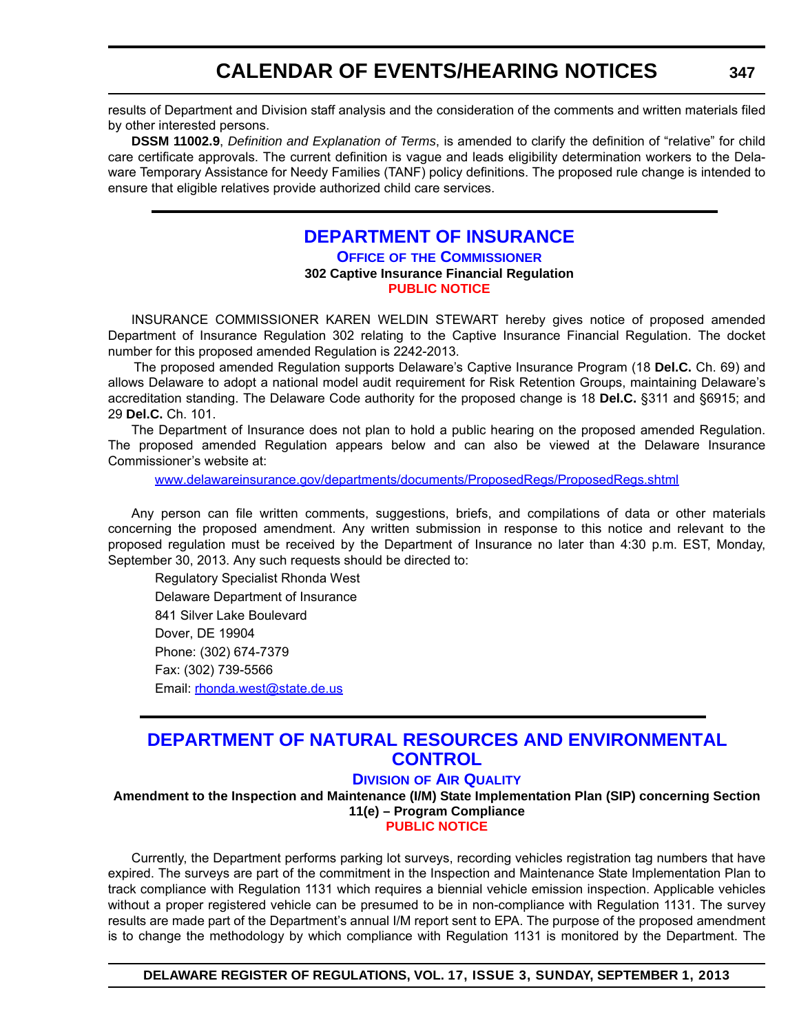results of Department and Division staff analysis and the consideration of the comments and written materials filed by other interested persons.

**DSSM 11002.9**, *Definition and Explanation of Terms*, is amended to clarify the definition of "relative" for child care certificate approvals. The current definition is vague and leads eligibility determination workers to the Delaware Temporary Assistance for Needy Families (TANF) policy definitions. The proposed rule change is intended to ensure that eligible relatives provide authorized child care services.

## DEPARTMENT OF INSURANCE

### OFFICE OF THE COMMISSIONER

**302 Captive Insurance Financial Regulation**

**PUBLIC NOTICE**

INSURANCE COMMISSIONER KAREN WELDIN STEWART hereby gives notice of proposed amended Department of Insurance Regulation 302 relating to the Captive Insurance Financial Regulation. The docket number for this proposed amended Regulation is 2242-2013.

The proposed amended Regulation supports Delaware's Captive Insurance Program (18 **Del.C.** Ch. 69) and allows Delaware to adopt a national model audit requirement for Risk Retention Groups, maintaining Delaware's accreditation standing. The Delaware Code authority for the proposed change is 18 **Del.C.** §311 and §6915; and 29 **Del.C.** Ch. 101.

The Department of Insurance does not plan to hold a public hearing on the proposed amended Regulation. The proposed amended Regulation appears below and can also be viewed at the Delaware Insurance Commissioner's website at:

www.delawareinsurance.gov/departments/documents/ProposedRegs/ProposedRegs.shtml

Any person can file written comments, suggestions, briefs, and compilations of data or other materials concerning the proposed amendment. Any written submission in response to this notice and relevant to the proposed regulation must be received by the Department of Insurance no later than 4:30 p.m. EST, Monday, September 30, 2013. Any such requests should be directed to:

Regulatory Specialist Rhonda West
Delaware Department of Insurance
841 Silver Lake Boulevard
Dover, DE 19904
Phone: (302) 674-7379
Fax: (302) 739-5566
Email: rhonda.west@state.de.us

## DEPARTMENT OF NATURAL RESOURCES AND ENVIRONMENTAL CONTROL

### DIVISION OF AIR QUALITY

**Amendment to the Inspection and Maintenance (I/M) State Implementation Plan (SIP) concerning Section 11(e) – Program Compliance**

**PUBLIC NOTICE**

Currently, the Department performs parking lot surveys, recording vehicles registration tag numbers that have expired. The surveys are part of the commitment in the Inspection and Maintenance State Implementation Plan to track compliance with Regulation 1131 which requires a biennial vehicle emission inspection. Applicable vehicles without a proper registered vehicle can be presumed to be in non-compliance with Regulation 1131. The survey results are made part of the Department's annual I/M report sent to EPA. The purpose of the proposed amendment is to change the methodology by which compliance with Regulation 1131 is monitored by the Department. The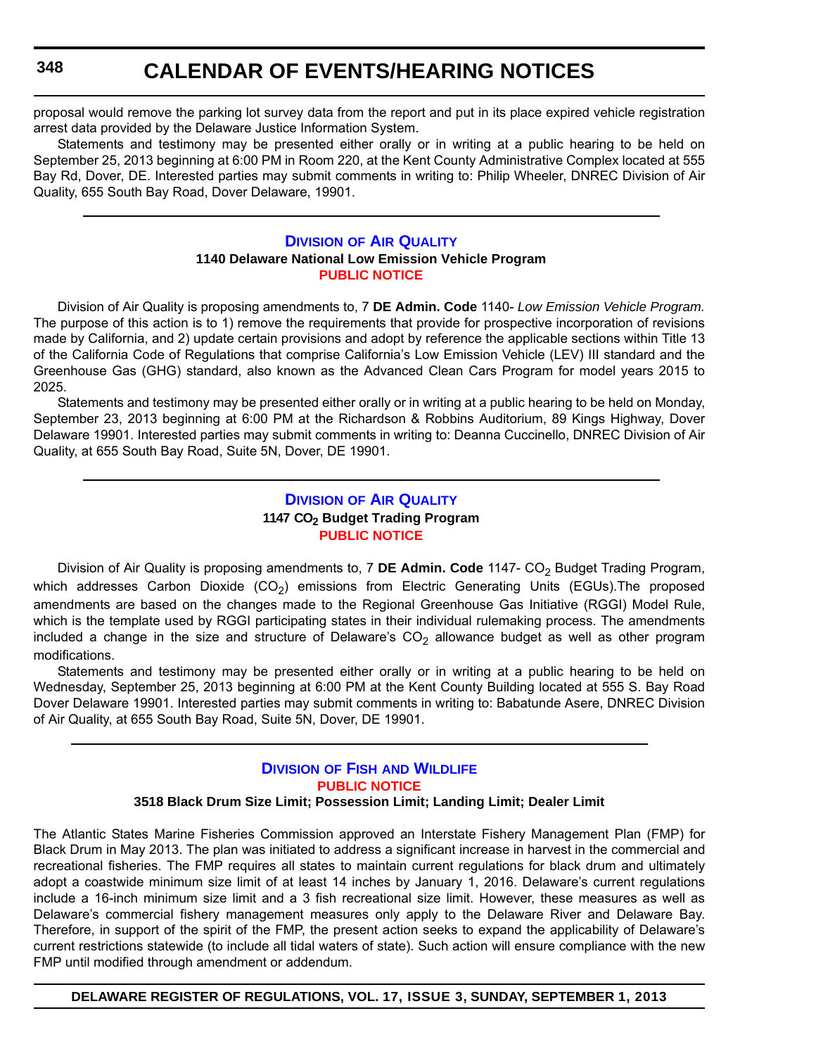proposal would remove the parking lot survey data from the report and put in its place expired vehicle registration arrest data provided by the Delaware Justice Information System.

Statements and testimony may be presented either orally or in writing at a public hearing to be held on September 25, 2013 beginning at 6:00 PM in Room 220, at the Kent County Administrative Complex located at 555 Bay Rd, Dover, DE. Interested parties may submit comments in writing to: Philip Wheeler, DNREC Division of Air Quality, 655 South Bay Road, Dover Delaware, 19901.

---

## Division of Air Quality

**1140 Delaware National Low Emission Vehicle Program**

**PUBLIC NOTICE**

Division of Air Quality is proposing amendments to, 7 **DE Admin. Code** 1140- *Low Emission Vehicle Program.* The purpose of this action is to 1) remove the requirements that provide for prospective incorporation of revisions made by California, and 2) update certain provisions and adopt by reference the applicable sections within Title 13 of the California Code of Regulations that comprise California's Low Emission Vehicle (LEV) III standard and the Greenhouse Gas (GHG) standard, also known as the Advanced Clean Cars Program for model years 2015 to 2025.

Statements and testimony may be presented either orally or in writing at a public hearing to be held on Monday, September 23, 2013 beginning at 6:00 PM at the Richardson & Robbins Auditorium, 89 Kings Highway, Dover Delaware 19901. Interested parties may submit comments in writing to: Deanna Cuccinello, DNREC Division of Air Quality, at 655 South Bay Road, Suite 5N, Dover, DE 19901.

---

## Division of Air Quality

**1147 $CO_2$ Budget Trading Program**

**PUBLIC NOTICE**

Division of Air Quality is proposing amendments to, 7 **DE Admin. Code** 1147- $CO_2$ Budget Trading Program, which addresses Carbon Dioxide ($CO_2$) emissions from Electric Generating Units (EGUs).The proposed amendments are based on the changes made to the Regional Greenhouse Gas Initiative (RGGI) Model Rule, which is the template used by RGGI participating states in their individual rulemaking process. The amendments included a change in the size and structure of Delaware's $CO_2$ allowance budget as well as other program modifications.

Statements and testimony may be presented either orally or in writing at a public hearing to be held on Wednesday, September 25, 2013 beginning at 6:00 PM at the Kent County Building located at 555 S. Bay Road Dover Delaware 19901. Interested parties may submit comments in writing to: Babatunde Asere, DNREC Division of Air Quality, at 655 South Bay Road, Suite 5N, Dover, DE 19901.

---

## Division of Fish and Wildlife

**PUBLIC NOTICE**

**3518 Black Drum Size Limit; Possession Limit; Landing Limit; Dealer Limit**

The Atlantic States Marine Fisheries Commission approved an Interstate Fishery Management Plan (FMP) for Black Drum in May 2013. The plan was initiated to address a significant increase in harvest in the commercial and recreational fisheries. The FMP requires all states to maintain current regulations for black drum and ultimately adopt a coastwide minimum size limit of at least 14 inches by January 1, 2016. Delaware's current regulations include a 16-inch minimum size limit and a 3 fish recreational size limit. However, these measures as well as Delaware's commercial fishery management measures only apply to the Delaware River and Delaware Bay. Therefore, in support of the spirit of the FMP, the present action seeks to expand the applicability of Delaware's current restrictions statewide (to include all tidal waters of state). Such action will ensure compliance with the new FMP until modified through amendment or addendum.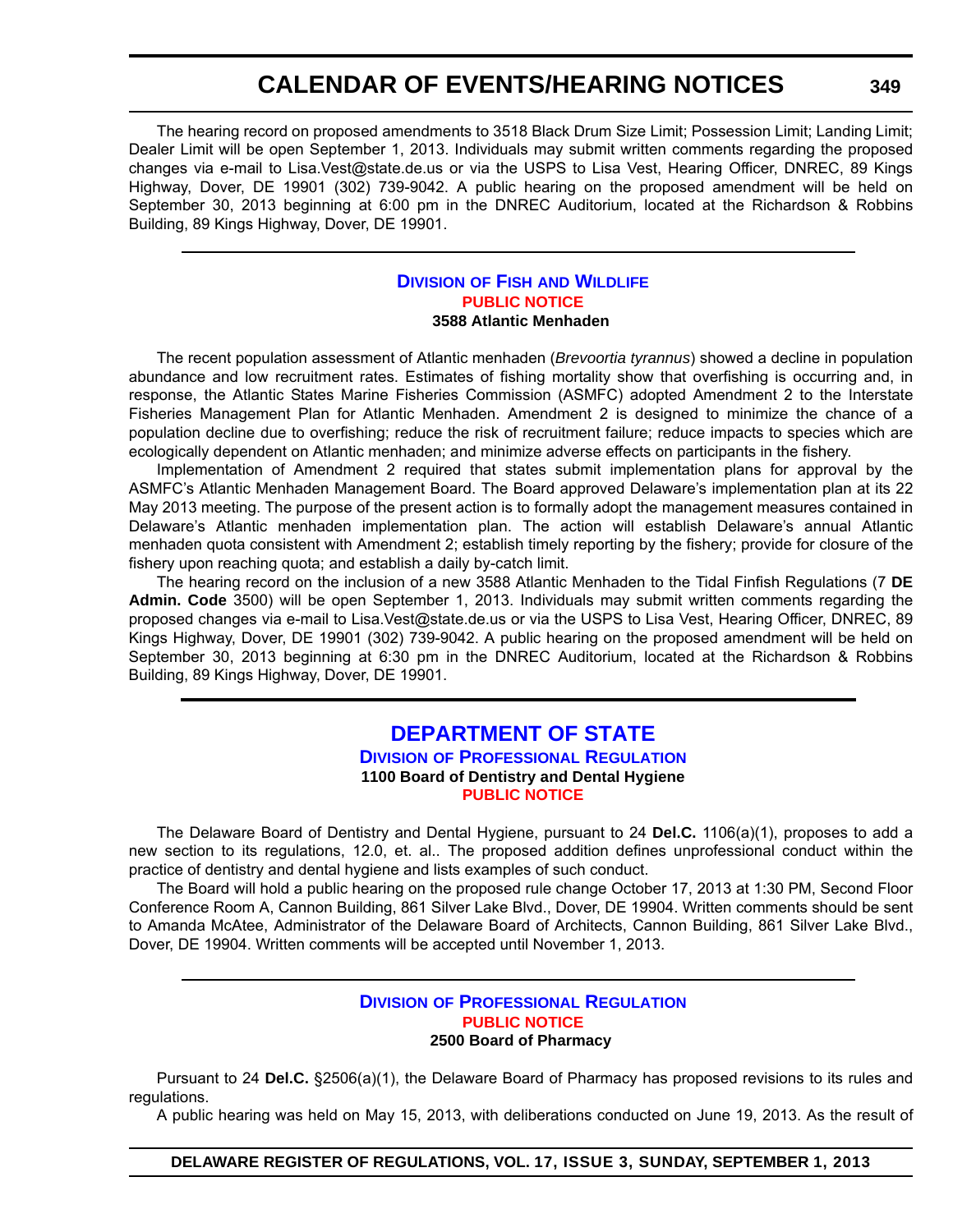The hearing record on proposed amendments to 3518 Black Drum Size Limit; Possession Limit; Landing Limit; Dealer Limit will be open September 1, 2013. Individuals may submit written comments regarding the proposed changes via e-mail to Lisa.Vest@state.de.us or via the USPS to Lisa Vest, Hearing Officer, DNREC, 89 Kings Highway, Dover, DE 19901 (302) 739-9042. A public hearing on the proposed amendment will be held on September 30, 2013 beginning at 6:00 pm in the DNREC Auditorium, located at the Richardson & Robbins Building, 89 Kings Highway, Dover, DE 19901.

---

### Division of Fish and Wildlife

**PUBLIC NOTICE**

**3588 Atlantic Menhaden**

The recent population assessment of Atlantic menhaden (*Brevoortia tyrannus*) showed a decline in population abundance and low recruitment rates. Estimates of fishing mortality show that overfishing is occurring and, in response, the Atlantic States Marine Fisheries Commission (ASMFC) adopted Amendment 2 to the Interstate Fisheries Management Plan for Atlantic Menhaden. Amendment 2 is designed to minimize the chance of a population decline due to overfishing; reduce the risk of recruitment failure; reduce impacts to species which are ecologically dependent on Atlantic menhaden; and minimize adverse effects on participants in the fishery.

Implementation of Amendment 2 required that states submit implementation plans for approval by the ASMFC's Atlantic Menhaden Management Board. The Board approved Delaware's implementation plan at its 22 May 2013 meeting. The purpose of the present action is to formally adopt the management measures contained in Delaware's Atlantic menhaden implementation plan. The action will establish Delaware's annual Atlantic menhaden quota consistent with Amendment 2; establish timely reporting by the fishery; provide for closure of the fishery upon reaching quota; and establish a daily by-catch limit.

The hearing record on the inclusion of a new 3588 Atlantic Menhaden to the Tidal Finfish Regulations (7 **DE Admin. Code** 3500) will be open September 1, 2013. Individuals may submit written comments regarding the proposed changes via e-mail to Lisa.Vest@state.de.us or via the USPS to Lisa Vest, Hearing Officer, DNREC, 89 Kings Highway, Dover, DE 19901 (302) 739-9042. A public hearing on the proposed amendment will be held on September 30, 2013 beginning at 6:30 pm in the DNREC Auditorium, located at the Richardson & Robbins Building, 89 Kings Highway, Dover, DE 19901.

---

## DEPARTMENT OF STATE

### Division of Professional Regulation

**1100 Board of Dentistry and Dental Hygiene**

**PUBLIC NOTICE**

The Delaware Board of Dentistry and Dental Hygiene, pursuant to 24 **Del.C.** 1106(a)(1), proposes to add a new section to its regulations, 12.0, et. al.. The proposed addition defines unprofessional conduct within the practice of dentistry and dental hygiene and lists examples of such conduct.

The Board will hold a public hearing on the proposed rule change October 17, 2013 at 1:30 PM, Second Floor Conference Room A, Cannon Building, 861 Silver Lake Blvd., Dover, DE 19904. Written comments should be sent to Amanda McAtee, Administrator of the Delaware Board of Architects, Cannon Building, 861 Silver Lake Blvd., Dover, DE 19904. Written comments will be accepted until November 1, 2013.

---

### Division of Professional Regulation

**PUBLIC NOTICE**

**2500 Board of Pharmacy**

Pursuant to 24 **Del.C.** §2506(a)(1), the Delaware Board of Pharmacy has proposed revisions to its rules and regulations.

A public hearing was held on May 15, 2013, with deliberations conducted on June 19, 2013. As the result of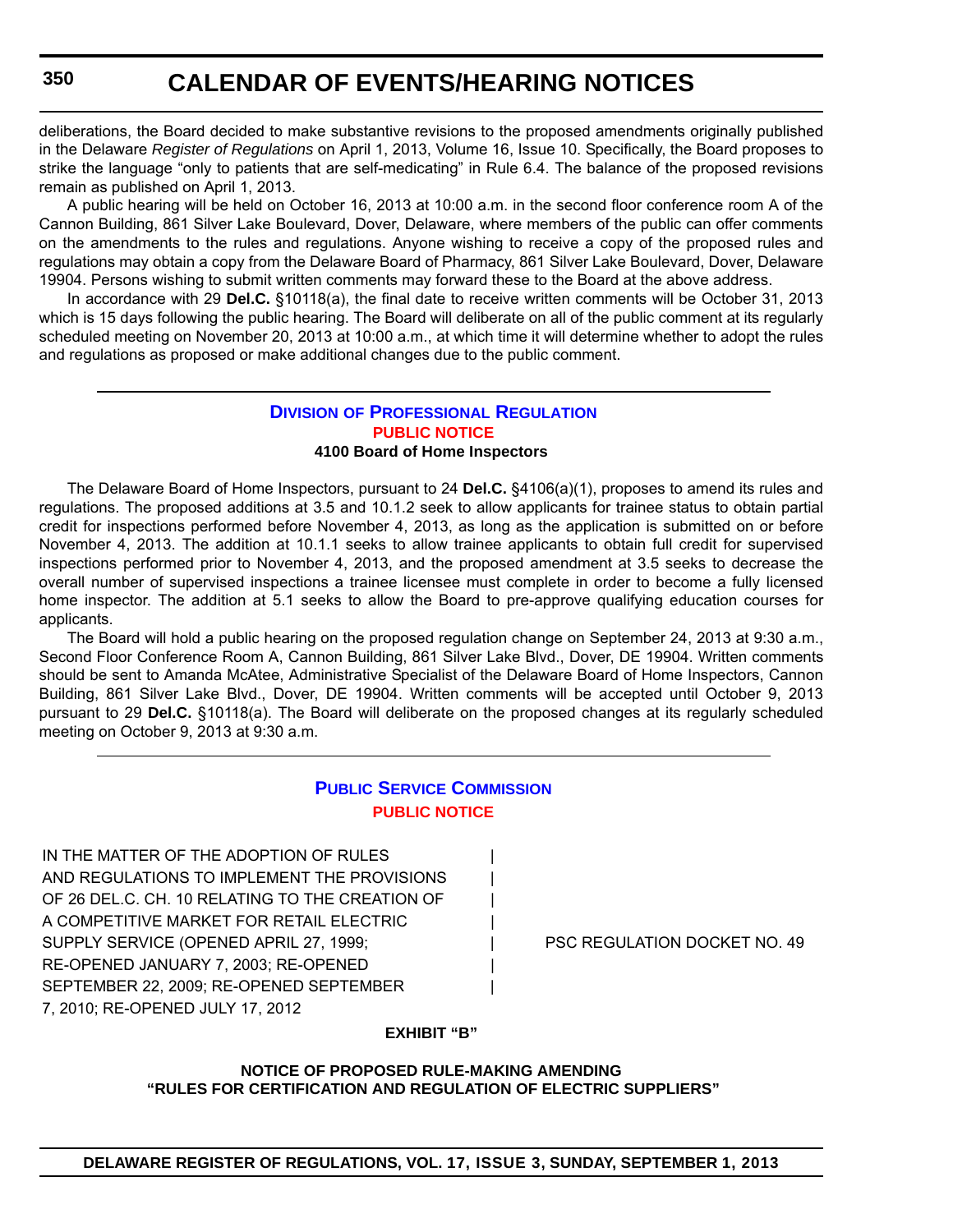deliberations, the Board decided to make substantive revisions to the proposed amendments originally published in the Delaware *Register of Regulations* on April 1, 2013, Volume 16, Issue 10. Specifically, the Board proposes to strike the language "only to patients that are self-medicating" in Rule 6.4. The balance of the proposed revisions remain as published on April 1, 2013.

A public hearing will be held on October 16, 2013 at 10:00 a.m. in the second floor conference room A of the Cannon Building, 861 Silver Lake Boulevard, Dover, Delaware, where members of the public can offer comments on the amendments to the rules and regulations. Anyone wishing to receive a copy of the proposed rules and regulations may obtain a copy from the Delaware Board of Pharmacy, 861 Silver Lake Boulevard, Dover, Delaware 19904. Persons wishing to submit written comments may forward these to the Board at the above address.

In accordance with 29 **Del.C.** §10118(a), the final date to receive written comments will be October 31, 2013 which is 15 days following the public hearing. The Board will deliberate on all of the public comment at its regularly scheduled meeting on November 20, 2013 at 10:00 a.m., at which time it will determine whether to adopt the rules and regulations as proposed or make additional changes due to the public comment.

## Division of Professional Regulation

### PUBLIC NOTICE

**4100 Board of Home Inspectors**

The Delaware Board of Home Inspectors, pursuant to 24 **Del.C.** §4106(a)(1), proposes to amend its rules and regulations. The proposed additions at 3.5 and 10.1.2 seek to allow applicants for trainee status to obtain partial credit for inspections performed before November 4, 2013, as long as the application is submitted on or before November 4, 2013. The addition at 10.1.1 seeks to allow trainee applicants to obtain full credit for supervised inspections performed prior to November 4, 2013, and the proposed amendment at 3.5 seeks to decrease the overall number of supervised inspections a trainee licensee must complete in order to become a fully licensed home inspector. The addition at 5.1 seeks to allow the Board to pre-approve qualifying education courses for applicants.

The Board will hold a public hearing on the proposed regulation change on September 24, 2013 at 9:30 a.m., Second Floor Conference Room A, Cannon Building, 861 Silver Lake Blvd., Dover, DE 19904. Written comments should be sent to Amanda McAtee, Administrative Specialist of the Delaware Board of Home Inspectors, Cannon Building, 861 Silver Lake Blvd., Dover, DE 19904. Written comments will be accepted until October 9, 2013 pursuant to 29 **Del.C.** §10118(a). The Board will deliberate on the proposed changes at its regularly scheduled meeting on October 9, 2013 at 9:30 a.m.

## Public Service Commission

### PUBLIC NOTICE

| | |
|---|---|
| IN THE MATTER OF THE ADOPTION OF RULES AND REGULATIONS TO IMPLEMENT THE PROVISIONS OF 26 DEL.C. CH. 10 RELATING TO THE CREATION OF A COMPETITIVE MARKET FOR RETAIL ELECTRIC SUPPLY SERVICE (OPENED APRIL 27, 1999; RE-OPENED JANUARY 7, 2003; RE-OPENED SEPTEMBER 22, 2009; RE-OPENED SEPTEMBER 7, 2010; RE-OPENED JULY 17, 2012 | PSC REGULATION DOCKET NO. 49 |

**EXHIBIT "B"**

**NOTICE OF PROPOSED RULE-MAKING AMENDING "RULES FOR CERTIFICATION AND REGULATION OF ELECTRIC SUPPLIERS"**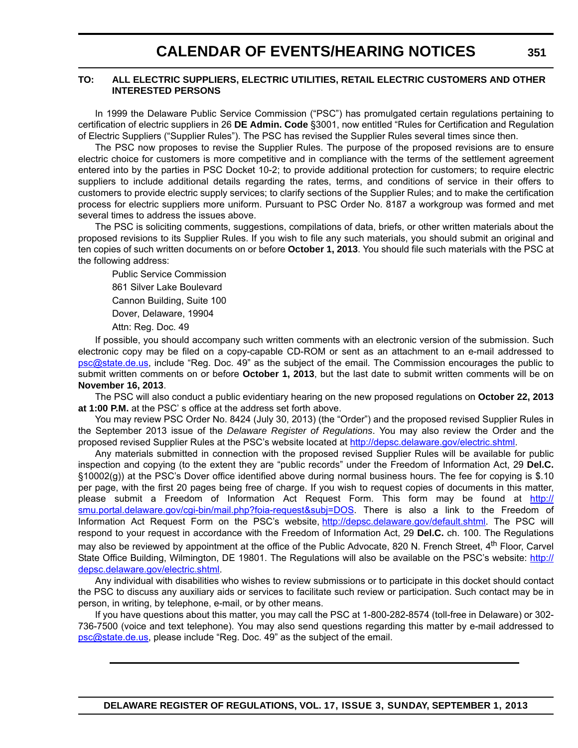**TO: ALL ELECTRIC SUPPLIERS, ELECTRIC UTILITIES, RETAIL ELECTRIC CUSTOMERS AND OTHER INTERESTED PERSONS**

In 1999 the Delaware Public Service Commission ("PSC") has promulgated certain regulations pertaining to certification of electric suppliers in 26 **DE Admin. Code** §3001, now entitled "Rules for Certification and Regulation of Electric Suppliers ("Supplier Rules"). The PSC has revised the Supplier Rules several times since then.

The PSC now proposes to revise the Supplier Rules. The purpose of the proposed revisions are to ensure electric choice for customers is more competitive and in compliance with the terms of the settlement agreement entered into by the parties in PSC Docket 10-2; to provide additional protection for customers; to require electric suppliers to include additional details regarding the rates, terms, and conditions of service in their offers to customers to provide electric supply services; to clarify sections of the Supplier Rules; and to make the certification process for electric suppliers more uniform. Pursuant to PSC Order No. 8187 a workgroup was formed and met several times to address the issues above.

The PSC is soliciting comments, suggestions, compilations of data, briefs, or other written materials about the proposed revisions to its Supplier Rules. If you wish to file any such materials, you should submit an original and ten copies of such written documents on or before **October 1, 2013**. You should file such materials with the PSC at the following address:

Public Service Commission
861 Silver Lake Boulevard
Cannon Building, Suite 100
Dover, Delaware, 19904
Attn: Reg. Doc. 49

If possible, you should accompany such written comments with an electronic version of the submission. Such electronic copy may be filed on a copy-capable CD-ROM or sent as an attachment to an e-mail addressed to psc@state.de.us, include "Reg. Doc. 49" as the subject of the email. The Commission encourages the public to submit written comments on or before **October 1, 2013**, but the last date to submit written comments will be on **November 16, 2013**.

The PSC will also conduct a public evidentiary hearing on the new proposed regulations on **October 22, 2013 at 1:00 P.M.** at the PSC' s office at the address set forth above.

You may review PSC Order No. 8424 (July 30, 2013) (the "Order") and the proposed revised Supplier Rules in the September 2013 issue of the *Delaware Register of Regulations*. You may also review the Order and the proposed revised Supplier Rules at the PSC's website located at http://depsc.delaware.gov/electric.shtml.

Any materials submitted in connection with the proposed revised Supplier Rules will be available for public inspection and copying (to the extent they are "public records" under the Freedom of Information Act, 29 **Del.C.** §10002(g)) at the PSC's Dover office identified above during normal business hours. The fee for copying is $.10 per page, with the first 20 pages being free of charge. If you wish to request copies of documents in this matter, please submit a Freedom of Information Act Request Form. This form may be found at http://smu.portal.delaware.gov/cgi-bin/mail.php?foia-request&subj=DOS. There is also a link to the Freedom of Information Act Request Form on the PSC's website, http://depsc.delaware.gov/default.shtml. The PSC will respond to your request in accordance with the Freedom of Information Act, 29 **Del.C.** ch. 100. The Regulations may also be reviewed by appointment at the office of the Public Advocate, 820 N. French Street, 4th Floor, Carvel State Office Building, Wilmington, DE 19801. The Regulations will also be available on the PSC's website: http://depsc.delaware.gov/electric.shtml.

Any individual with disabilities who wishes to review submissions or to participate in this docket should contact the PSC to discuss any auxiliary aids or services to facilitate such review or participation. Such contact may be in person, in writing, by telephone, e-mail, or by other means.

If you have questions about this matter, you may call the PSC at 1-800-282-8574 (toll-free in Delaware) or 302-736-7500 (voice and text telephone). You may also send questions regarding this matter by e-mail addressed to psc@state.de.us, please include "Reg. Doc. 49" as the subject of the email.